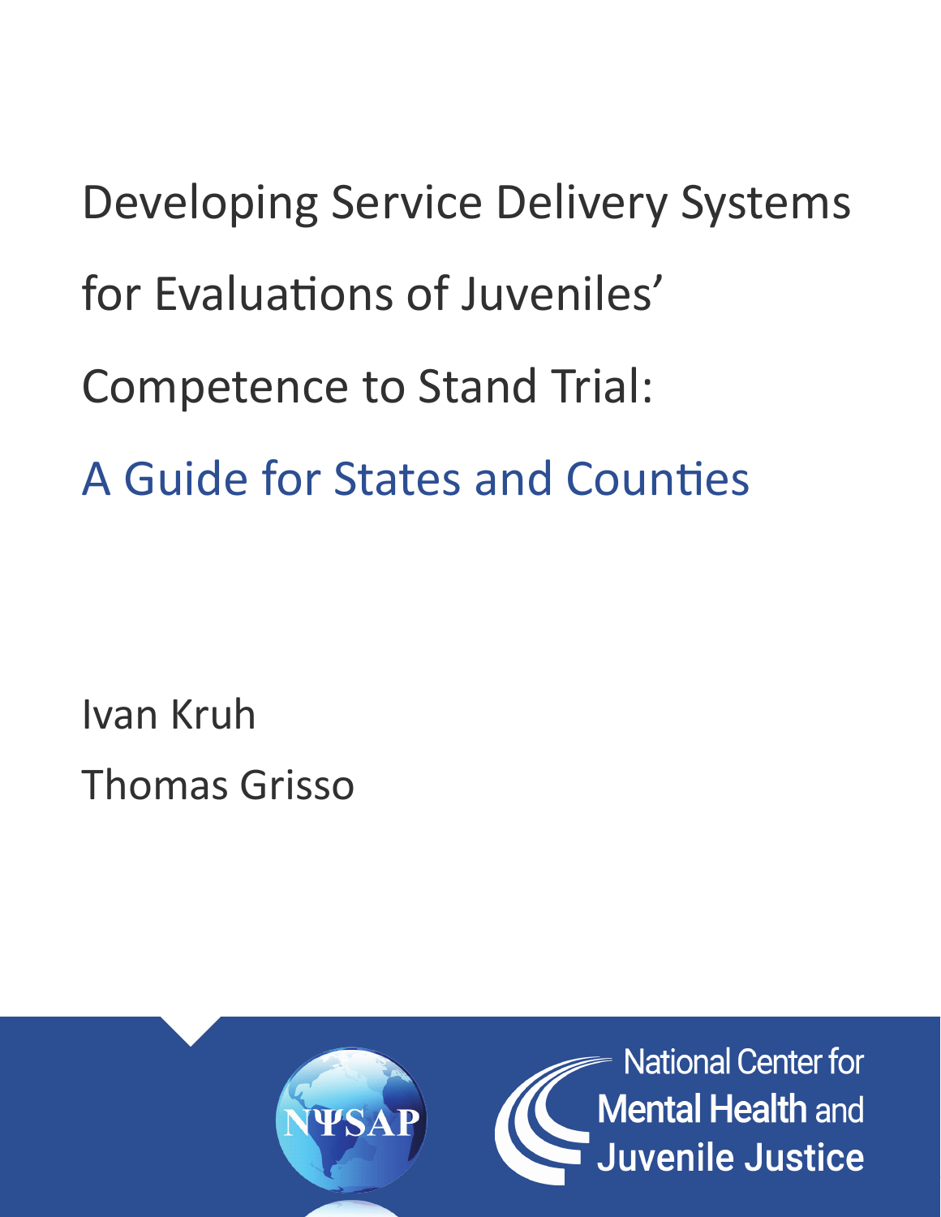# Developing Service Delivery Systems for Evaluations of Juveniles' Competence to Stand Trial:

## A Guide for States and Counties

Ivan Kruh

Thomas Grisso

NΨSAP

National Center for Mental Health and Juvenile Justice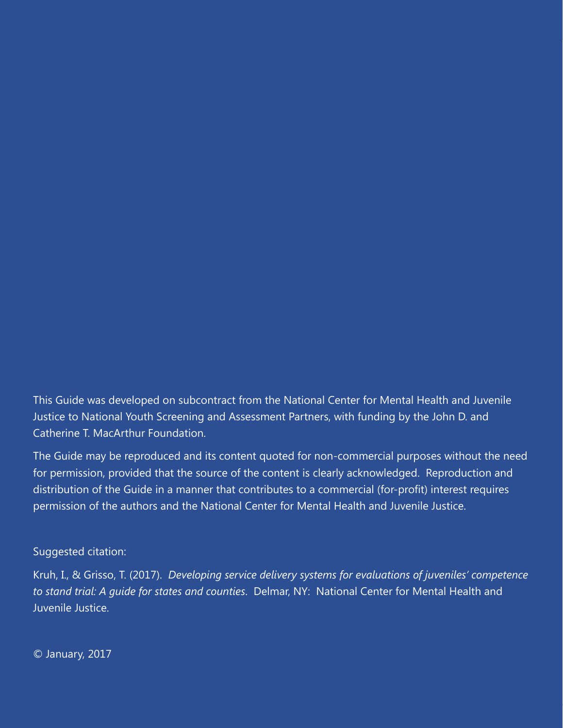This Guide was developed on subcontract from the National Center for Mental Health and Juvenile Justice to National Youth Screening and Assessment Partners, with funding by the John D. and Catherine T. MacArthur Foundation.

The Guide may be reproduced and its content quoted for non-commercial purposes without the need for permission, provided that the source of the content is clearly acknowledged. Reproduction and distribution of the Guide in a manner that contributes to a commercial (for-profit) interest requires permission of the authors and the National Center for Mental Health and Juvenile Justice.

Suggested citation:

Kruh, I., & Grisso, T. (2017). *Developing service delivery systems for evaluations of juveniles' competence to stand trial: A guide for states and counties*. Delmar, NY: National Center for Mental Health and Juvenile Justice.

© January, 2017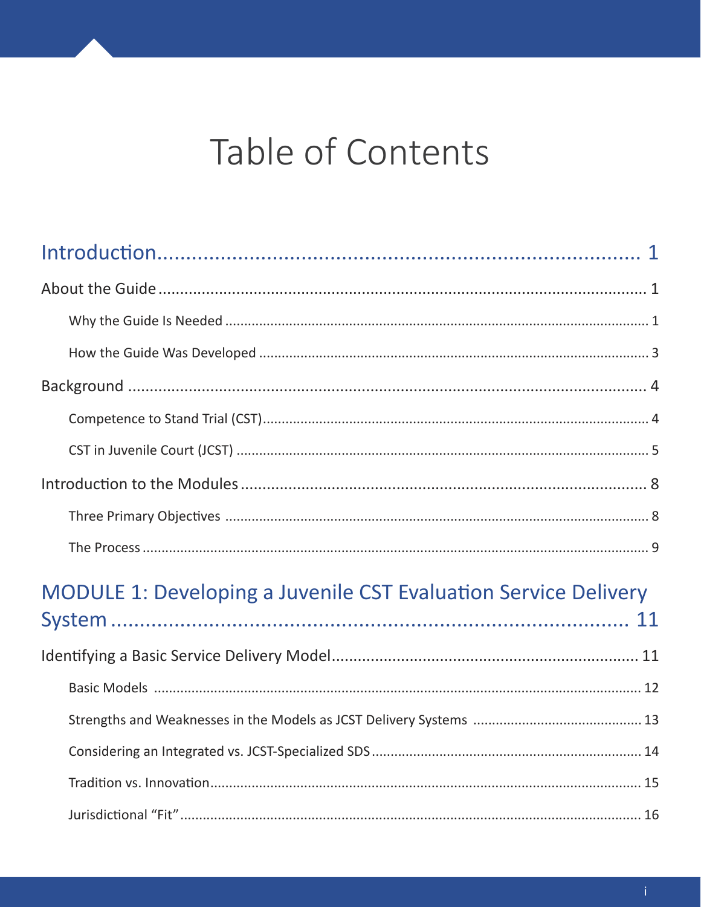# Table of Contents

Introduction........................................................................... 1

About the Guide ........................................................................................................... 1

Why the Guide Is Needed ........................................................................................................... 1

How the Guide Was Developed ........................................................................................................ 3

Background ....................................................................................................................... 4

Competence to Stand Trial (CST)........................................................................................................ 4

CST in Juvenile Court (JCST) .............................................................................................................. 5

Introduction to the Modules ............................................................................................... 8

Three Primary Objectives ................................................................................................................ 8

The Process .......................................................................................................................................... 9

MODULE 1: Developing a Juvenile CST Evaluation Service Delivery System ........................................................................... 11

Identifying a Basic Service Delivery Model......................................................................... 11

Basic Models .................................................................................................................................. 12

Strengths and Weaknesses in the Models as JCST Delivery Systems ............................................ 13

Considering an Integrated vs. JCST-Specialized SDS....................................................................... 14

Tradition vs. Innovation.................................................................................................................. 15

Jurisdictional “Fit”........................................................................................................................... 16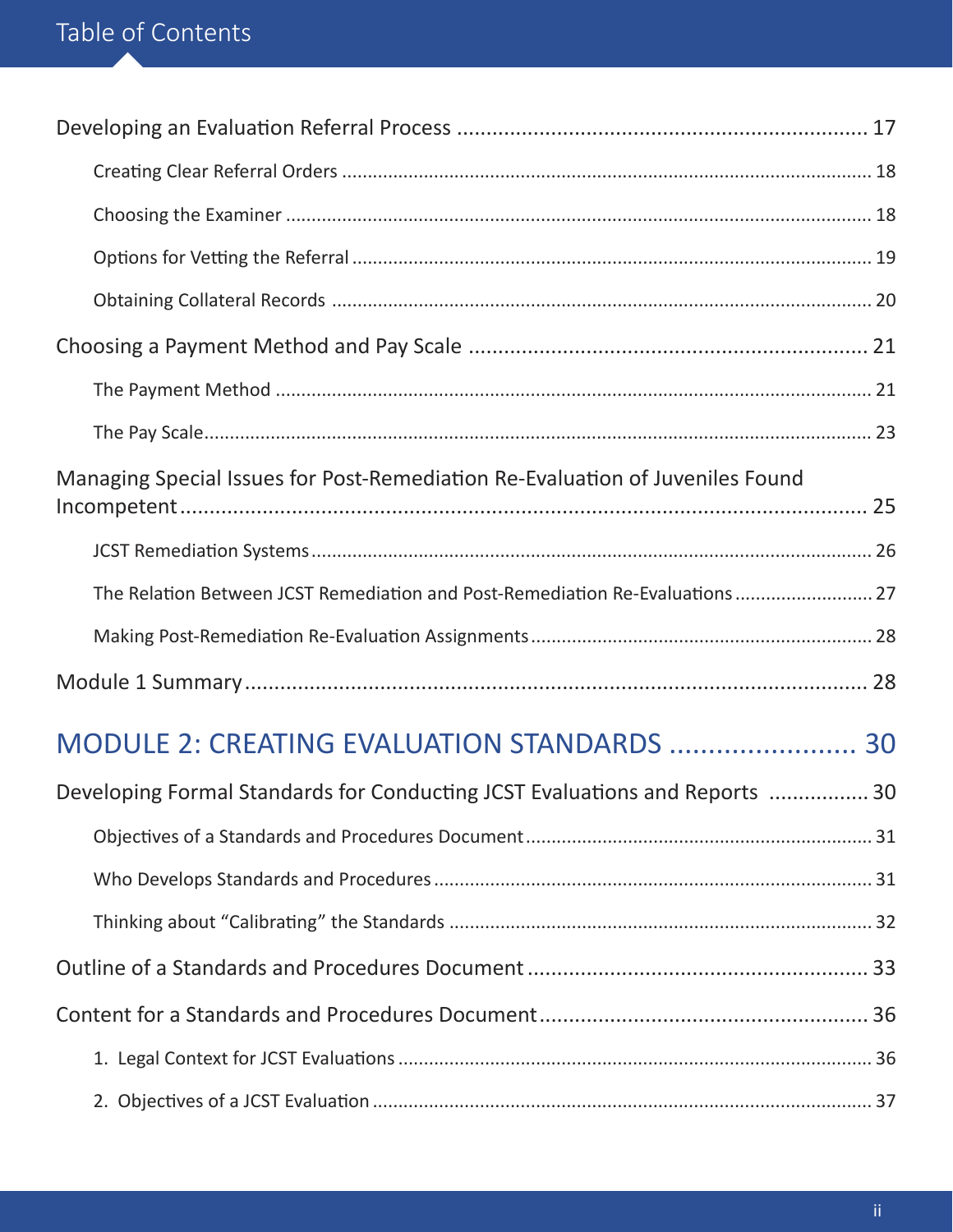# Table of Contents

Developing an Evaluation Referral Process ........................................................................ 17

- Creating Clear Referral Orders ........................................................................................ 18
- Choosing the Examiner .................................................................................................... 18
- Options for Vetting the Referral ....................................................................................... 19
- Obtaining Collateral Records ........................................................................................... 20

Choosing a Payment Method and Pay Scale ...................................................................... 21

- The Payment Method ....................................................................................................... 21
- The Pay Scale .................................................................................................................... 23

Managing Special Issues for Post-Remediation Re-Evaluation of Juveniles Found Incompetent ........................................................................................................................... 25

- JCST Remediation Systems ............................................................................................. 26
- The Relation Between JCST Remediation and Post-Remediation Re-Evaluations ........................... 27
- Making Post-Remediation Re-Evaluation Assignments .................................................................. 28

Module 1 Summary ............................................................................................................. 28

## MODULE 2: CREATING EVALUATION STANDARDS ......................... 30

Developing Formal Standards for Conducting JCST Evaluations and Reports ................. 30

- Objectives of a Standards and Procedures Document ...................................................... 31
- Who Develops Standards and Procedures ........................................................................ 31
- Thinking about "Calibrating" the Standards .................................................................... 32

Outline of a Standards and Procedures Document ............................................................ 33

Content for a Standards and Procedures Document .......................................................... 36

1. Legal Context for JCST Evaluations ............................................................................... 36
2. Objectives of a JCST Evaluation .................................................................................... 37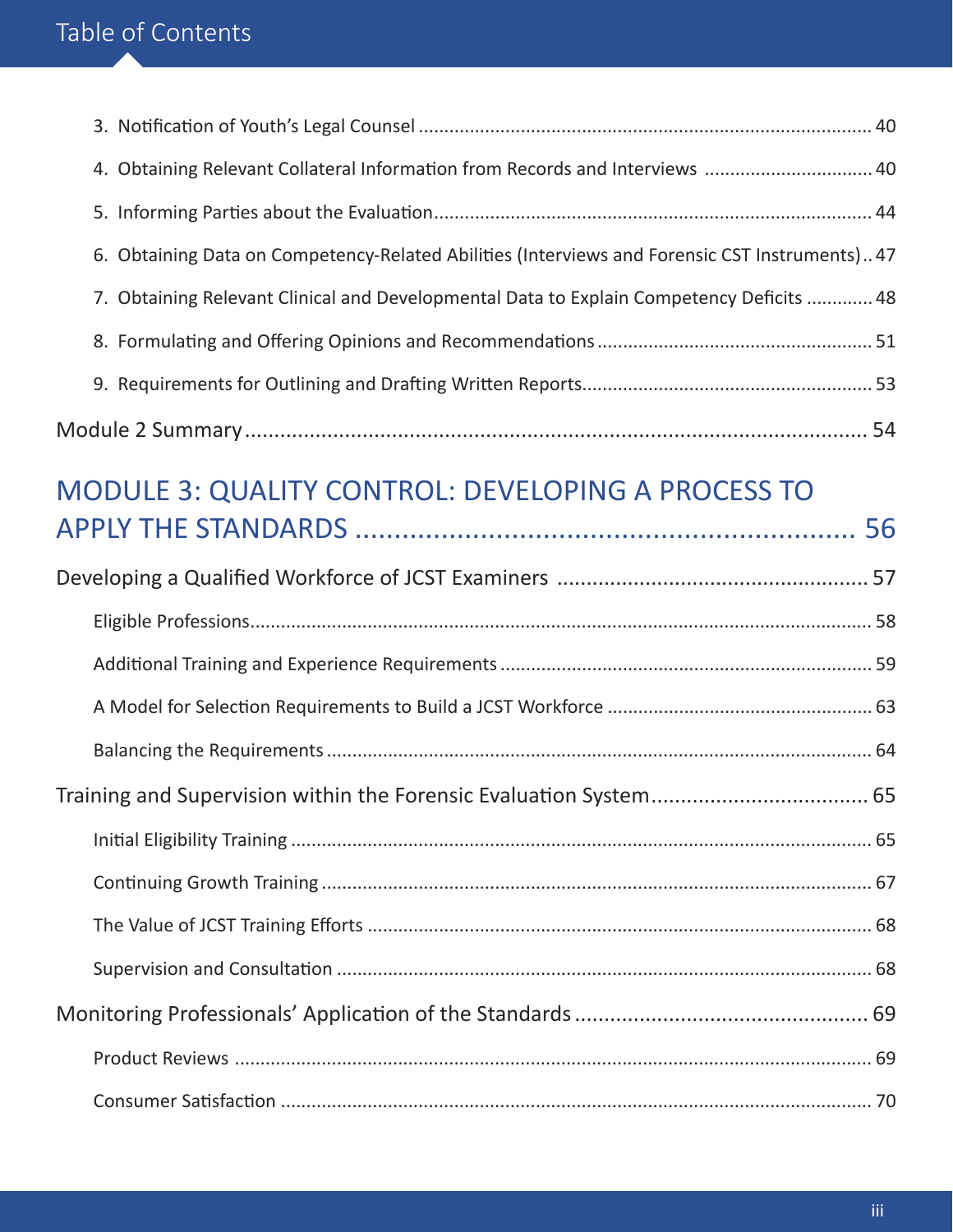3. Notification of Youth's Legal Counsel ........................................................................................ 40

4. Obtaining Relevant Collateral Information from Records and Interviews ................................ 40

5. Informing Parties about the Evaluation..................................................................................... 44

6. Obtaining Data on Competency-Related Abilities (Interviews and Forensic CST Instruments).. 47

7. Obtaining Relevant Clinical and Developmental Data to Explain Competency Deficits ............ 48

8. Formulating and Offering Opinions and Recommendations ..................................................... 51

9. Requirements for Outlining and Drafting Written Reports........................................................ 53

Module 2 Summary ............................................................................................................ 54

## MODULE 3: QUALITY CONTROL: DEVELOPING A PROCESS TO APPLY THE STANDARDS ................................................................ 56

Developing a Qualified Workforce of JCST Examiners ..................................................... 57

Eligible Professions........................................................................................................... 58

Additional Training and Experience Requirements ......................................................... 59

A Model for Selection Requirements to Build a JCST Workforce ................................... 63

Balancing the Requirements ............................................................................................ 64

Training and Supervision within the Forensic Evaluation System.................................... 65

Initial Eligibility Training ................................................................................................... 65

Continuing Growth Training .............................................................................................. 67

The Value of JCST Training Efforts ................................................................................... 68

Supervision and Consultation ........................................................................................... 68

Monitoring Professionals' Application of the Standards .................................................. 69

Product Reviews ............................................................................................................... 69

Consumer Satisfaction ...................................................................................................... 70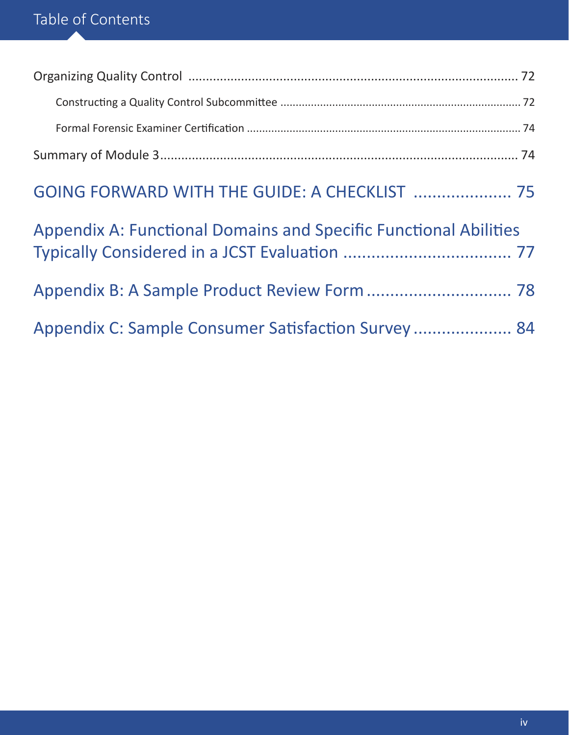Organizing Quality Control ........................................................................................ 72

Constructing a Quality Control Subcommittee ........................................................................... 72

Formal Forensic Examiner Certification ..................................................................................... 74

Summary of Module 3................................................................................................ 74

GOING FORWARD WITH THE GUIDE: A CHECKLIST ..................... 75

Appendix A: Functional Domains and Specific Functional Abilities Typically Considered in a JCST Evaluation .................................... 77

Appendix B: A Sample Product Review Form ............................... 78

Appendix C: Sample Consumer Satisfaction Survey ..................... 84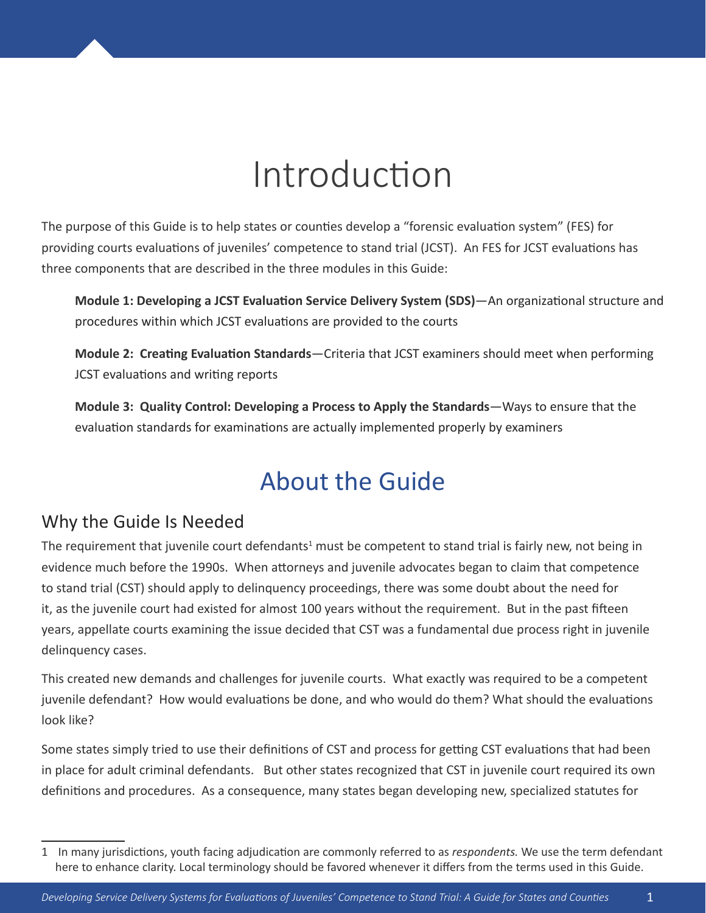# Introduction

The purpose of this Guide is to help states or counties develop a "forensic evaluation system" (FES) for providing courts evaluations of juveniles' competence to stand trial (JCST). An FES for JCST evaluations has three components that are described in the three modules in this Guide:

**Module 1: Developing a JCST Evaluation Service Delivery System (SDS)**—An organizational structure and procedures within which JCST evaluations are provided to the courts

**Module 2: Creating Evaluation Standards**—Criteria that JCST examiners should meet when performing JCST evaluations and writing reports

**Module 3: Quality Control: Developing a Process to Apply the Standards**—Ways to ensure that the evaluation standards for examinations are actually implemented properly by examiners

## About the Guide

### Why the Guide Is Needed

The requirement that juvenile court defendants[1] must be competent to stand trial is fairly new, not being in evidence much before the 1990s. When attorneys and juvenile advocates began to claim that competence to stand trial (CST) should apply to delinquency proceedings, there was some doubt about the need for it, as the juvenile court had existed for almost 100 years without the requirement. But in the past fifteen years, appellate courts examining the issue decided that CST was a fundamental due process right in juvenile delinquency cases.

This created new demands and challenges for juvenile courts. What exactly was required to be a competent juvenile defendant? How would evaluations be done, and who would do them? What should the evaluations look like?

Some states simply tried to use their definitions of CST and process for getting CST evaluations that had been in place for adult criminal defendants. But other states recognized that CST in juvenile court required its own definitions and procedures. As a consequence, many states began developing new, specialized statutes for

1 In many jurisdictions, youth facing adjudication are commonly referred to as *respondents.* We use the term defendant here to enhance clarity. Local terminology should be favored whenever it differs from the terms used in this Guide.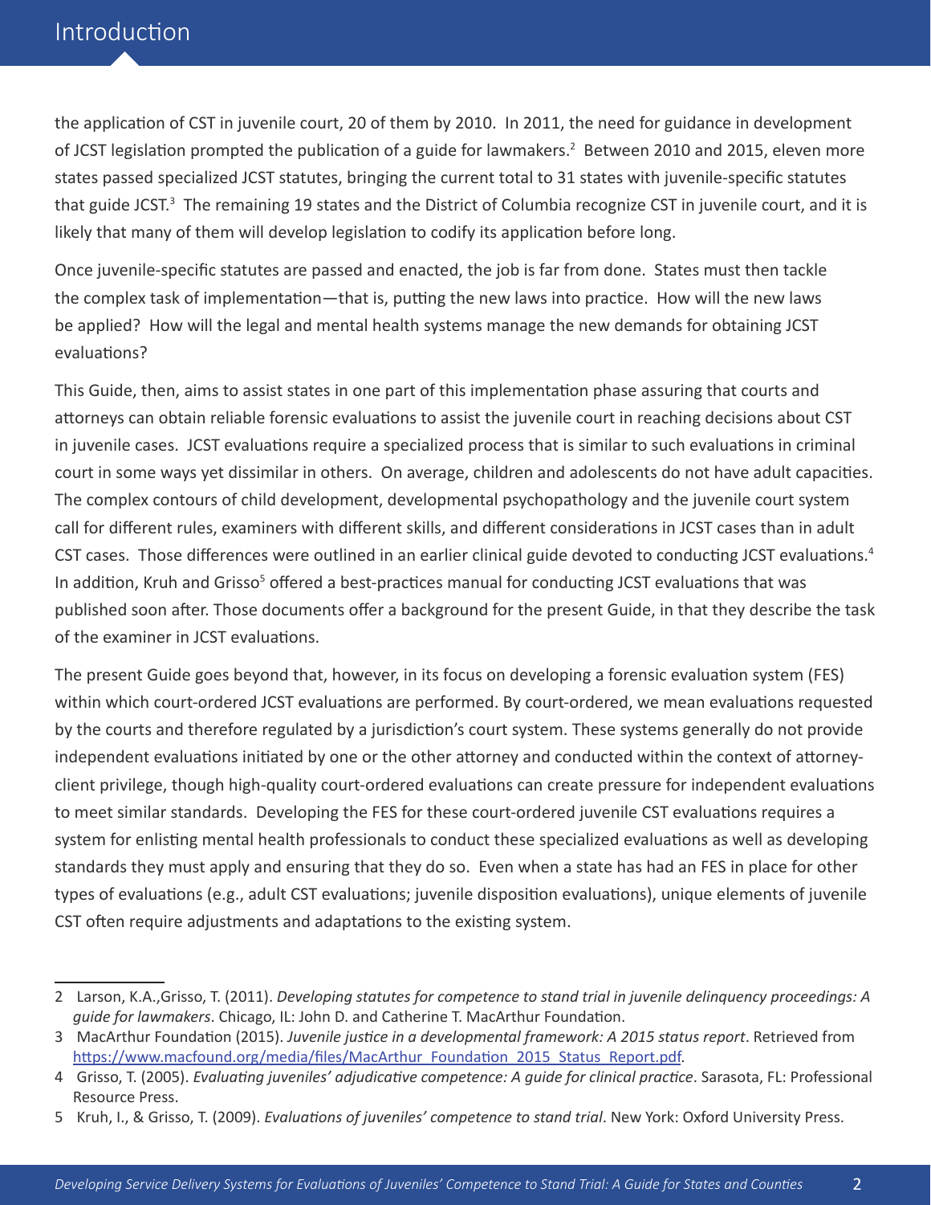the application of CST in juvenile court, 20 of them by 2010. In 2011, the need for guidance in development of JCST legislation prompted the publication of a guide for lawmakers.[2] Between 2010 and 2015, eleven more states passed specialized JCST statutes, bringing the current total to 31 states with juvenile-specific statutes that guide JCST.[3] The remaining 19 states and the District of Columbia recognize CST in juvenile court, and it is likely that many of them will develop legislation to codify its application before long.

Once juvenile-specific statutes are passed and enacted, the job is far from done. States must then tackle the complex task of implementation—that is, putting the new laws into practice. How will the new laws be applied? How will the legal and mental health systems manage the new demands for obtaining JCST evaluations?

This Guide, then, aims to assist states in one part of this implementation phase assuring that courts and attorneys can obtain reliable forensic evaluations to assist the juvenile court in reaching decisions about CST in juvenile cases. JCST evaluations require a specialized process that is similar to such evaluations in criminal court in some ways yet dissimilar in others. On average, children and adolescents do not have adult capacities. The complex contours of child development, developmental psychopathology and the juvenile court system call for different rules, examiners with different skills, and different considerations in JCST cases than in adult CST cases. Those differences were outlined in an earlier clinical guide devoted to conducting JCST evaluations.[4] In addition, Kruh and Grisso[5] offered a best-practices manual for conducting JCST evaluations that was published soon after. Those documents offer a background for the present Guide, in that they describe the task of the examiner in JCST evaluations.

The present Guide goes beyond that, however, in its focus on developing a forensic evaluation system (FES) within which court-ordered JCST evaluations are performed. By court-ordered, we mean evaluations requested by the courts and therefore regulated by a jurisdiction's court system. These systems generally do not provide independent evaluations initiated by one or the other attorney and conducted within the context of attorney-client privilege, though high-quality court-ordered evaluations can create pressure for independent evaluations to meet similar standards. Developing the FES for these court-ordered juvenile CST evaluations requires a system for enlisting mental health professionals to conduct these specialized evaluations as well as developing standards they must apply and ensuring that they do so. Even when a state has had an FES in place for other types of evaluations (e.g., adult CST evaluations; juvenile disposition evaluations), unique elements of juvenile CST often require adjustments and adaptations to the existing system.

---

2 Larson, K.A.,Grisso, T. (2011). *Developing statutes for competence to stand trial in juvenile delinquency proceedings: A guide for lawmakers*. Chicago, IL: John D. and Catherine T. MacArthur Foundation.

3 MacArthur Foundation (2015). *Juvenile justice in a developmental framework: A 2015 status report*. Retrieved from https://www.macfound.org/media/files/MacArthur_Foundation_2015_Status_Report.pdf.

4 Grisso, T. (2005). *Evaluating juveniles' adjudicative competence: A guide for clinical practice*. Sarasota, FL: Professional Resource Press.

5 Kruh, I., & Grisso, T. (2009). *Evaluations of juveniles' competence to stand trial*. New York: Oxford University Press.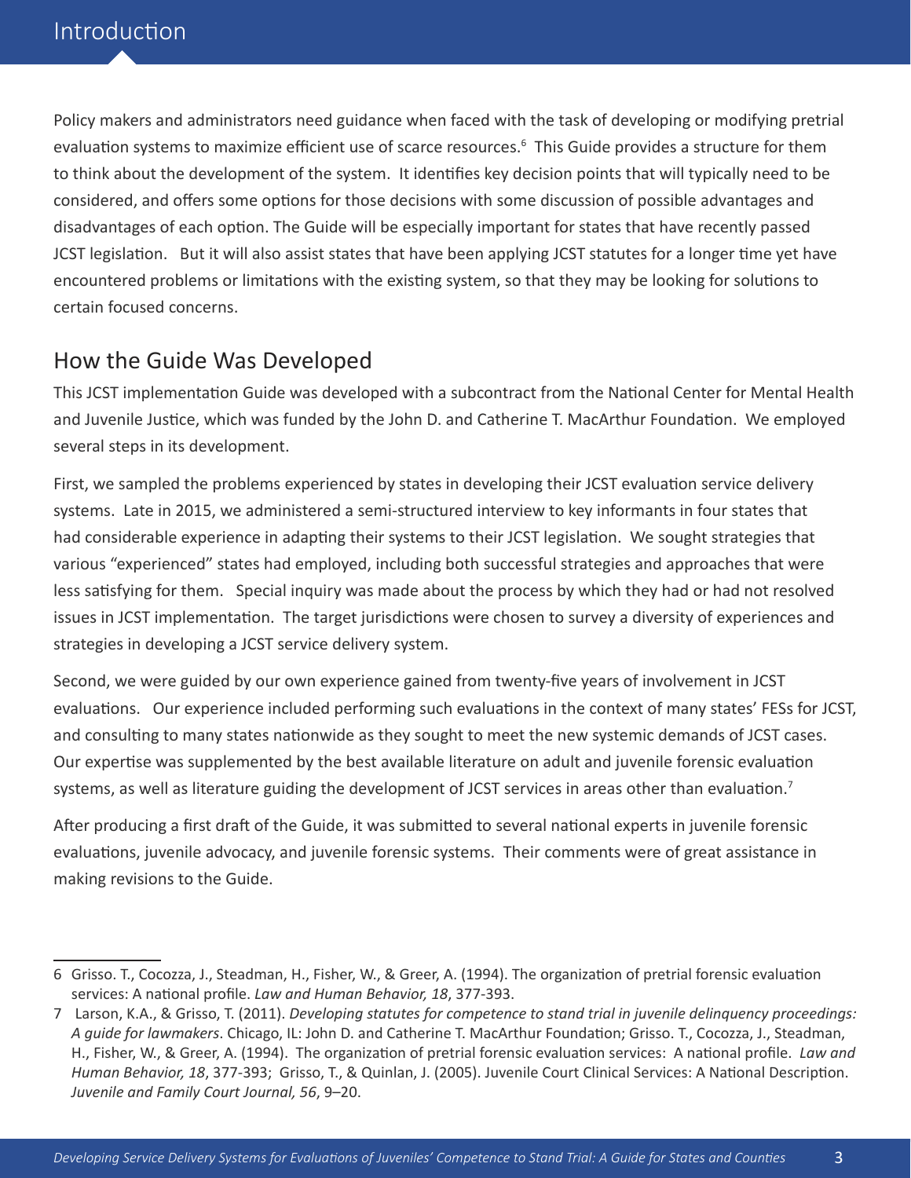Policy makers and administrators need guidance when faced with the task of developing or modifying pretrial evaluation systems to maximize efficient use of scarce resources.[6] This Guide provides a structure for them to think about the development of the system. It identifies key decision points that will typically need to be considered, and offers some options for those decisions with some discussion of possible advantages and disadvantages of each option. The Guide will be especially important for states that have recently passed JCST legislation. But it will also assist states that have been applying JCST statutes for a longer time yet have encountered problems or limitations with the existing system, so that they may be looking for solutions to certain focused concerns.

## How the Guide Was Developed

This JCST implementation Guide was developed with a subcontract from the National Center for Mental Health and Juvenile Justice, which was funded by the John D. and Catherine T. MacArthur Foundation. We employed several steps in its development.

First, we sampled the problems experienced by states in developing their JCST evaluation service delivery systems. Late in 2015, we administered a semi-structured interview to key informants in four states that had considerable experience in adapting their systems to their JCST legislation. We sought strategies that various "experienced" states had employed, including both successful strategies and approaches that were less satisfying for them. Special inquiry was made about the process by which they had or had not resolved issues in JCST implementation. The target jurisdictions were chosen to survey a diversity of experiences and strategies in developing a JCST service delivery system.

Second, we were guided by our own experience gained from twenty-five years of involvement in JCST evaluations. Our experience included performing such evaluations in the context of many states' FESs for JCST, and consulting to many states nationwide as they sought to meet the new systemic demands of JCST cases. Our expertise was supplemented by the best available literature on adult and juvenile forensic evaluation systems, as well as literature guiding the development of JCST services in areas other than evaluation.[7]

After producing a first draft of the Guide, it was submitted to several national experts in juvenile forensic evaluations, juvenile advocacy, and juvenile forensic systems. Their comments were of great assistance in making revisions to the Guide.

---

6 Grisso. T., Cocozza, J., Steadman, H., Fisher, W., & Greer, A. (1994). The organization of pretrial forensic evaluation services: A national profile. *Law and Human Behavior, 18*, 377-393.

7 Larson, K.A., & Grisso, T. (2011). *Developing statutes for competence to stand trial in juvenile delinquency proceedings: A guide for lawmakers*. Chicago, IL: John D. and Catherine T. MacArthur Foundation; Grisso. T., Cocozza, J., Steadman, H., Fisher, W., & Greer, A. (1994). The organization of pretrial forensic evaluation services: A national profile. *Law and Human Behavior, 18*, 377-393; Grisso, T., & Quinlan, J. (2005). Juvenile Court Clinical Services: A National Description. *Juvenile and Family Court Journal, 56*, 9–20.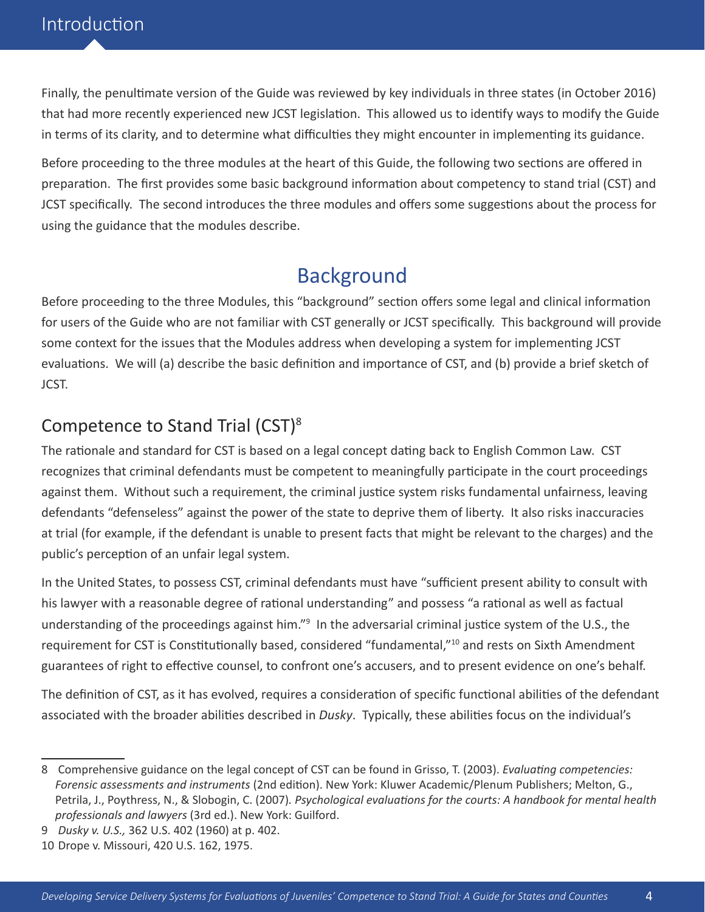Finally, the penultimate version of the Guide was reviewed by key individuals in three states (in October 2016) that had more recently experienced new JCST legislation. This allowed us to identify ways to modify the Guide in terms of its clarity, and to determine what difficulties they might encounter in implementing its guidance.

Before proceeding to the three modules at the heart of this Guide, the following two sections are offered in preparation. The first provides some basic background information about competency to stand trial (CST) and JCST specifically. The second introduces the three modules and offers some suggestions about the process for using the guidance that the modules describe.

## Background

Before proceeding to the three Modules, this "background" section offers some legal and clinical information for users of the Guide who are not familiar with CST generally or JCST specifically. This background will provide some context for the issues that the Modules address when developing a system for implementing JCST evaluations. We will (a) describe the basic definition and importance of CST, and (b) provide a brief sketch of JCST.

### Competence to Stand Trial (CST)[8]

The rationale and standard for CST is based on a legal concept dating back to English Common Law. CST recognizes that criminal defendants must be competent to meaningfully participate in the court proceedings against them. Without such a requirement, the criminal justice system risks fundamental unfairness, leaving defendants "defenseless" against the power of the state to deprive them of liberty. It also risks inaccuracies at trial (for example, if the defendant is unable to present facts that might be relevant to the charges) and the public's perception of an unfair legal system.

In the United States, to possess CST, criminal defendants must have "sufficient present ability to consult with his lawyer with a reasonable degree of rational understanding" and possess "a rational as well as factual understanding of the proceedings against him."[9] In the adversarial criminal justice system of the U.S., the requirement for CST is Constitutionally based, considered "fundamental,"[10] and rests on Sixth Amendment guarantees of right to effective counsel, to confront one's accusers, and to present evidence on one's behalf.

The definition of CST, as it has evolved, requires a consideration of specific functional abilities of the defendant associated with the broader abilities described in *Dusky*. Typically, these abilities focus on the individual's

---

8 Comprehensive guidance on the legal concept of CST can be found in Grisso, T. (2003). *Evaluating competencies: Forensic assessments and instruments* (2nd edition). New York: Kluwer Academic/Plenum Publishers; Melton, G., Petrila, J., Poythress, N., & Slobogin, C. (2007). *Psychological evaluations for the courts: A handbook for mental health professionals and lawyers* (3rd ed.). New York: Guilford.

9 *Dusky v. U.S.,* 362 U.S. 402 (1960) at p. 402.

10 Drope v. Missouri, 420 U.S. 162, 1975.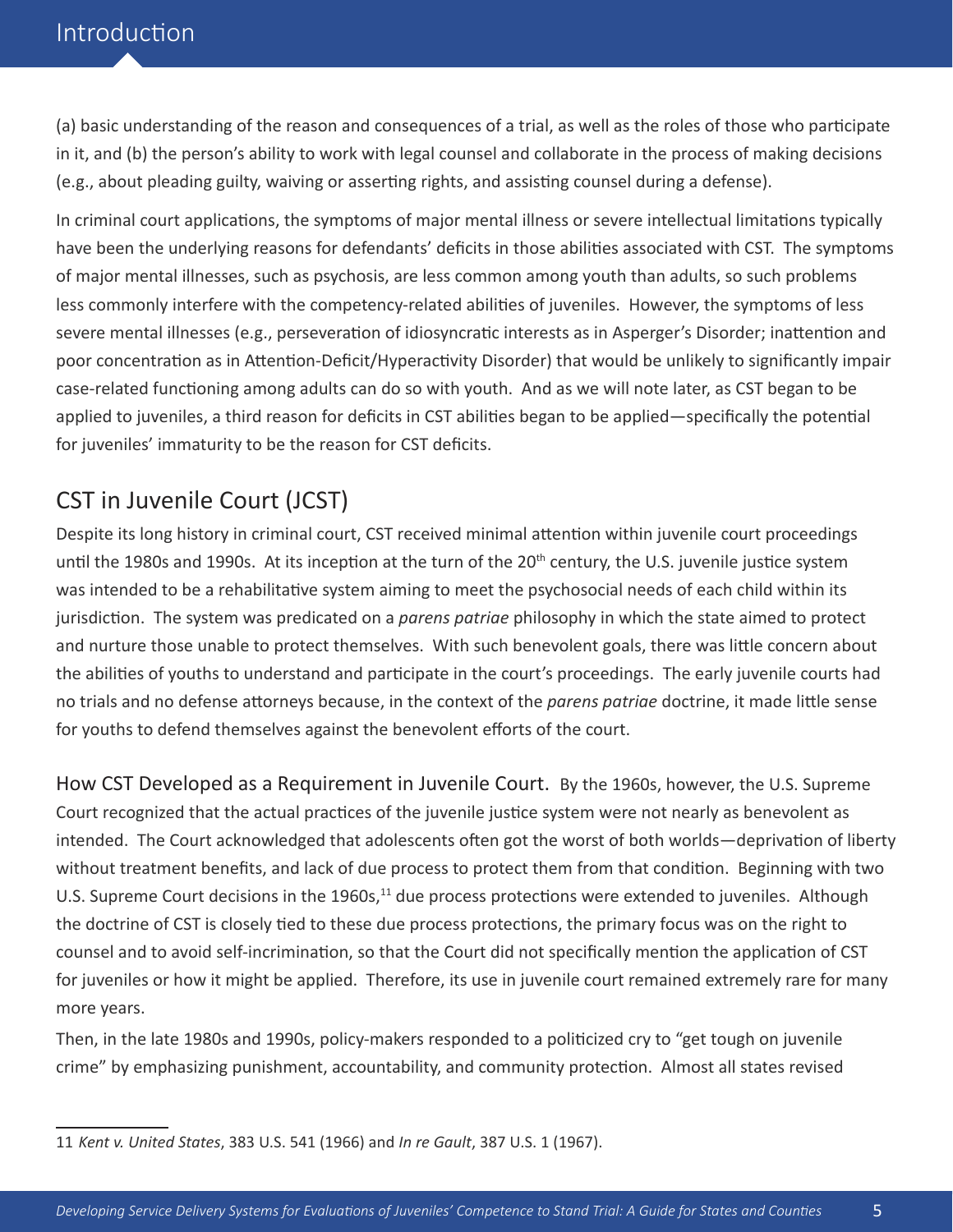(a) basic understanding of the reason and consequences of a trial, as well as the roles of those who participate in it, and (b) the person's ability to work with legal counsel and collaborate in the process of making decisions (e.g., about pleading guilty, waiving or asserting rights, and assisting counsel during a defense).

In criminal court applications, the symptoms of major mental illness or severe intellectual limitations typically have been the underlying reasons for defendants' deficits in those abilities associated with CST. The symptoms of major mental illnesses, such as psychosis, are less common among youth than adults, so such problems less commonly interfere with the competency-related abilities of juveniles. However, the symptoms of less severe mental illnesses (e.g., perseveration of idiosyncratic interests as in Asperger's Disorder; inattention and poor concentration as in Attention-Deficit/Hyperactivity Disorder) that would be unlikely to significantly impair case-related functioning among adults can do so with youth. And as we will note later, as CST began to be applied to juveniles, a third reason for deficits in CST abilities began to be applied—specifically the potential for juveniles' immaturity to be the reason for CST deficits.

## CST in Juvenile Court (JCST)

Despite its long history in criminal court, CST received minimal attention within juvenile court proceedings until the 1980s and 1990s. At its inception at the turn of the 20th century, the U.S. juvenile justice system was intended to be a rehabilitative system aiming to meet the psychosocial needs of each child within its jurisdiction. The system was predicated on a *parens patriae* philosophy in which the state aimed to protect and nurture those unable to protect themselves. With such benevolent goals, there was little concern about the abilities of youths to understand and participate in the court's proceedings. The early juvenile courts had no trials and no defense attorneys because, in the context of the *parens patriae* doctrine, it made little sense for youths to defend themselves against the benevolent efforts of the court.

### How CST Developed as a Requirement in Juvenile Court.

By the 1960s, however, the U.S. Supreme Court recognized that the actual practices of the juvenile justice system were not nearly as benevolent as intended. The Court acknowledged that adolescents often got the worst of both worlds—deprivation of liberty without treatment benefits, and lack of due process to protect them from that condition. Beginning with two U.S. Supreme Court decisions in the 1960s,[11] due process protections were extended to juveniles. Although the doctrine of CST is closely tied to these due process protections, the primary focus was on the right to counsel and to avoid self-incrimination, so that the Court did not specifically mention the application of CST for juveniles or how it might be applied. Therefore, its use in juvenile court remained extremely rare for many more years.

Then, in the late 1980s and 1990s, policy-makers responded to a politicized cry to "get tough on juvenile crime" by emphasizing punishment, accountability, and community protection. Almost all states revised

---

11 *Kent v. United States*, 383 U.S. 541 (1966) and *In re Gault*, 387 U.S. 1 (1967).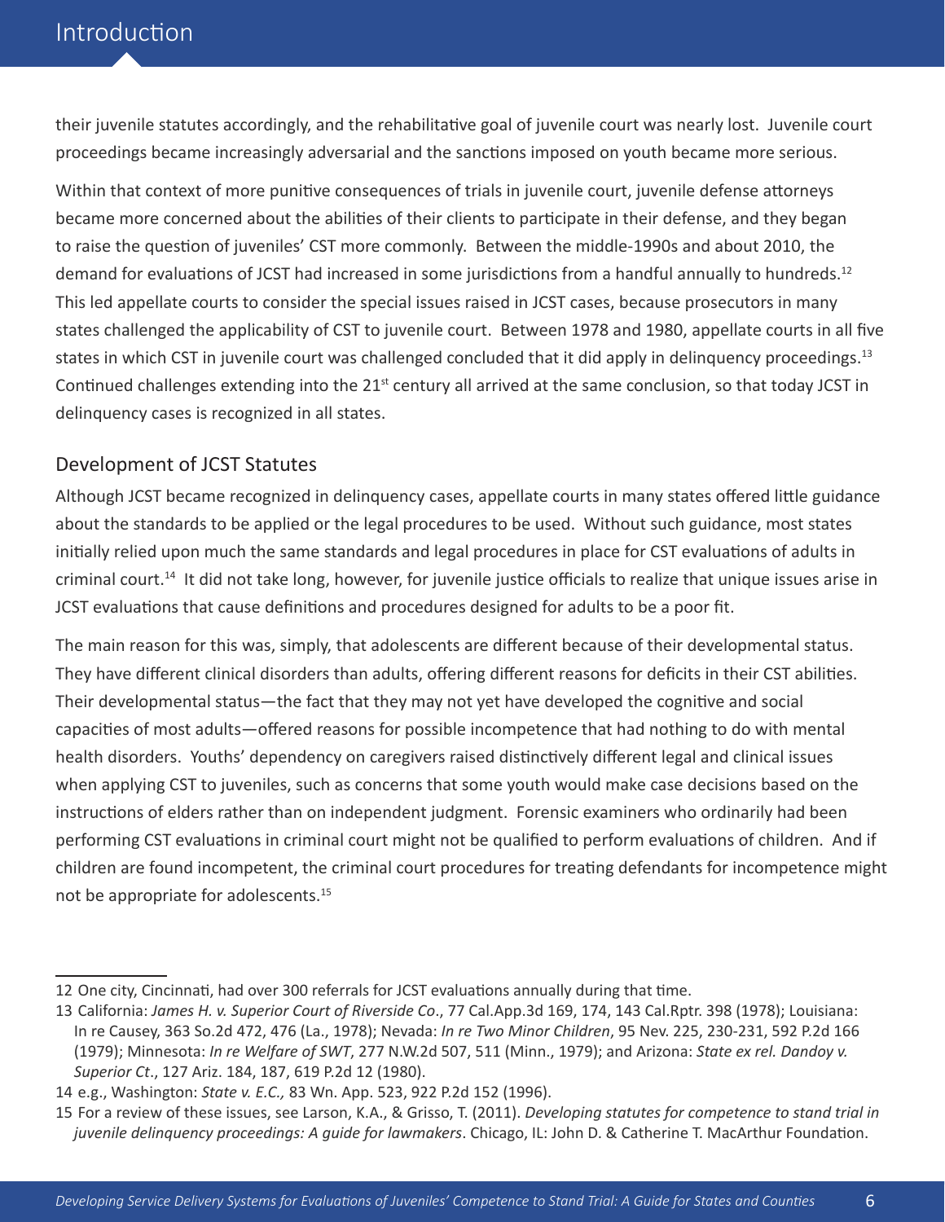their juvenile statutes accordingly, and the rehabilitative goal of juvenile court was nearly lost. Juvenile court proceedings became increasingly adversarial and the sanctions imposed on youth became more serious.

Within that context of more punitive consequences of trials in juvenile court, juvenile defense attorneys became more concerned about the abilities of their clients to participate in their defense, and they began to raise the question of juveniles' CST more commonly. Between the middle-1990s and about 2010, the demand for evaluations of JCST had increased in some jurisdictions from a handful annually to hundreds.[12] This led appellate courts to consider the special issues raised in JCST cases, because prosecutors in many states challenged the applicability of CST to juvenile court. Between 1978 and 1980, appellate courts in all five states in which CST in juvenile court was challenged concluded that it did apply in delinquency proceedings.[13] Continued challenges extending into the 21st century all arrived at the same conclusion, so that today JCST in delinquency cases is recognized in all states.

## Development of JCST Statutes

Although JCST became recognized in delinquency cases, appellate courts in many states offered little guidance about the standards to be applied or the legal procedures to be used. Without such guidance, most states initially relied upon much the same standards and legal procedures in place for CST evaluations of adults in criminal court.[14] It did not take long, however, for juvenile justice officials to realize that unique issues arise in JCST evaluations that cause definitions and procedures designed for adults to be a poor fit.

The main reason for this was, simply, that adolescents are different because of their developmental status. They have different clinical disorders than adults, offering different reasons for deficits in their CST abilities. Their developmental status—the fact that they may not yet have developed the cognitive and social capacities of most adults—offered reasons for possible incompetence that had nothing to do with mental health disorders. Youths' dependency on caregivers raised distinctively different legal and clinical issues when applying CST to juveniles, such as concerns that some youth would make case decisions based on the instructions of elders rather than on independent judgment. Forensic examiners who ordinarily had been performing CST evaluations in criminal court might not be qualified to perform evaluations of children. And if children are found incompetent, the criminal court procedures for treating defendants for incompetence might not be appropriate for adolescents.[15]

---

12 One city, Cincinnati, had over 300 referrals for JCST evaluations annually during that time.

13 California: *James H. v. Superior Court of Riverside Co*., 77 Cal.App.3d 169, 174, 143 Cal.Rptr. 398 (1978); Louisiana: In re Causey, 363 So.2d 472, 476 (La., 1978); Nevada: *In re Two Minor Children*, 95 Nev. 225, 230-231, 592 P.2d 166 (1979); Minnesota: *In re Welfare of SWT*, 277 N.W.2d 507, 511 (Minn., 1979); and Arizona: *State ex rel. Dandoy v. Superior Ct*., 127 Ariz. 184, 187, 619 P.2d 12 (1980).

14 e.g., Washington: *State v. E.C.,* 83 Wn. App. 523, 922 P.2d 152 (1996).

15 For a review of these issues, see Larson, K.A., & Grisso, T. (2011). *Developing statutes for competence to stand trial in juvenile delinquency proceedings: A guide for lawmakers*. Chicago, IL: John D. & Catherine T. MacArthur Foundation.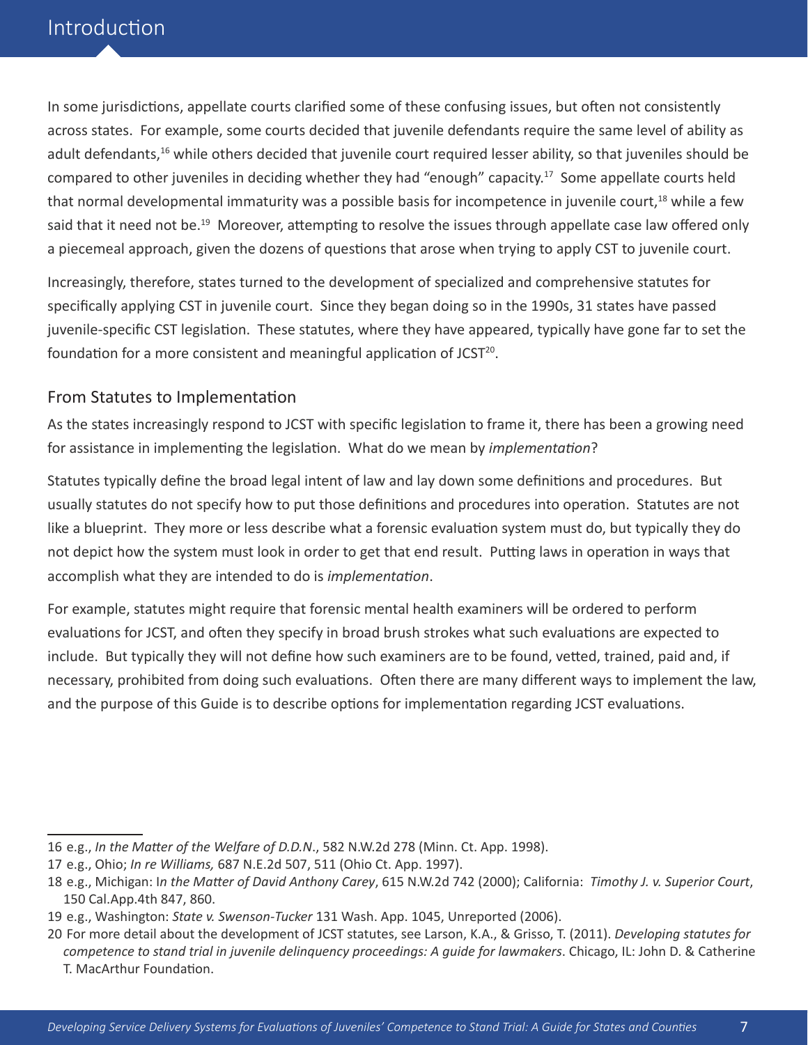In some jurisdictions, appellate courts clarified some of these confusing issues, but often not consistently across states. For example, some courts decided that juvenile defendants require the same level of ability as adult defendants,[16] while others decided that juvenile court required lesser ability, so that juveniles should be compared to other juveniles in deciding whether they had "enough" capacity.[17] Some appellate courts held that normal developmental immaturity was a possible basis for incompetence in juvenile court,[18] while a few said that it need not be.[19] Moreover, attempting to resolve the issues through appellate case law offered only a piecemeal approach, given the dozens of questions that arose when trying to apply CST to juvenile court.

Increasingly, therefore, states turned to the development of specialized and comprehensive statutes for specifically applying CST in juvenile court. Since they began doing so in the 1990s, 31 states have passed juvenile-specific CST legislation. These statutes, where they have appeared, typically have gone far to set the foundation for a more consistent and meaningful application of JCST[20].

## From Statutes to Implementation

As the states increasingly respond to JCST with specific legislation to frame it, there has been a growing need for assistance in implementing the legislation. What do we mean by *implementation*?

Statutes typically define the broad legal intent of law and lay down some definitions and procedures. But usually statutes do not specify how to put those definitions and procedures into operation. Statutes are not like a blueprint. They more or less describe what a forensic evaluation system must do, but typically they do not depict how the system must look in order to get that end result. Putting laws in operation in ways that accomplish what they are intended to do is *implementation*.

For example, statutes might require that forensic mental health examiners will be ordered to perform evaluations for JCST, and often they specify in broad brush strokes what such evaluations are expected to include. But typically they will not define how such examiners are to be found, vetted, trained, paid and, if necessary, prohibited from doing such evaluations. Often there are many different ways to implement the law, and the purpose of this Guide is to describe options for implementation regarding JCST evaluations.

---

16 e.g., *In the Matter of the Welfare of D.D.N*., 582 N.W.2d 278 (Minn. Ct. App. 1998).

17 e.g., Ohio; *In re Williams,* 687 N.E.2d 507, 511 (Ohio Ct. App. 1997).

18 e.g., Michigan: I*n the Matter of David Anthony Carey*, 615 N.W.2d 742 (2000); California: *Timothy J. v. Superior Court*, 150 Cal.App.4th 847, 860.

19 e.g., Washington: *State v. Swenson-Tucker* 131 Wash. App. 1045, Unreported (2006).

20 For more detail about the development of JCST statutes, see Larson, K.A., & Grisso, T. (2011). *Developing statutes for competence to stand trial in juvenile delinquency proceedings: A guide for lawmakers*. Chicago, IL: John D. & Catherine T. MacArthur Foundation.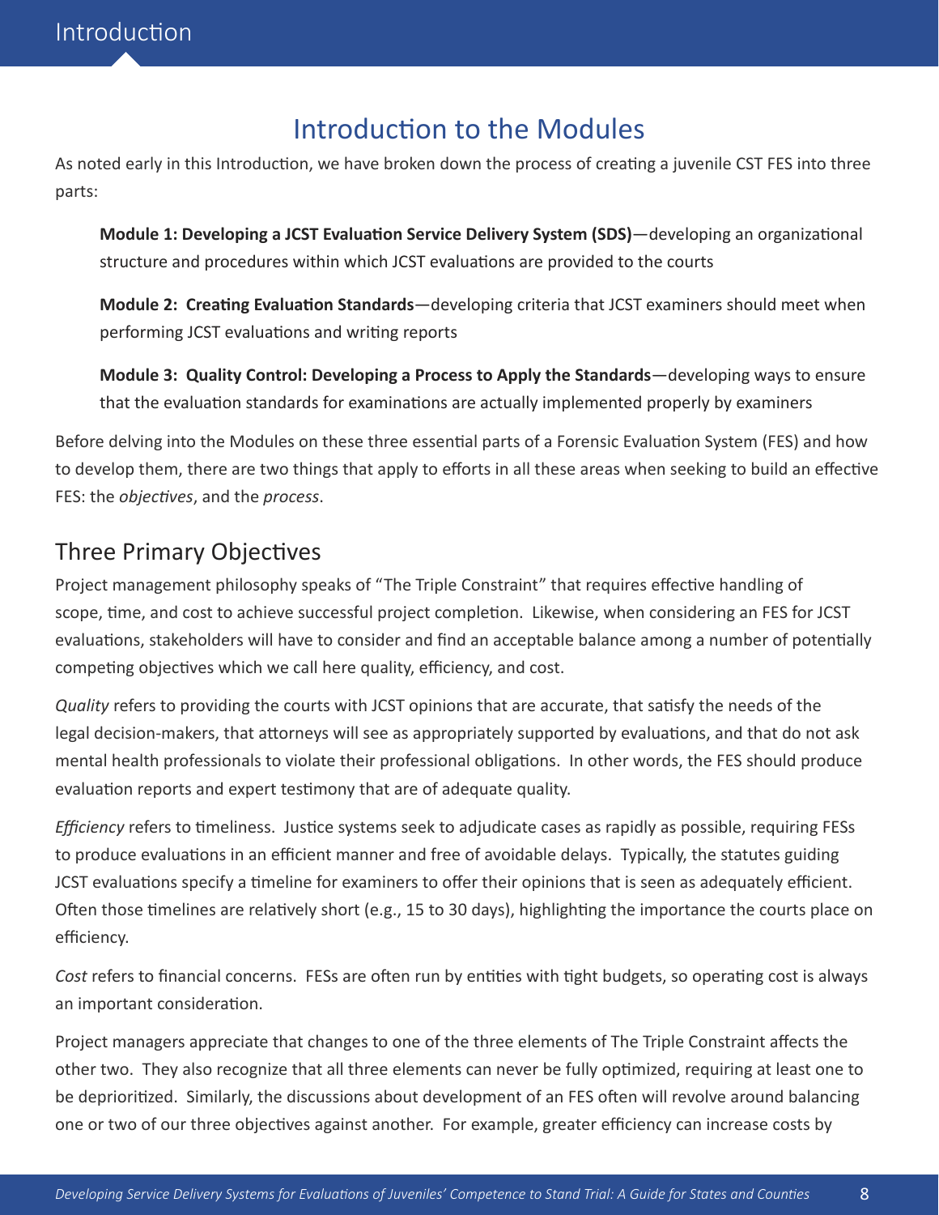## Introduction to the Modules

As noted early in this Introduction, we have broken down the process of creating a juvenile CST FES into three parts:

**Module 1: Developing a JCST Evaluation Service Delivery System (SDS)**—developing an organizational structure and procedures within which JCST evaluations are provided to the courts

**Module 2: Creating Evaluation Standards**—developing criteria that JCST examiners should meet when performing JCST evaluations and writing reports

**Module 3: Quality Control: Developing a Process to Apply the Standards**—developing ways to ensure that the evaluation standards for examinations are actually implemented properly by examiners

Before delving into the Modules on these three essential parts of a Forensic Evaluation System (FES) and how to develop them, there are two things that apply to efforts in all these areas when seeking to build an effective FES: the *objectives*, and the *process*.

### Three Primary Objectives

Project management philosophy speaks of "The Triple Constraint" that requires effective handling of scope, time, and cost to achieve successful project completion. Likewise, when considering an FES for JCST evaluations, stakeholders will have to consider and find an acceptable balance among a number of potentially competing objectives which we call here quality, efficiency, and cost.

*Quality* refers to providing the courts with JCST opinions that are accurate, that satisfy the needs of the legal decision-makers, that attorneys will see as appropriately supported by evaluations, and that do not ask mental health professionals to violate their professional obligations. In other words, the FES should produce evaluation reports and expert testimony that are of adequate quality.

*Efficiency* refers to timeliness. Justice systems seek to adjudicate cases as rapidly as possible, requiring FESs to produce evaluations in an efficient manner and free of avoidable delays. Typically, the statutes guiding JCST evaluations specify a timeline for examiners to offer their opinions that is seen as adequately efficient. Often those timelines are relatively short (e.g., 15 to 30 days), highlighting the importance the courts place on efficiency.

*Cost* refers to financial concerns. FESs are often run by entities with tight budgets, so operating cost is always an important consideration.

Project managers appreciate that changes to one of the three elements of The Triple Constraint affects the other two. They also recognize that all three elements can never be fully optimized, requiring at least one to be deprioritized. Similarly, the discussions about development of an FES often will revolve around balancing one or two of our three objectives against another. For example, greater efficiency can increase costs by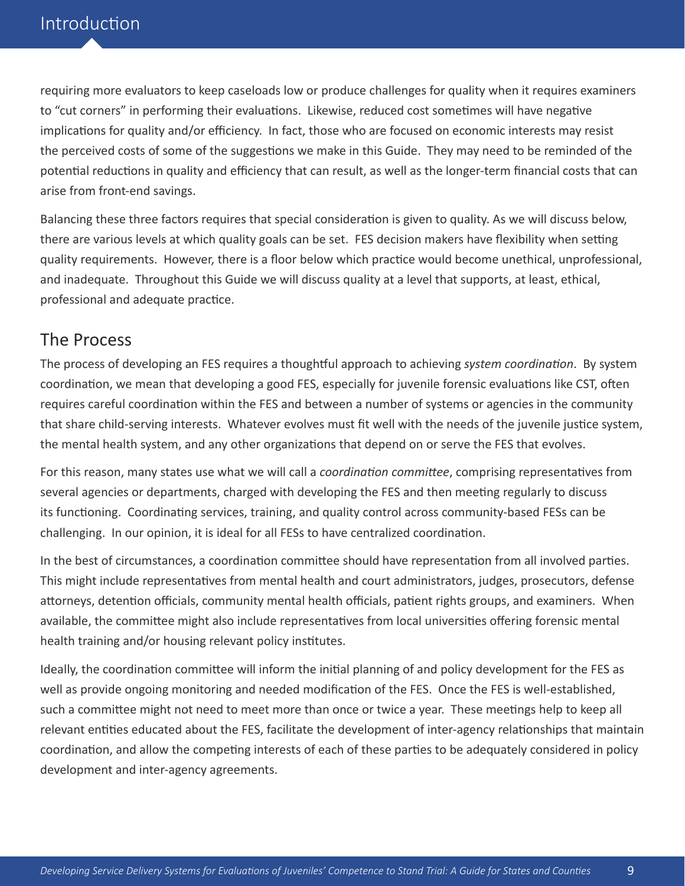requiring more evaluators to keep caseloads low or produce challenges for quality when it requires examiners to "cut corners" in performing their evaluations. Likewise, reduced cost sometimes will have negative implications for quality and/or efficiency. In fact, those who are focused on economic interests may resist the perceived costs of some of the suggestions we make in this Guide. They may need to be reminded of the potential reductions in quality and efficiency that can result, as well as the longer-term financial costs that can arise from front-end savings.

Balancing these three factors requires that special consideration is given to quality. As we will discuss below, there are various levels at which quality goals can be set. FES decision makers have flexibility when setting quality requirements. However, there is a floor below which practice would become unethical, unprofessional, and inadequate. Throughout this Guide we will discuss quality at a level that supports, at least, ethical, professional and adequate practice.

## The Process

The process of developing an FES requires a thoughtful approach to achieving *system coordination*. By system coordination, we mean that developing a good FES, especially for juvenile forensic evaluations like CST, often requires careful coordination within the FES and between a number of systems or agencies in the community that share child-serving interests. Whatever evolves must fit well with the needs of the juvenile justice system, the mental health system, and any other organizations that depend on or serve the FES that evolves.

For this reason, many states use what we will call a *coordination committee*, comprising representatives from several agencies or departments, charged with developing the FES and then meeting regularly to discuss its functioning. Coordinating services, training, and quality control across community-based FESs can be challenging. In our opinion, it is ideal for all FESs to have centralized coordination.

In the best of circumstances, a coordination committee should have representation from all involved parties. This might include representatives from mental health and court administrators, judges, prosecutors, defense attorneys, detention officials, community mental health officials, patient rights groups, and examiners. When available, the committee might also include representatives from local universities offering forensic mental health training and/or housing relevant policy institutes.

Ideally, the coordination committee will inform the initial planning of and policy development for the FES as well as provide ongoing monitoring and needed modification of the FES. Once the FES is well-established, such a committee might not need to meet more than once or twice a year. These meetings help to keep all relevant entities educated about the FES, facilitate the development of inter-agency relationships that maintain coordination, and allow the competing interests of each of these parties to be adequately considered in policy development and inter-agency agreements.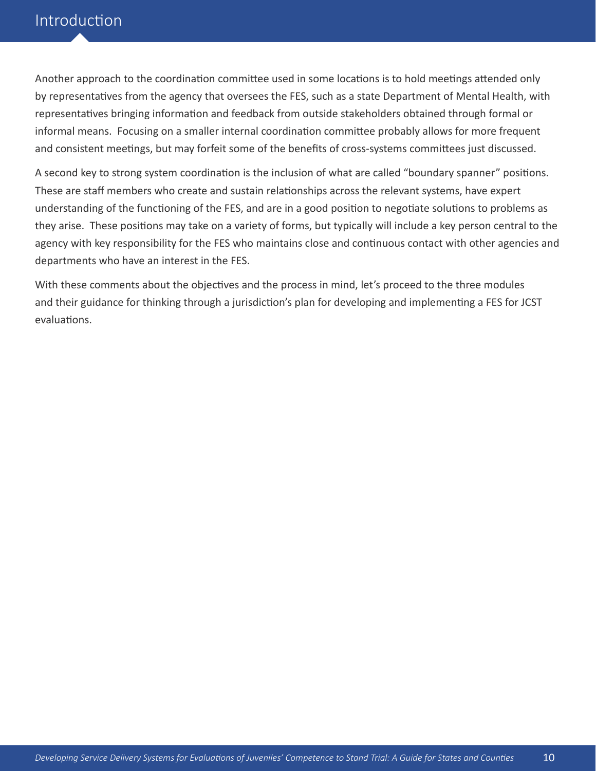Another approach to the coordination committee used in some locations is to hold meetings attended only by representatives from the agency that oversees the FES, such as a state Department of Mental Health, with representatives bringing information and feedback from outside stakeholders obtained through formal or informal means. Focusing on a smaller internal coordination committee probably allows for more frequent and consistent meetings, but may forfeit some of the benefits of cross-systems committees just discussed.

A second key to strong system coordination is the inclusion of what are called "boundary spanner" positions. These are staff members who create and sustain relationships across the relevant systems, have expert understanding of the functioning of the FES, and are in a good position to negotiate solutions to problems as they arise. These positions may take on a variety of forms, but typically will include a key person central to the agency with key responsibility for the FES who maintains close and continuous contact with other agencies and departments who have an interest in the FES.

With these comments about the objectives and the process in mind, let's proceed to the three modules and their guidance for thinking through a jurisdiction's plan for developing and implementing a FES for JCST evaluations.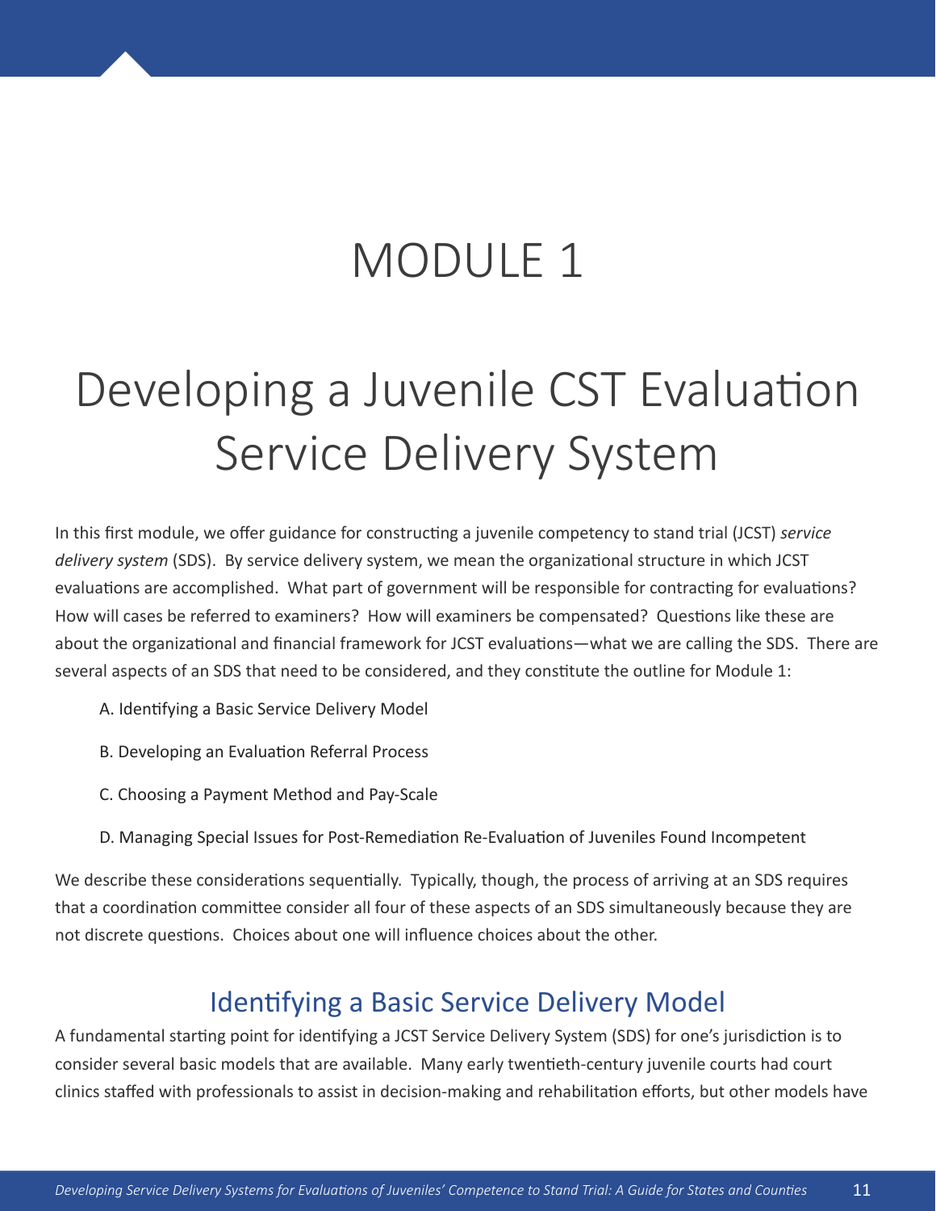# MODULE 1

# Developing a Juvenile CST Evaluation Service Delivery System

In this first module, we offer guidance for constructing a juvenile competency to stand trial (JCST) *service delivery system* (SDS). By service delivery system, we mean the organizational structure in which JCST evaluations are accomplished. What part of government will be responsible for contracting for evaluations? How will cases be referred to examiners? How will examiners be compensated? Questions like these are about the organizational and financial framework for JCST evaluations—what we are calling the SDS. There are several aspects of an SDS that need to be considered, and they constitute the outline for Module 1:

A. Identifying a Basic Service Delivery Model

B. Developing an Evaluation Referral Process

C. Choosing a Payment Method and Pay-Scale

D. Managing Special Issues for Post-Remediation Re-Evaluation of Juveniles Found Incompetent

We describe these considerations sequentially. Typically, though, the process of arriving at an SDS requires that a coordination committee consider all four of these aspects of an SDS simultaneously because they are not discrete questions. Choices about one will influence choices about the other.

## Identifying a Basic Service Delivery Model

A fundamental starting point for identifying a JCST Service Delivery System (SDS) for one's jurisdiction is to consider several basic models that are available. Many early twentieth-century juvenile courts had court clinics staffed with professionals to assist in decision-making and rehabilitation efforts, but other models have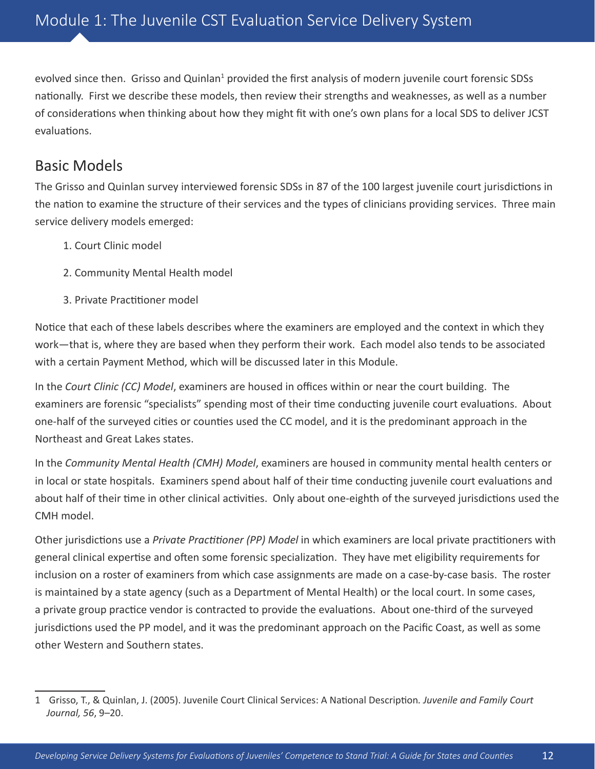evolved since then. Grisso and Quinlan[1] provided the first analysis of modern juvenile court forensic SDSs nationally. First we describe these models, then review their strengths and weaknesses, as well as a number of considerations when thinking about how they might fit with one's own plans for a local SDS to deliver JCST evaluations.

## Basic Models

The Grisso and Quinlan survey interviewed forensic SDSs in 87 of the 100 largest juvenile court jurisdictions in the nation to examine the structure of their services and the types of clinicians providing services. Three main service delivery models emerged:

1. Court Clinic model
2. Community Mental Health model
3. Private Practitioner model

Notice that each of these labels describes where the examiners are employed and the context in which they work—that is, where they are based when they perform their work. Each model also tends to be associated with a certain Payment Method, which will be discussed later in this Module.

In the *Court Clinic (CC) Model*, examiners are housed in offices within or near the court building. The examiners are forensic "specialists" spending most of their time conducting juvenile court evaluations. About one-half of the surveyed cities or counties used the CC model, and it is the predominant approach in the Northeast and Great Lakes states.

In the *Community Mental Health (CMH) Model*, examiners are housed in community mental health centers or in local or state hospitals. Examiners spend about half of their time conducting juvenile court evaluations and about half of their time in other clinical activities. Only about one-eighth of the surveyed jurisdictions used the CMH model.

Other jurisdictions use a *Private Practitioner (PP) Model* in which examiners are local private practitioners with general clinical expertise and often some forensic specialization. They have met eligibility requirements for inclusion on a roster of examiners from which case assignments are made on a case-by-case basis. The roster is maintained by a state agency (such as a Department of Mental Health) or the local court. In some cases, a private group practice vendor is contracted to provide the evaluations. About one-third of the surveyed jurisdictions used the PP model, and it was the predominant approach on the Pacific Coast, as well as some other Western and Southern states.

---

[1] Grisso, T., & Quinlan, J. (2005). Juvenile Court Clinical Services: A National Description. *Juvenile and Family Court Journal, 56*, 9–20.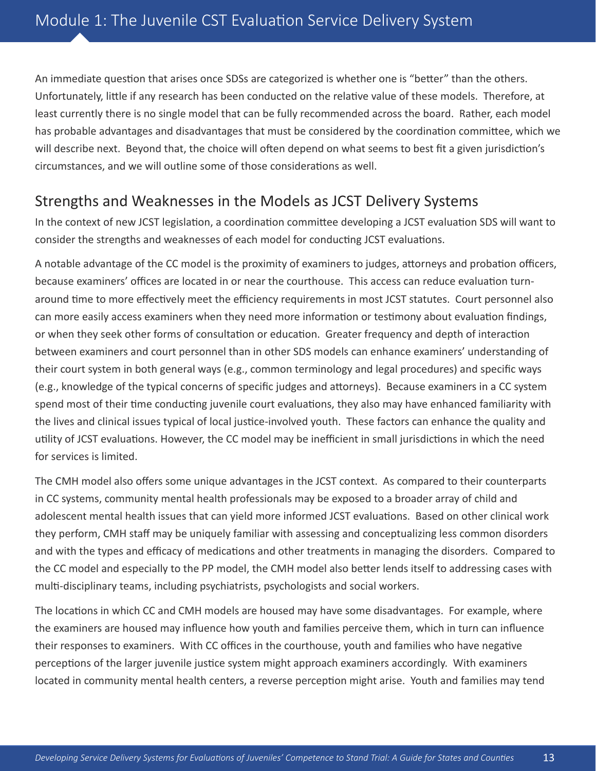An immediate question that arises once SDSs are categorized is whether one is "better" than the others. Unfortunately, little if any research has been conducted on the relative value of these models. Therefore, at least currently there is no single model that can be fully recommended across the board. Rather, each model has probable advantages and disadvantages that must be considered by the coordination committee, which we will describe next. Beyond that, the choice will often depend on what seems to best fit a given jurisdiction's circumstances, and we will outline some of those considerations as well.

## Strengths and Weaknesses in the Models as JCST Delivery Systems

In the context of new JCST legislation, a coordination committee developing a JCST evaluation SDS will want to consider the strengths and weaknesses of each model for conducting JCST evaluations.

A notable advantage of the CC model is the proximity of examiners to judges, attorneys and probation officers, because examiners' offices are located in or near the courthouse. This access can reduce evaluation turn-around time to more effectively meet the efficiency requirements in most JCST statutes. Court personnel also can more easily access examiners when they need more information or testimony about evaluation findings, or when they seek other forms of consultation or education. Greater frequency and depth of interaction between examiners and court personnel than in other SDS models can enhance examiners' understanding of their court system in both general ways (e.g., common terminology and legal procedures) and specific ways (e.g., knowledge of the typical concerns of specific judges and attorneys). Because examiners in a CC system spend most of their time conducting juvenile court evaluations, they also may have enhanced familiarity with the lives and clinical issues typical of local justice-involved youth. These factors can enhance the quality and utility of JCST evaluations. However, the CC model may be inefficient in small jurisdictions in which the need for services is limited.

The CMH model also offers some unique advantages in the JCST context. As compared to their counterparts in CC systems, community mental health professionals may be exposed to a broader array of child and adolescent mental health issues that can yield more informed JCST evaluations. Based on other clinical work they perform, CMH staff may be uniquely familiar with assessing and conceptualizing less common disorders and with the types and efficacy of medications and other treatments in managing the disorders. Compared to the CC model and especially to the PP model, the CMH model also better lends itself to addressing cases with multi-disciplinary teams, including psychiatrists, psychologists and social workers.

The locations in which CC and CMH models are housed may have some disadvantages. For example, where the examiners are housed may influence how youth and families perceive them, which in turn can influence their responses to examiners. With CC offices in the courthouse, youth and families who have negative perceptions of the larger juvenile justice system might approach examiners accordingly. With examiners located in community mental health centers, a reverse perception might arise. Youth and families may tend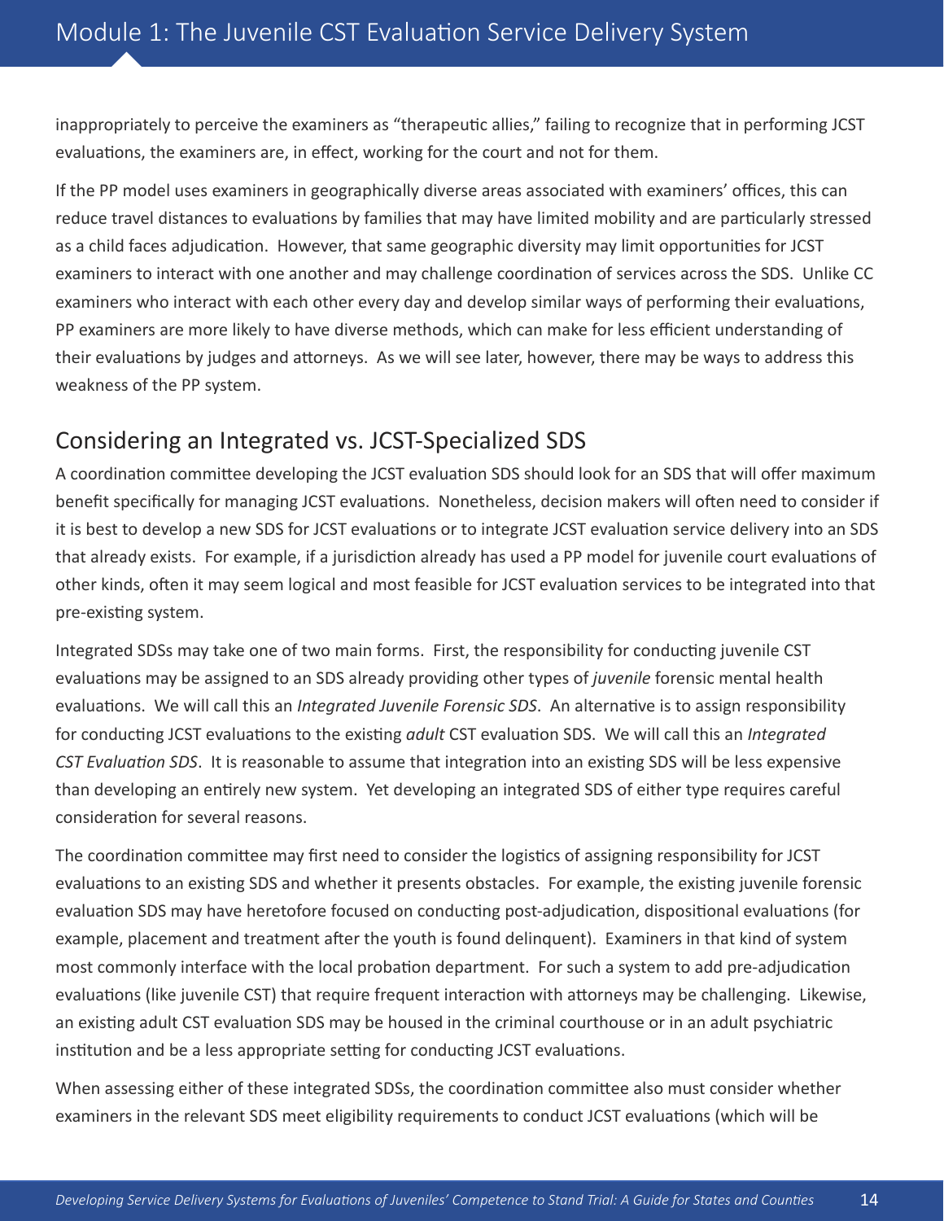inappropriately to perceive the examiners as "therapeutic allies," failing to recognize that in performing JCST evaluations, the examiners are, in effect, working for the court and not for them.

If the PP model uses examiners in geographically diverse areas associated with examiners' offices, this can reduce travel distances to evaluations by families that may have limited mobility and are particularly stressed as a child faces adjudication. However, that same geographic diversity may limit opportunities for JCST examiners to interact with one another and may challenge coordination of services across the SDS. Unlike CC examiners who interact with each other every day and develop similar ways of performing their evaluations, PP examiners are more likely to have diverse methods, which can make for less efficient understanding of their evaluations by judges and attorneys. As we will see later, however, there may be ways to address this weakness of the PP system.

## Considering an Integrated vs. JCST-Specialized SDS

A coordination committee developing the JCST evaluation SDS should look for an SDS that will offer maximum benefit specifically for managing JCST evaluations. Nonetheless, decision makers will often need to consider if it is best to develop a new SDS for JCST evaluations or to integrate JCST evaluation service delivery into an SDS that already exists. For example, if a jurisdiction already has used a PP model for juvenile court evaluations of other kinds, often it may seem logical and most feasible for JCST evaluation services to be integrated into that pre-existing system.

Integrated SDSs may take one of two main forms. First, the responsibility for conducting juvenile CST evaluations may be assigned to an SDS already providing other types of *juvenile* forensic mental health evaluations. We will call this an *Integrated Juvenile Forensic SDS*. An alternative is to assign responsibility for conducting JCST evaluations to the existing *adult* CST evaluation SDS. We will call this an *Integrated CST Evaluation SDS*. It is reasonable to assume that integration into an existing SDS will be less expensive than developing an entirely new system. Yet developing an integrated SDS of either type requires careful consideration for several reasons.

The coordination committee may first need to consider the logistics of assigning responsibility for JCST evaluations to an existing SDS and whether it presents obstacles. For example, the existing juvenile forensic evaluation SDS may have heretofore focused on conducting post-adjudication, dispositional evaluations (for example, placement and treatment after the youth is found delinquent). Examiners in that kind of system most commonly interface with the local probation department. For such a system to add pre-adjudication evaluations (like juvenile CST) that require frequent interaction with attorneys may be challenging. Likewise, an existing adult CST evaluation SDS may be housed in the criminal courthouse or in an adult psychiatric institution and be a less appropriate setting for conducting JCST evaluations.

When assessing either of these integrated SDSs, the coordination committee also must consider whether examiners in the relevant SDS meet eligibility requirements to conduct JCST evaluations (which will be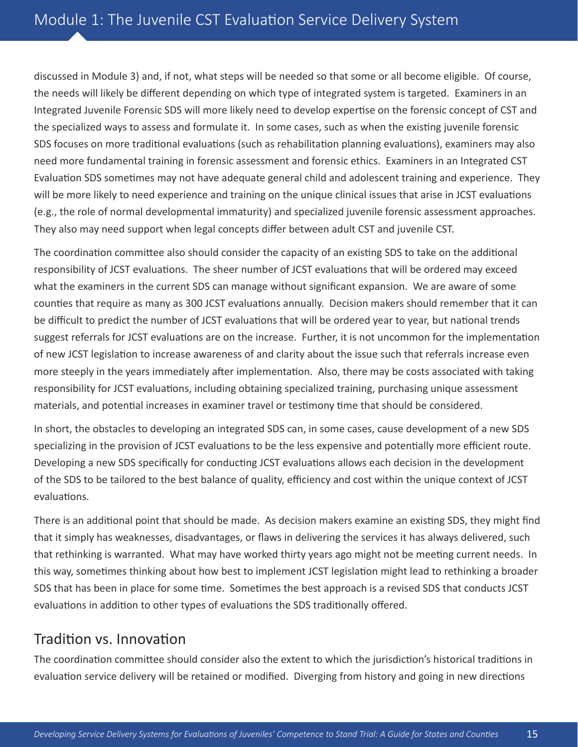discussed in Module 3) and, if not, what steps will be needed so that some or all become eligible. Of course, the needs will likely be different depending on which type of integrated system is targeted. Examiners in an Integrated Juvenile Forensic SDS will more likely need to develop expertise on the forensic concept of CST and the specialized ways to assess and formulate it. In some cases, such as when the existing juvenile forensic SDS focuses on more traditional evaluations (such as rehabilitation planning evaluations), examiners may also need more fundamental training in forensic assessment and forensic ethics. Examiners in an Integrated CST Evaluation SDS sometimes may not have adequate general child and adolescent training and experience. They will be more likely to need experience and training on the unique clinical issues that arise in JCST evaluations (e.g., the role of normal developmental immaturity) and specialized juvenile forensic assessment approaches. They also may need support when legal concepts differ between adult CST and juvenile CST.

The coordination committee also should consider the capacity of an existing SDS to take on the additional responsibility of JCST evaluations. The sheer number of JCST evaluations that will be ordered may exceed what the examiners in the current SDS can manage without significant expansion. We are aware of some counties that require as many as 300 JCST evaluations annually. Decision makers should remember that it can be difficult to predict the number of JCST evaluations that will be ordered year to year, but national trends suggest referrals for JCST evaluations are on the increase. Further, it is not uncommon for the implementation of new JCST legislation to increase awareness of and clarity about the issue such that referrals increase even more steeply in the years immediately after implementation. Also, there may be costs associated with taking responsibility for JCST evaluations, including obtaining specialized training, purchasing unique assessment materials, and potential increases in examiner travel or testimony time that should be considered.

In short, the obstacles to developing an integrated SDS can, in some cases, cause development of a new SDS specializing in the provision of JCST evaluations to be the less expensive and potentially more efficient route. Developing a new SDS specifically for conducting JCST evaluations allows each decision in the development of the SDS to be tailored to the best balance of quality, efficiency and cost within the unique context of JCST evaluations.

There is an additional point that should be made. As decision makers examine an existing SDS, they might find that it simply has weaknesses, disadvantages, or flaws in delivering the services it has always delivered, such that rethinking is warranted. What may have worked thirty years ago might not be meeting current needs. In this way, sometimes thinking about how best to implement JCST legislation might lead to rethinking a broader SDS that has been in place for some time. Sometimes the best approach is a revised SDS that conducts JCST evaluations in addition to other types of evaluations the SDS traditionally offered.

## Tradition vs. Innovation

The coordination committee should consider also the extent to which the jurisdiction's historical traditions in evaluation service delivery will be retained or modified. Diverging from history and going in new directions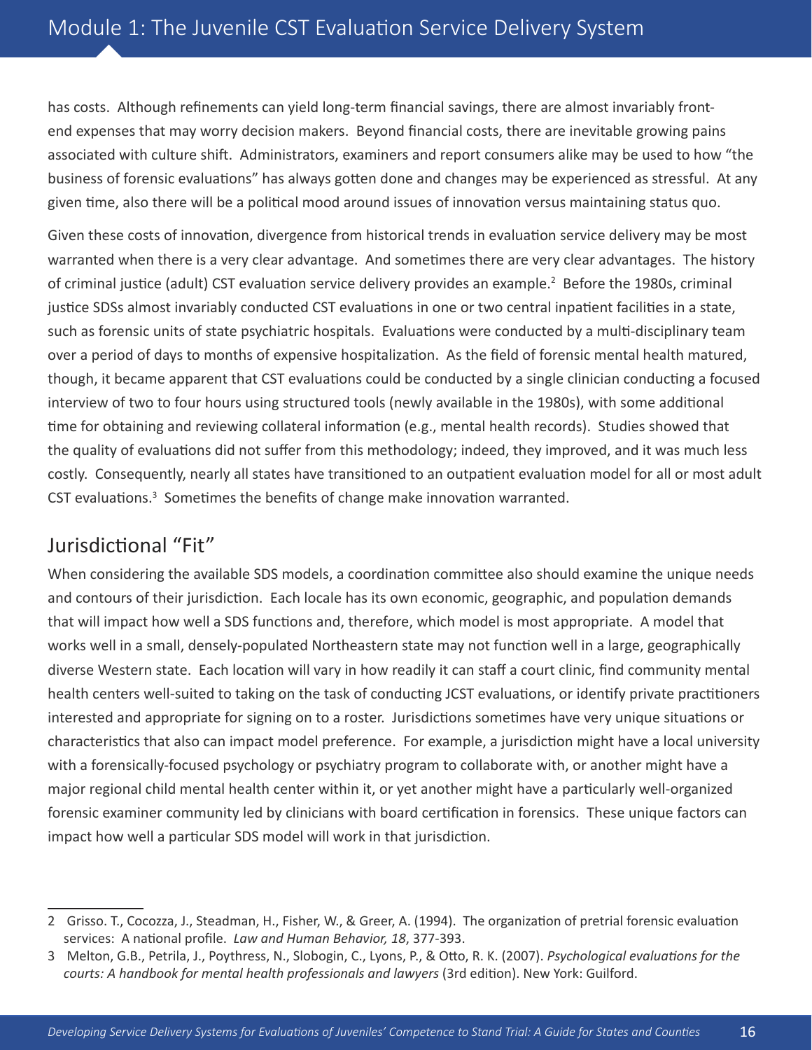has costs. Although refinements can yield long-term financial savings, there are almost invariably front-end expenses that may worry decision makers. Beyond financial costs, there are inevitable growing pains associated with culture shift. Administrators, examiners and report consumers alike may be used to how "the business of forensic evaluations" has always gotten done and changes may be experienced as stressful. At any given time, also there will be a political mood around issues of innovation versus maintaining status quo.

Given these costs of innovation, divergence from historical trends in evaluation service delivery may be most warranted when there is a very clear advantage. And sometimes there are very clear advantages. The history of criminal justice (adult) CST evaluation service delivery provides an example.[2] Before the 1980s, criminal justice SDSs almost invariably conducted CST evaluations in one or two central inpatient facilities in a state, such as forensic units of state psychiatric hospitals. Evaluations were conducted by a multi-disciplinary team over a period of days to months of expensive hospitalization. As the field of forensic mental health matured, though, it became apparent that CST evaluations could be conducted by a single clinician conducting a focused interview of two to four hours using structured tools (newly available in the 1980s), with some additional time for obtaining and reviewing collateral information (e.g., mental health records). Studies showed that the quality of evaluations did not suffer from this methodology; indeed, they improved, and it was much less costly. Consequently, nearly all states have transitioned to an outpatient evaluation model for all or most adult CST evaluations.[3] Sometimes the benefits of change make innovation warranted.

## Jurisdictional "Fit"

When considering the available SDS models, a coordination committee also should examine the unique needs and contours of their jurisdiction. Each locale has its own economic, geographic, and population demands that will impact how well a SDS functions and, therefore, which model is most appropriate. A model that works well in a small, densely-populated Northeastern state may not function well in a large, geographically diverse Western state. Each location will vary in how readily it can staff a court clinic, find community mental health centers well-suited to taking on the task of conducting JCST evaluations, or identify private practitioners interested and appropriate for signing on to a roster. Jurisdictions sometimes have very unique situations or characteristics that also can impact model preference. For example, a jurisdiction might have a local university with a forensically-focused psychology or psychiatry program to collaborate with, or another might have a major regional child mental health center within it, or yet another might have a particularly well-organized forensic examiner community led by clinicians with board certification in forensics. These unique factors can impact how well a particular SDS model will work in that jurisdiction.

---

2 Grisso. T., Cocozza, J., Steadman, H., Fisher, W., & Greer, A. (1994). The organization of pretrial forensic evaluation services: A national profile. *Law and Human Behavior, 18*, 377-393.

3 Melton, G.B., Petrila, J., Poythress, N., Slobogin, C., Lyons, P., & Otto, R. K. (2007). *Psychological evaluations for the courts: A handbook for mental health professionals and lawyers* (3rd edition). New York: Guilford.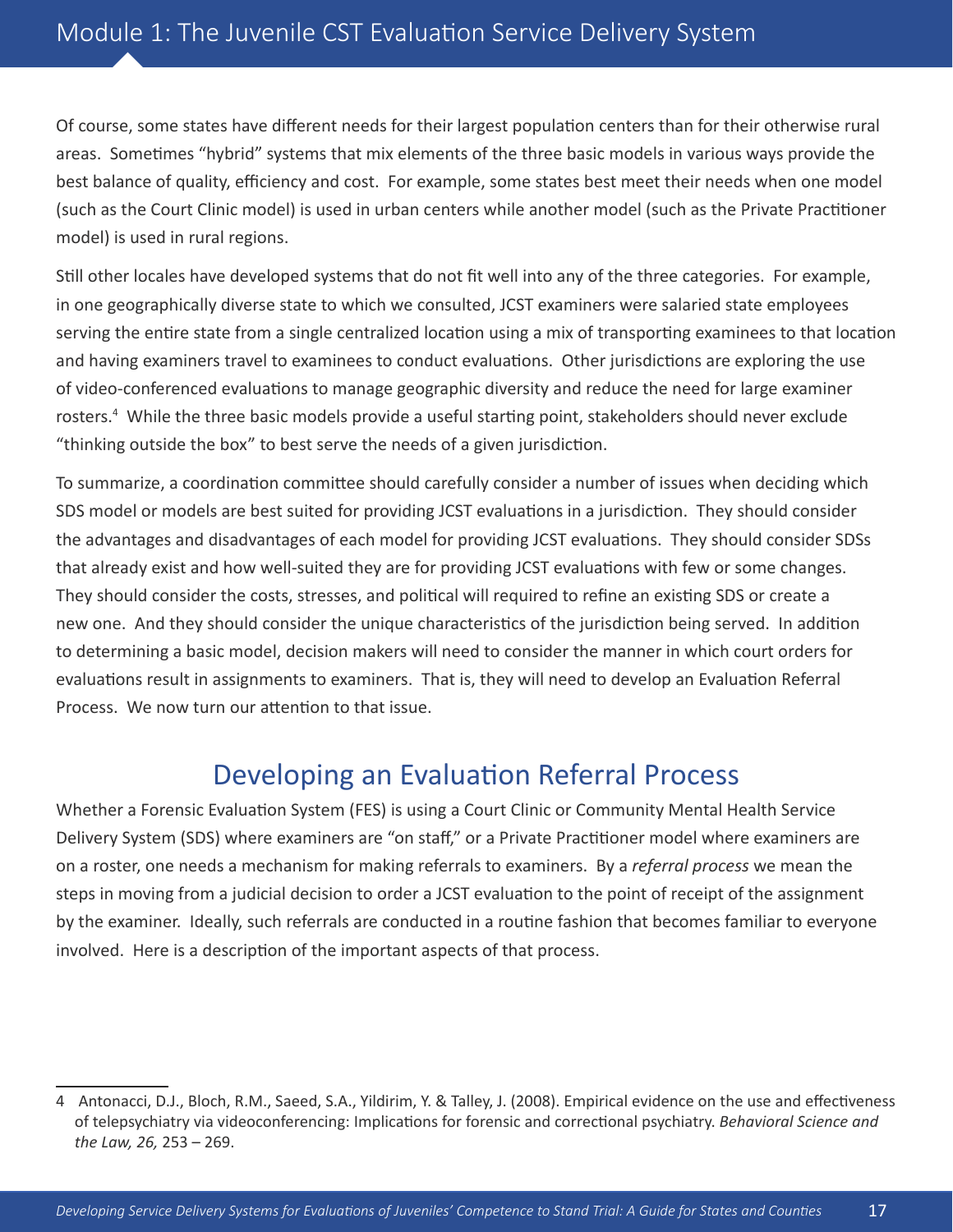Of course, some states have different needs for their largest population centers than for their otherwise rural areas. Sometimes "hybrid" systems that mix elements of the three basic models in various ways provide the best balance of quality, efficiency and cost. For example, some states best meet their needs when one model (such as the Court Clinic model) is used in urban centers while another model (such as the Private Practitioner model) is used in rural regions.

Still other locales have developed systems that do not fit well into any of the three categories. For example, in one geographically diverse state to which we consulted, JCST examiners were salaried state employees serving the entire state from a single centralized location using a mix of transporting examinees to that location and having examiners travel to examinees to conduct evaluations. Other jurisdictions are exploring the use of video-conferenced evaluations to manage geographic diversity and reduce the need for large examiner rosters.[4] While the three basic models provide a useful starting point, stakeholders should never exclude "thinking outside the box" to best serve the needs of a given jurisdiction.

To summarize, a coordination committee should carefully consider a number of issues when deciding which SDS model or models are best suited for providing JCST evaluations in a jurisdiction. They should consider the advantages and disadvantages of each model for providing JCST evaluations. They should consider SDSs that already exist and how well-suited they are for providing JCST evaluations with few or some changes. They should consider the costs, stresses, and political will required to refine an existing SDS or create a new one. And they should consider the unique characteristics of the jurisdiction being served. In addition to determining a basic model, decision makers will need to consider the manner in which court orders for evaluations result in assignments to examiners. That is, they will need to develop an Evaluation Referral Process. We now turn our attention to that issue.

## Developing an Evaluation Referral Process

Whether a Forensic Evaluation System (FES) is using a Court Clinic or Community Mental Health Service Delivery System (SDS) where examiners are "on staff," or a Private Practitioner model where examiners are on a roster, one needs a mechanism for making referrals to examiners. By a *referral process* we mean the steps in moving from a judicial decision to order a JCST evaluation to the point of receipt of the assignment by the examiner. Ideally, such referrals are conducted in a routine fashion that becomes familiar to everyone involved. Here is a description of the important aspects of that process.

---

4 Antonacci, D.J., Bloch, R.M., Saeed, S.A., Yildirim, Y. & Talley, J. (2008). Empirical evidence on the use and effectiveness of telepsychiatry via videoconferencing: Implications for forensic and correctional psychiatry. *Behavioral Science and the Law, 26,* 253 – 269.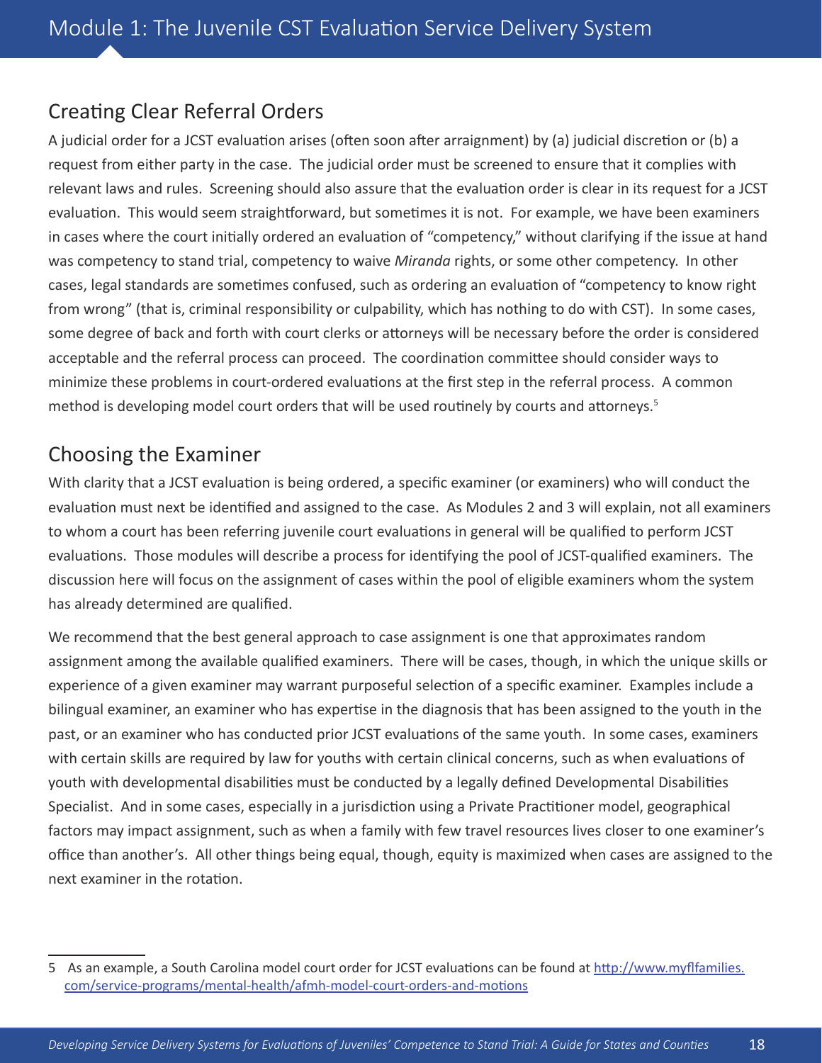## Creating Clear Referral Orders

A judicial order for a JCST evaluation arises (often soon after arraignment) by (a) judicial discretion or (b) a request from either party in the case. The judicial order must be screened to ensure that it complies with relevant laws and rules. Screening should also assure that the evaluation order is clear in its request for a JCST evaluation. This would seem straightforward, but sometimes it is not. For example, we have been examiners in cases where the court initially ordered an evaluation of "competency," without clarifying if the issue at hand was competency to stand trial, competency to waive *Miranda* rights, or some other competency. In other cases, legal standards are sometimes confused, such as ordering an evaluation of "competency to know right from wrong" (that is, criminal responsibility or culpability, which has nothing to do with CST). In some cases, some degree of back and forth with court clerks or attorneys will be necessary before the order is considered acceptable and the referral process can proceed. The coordination committee should consider ways to minimize these problems in court-ordered evaluations at the first step in the referral process. A common method is developing model court orders that will be used routinely by courts and attorneys.[5]

## Choosing the Examiner

With clarity that a JCST evaluation is being ordered, a specific examiner (or examiners) who will conduct the evaluation must next be identified and assigned to the case. As Modules 2 and 3 will explain, not all examiners to whom a court has been referring juvenile court evaluations in general will be qualified to perform JCST evaluations. Those modules will describe a process for identifying the pool of JCST-qualified examiners. The discussion here will focus on the assignment of cases within the pool of eligible examiners whom the system has already determined are qualified.

We recommend that the best general approach to case assignment is one that approximates random assignment among the available qualified examiners. There will be cases, though, in which the unique skills or experience of a given examiner may warrant purposeful selection of a specific examiner. Examples include a bilingual examiner, an examiner who has expertise in the diagnosis that has been assigned to the youth in the past, or an examiner who has conducted prior JCST evaluations of the same youth. In some cases, examiners with certain skills are required by law for youths with certain clinical concerns, such as when evaluations of youth with developmental disabilities must be conducted by a legally defined Developmental Disabilities Specialist. And in some cases, especially in a jurisdiction using a Private Practitioner model, geographical factors may impact assignment, such as when a family with few travel resources lives closer to one examiner's office than another's. All other things being equal, though, equity is maximized when cases are assigned to the next examiner in the rotation.

---

5 As an example, a South Carolina model court order for JCST evaluations can be found at http://www.myflfamilies.com/service-programs/mental-health/afmh-model-court-orders-and-motions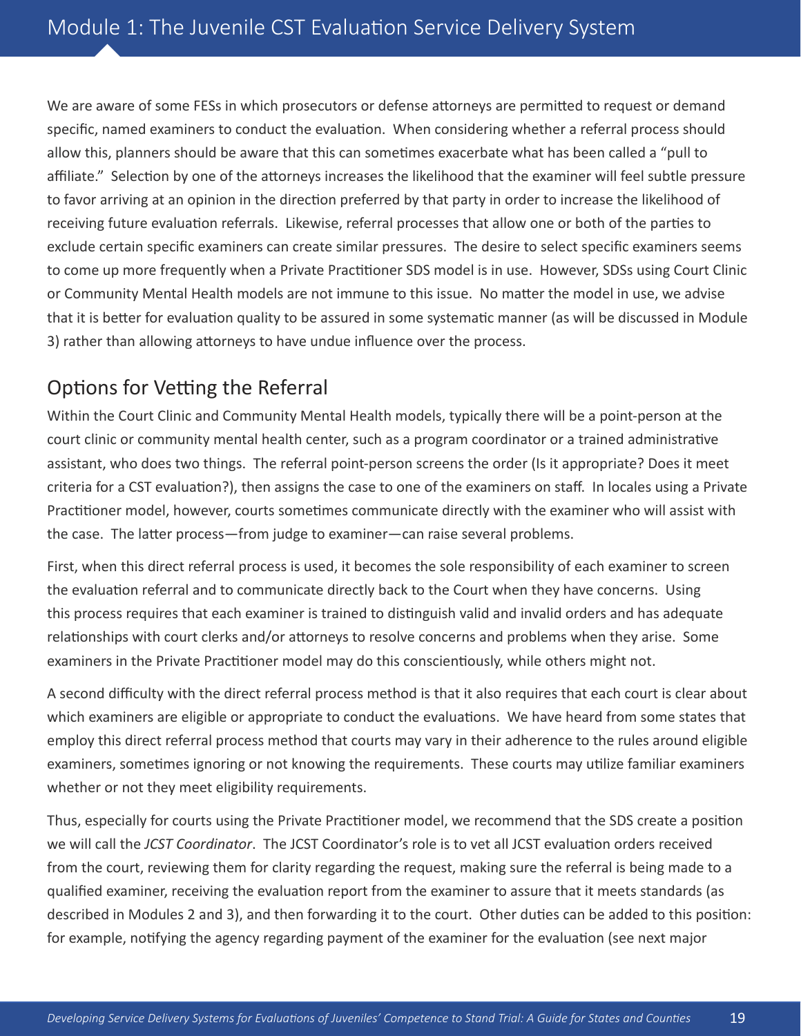We are aware of some FESs in which prosecutors or defense attorneys are permitted to request or demand specific, named examiners to conduct the evaluation. When considering whether a referral process should allow this, planners should be aware that this can sometimes exacerbate what has been called a "pull to affiliate." Selection by one of the attorneys increases the likelihood that the examiner will feel subtle pressure to favor arriving at an opinion in the direction preferred by that party in order to increase the likelihood of receiving future evaluation referrals. Likewise, referral processes that allow one or both of the parties to exclude certain specific examiners can create similar pressures. The desire to select specific examiners seems to come up more frequently when a Private Practitioner SDS model is in use. However, SDSs using Court Clinic or Community Mental Health models are not immune to this issue. No matter the model in use, we advise that it is better for evaluation quality to be assured in some systematic manner (as will be discussed in Module 3) rather than allowing attorneys to have undue influence over the process.

## Options for Vetting the Referral

Within the Court Clinic and Community Mental Health models, typically there will be a point-person at the court clinic or community mental health center, such as a program coordinator or a trained administrative assistant, who does two things. The referral point-person screens the order (Is it appropriate? Does it meet criteria for a CST evaluation?), then assigns the case to one of the examiners on staff. In locales using a Private Practitioner model, however, courts sometimes communicate directly with the examiner who will assist with the case. The latter process—from judge to examiner—can raise several problems.

First, when this direct referral process is used, it becomes the sole responsibility of each examiner to screen the evaluation referral and to communicate directly back to the Court when they have concerns. Using this process requires that each examiner is trained to distinguish valid and invalid orders and has adequate relationships with court clerks and/or attorneys to resolve concerns and problems when they arise. Some examiners in the Private Practitioner model may do this conscientiously, while others might not.

A second difficulty with the direct referral process method is that it also requires that each court is clear about which examiners are eligible or appropriate to conduct the evaluations. We have heard from some states that employ this direct referral process method that courts may vary in their adherence to the rules around eligible examiners, sometimes ignoring or not knowing the requirements. These courts may utilize familiar examiners whether or not they meet eligibility requirements.

Thus, especially for courts using the Private Practitioner model, we recommend that the SDS create a position we will call the *JCST Coordinator*. The JCST Coordinator's role is to vet all JCST evaluation orders received from the court, reviewing them for clarity regarding the request, making sure the referral is being made to a qualified examiner, receiving the evaluation report from the examiner to assure that it meets standards (as described in Modules 2 and 3), and then forwarding it to the court. Other duties can be added to this position: for example, notifying the agency regarding payment of the examiner for the evaluation (see next major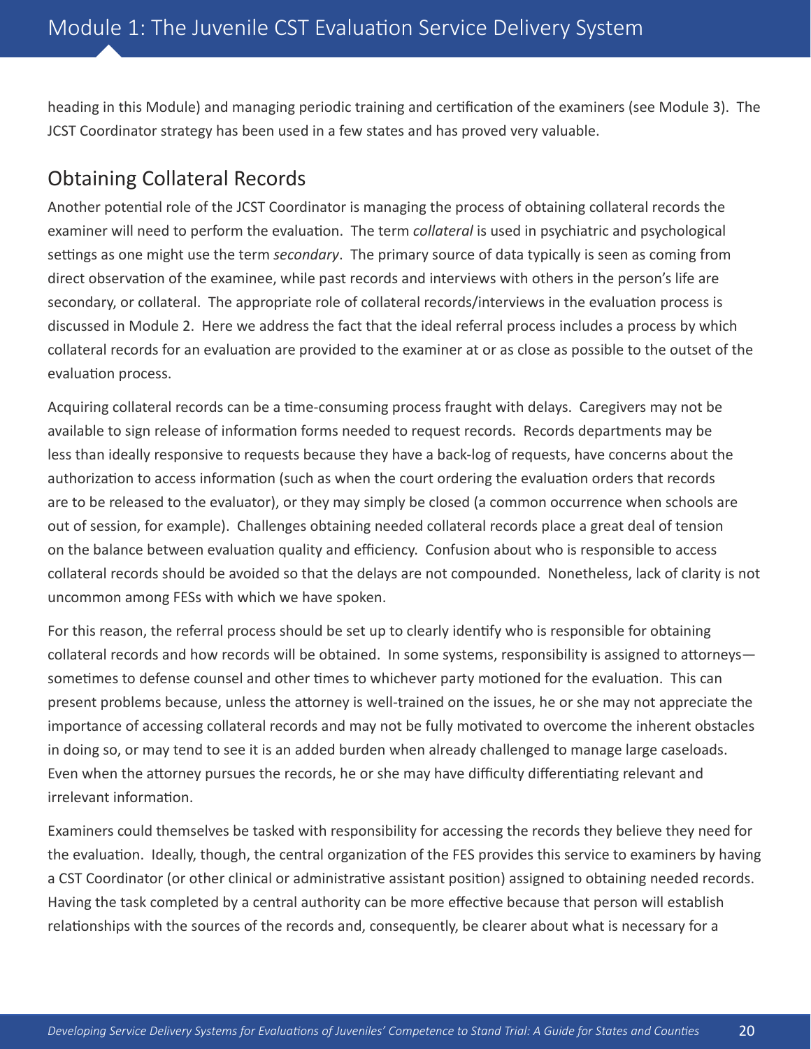heading in this Module) and managing periodic training and certification of the examiners (see Module 3). The JCST Coordinator strategy has been used in a few states and has proved very valuable.

## Obtaining Collateral Records

Another potential role of the JCST Coordinator is managing the process of obtaining collateral records the examiner will need to perform the evaluation. The term *collateral* is used in psychiatric and psychological settings as one might use the term *secondary*. The primary source of data typically is seen as coming from direct observation of the examinee, while past records and interviews with others in the person's life are secondary, or collateral. The appropriate role of collateral records/interviews in the evaluation process is discussed in Module 2. Here we address the fact that the ideal referral process includes a process by which collateral records for an evaluation are provided to the examiner at or as close as possible to the outset of the evaluation process.

Acquiring collateral records can be a time-consuming process fraught with delays. Caregivers may not be available to sign release of information forms needed to request records. Records departments may be less than ideally responsive to requests because they have a back-log of requests, have concerns about the authorization to access information (such as when the court ordering the evaluation orders that records are to be released to the evaluator), or they may simply be closed (a common occurrence when schools are out of session, for example). Challenges obtaining needed collateral records place a great deal of tension on the balance between evaluation quality and efficiency. Confusion about who is responsible to access collateral records should be avoided so that the delays are not compounded. Nonetheless, lack of clarity is not uncommon among FESs with which we have spoken.

For this reason, the referral process should be set up to clearly identify who is responsible for obtaining collateral records and how records will be obtained. In some systems, responsibility is assigned to attorneys—sometimes to defense counsel and other times to whichever party motioned for the evaluation. This can present problems because, unless the attorney is well-trained on the issues, he or she may not appreciate the importance of accessing collateral records and may not be fully motivated to overcome the inherent obstacles in doing so, or may tend to see it is an added burden when already challenged to manage large caseloads. Even when the attorney pursues the records, he or she may have difficulty differentiating relevant and irrelevant information.

Examiners could themselves be tasked with responsibility for accessing the records they believe they need for the evaluation. Ideally, though, the central organization of the FES provides this service to examiners by having a CST Coordinator (or other clinical or administrative assistant position) assigned to obtaining needed records. Having the task completed by a central authority can be more effective because that person will establish relationships with the sources of the records and, consequently, be clearer about what is necessary for a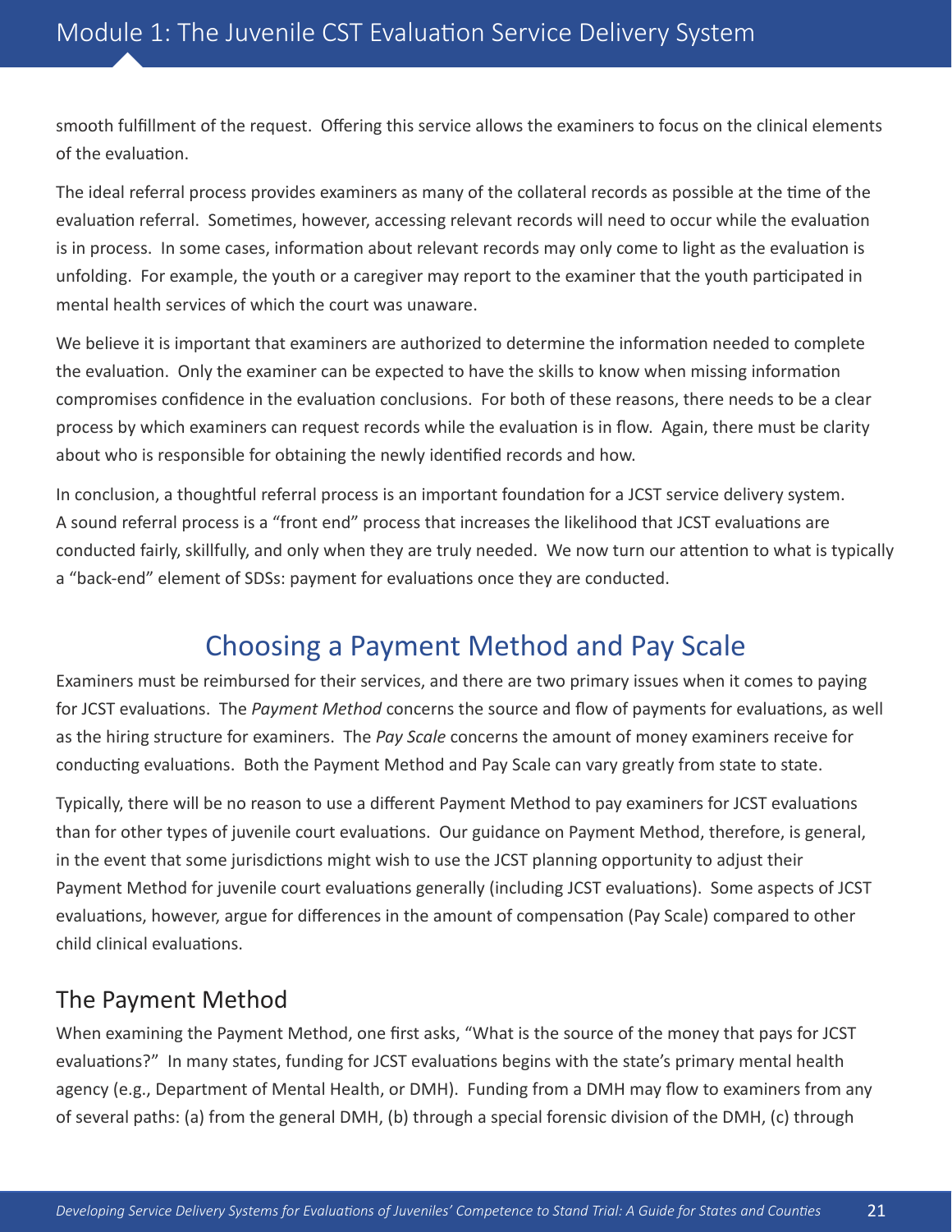smooth fulfillment of the request. Offering this service allows the examiners to focus on the clinical elements of the evaluation.

The ideal referral process provides examiners as many of the collateral records as possible at the time of the evaluation referral. Sometimes, however, accessing relevant records will need to occur while the evaluation is in process. In some cases, information about relevant records may only come to light as the evaluation is unfolding. For example, the youth or a caregiver may report to the examiner that the youth participated in mental health services of which the court was unaware.

We believe it is important that examiners are authorized to determine the information needed to complete the evaluation. Only the examiner can be expected to have the skills to know when missing information compromises confidence in the evaluation conclusions. For both of these reasons, there needs to be a clear process by which examiners can request records while the evaluation is in flow. Again, there must be clarity about who is responsible for obtaining the newly identified records and how.

In conclusion, a thoughtful referral process is an important foundation for a JCST service delivery system. A sound referral process is a "front end" process that increases the likelihood that JCST evaluations are conducted fairly, skillfully, and only when they are truly needed. We now turn our attention to what is typically a "back-end" element of SDSs: payment for evaluations once they are conducted.

## Choosing a Payment Method and Pay Scale

Examiners must be reimbursed for their services, and there are two primary issues when it comes to paying for JCST evaluations. The *Payment Method* concerns the source and flow of payments for evaluations, as well as the hiring structure for examiners. The *Pay Scale* concerns the amount of money examiners receive for conducting evaluations. Both the Payment Method and Pay Scale can vary greatly from state to state.

Typically, there will be no reason to use a different Payment Method to pay examiners for JCST evaluations than for other types of juvenile court evaluations. Our guidance on Payment Method, therefore, is general, in the event that some jurisdictions might wish to use the JCST planning opportunity to adjust their Payment Method for juvenile court evaluations generally (including JCST evaluations). Some aspects of JCST evaluations, however, argue for differences in the amount of compensation (Pay Scale) compared to other child clinical evaluations.

### The Payment Method

When examining the Payment Method, one first asks, "What is the source of the money that pays for JCST evaluations?" In many states, funding for JCST evaluations begins with the state's primary mental health agency (e.g., Department of Mental Health, or DMH). Funding from a DMH may flow to examiners from any of several paths: (a) from the general DMH, (b) through a special forensic division of the DMH, (c) through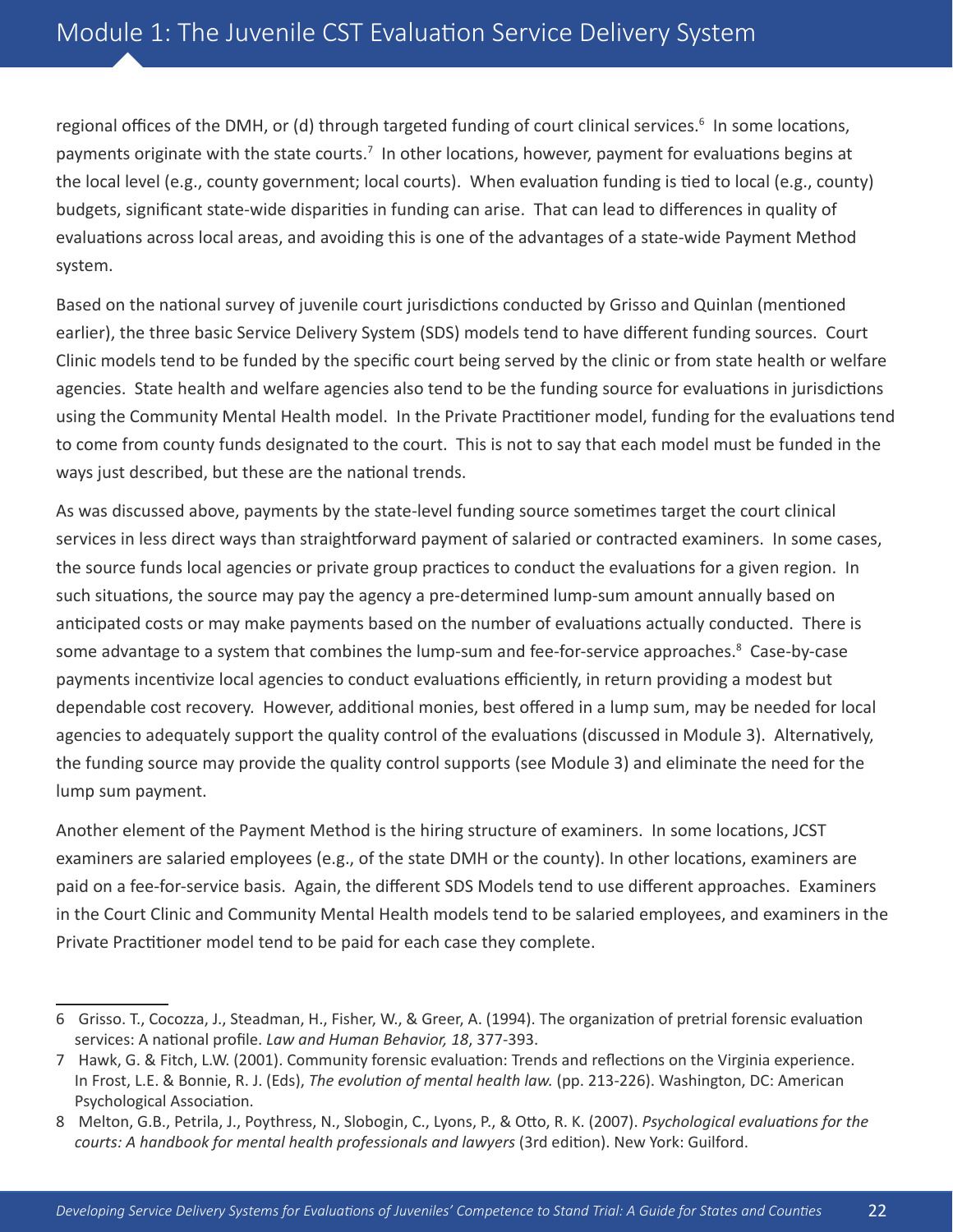regional offices of the DMH, or (d) through targeted funding of court clinical services.[6] In some locations, payments originate with the state courts.[7] In other locations, however, payment for evaluations begins at the local level (e.g., county government; local courts). When evaluation funding is tied to local (e.g., county) budgets, significant state-wide disparities in funding can arise. That can lead to differences in quality of evaluations across local areas, and avoiding this is one of the advantages of a state-wide Payment Method system.

Based on the national survey of juvenile court jurisdictions conducted by Grisso and Quinlan (mentioned earlier), the three basic Service Delivery System (SDS) models tend to have different funding sources. Court Clinic models tend to be funded by the specific court being served by the clinic or from state health or welfare agencies. State health and welfare agencies also tend to be the funding source for evaluations in jurisdictions using the Community Mental Health model. In the Private Practitioner model, funding for the evaluations tend to come from county funds designated to the court. This is not to say that each model must be funded in the ways just described, but these are the national trends.

As was discussed above, payments by the state-level funding source sometimes target the court clinical services in less direct ways than straightforward payment of salaried or contracted examiners. In some cases, the source funds local agencies or private group practices to conduct the evaluations for a given region. In such situations, the source may pay the agency a pre-determined lump-sum amount annually based on anticipated costs or may make payments based on the number of evaluations actually conducted. There is some advantage to a system that combines the lump-sum and fee-for-service approaches.[8] Case-by-case payments incentivize local agencies to conduct evaluations efficiently, in return providing a modest but dependable cost recovery. However, additional monies, best offered in a lump sum, may be needed for local agencies to adequately support the quality control of the evaluations (discussed in Module 3). Alternatively, the funding source may provide the quality control supports (see Module 3) and eliminate the need for the lump sum payment.

Another element of the Payment Method is the hiring structure of examiners. In some locations, JCST examiners are salaried employees (e.g., of the state DMH or the county). In other locations, examiners are paid on a fee-for-service basis. Again, the different SDS Models tend to use different approaches. Examiners in the Court Clinic and Community Mental Health models tend to be salaried employees, and examiners in the Private Practitioner model tend to be paid for each case they complete.

---

6 Grisso. T., Cocozza, J., Steadman, H., Fisher, W., & Greer, A. (1994). The organization of pretrial forensic evaluation services: A national profile. *Law and Human Behavior, 18*, 377-393.

7 Hawk, G. & Fitch, L.W. (2001). Community forensic evaluation: Trends and reflections on the Virginia experience. In Frost, L.E. & Bonnie, R. J. (Eds), *The evolution of mental health law.* (pp. 213-226). Washington, DC: American Psychological Association.

8 Melton, G.B., Petrila, J., Poythress, N., Slobogin, C., Lyons, P., & Otto, R. K. (2007). *Psychological evaluations for the courts: A handbook for mental health professionals and lawyers* (3rd edition). New York: Guilford.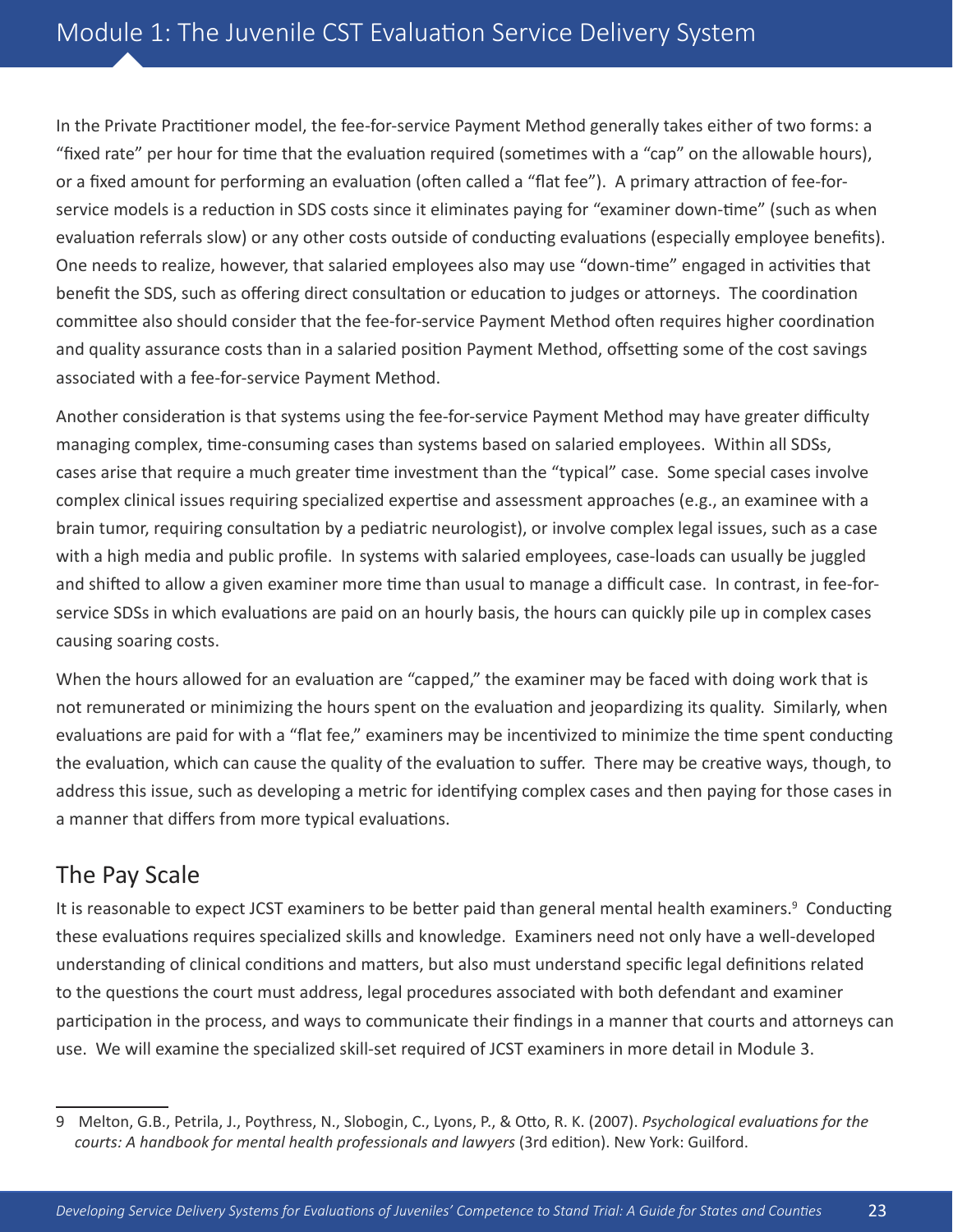In the Private Practitioner model, the fee-for-service Payment Method generally takes either of two forms: a "fixed rate" per hour for time that the evaluation required (sometimes with a "cap" on the allowable hours), or a fixed amount for performing an evaluation (often called a "flat fee"). A primary attraction of fee-for-service models is a reduction in SDS costs since it eliminates paying for "examiner down-time" (such as when evaluation referrals slow) or any other costs outside of conducting evaluations (especially employee benefits). One needs to realize, however, that salaried employees also may use "down-time" engaged in activities that benefit the SDS, such as offering direct consultation or education to judges or attorneys. The coordination committee also should consider that the fee-for-service Payment Method often requires higher coordination and quality assurance costs than in a salaried position Payment Method, offsetting some of the cost savings associated with a fee-for-service Payment Method.

Another consideration is that systems using the fee-for-service Payment Method may have greater difficulty managing complex, time-consuming cases than systems based on salaried employees. Within all SDSs, cases arise that require a much greater time investment than the "typical" case. Some special cases involve complex clinical issues requiring specialized expertise and assessment approaches (e.g., an examinee with a brain tumor, requiring consultation by a pediatric neurologist), or involve complex legal issues, such as a case with a high media and public profile. In systems with salaried employees, case-loads can usually be juggled and shifted to allow a given examiner more time than usual to manage a difficult case. In contrast, in fee-for-service SDSs in which evaluations are paid on an hourly basis, the hours can quickly pile up in complex cases causing soaring costs.

When the hours allowed for an evaluation are "capped," the examiner may be faced with doing work that is not remunerated or minimizing the hours spent on the evaluation and jeopardizing its quality. Similarly, when evaluations are paid for with a "flat fee," examiners may be incentivized to minimize the time spent conducting the evaluation, which can cause the quality of the evaluation to suffer. There may be creative ways, though, to address this issue, such as developing a metric for identifying complex cases and then paying for those cases in a manner that differs from more typical evaluations.

## The Pay Scale

It is reasonable to expect JCST examiners to be better paid than general mental health examiners.[9] Conducting these evaluations requires specialized skills and knowledge. Examiners need not only have a well-developed understanding of clinical conditions and matters, but also must understand specific legal definitions related to the questions the court must address, legal procedures associated with both defendant and examiner participation in the process, and ways to communicate their findings in a manner that courts and attorneys can use. We will examine the specialized skill-set required of JCST examiners in more detail in Module 3.

---

9 Melton, G.B., Petrila, J., Poythress, N., Slobogin, C., Lyons, P., & Otto, R. K. (2007). *Psychological evaluations for the courts: A handbook for mental health professionals and lawyers* (3rd edition). New York: Guilford.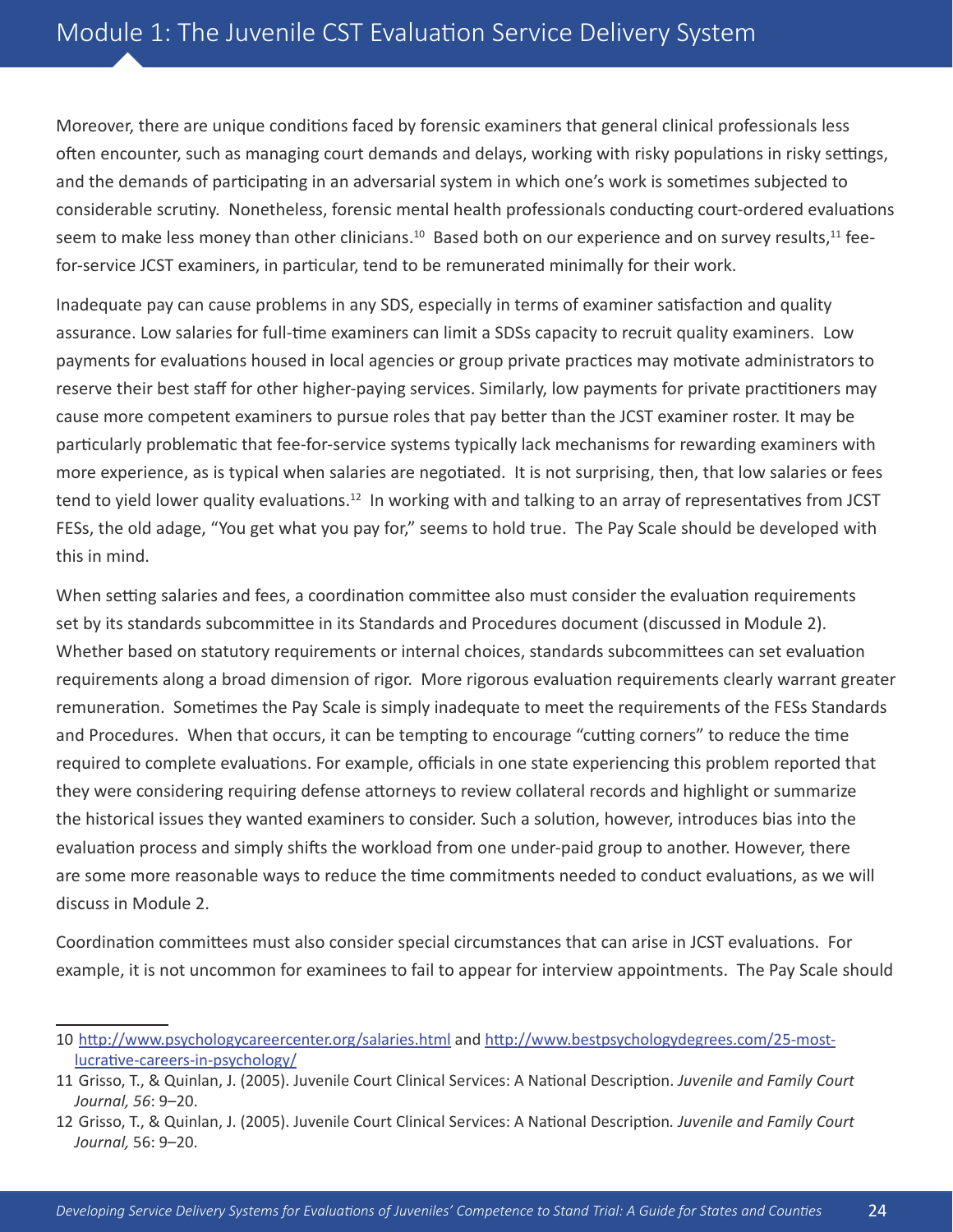Moreover, there are unique conditions faced by forensic examiners that general clinical professionals less often encounter, such as managing court demands and delays, working with risky populations in risky settings, and the demands of participating in an adversarial system in which one's work is sometimes subjected to considerable scrutiny. Nonetheless, forensic mental health professionals conducting court-ordered evaluations seem to make less money than other clinicians.[10] Based both on our experience and on survey results,[11] fee-for-service JCST examiners, in particular, tend to be remunerated minimally for their work.

Inadequate pay can cause problems in any SDS, especially in terms of examiner satisfaction and quality assurance. Low salaries for full-time examiners can limit a SDSs capacity to recruit quality examiners. Low payments for evaluations housed in local agencies or group private practices may motivate administrators to reserve their best staff for other higher-paying services. Similarly, low payments for private practitioners may cause more competent examiners to pursue roles that pay better than the JCST examiner roster. It may be particularly problematic that fee-for-service systems typically lack mechanisms for rewarding examiners with more experience, as is typical when salaries are negotiated. It is not surprising, then, that low salaries or fees tend to yield lower quality evaluations.[12] In working with and talking to an array of representatives from JCST FESs, the old adage, "You get what you pay for," seems to hold true. The Pay Scale should be developed with this in mind.

When setting salaries and fees, a coordination committee also must consider the evaluation requirements set by its standards subcommittee in its Standards and Procedures document (discussed in Module 2). Whether based on statutory requirements or internal choices, standards subcommittees can set evaluation requirements along a broad dimension of rigor. More rigorous evaluation requirements clearly warrant greater remuneration. Sometimes the Pay Scale is simply inadequate to meet the requirements of the FESs Standards and Procedures. When that occurs, it can be tempting to encourage "cutting corners" to reduce the time required to complete evaluations. For example, officials in one state experiencing this problem reported that they were considering requiring defense attorneys to review collateral records and highlight or summarize the historical issues they wanted examiners to consider. Such a solution, however, introduces bias into the evaluation process and simply shifts the workload from one under-paid group to another. However, there are some more reasonable ways to reduce the time commitments needed to conduct evaluations, as we will discuss in Module 2.

Coordination committees must also consider special circumstances that can arise in JCST evaluations. For example, it is not uncommon for examinees to fail to appear for interview appointments. The Pay Scale should

---

10 http://www.psychologycareercenter.org/salaries.html and http://www.bestpsychologydegrees.com/25-most-lucrative-careers-in-psychology/

11 Grisso, T., & Quinlan, J. (2005). Juvenile Court Clinical Services: A National Description. *Juvenile and Family Court Journal, 56*: 9–20.

12 Grisso, T., & Quinlan, J. (2005). Juvenile Court Clinical Services: A National Description. *Juvenile and Family Court Journal,* 56: 9–20.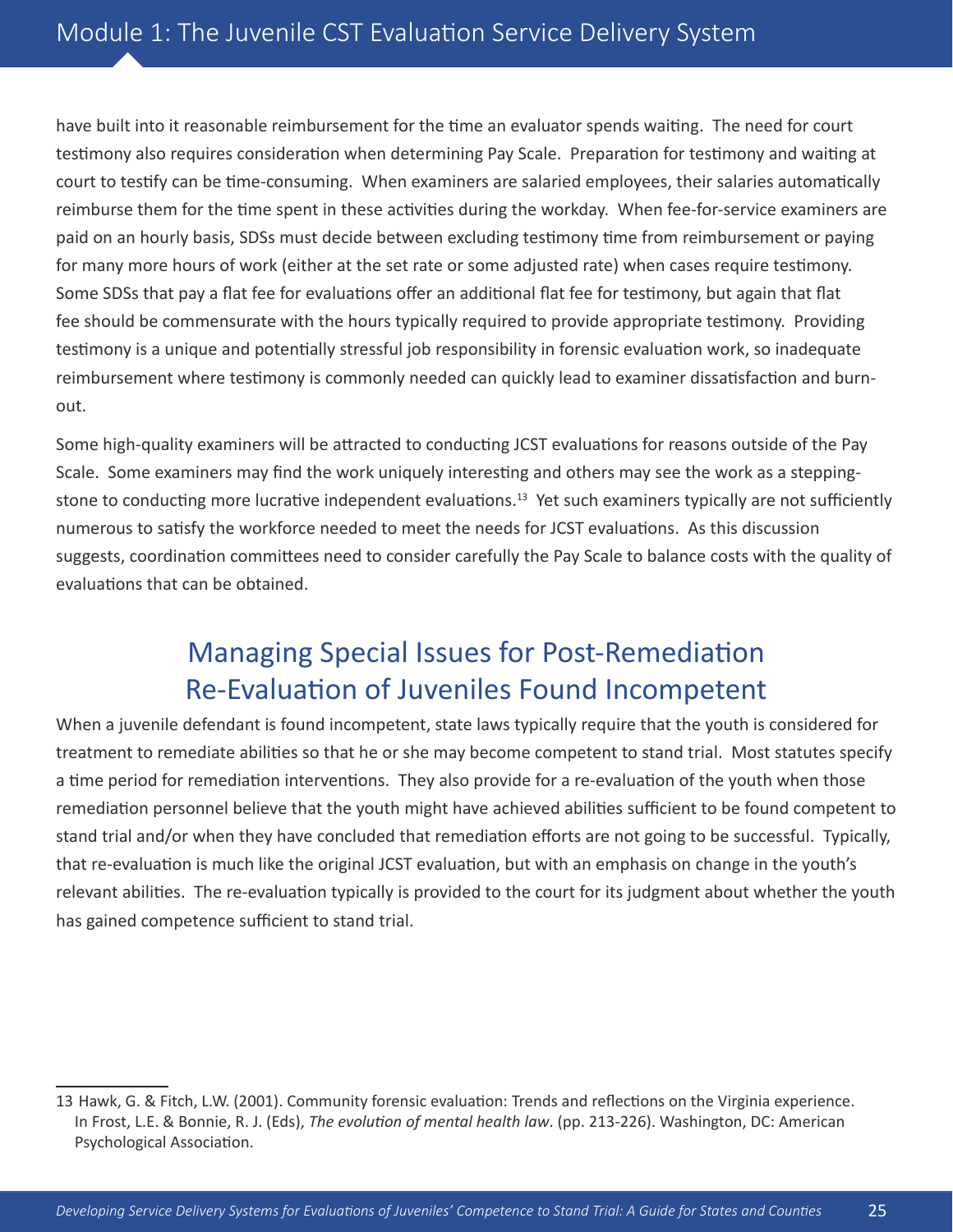have built into it reasonable reimbursement for the time an evaluator spends waiting. The need for court testimony also requires consideration when determining Pay Scale. Preparation for testimony and waiting at court to testify can be time-consuming. When examiners are salaried employees, their salaries automatically reimburse them for the time spent in these activities during the workday. When fee-for-service examiners are paid on an hourly basis, SDSs must decide between excluding testimony time from reimbursement or paying for many more hours of work (either at the set rate or some adjusted rate) when cases require testimony. Some SDSs that pay a flat fee for evaluations offer an additional flat fee for testimony, but again that flat fee should be commensurate with the hours typically required to provide appropriate testimony. Providing testimony is a unique and potentially stressful job responsibility in forensic evaluation work, so inadequate reimbursement where testimony is commonly needed can quickly lead to examiner dissatisfaction and burn-out.

Some high-quality examiners will be attracted to conducting JCST evaluations for reasons outside of the Pay Scale. Some examiners may find the work uniquely interesting and others may see the work as a stepping-stone to conducting more lucrative independent evaluations.[13] Yet such examiners typically are not sufficiently numerous to satisfy the workforce needed to meet the needs for JCST evaluations. As this discussion suggests, coordination committees need to consider carefully the Pay Scale to balance costs with the quality of evaluations that can be obtained.

## Managing Special Issues for Post-Remediation Re-Evaluation of Juveniles Found Incompetent

When a juvenile defendant is found incompetent, state laws typically require that the youth is considered for treatment to remediate abilities so that he or she may become competent to stand trial. Most statutes specify a time period for remediation interventions. They also provide for a re-evaluation of the youth when those remediation personnel believe that the youth might have achieved abilities sufficient to be found competent to stand trial and/or when they have concluded that remediation efforts are not going to be successful. Typically, that re-evaluation is much like the original JCST evaluation, but with an emphasis on change in the youth's relevant abilities. The re-evaluation typically is provided to the court for its judgment about whether the youth has gained competence sufficient to stand trial.

---

13 Hawk, G. & Fitch, L.W. (2001). Community forensic evaluation: Trends and reflections on the Virginia experience. In Frost, L.E. & Bonnie, R. J. (Eds), *The evolution of mental health law*. (pp. 213-226). Washington, DC: American Psychological Association.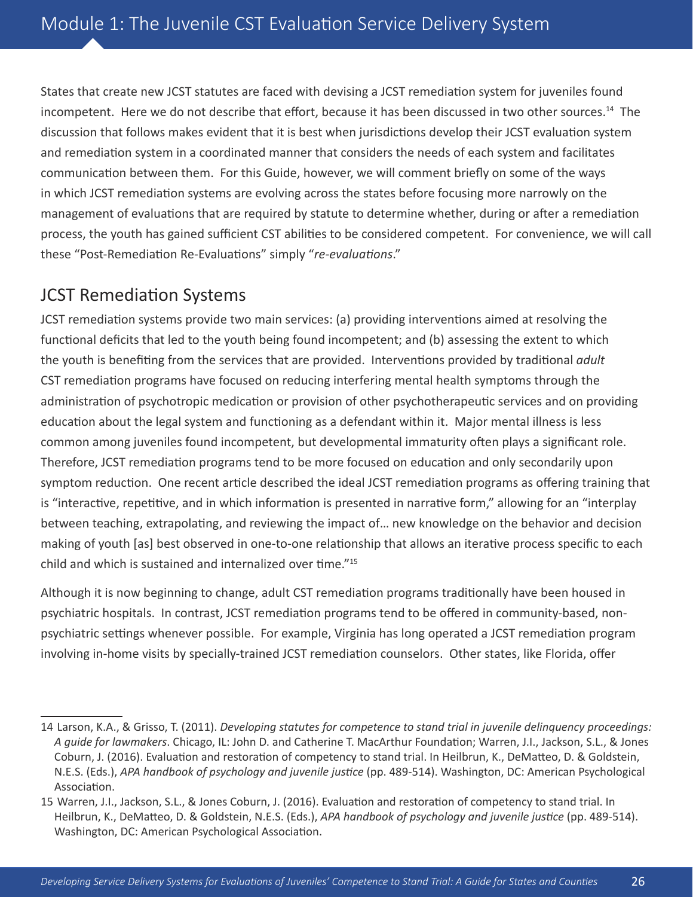States that create new JCST statutes are faced with devising a JCST remediation system for juveniles found incompetent. Here we do not describe that effort, because it has been discussed in two other sources.[14] The discussion that follows makes evident that it is best when jurisdictions develop their JCST evaluation system and remediation system in a coordinated manner that considers the needs of each system and facilitates communication between them. For this Guide, however, we will comment briefly on some of the ways in which JCST remediation systems are evolving across the states before focusing more narrowly on the management of evaluations that are required by statute to determine whether, during or after a remediation process, the youth has gained sufficient CST abilities to be considered competent. For convenience, we will call these "Post-Remediation Re-Evaluations" simply "*re-evaluations*."

## JCST Remediation Systems

JCST remediation systems provide two main services: (a) providing interventions aimed at resolving the functional deficits that led to the youth being found incompetent; and (b) assessing the extent to which the youth is benefiting from the services that are provided. Interventions provided by traditional *adult* CST remediation programs have focused on reducing interfering mental health symptoms through the administration of psychotropic medication or provision of other psychotherapeutic services and on providing education about the legal system and functioning as a defendant within it. Major mental illness is less common among juveniles found incompetent, but developmental immaturity often plays a significant role. Therefore, JCST remediation programs tend to be more focused on education and only secondarily upon symptom reduction. One recent article described the ideal JCST remediation programs as offering training that is "interactive, repetitive, and in which information is presented in narrative form," allowing for an "interplay between teaching, extrapolating, and reviewing the impact of… new knowledge on the behavior and decision making of youth [as] best observed in one-to-one relationship that allows an iterative process specific to each child and which is sustained and internalized over time."[15]

Although it is now beginning to change, adult CST remediation programs traditionally have been housed in psychiatric hospitals. In contrast, JCST remediation programs tend to be offered in community-based, non-psychiatric settings whenever possible. For example, Virginia has long operated a JCST remediation program involving in-home visits by specially-trained JCST remediation counselors. Other states, like Florida, offer

---

14 Larson, K.A., & Grisso, T. (2011). *Developing statutes for competence to stand trial in juvenile delinquency proceedings: A guide for lawmakers*. Chicago, IL: John D. and Catherine T. MacArthur Foundation; Warren, J.I., Jackson, S.L., & Jones Coburn, J. (2016). Evaluation and restoration of competency to stand trial. In Heilbrun, K., DeMatteo, D. & Goldstein, N.E.S. (Eds.), *APA handbook of psychology and juvenile justice* (pp. 489-514). Washington, DC: American Psychological Association.

15 Warren, J.I., Jackson, S.L., & Jones Coburn, J. (2016). Evaluation and restoration of competency to stand trial. In Heilbrun, K., DeMatteo, D. & Goldstein, N.E.S. (Eds.), *APA handbook of psychology and juvenile justice* (pp. 489-514). Washington, DC: American Psychological Association.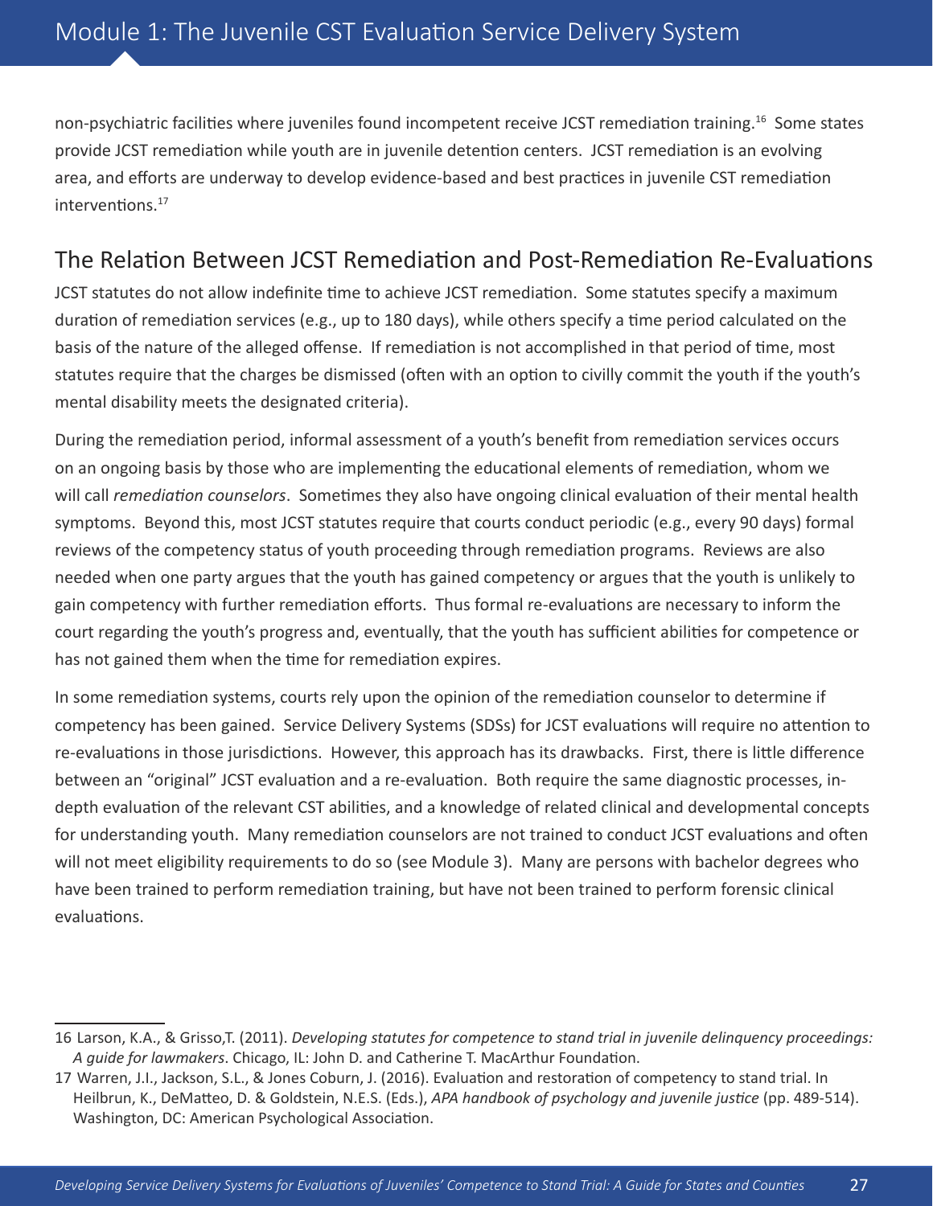non-psychiatric facilities where juveniles found incompetent receive JCST remediation training.[16] Some states provide JCST remediation while youth are in juvenile detention centers. JCST remediation is an evolving area, and efforts are underway to develop evidence-based and best practices in juvenile CST remediation interventions.[17]

## The Relation Between JCST Remediation and Post-Remediation Re-Evaluations

JCST statutes do not allow indefinite time to achieve JCST remediation. Some statutes specify a maximum duration of remediation services (e.g., up to 180 days), while others specify a time period calculated on the basis of the nature of the alleged offense. If remediation is not accomplished in that period of time, most statutes require that the charges be dismissed (often with an option to civilly commit the youth if the youth's mental disability meets the designated criteria).

During the remediation period, informal assessment of a youth's benefit from remediation services occurs on an ongoing basis by those who are implementing the educational elements of remediation, whom we will call *remediation counselors*. Sometimes they also have ongoing clinical evaluation of their mental health symptoms. Beyond this, most JCST statutes require that courts conduct periodic (e.g., every 90 days) formal reviews of the competency status of youth proceeding through remediation programs. Reviews are also needed when one party argues that the youth has gained competency or argues that the youth is unlikely to gain competency with further remediation efforts. Thus formal re-evaluations are necessary to inform the court regarding the youth's progress and, eventually, that the youth has sufficient abilities for competence or has not gained them when the time for remediation expires.

In some remediation systems, courts rely upon the opinion of the remediation counselor to determine if competency has been gained. Service Delivery Systems (SDSs) for JCST evaluations will require no attention to re-evaluations in those jurisdictions. However, this approach has its drawbacks. First, there is little difference between an "original" JCST evaluation and a re-evaluation. Both require the same diagnostic processes, in-depth evaluation of the relevant CST abilities, and a knowledge of related clinical and developmental concepts for understanding youth. Many remediation counselors are not trained to conduct JCST evaluations and often will not meet eligibility requirements to do so (see Module 3). Many are persons with bachelor degrees who have been trained to perform remediation training, but have not been trained to perform forensic clinical evaluations.

---

16 Larson, K.A., & Grisso,T. (2011). *Developing statutes for competence to stand trial in juvenile delinquency proceedings: A guide for lawmakers*. Chicago, IL: John D. and Catherine T. MacArthur Foundation.

17 Warren, J.I., Jackson, S.L., & Jones Coburn, J. (2016). Evaluation and restoration of competency to stand trial. In Heilbrun, K., DeMatteo, D. & Goldstein, N.E.S. (Eds.), *APA handbook of psychology and juvenile justice* (pp. 489-514). Washington, DC: American Psychological Association.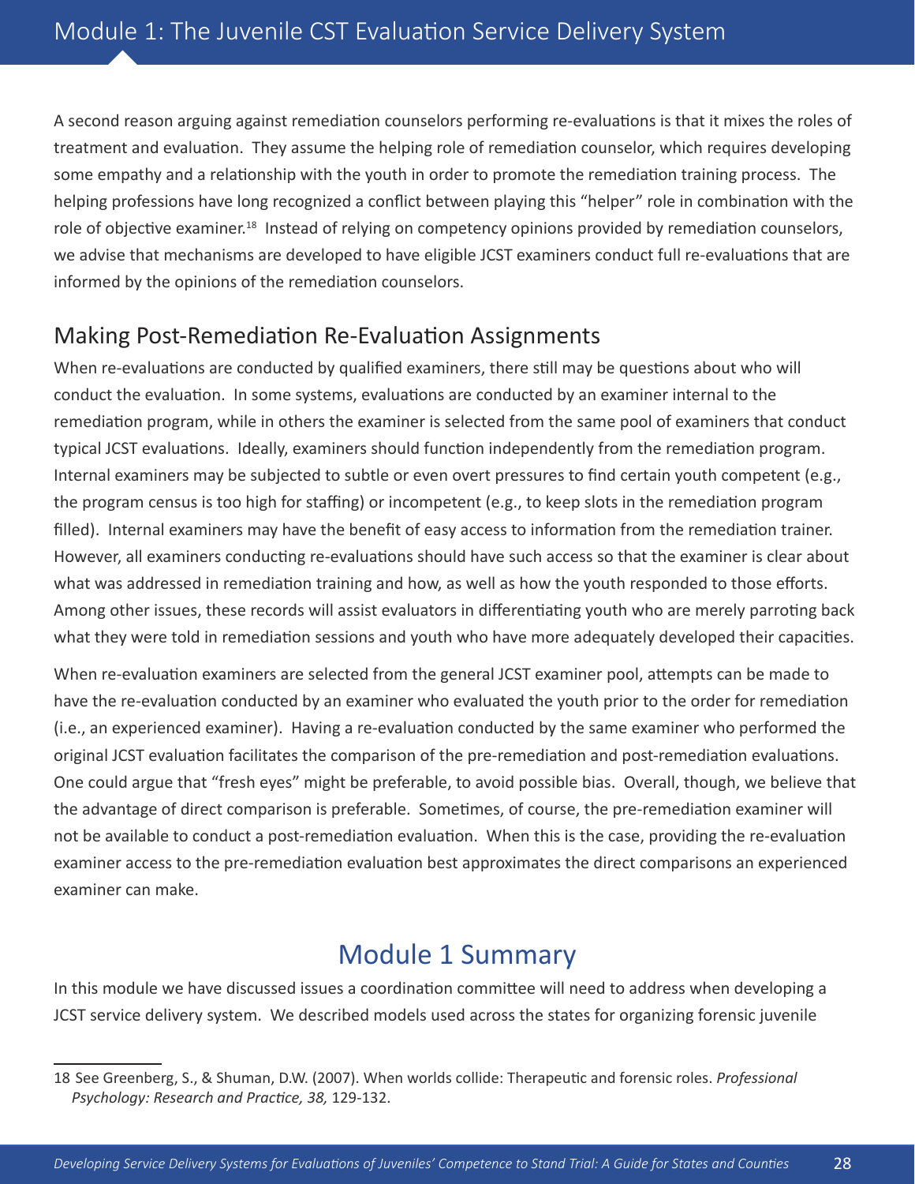A second reason arguing against remediation counselors performing re-evaluations is that it mixes the roles of treatment and evaluation. They assume the helping role of remediation counselor, which requires developing some empathy and a relationship with the youth in order to promote the remediation training process. The helping professions have long recognized a conflict between playing this "helper" role in combination with the role of objective examiner.[18] Instead of relying on competency opinions provided by remediation counselors, we advise that mechanisms are developed to have eligible JCST examiners conduct full re-evaluations that are informed by the opinions of the remediation counselors.

## Making Post-Remediation Re-Evaluation Assignments

When re-evaluations are conducted by qualified examiners, there still may be questions about who will conduct the evaluation. In some systems, evaluations are conducted by an examiner internal to the remediation program, while in others the examiner is selected from the same pool of examiners that conduct typical JCST evaluations. Ideally, examiners should function independently from the remediation program. Internal examiners may be subjected to subtle or even overt pressures to find certain youth competent (e.g., the program census is too high for staffing) or incompetent (e.g., to keep slots in the remediation program filled). Internal examiners may have the benefit of easy access to information from the remediation trainer. However, all examiners conducting re-evaluations should have such access so that the examiner is clear about what was addressed in remediation training and how, as well as how the youth responded to those efforts. Among other issues, these records will assist evaluators in differentiating youth who are merely parroting back what they were told in remediation sessions and youth who have more adequately developed their capacities.

When re-evaluation examiners are selected from the general JCST examiner pool, attempts can be made to have the re-evaluation conducted by an examiner who evaluated the youth prior to the order for remediation (i.e., an experienced examiner). Having a re-evaluation conducted by the same examiner who performed the original JCST evaluation facilitates the comparison of the pre-remediation and post-remediation evaluations. One could argue that "fresh eyes" might be preferable, to avoid possible bias. Overall, though, we believe that the advantage of direct comparison is preferable. Sometimes, of course, the pre-remediation examiner will not be available to conduct a post-remediation evaluation. When this is the case, providing the re-evaluation examiner access to the pre-remediation evaluation best approximates the direct comparisons an experienced examiner can make.

# Module 1 Summary

In this module we have discussed issues a coordination committee will need to address when developing a JCST service delivery system. We described models used across the states for organizing forensic juvenile

---

[18] See Greenberg, S., & Shuman, D.W. (2007). When worlds collide: Therapeutic and forensic roles. *Professional Psychology: Research and Practice, 38,* 129-132.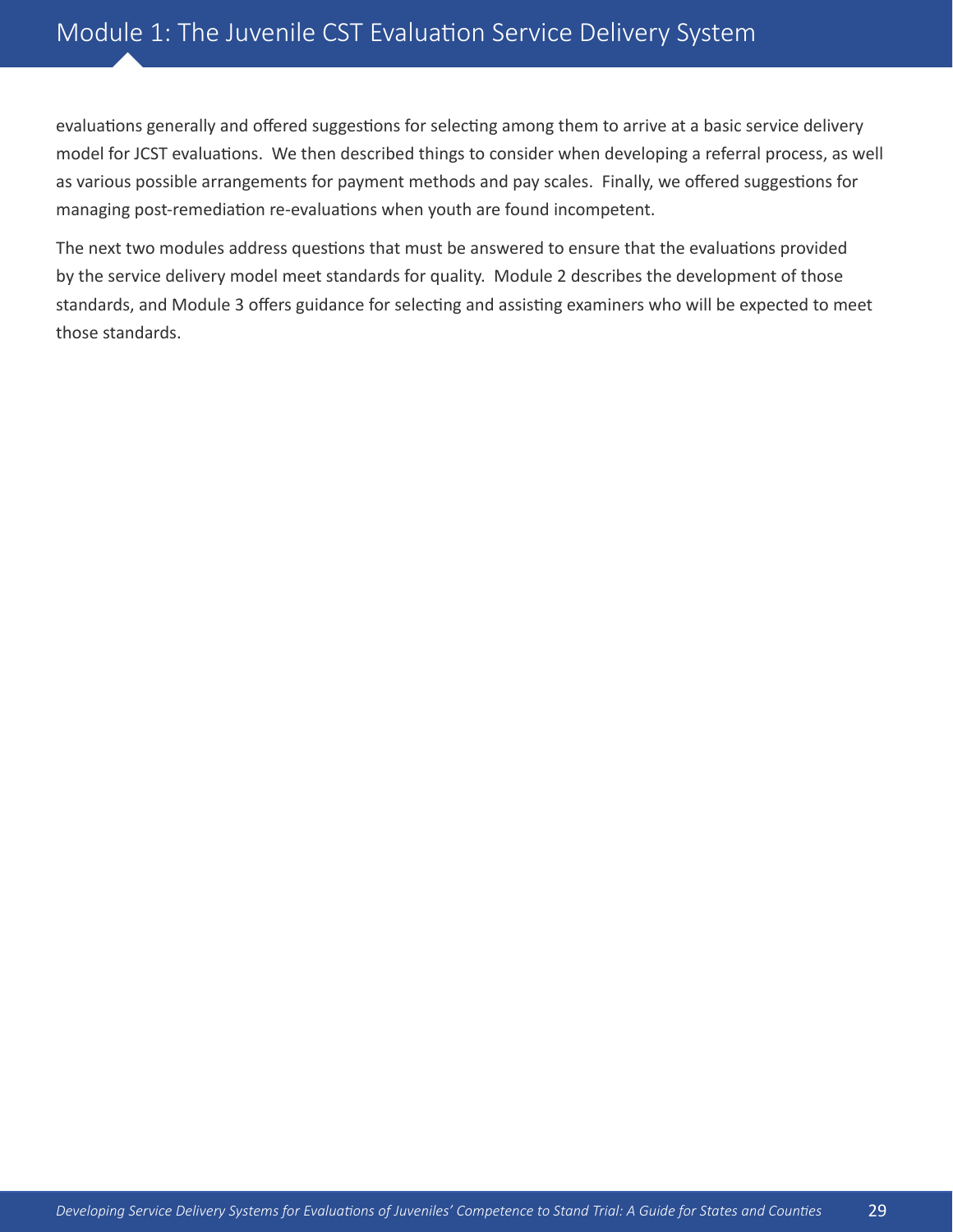evaluations generally and offered suggestions for selecting among them to arrive at a basic service delivery model for JCST evaluations. We then described things to consider when developing a referral process, as well as various possible arrangements for payment methods and pay scales. Finally, we offered suggestions for managing post-remediation re-evaluations when youth are found incompetent.

The next two modules address questions that must be answered to ensure that the evaluations provided by the service delivery model meet standards for quality. Module 2 describes the development of those standards, and Module 3 offers guidance for selecting and assisting examiners who will be expected to meet those standards.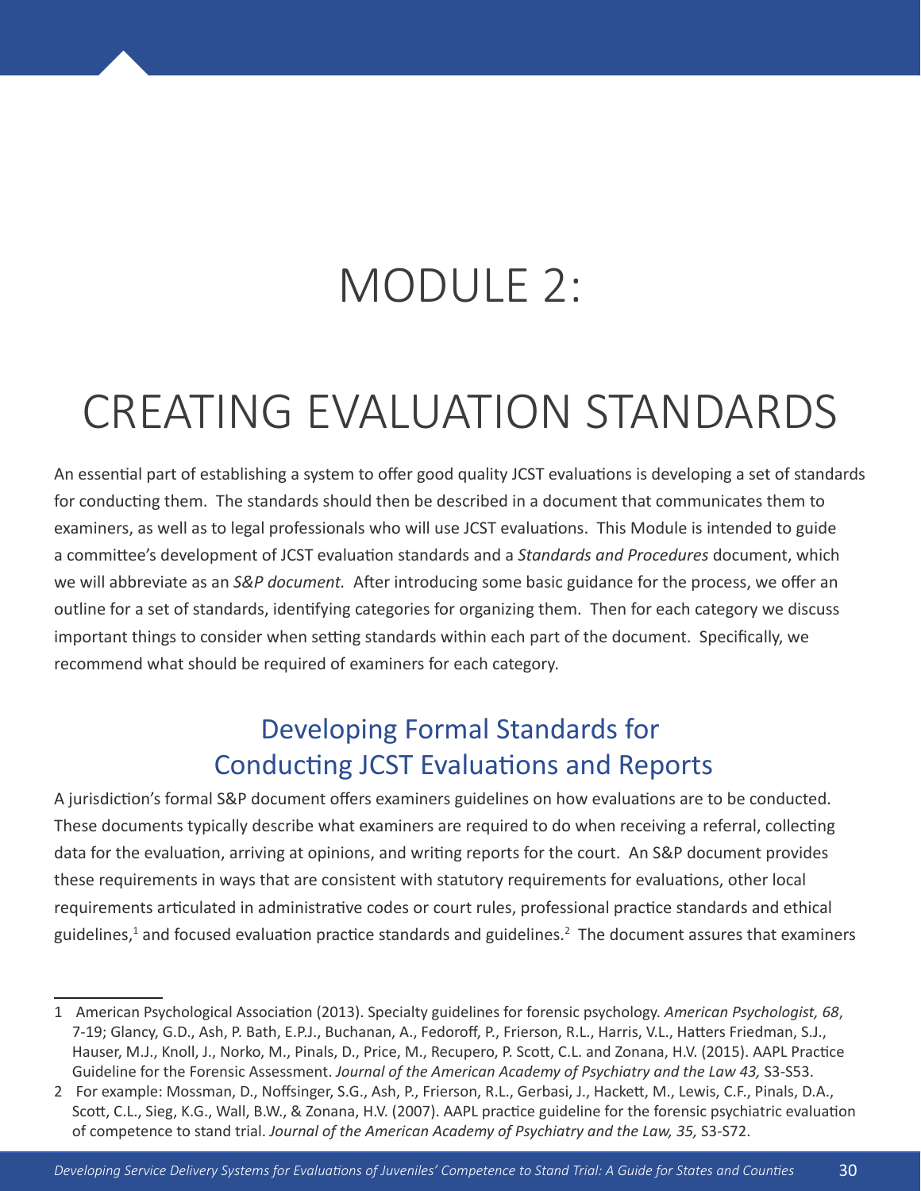# MODULE 2:

# CREATING EVALUATION STANDARDS

An essential part of establishing a system to offer good quality JCST evaluations is developing a set of standards for conducting them. The standards should then be described in a document that communicates them to examiners, as well as to legal professionals who will use JCST evaluations. This Module is intended to guide a committee's development of JCST evaluation standards and a *Standards and Procedures* document, which we will abbreviate as an *S&P document.* After introducing some basic guidance for the process, we offer an outline for a set of standards, identifying categories for organizing them. Then for each category we discuss important things to consider when setting standards within each part of the document. Specifically, we recommend what should be required of examiners for each category.

## Developing Formal Standards for Conducting JCST Evaluations and Reports

A jurisdiction's formal S&P document offers examiners guidelines on how evaluations are to be conducted. These documents typically describe what examiners are required to do when receiving a referral, collecting data for the evaluation, arriving at opinions, and writing reports for the court. An S&P document provides these requirements in ways that are consistent with statutory requirements for evaluations, other local requirements articulated in administrative codes or court rules, professional practice standards and ethical guidelines,[1] and focused evaluation practice standards and guidelines.[2] The document assures that examiners

1 American Psychological Association (2013). Specialty guidelines for forensic psychology. *American Psychologist, 68*, 7-19; Glancy, G.D., Ash, P. Bath, E.P.J., Buchanan, A., Fedoroff, P., Frierson, R.L., Harris, V.L., Hatters Friedman, S.J., Hauser, M.J., Knoll, J., Norko, M., Pinals, D., Price, M., Recupero, P. Scott, C.L. and Zonana, H.V. (2015). AAPL Practice Guideline for the Forensic Assessment. *Journal of the American Academy of Psychiatry and the Law 43,* S3-S53.

2 For example: Mossman, D., Noffsinger, S.G., Ash, P., Frierson, R.L., Gerbasi, J., Hackett, M., Lewis, C.F., Pinals, D.A., Scott, C.L., Sieg, K.G., Wall, B.W., & Zonana, H.V. (2007). AAPL practice guideline for the forensic psychiatric evaluation of competence to stand trial. *Journal of the American Academy of Psychiatry and the Law, 35,* S3-S72.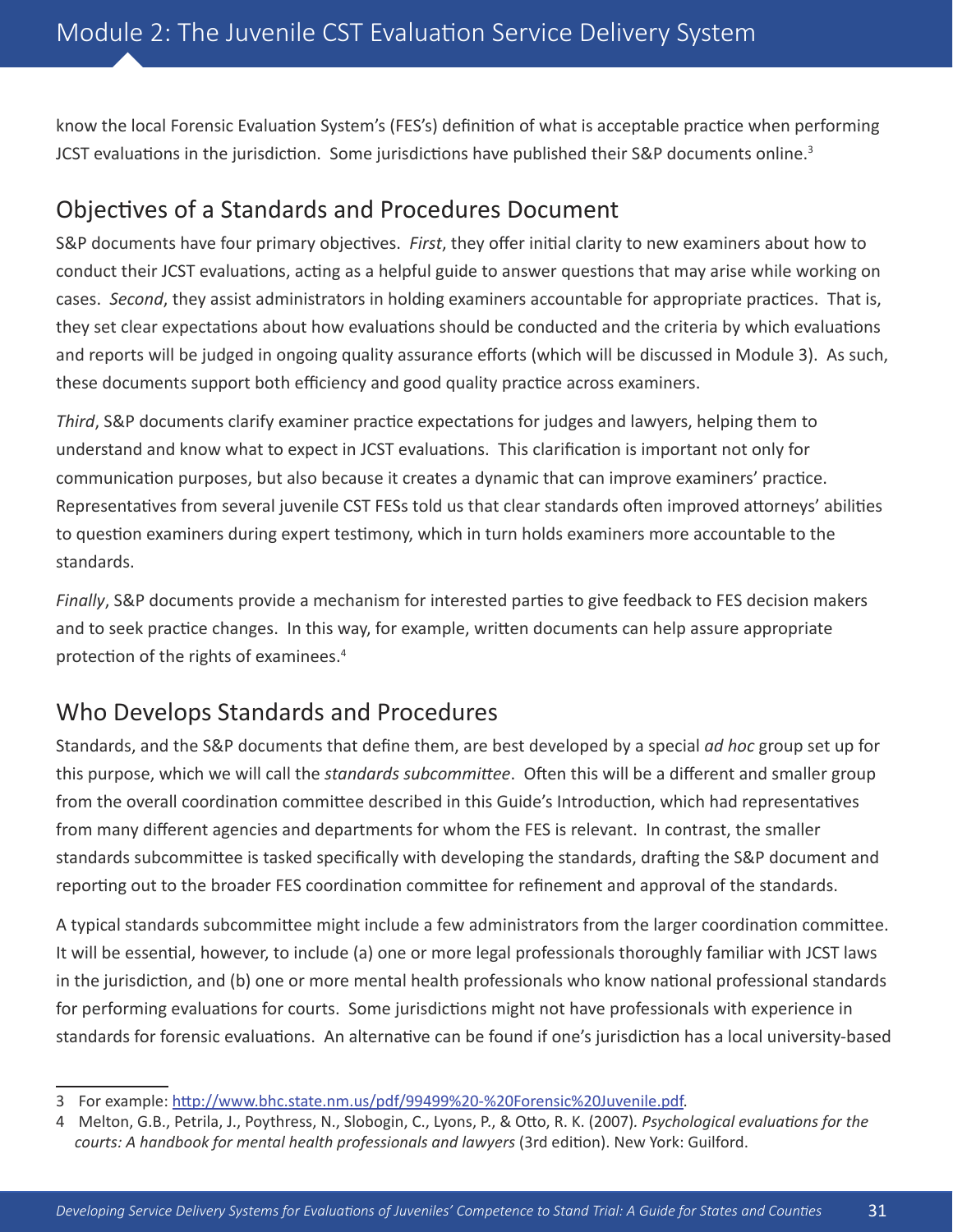know the local Forensic Evaluation System's (FES's) definition of what is acceptable practice when performing JCST evaluations in the jurisdiction. Some jurisdictions have published their S&P documents online.[3]

## Objectives of a Standards and Procedures Document

S&P documents have four primary objectives. *First*, they offer initial clarity to new examiners about how to conduct their JCST evaluations, acting as a helpful guide to answer questions that may arise while working on cases. *Second*, they assist administrators in holding examiners accountable for appropriate practices. That is, they set clear expectations about how evaluations should be conducted and the criteria by which evaluations and reports will be judged in ongoing quality assurance efforts (which will be discussed in Module 3). As such, these documents support both efficiency and good quality practice across examiners.

*Third*, S&P documents clarify examiner practice expectations for judges and lawyers, helping them to understand and know what to expect in JCST evaluations. This clarification is important not only for communication purposes, but also because it creates a dynamic that can improve examiners' practice. Representatives from several juvenile CST FESs told us that clear standards often improved attorneys' abilities to question examiners during expert testimony, which in turn holds examiners more accountable to the standards.

*Finally*, S&P documents provide a mechanism for interested parties to give feedback to FES decision makers and to seek practice changes. In this way, for example, written documents can help assure appropriate protection of the rights of examinees.[4]

## Who Develops Standards and Procedures

Standards, and the S&P documents that define them, are best developed by a special *ad hoc* group set up for this purpose, which we will call the *standards subcommittee*. Often this will be a different and smaller group from the overall coordination committee described in this Guide's Introduction, which had representatives from many different agencies and departments for whom the FES is relevant. In contrast, the smaller standards subcommittee is tasked specifically with developing the standards, drafting the S&P document and reporting out to the broader FES coordination committee for refinement and approval of the standards.

A typical standards subcommittee might include a few administrators from the larger coordination committee. It will be essential, however, to include (a) one or more legal professionals thoroughly familiar with JCST laws in the jurisdiction, and (b) one or more mental health professionals who know national professional standards for performing evaluations for courts. Some jurisdictions might not have professionals with experience in standards for forensic evaluations. An alternative can be found if one's jurisdiction has a local university-based

---

3 For example: http://www.bhc.state.nm.us/pdf/99499%20-%20Forensic%20Juvenile.pdf.

4 Melton, G.B., Petrila, J., Poythress, N., Slobogin, C., Lyons, P., & Otto, R. K. (2007). *Psychological evaluations for the courts: A handbook for mental health professionals and lawyers* (3rd edition). New York: Guilford.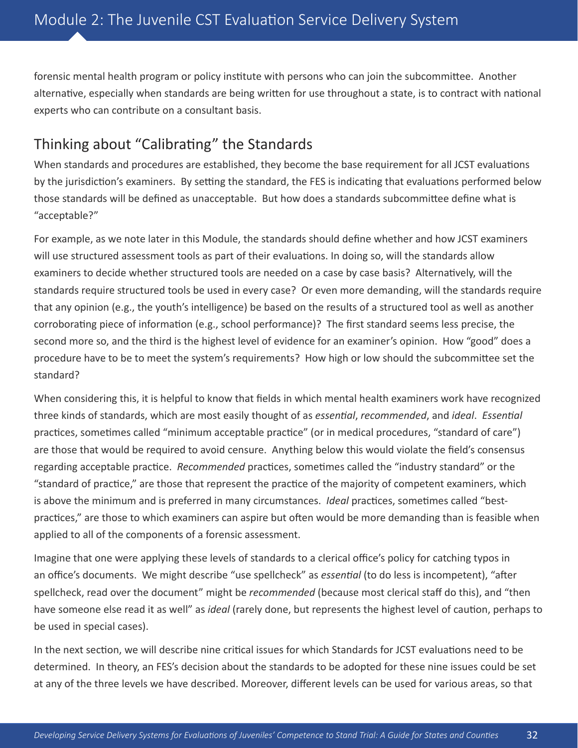forensic mental health program or policy institute with persons who can join the subcommittee. Another alternative, especially when standards are being written for use throughout a state, is to contract with national experts who can contribute on a consultant basis.

## Thinking about "Calibrating" the Standards

When standards and procedures are established, they become the base requirement for all JCST evaluations by the jurisdiction's examiners. By setting the standard, the FES is indicating that evaluations performed below those standards will be defined as unacceptable. But how does a standards subcommittee define what is "acceptable?"

For example, as we note later in this Module, the standards should define whether and how JCST examiners will use structured assessment tools as part of their evaluations. In doing so, will the standards allow examiners to decide whether structured tools are needed on a case by case basis? Alternatively, will the standards require structured tools be used in every case? Or even more demanding, will the standards require that any opinion (e.g., the youth's intelligence) be based on the results of a structured tool as well as another corroborating piece of information (e.g., school performance)? The first standard seems less precise, the second more so, and the third is the highest level of evidence for an examiner's opinion. How "good" does a procedure have to be to meet the system's requirements? How high or low should the subcommittee set the standard?

When considering this, it is helpful to know that fields in which mental health examiners work have recognized three kinds of standards, which are most easily thought of as *essential*, *recommended*, and *ideal*. *Essential* practices, sometimes called "minimum acceptable practice" (or in medical procedures, "standard of care") are those that would be required to avoid censure. Anything below this would violate the field's consensus regarding acceptable practice. *Recommended* practices, sometimes called the "industry standard" or the "standard of practice," are those that represent the practice of the majority of competent examiners, which is above the minimum and is preferred in many circumstances. *Ideal* practices, sometimes called "best-practices," are those to which examiners can aspire but often would be more demanding than is feasible when applied to all of the components of a forensic assessment.

Imagine that one were applying these levels of standards to a clerical office's policy for catching typos in an office's documents. We might describe "use spellcheck" as *essential* (to do less is incompetent), "after spellcheck, read over the document" might be *recommended* (because most clerical staff do this), and "then have someone else read it as well" as *ideal* (rarely done, but represents the highest level of caution, perhaps to be used in special cases).

In the next section, we will describe nine critical issues for which Standards for JCST evaluations need to be determined. In theory, an FES's decision about the standards to be adopted for these nine issues could be set at any of the three levels we have described. Moreover, different levels can be used for various areas, so that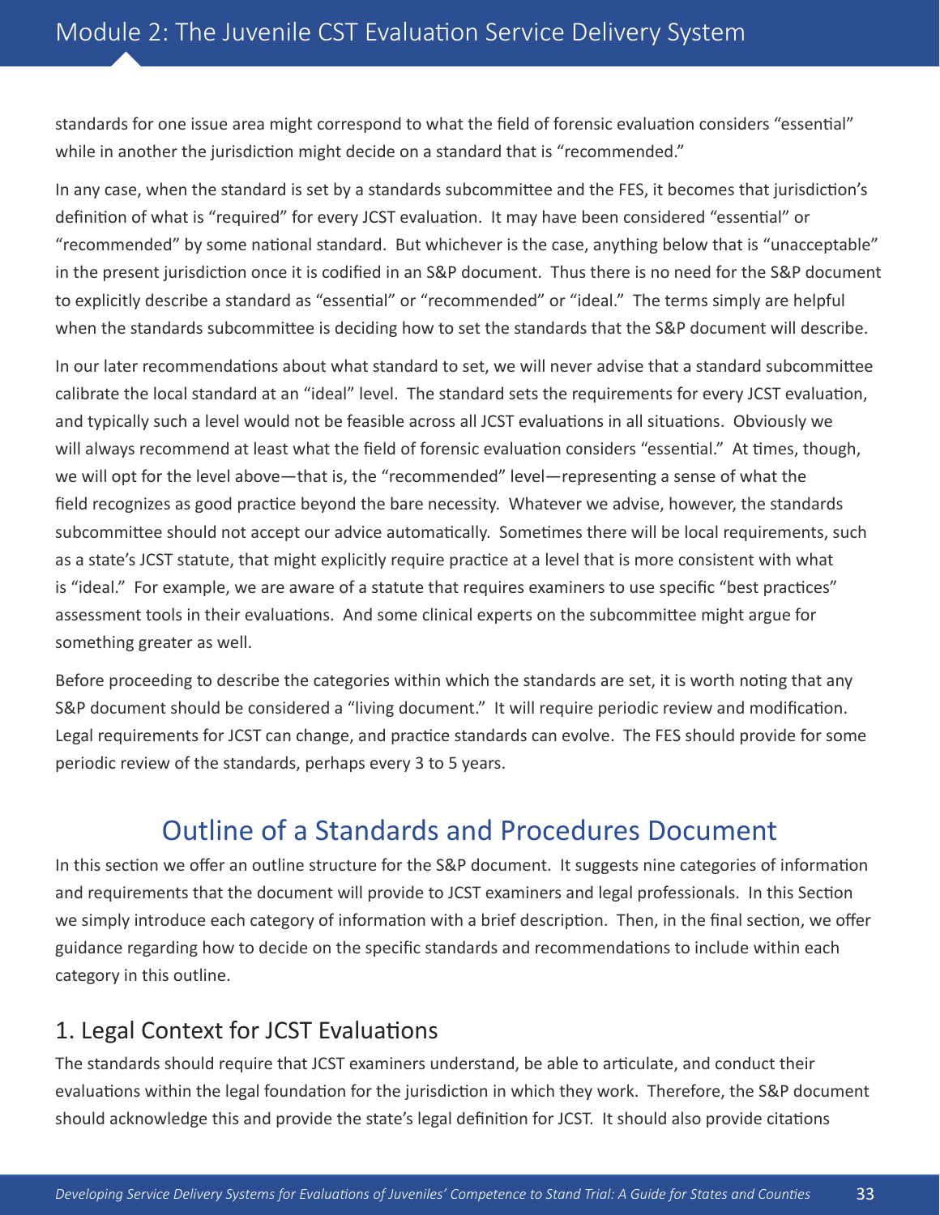standards for one issue area might correspond to what the field of forensic evaluation considers "essential" while in another the jurisdiction might decide on a standard that is "recommended."

In any case, when the standard is set by a standards subcommittee and the FES, it becomes that jurisdiction's definition of what is "required" for every JCST evaluation. It may have been considered "essential" or "recommended" by some national standard. But whichever is the case, anything below that is "unacceptable" in the present jurisdiction once it is codified in an S&P document. Thus there is no need for the S&P document to explicitly describe a standard as "essential" or "recommended" or "ideal." The terms simply are helpful when the standards subcommittee is deciding how to set the standards that the S&P document will describe.

In our later recommendations about what standard to set, we will never advise that a standard subcommittee calibrate the local standard at an "ideal" level. The standard sets the requirements for every JCST evaluation, and typically such a level would not be feasible across all JCST evaluations in all situations. Obviously we will always recommend at least what the field of forensic evaluation considers "essential." At times, though, we will opt for the level above—that is, the "recommended" level—representing a sense of what the field recognizes as good practice beyond the bare necessity. Whatever we advise, however, the standards subcommittee should not accept our advice automatically. Sometimes there will be local requirements, such as a state's JCST statute, that might explicitly require practice at a level that is more consistent with what is "ideal." For example, we are aware of a statute that requires examiners to use specific "best practices" assessment tools in their evaluations. And some clinical experts on the subcommittee might argue for something greater as well.

Before proceeding to describe the categories within which the standards are set, it is worth noting that any S&P document should be considered a "living document." It will require periodic review and modification. Legal requirements for JCST can change, and practice standards can evolve. The FES should provide for some periodic review of the standards, perhaps every 3 to 5 years.

## Outline of a Standards and Procedures Document

In this section we offer an outline structure for the S&P document. It suggests nine categories of information and requirements that the document will provide to JCST examiners and legal professionals. In this Section we simply introduce each category of information with a brief description. Then, in the final section, we offer guidance regarding how to decide on the specific standards and recommendations to include within each category in this outline.

### 1. Legal Context for JCST Evaluations

The standards should require that JCST examiners understand, be able to articulate, and conduct their evaluations within the legal foundation for the jurisdiction in which they work. Therefore, the S&P document should acknowledge this and provide the state's legal definition for JCST. It should also provide citations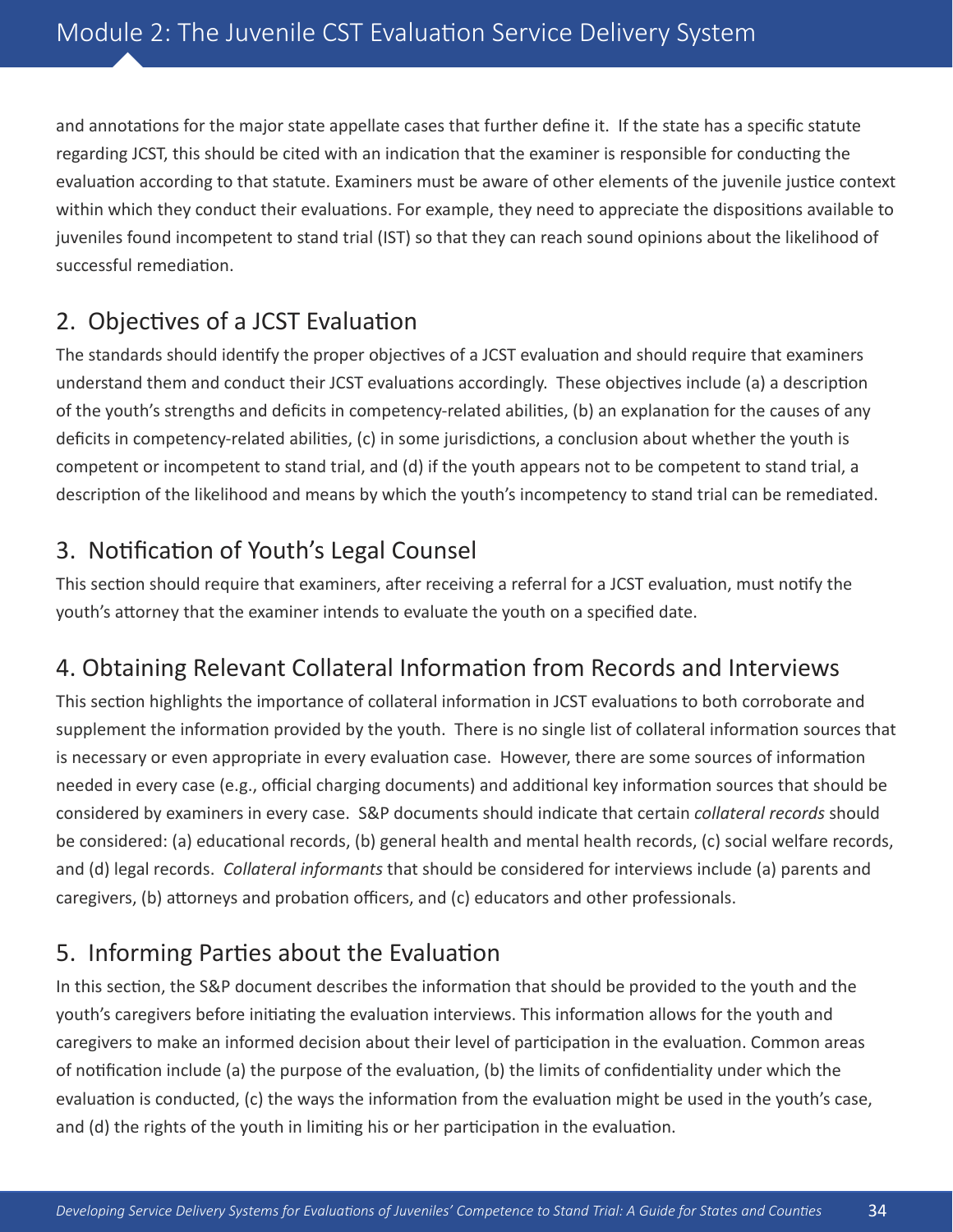and annotations for the major state appellate cases that further define it. If the state has a specific statute regarding JCST, this should be cited with an indication that the examiner is responsible for conducting the evaluation according to that statute. Examiners must be aware of other elements of the juvenile justice context within which they conduct their evaluations. For example, they need to appreciate the dispositions available to juveniles found incompetent to stand trial (IST) so that they can reach sound opinions about the likelihood of successful remediation.

## 2. Objectives of a JCST Evaluation

The standards should identify the proper objectives of a JCST evaluation and should require that examiners understand them and conduct their JCST evaluations accordingly. These objectives include (a) a description of the youth's strengths and deficits in competency-related abilities, (b) an explanation for the causes of any deficits in competency-related abilities, (c) in some jurisdictions, a conclusion about whether the youth is competent or incompetent to stand trial, and (d) if the youth appears not to be competent to stand trial, a description of the likelihood and means by which the youth's incompetency to stand trial can be remediated.

## 3. Notification of Youth's Legal Counsel

This section should require that examiners, after receiving a referral for a JCST evaluation, must notify the youth's attorney that the examiner intends to evaluate the youth on a specified date.

## 4. Obtaining Relevant Collateral Information from Records and Interviews

This section highlights the importance of collateral information in JCST evaluations to both corroborate and supplement the information provided by the youth. There is no single list of collateral information sources that is necessary or even appropriate in every evaluation case. However, there are some sources of information needed in every case (e.g., official charging documents) and additional key information sources that should be considered by examiners in every case. S&P documents should indicate that certain *collateral records* should be considered: (a) educational records, (b) general health and mental health records, (c) social welfare records, and (d) legal records. *Collateral informants* that should be considered for interviews include (a) parents and caregivers, (b) attorneys and probation officers, and (c) educators and other professionals.

## 5. Informing Parties about the Evaluation

In this section, the S&P document describes the information that should be provided to the youth and the youth's caregivers before initiating the evaluation interviews. This information allows for the youth and caregivers to make an informed decision about their level of participation in the evaluation. Common areas of notification include (a) the purpose of the evaluation, (b) the limits of confidentiality under which the evaluation is conducted, (c) the ways the information from the evaluation might be used in the youth's case, and (d) the rights of the youth in limiting his or her participation in the evaluation.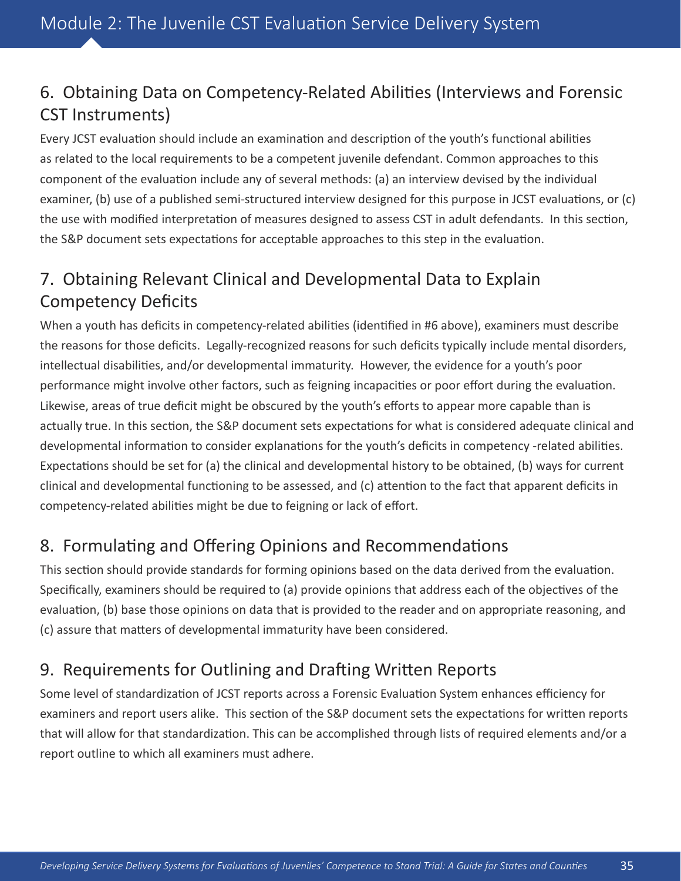## 6. Obtaining Data on Competency-Related Abilities (Interviews and Forensic CST Instruments)

Every JCST evaluation should include an examination and description of the youth's functional abilities as related to the local requirements to be a competent juvenile defendant. Common approaches to this component of the evaluation include any of several methods: (a) an interview devised by the individual examiner, (b) use of a published semi-structured interview designed for this purpose in JCST evaluations, or (c) the use with modified interpretation of measures designed to assess CST in adult defendants. In this section, the S&P document sets expectations for acceptable approaches to this step in the evaluation.

## 7. Obtaining Relevant Clinical and Developmental Data to Explain Competency Deficits

When a youth has deficits in competency-related abilities (identified in #6 above), examiners must describe the reasons for those deficits. Legally-recognized reasons for such deficits typically include mental disorders, intellectual disabilities, and/or developmental immaturity. However, the evidence for a youth's poor performance might involve other factors, such as feigning incapacities or poor effort during the evaluation. Likewise, areas of true deficit might be obscured by the youth's efforts to appear more capable than is actually true. In this section, the S&P document sets expectations for what is considered adequate clinical and developmental information to consider explanations for the youth's deficits in competency -related abilities. Expectations should be set for (a) the clinical and developmental history to be obtained, (b) ways for current clinical and developmental functioning to be assessed, and (c) attention to the fact that apparent deficits in competency-related abilities might be due to feigning or lack of effort.

## 8. Formulating and Offering Opinions and Recommendations

This section should provide standards for forming opinions based on the data derived from the evaluation. Specifically, examiners should be required to (a) provide opinions that address each of the objectives of the evaluation, (b) base those opinions on data that is provided to the reader and on appropriate reasoning, and (c) assure that matters of developmental immaturity have been considered.

## 9. Requirements for Outlining and Drafting Written Reports

Some level of standardization of JCST reports across a Forensic Evaluation System enhances efficiency for examiners and report users alike. This section of the S&P document sets the expectations for written reports that will allow for that standardization. This can be accomplished through lists of required elements and/or a report outline to which all examiners must adhere.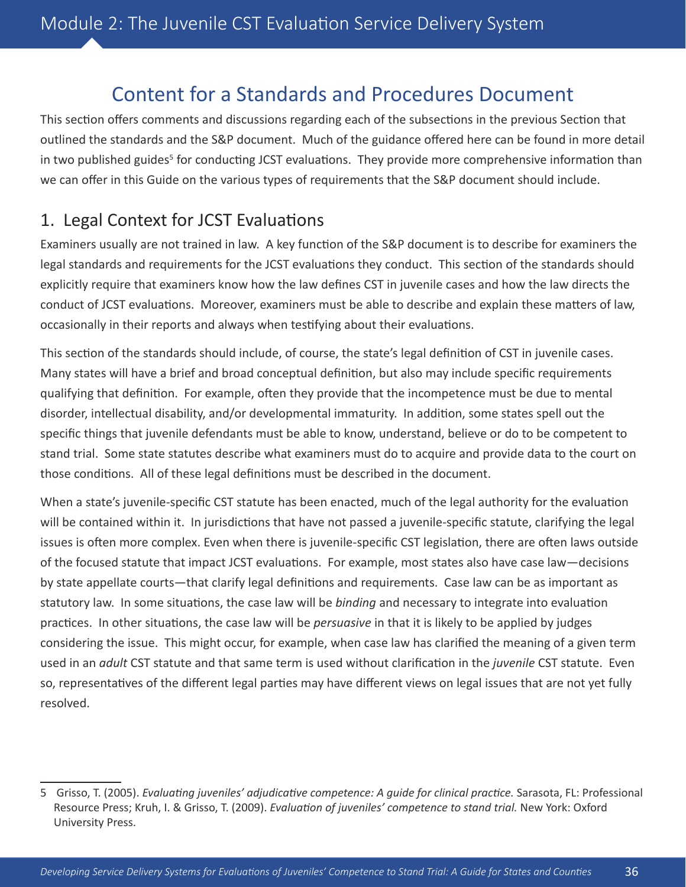## Content for a Standards and Procedures Document

This section offers comments and discussions regarding each of the subsections in the previous Section that outlined the standards and the S&P document. Much of the guidance offered here can be found in more detail in two published guides[5] for conducting JCST evaluations. They provide more comprehensive information than we can offer in this Guide on the various types of requirements that the S&P document should include.

### 1. Legal Context for JCST Evaluations

Examiners usually are not trained in law. A key function of the S&P document is to describe for examiners the legal standards and requirements for the JCST evaluations they conduct. This section of the standards should explicitly require that examiners know how the law defines CST in juvenile cases and how the law directs the conduct of JCST evaluations. Moreover, examiners must be able to describe and explain these matters of law, occasionally in their reports and always when testifying about their evaluations.

This section of the standards should include, of course, the state's legal definition of CST in juvenile cases. Many states will have a brief and broad conceptual definition, but also may include specific requirements qualifying that definition. For example, often they provide that the incompetence must be due to mental disorder, intellectual disability, and/or developmental immaturity. In addition, some states spell out the specific things that juvenile defendants must be able to know, understand, believe or do to be competent to stand trial. Some state statutes describe what examiners must do to acquire and provide data to the court on those conditions. All of these legal definitions must be described in the document.

When a state's juvenile-specific CST statute has been enacted, much of the legal authority for the evaluation will be contained within it. In jurisdictions that have not passed a juvenile-specific statute, clarifying the legal issues is often more complex. Even when there is juvenile-specific CST legislation, there are often laws outside of the focused statute that impact JCST evaluations. For example, most states also have case law—decisions by state appellate courts—that clarify legal definitions and requirements. Case law can be as important as statutory law. In some situations, the case law will be *binding* and necessary to integrate into evaluation practices. In other situations, the case law will be *persuasive* in that it is likely to be applied by judges considering the issue. This might occur, for example, when case law has clarified the meaning of a given term used in an *adult* CST statute and that same term is used without clarification in the *juvenile* CST statute. Even so, representatives of the different legal parties may have different views on legal issues that are not yet fully resolved.

---

5 Grisso, T. (2005). *Evaluating juveniles' adjudicative competence: A guide for clinical practice.* Sarasota, FL: Professional Resource Press; Kruh, I. & Grisso, T. (2009). *Evaluation of juveniles' competence to stand trial.* New York: Oxford University Press.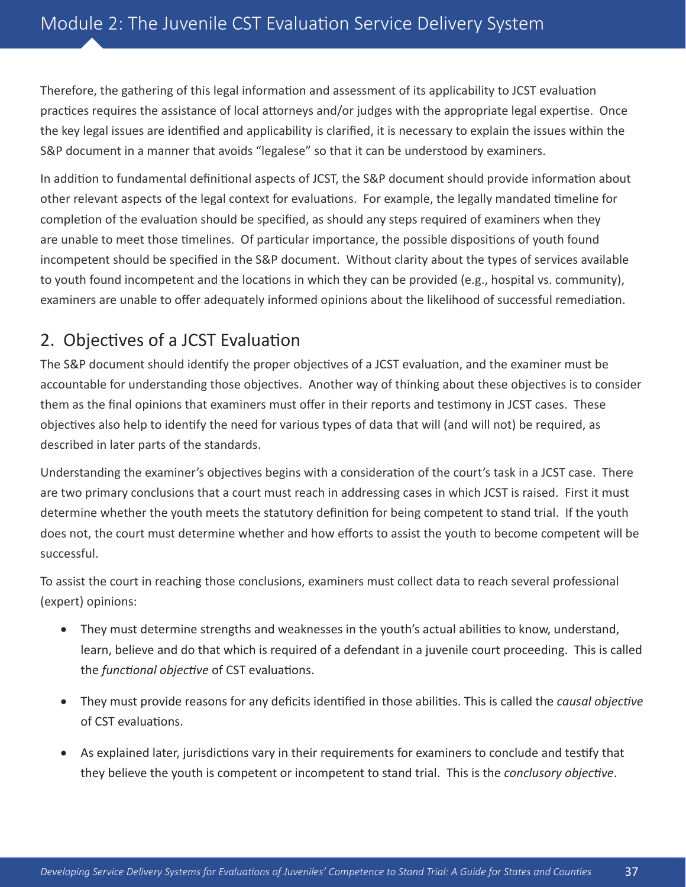Therefore, the gathering of this legal information and assessment of its applicability to JCST evaluation practices requires the assistance of local attorneys and/or judges with the appropriate legal expertise. Once the key legal issues are identified and applicability is clarified, it is necessary to explain the issues within the S&P document in a manner that avoids "legalese" so that it can be understood by examiners.

In addition to fundamental definitional aspects of JCST, the S&P document should provide information about other relevant aspects of the legal context for evaluations. For example, the legally mandated timeline for completion of the evaluation should be specified, as should any steps required of examiners when they are unable to meet those timelines. Of particular importance, the possible dispositions of youth found incompetent should be specified in the S&P document. Without clarity about the types of services available to youth found incompetent and the locations in which they can be provided (e.g., hospital vs. community), examiners are unable to offer adequately informed opinions about the likelihood of successful remediation.

## 2. Objectives of a JCST Evaluation

The S&P document should identify the proper objectives of a JCST evaluation, and the examiner must be accountable for understanding those objectives. Another way of thinking about these objectives is to consider them as the final opinions that examiners must offer in their reports and testimony in JCST cases. These objectives also help to identify the need for various types of data that will (and will not) be required, as described in later parts of the standards.

Understanding the examiner's objectives begins with a consideration of the court's task in a JCST case. There are two primary conclusions that a court must reach in addressing cases in which JCST is raised. First it must determine whether the youth meets the statutory definition for being competent to stand trial. If the youth does not, the court must determine whether and how efforts to assist the youth to become competent will be successful.

To assist the court in reaching those conclusions, examiners must collect data to reach several professional (expert) opinions:

- They must determine strengths and weaknesses in the youth's actual abilities to know, understand, learn, believe and do that which is required of a defendant in a juvenile court proceeding. This is called the *functional objective* of CST evaluations.
- They must provide reasons for any deficits identified in those abilities. This is called the *causal objective* of CST evaluations.
- As explained later, jurisdictions vary in their requirements for examiners to conclude and testify that they believe the youth is competent or incompetent to stand trial. This is the *conclusory objective*.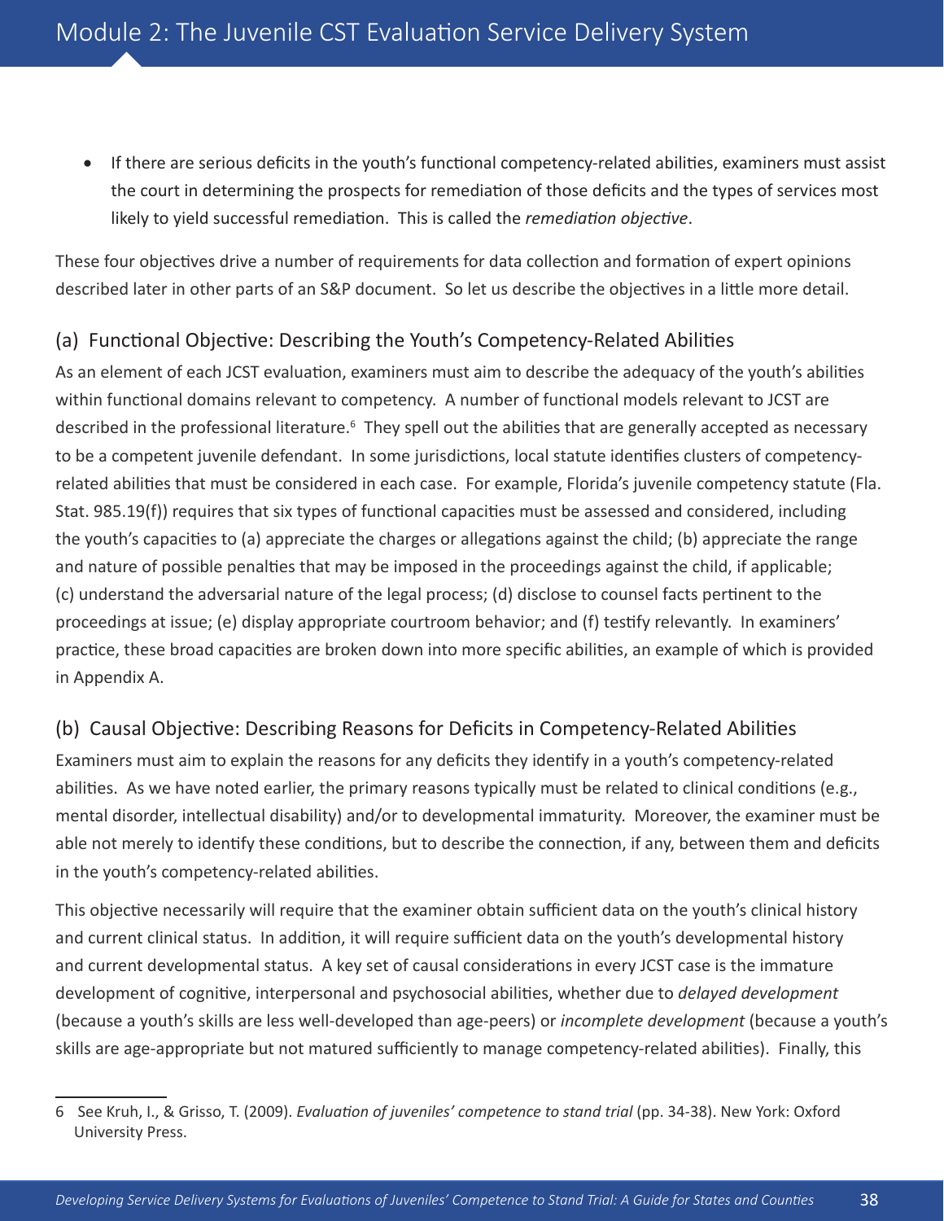- If there are serious deficits in the youth's functional competency-related abilities, examiners must assist the court in determining the prospects for remediation of those deficits and the types of services most likely to yield successful remediation. This is called the *remediation objective*.

These four objectives drive a number of requirements for data collection and formation of expert opinions described later in other parts of an S&P document. So let us describe the objectives in a little more detail.

### (a) Functional Objective: Describing the Youth's Competency-Related Abilities

As an element of each JCST evaluation, examiners must aim to describe the adequacy of the youth's abilities within functional domains relevant to competency. A number of functional models relevant to JCST are described in the professional literature.[6] They spell out the abilities that are generally accepted as necessary to be a competent juvenile defendant. In some jurisdictions, local statute identifies clusters of competency-related abilities that must be considered in each case. For example, Florida's juvenile competency statute (Fla. Stat. 985.19(f)) requires that six types of functional capacities must be assessed and considered, including the youth's capacities to (a) appreciate the charges or allegations against the child; (b) appreciate the range and nature of possible penalties that may be imposed in the proceedings against the child, if applicable; (c) understand the adversarial nature of the legal process; (d) disclose to counsel facts pertinent to the proceedings at issue; (e) display appropriate courtroom behavior; and (f) testify relevantly. In examiners' practice, these broad capacities are broken down into more specific abilities, an example of which is provided in Appendix A.

### (b) Causal Objective: Describing Reasons for Deficits in Competency-Related Abilities

Examiners must aim to explain the reasons for any deficits they identify in a youth's competency-related abilities. As we have noted earlier, the primary reasons typically must be related to clinical conditions (e.g., mental disorder, intellectual disability) and/or to developmental immaturity. Moreover, the examiner must be able not merely to identify these conditions, but to describe the connection, if any, between them and deficits in the youth's competency-related abilities.

This objective necessarily will require that the examiner obtain sufficient data on the youth's clinical history and current clinical status. In addition, it will require sufficient data on the youth's developmental history and current developmental status. A key set of causal considerations in every JCST case is the immature development of cognitive, interpersonal and psychosocial abilities, whether due to *delayed development* (because a youth's skills are less well-developed than age-peers) or *incomplete development* (because a youth's skills are age-appropriate but not matured sufficiently to manage competency-related abilities). Finally, this

---

6 See Kruh, I., & Grisso, T. (2009). *Evaluation of juveniles' competence to stand trial* (pp. 34-38). New York: Oxford University Press.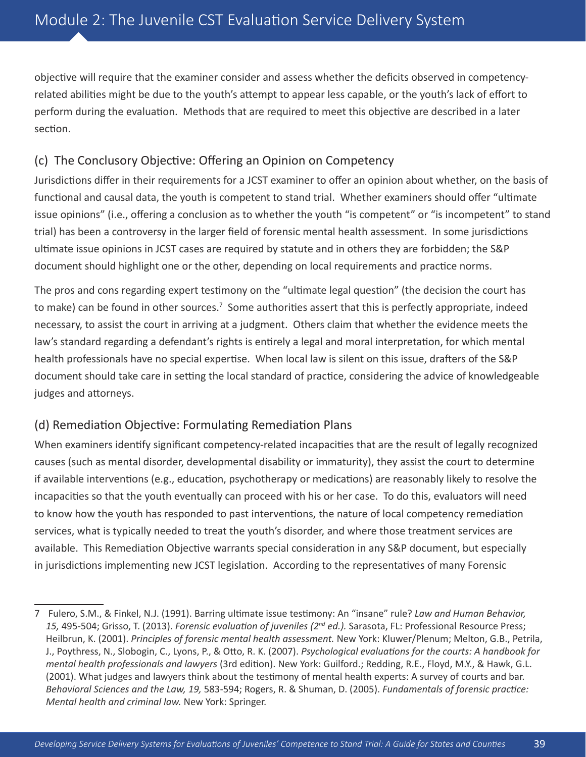objective will require that the examiner consider and assess whether the deficits observed in competency-related abilities might be due to the youth's attempt to appear less capable, or the youth's lack of effort to perform during the evaluation. Methods that are required to meet this objective are described in a later section.

### (c) The Conclusory Objective: Offering an Opinion on Competency

Jurisdictions differ in their requirements for a JCST examiner to offer an opinion about whether, on the basis of functional and causal data, the youth is competent to stand trial. Whether examiners should offer "ultimate issue opinions" (i.e., offering a conclusion as to whether the youth "is competent" or "is incompetent" to stand trial) has been a controversy in the larger field of forensic mental health assessment. In some jurisdictions ultimate issue opinions in JCST cases are required by statute and in others they are forbidden; the S&P document should highlight one or the other, depending on local requirements and practice norms.

The pros and cons regarding expert testimony on the "ultimate legal question" (the decision the court has to make) can be found in other sources.[7] Some authorities assert that this is perfectly appropriate, indeed necessary, to assist the court in arriving at a judgment. Others claim that whether the evidence meets the law's standard regarding a defendant's rights is entirely a legal and moral interpretation, for which mental health professionals have no special expertise. When local law is silent on this issue, drafters of the S&P document should take care in setting the local standard of practice, considering the advice of knowledgeable judges and attorneys.

### (d) Remediation Objective: Formulating Remediation Plans

When examiners identify significant competency-related incapacities that are the result of legally recognized causes (such as mental disorder, developmental disability or immaturity), they assist the court to determine if available interventions (e.g., education, psychotherapy or medications) are reasonably likely to resolve the incapacities so that the youth eventually can proceed with his or her case. To do this, evaluators will need to know how the youth has responded to past interventions, the nature of local competency remediation services, what is typically needed to treat the youth's disorder, and where those treatment services are available. This Remediation Objective warrants special consideration in any S&P document, but especially in jurisdictions implementing new JCST legislation. According to the representatives of many Forensic

---

7 Fulero, S.M., & Finkel, N.J. (1991). Barring ultimate issue testimony: An "insane" rule? *Law and Human Behavior, 15,* 495-504; Grisso, T. (2013). *Forensic evaluation of juveniles (2nd ed.).* Sarasota, FL: Professional Resource Press; Heilbrun, K. (2001). *Principles of forensic mental health assessment.* New York: Kluwer/Plenum; Melton, G.B., Petrila, J., Poythress, N., Slobogin, C., Lyons, P., & Otto, R. K. (2007). *Psychological evaluations for the courts: A handbook for mental health professionals and lawyers* (3rd edition). New York: Guilford.; Redding, R.E., Floyd, M.Y., & Hawk, G.L. (2001). What judges and lawyers think about the testimony of mental health experts: A survey of courts and bar. *Behavioral Sciences and the Law, 19,* 583-594; Rogers, R. & Shuman, D. (2005). *Fundamentals of forensic practice: Mental health and criminal law.* New York: Springer.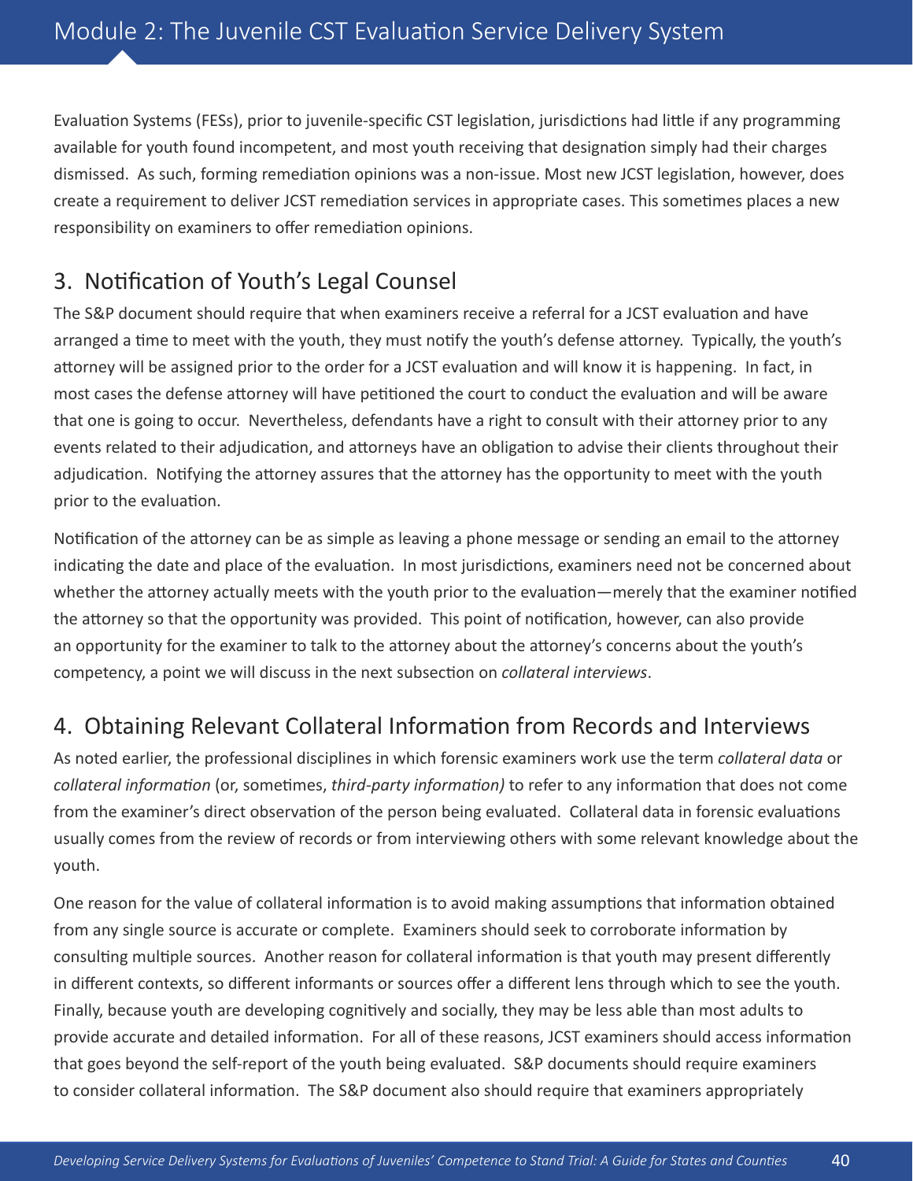Evaluation Systems (FESs), prior to juvenile-specific CST legislation, jurisdictions had little if any programming available for youth found incompetent, and most youth receiving that designation simply had their charges dismissed. As such, forming remediation opinions was a non-issue. Most new JCST legislation, however, does create a requirement to deliver JCST remediation services in appropriate cases. This sometimes places a new responsibility on examiners to offer remediation opinions.

## 3. Notification of Youth's Legal Counsel

The S&P document should require that when examiners receive a referral for a JCST evaluation and have arranged a time to meet with the youth, they must notify the youth's defense attorney. Typically, the youth's attorney will be assigned prior to the order for a JCST evaluation and will know it is happening. In fact, in most cases the defense attorney will have petitioned the court to conduct the evaluation and will be aware that one is going to occur. Nevertheless, defendants have a right to consult with their attorney prior to any events related to their adjudication, and attorneys have an obligation to advise their clients throughout their adjudication. Notifying the attorney assures that the attorney has the opportunity to meet with the youth prior to the evaluation.

Notification of the attorney can be as simple as leaving a phone message or sending an email to the attorney indicating the date and place of the evaluation. In most jurisdictions, examiners need not be concerned about whether the attorney actually meets with the youth prior to the evaluation—merely that the examiner notified the attorney so that the opportunity was provided. This point of notification, however, can also provide an opportunity for the examiner to talk to the attorney about the attorney's concerns about the youth's competency, a point we will discuss in the next subsection on *collateral interviews*.

## 4. Obtaining Relevant Collateral Information from Records and Interviews

As noted earlier, the professional disciplines in which forensic examiners work use the term *collateral data* or *collateral information* (or, sometimes, *third-party information)* to refer to any information that does not come from the examiner's direct observation of the person being evaluated. Collateral data in forensic evaluations usually comes from the review of records or from interviewing others with some relevant knowledge about the youth.

One reason for the value of collateral information is to avoid making assumptions that information obtained from any single source is accurate or complete. Examiners should seek to corroborate information by consulting multiple sources. Another reason for collateral information is that youth may present differently in different contexts, so different informants or sources offer a different lens through which to see the youth. Finally, because youth are developing cognitively and socially, they may be less able than most adults to provide accurate and detailed information. For all of these reasons, JCST examiners should access information that goes beyond the self-report of the youth being evaluated. S&P documents should require examiners to consider collateral information. The S&P document also should require that examiners appropriately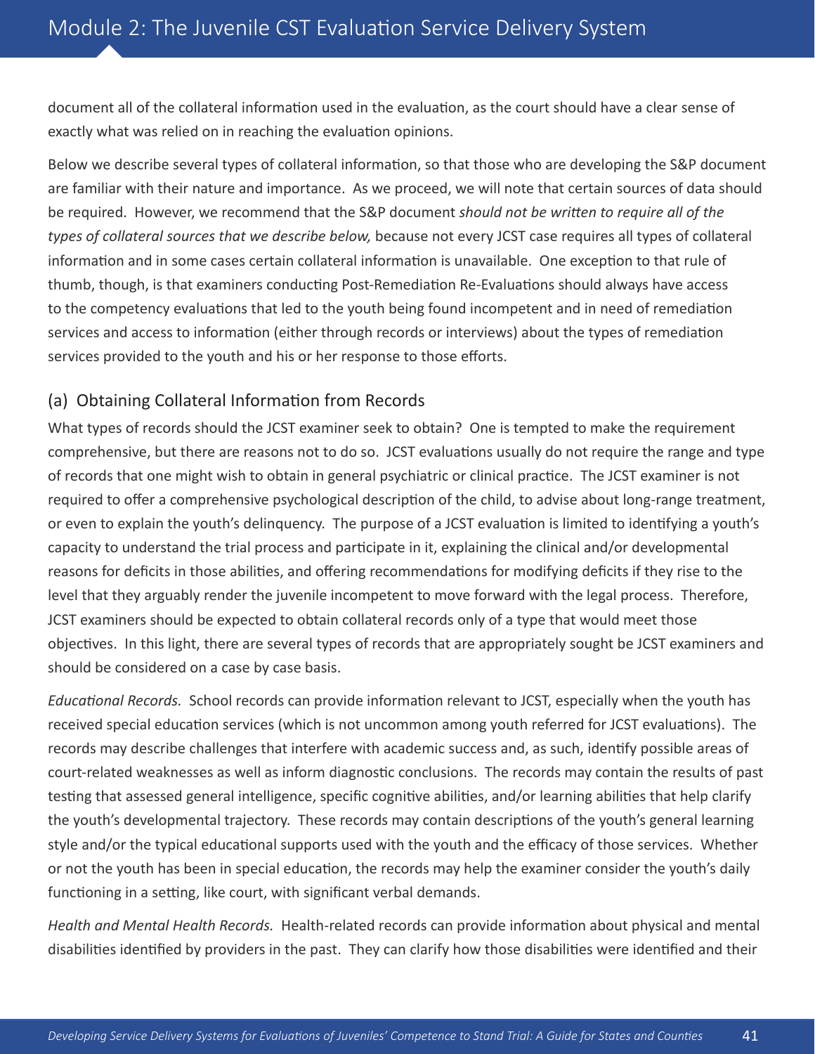document all of the collateral information used in the evaluation, as the court should have a clear sense of exactly what was relied on in reaching the evaluation opinions.

Below we describe several types of collateral information, so that those who are developing the S&P document are familiar with their nature and importance. As we proceed, we will note that certain sources of data should be required. However, we recommend that the S&P document *should not be written to require all of the types of collateral sources that we describe below,* because not every JCST case requires all types of collateral information and in some cases certain collateral information is unavailable. One exception to that rule of thumb, though, is that examiners conducting Post-Remediation Re-Evaluations should always have access to the competency evaluations that led to the youth being found incompetent and in need of remediation services and access to information (either through records or interviews) about the types of remediation services provided to the youth and his or her response to those efforts.

### (a) Obtaining Collateral Information from Records

What types of records should the JCST examiner seek to obtain? One is tempted to make the requirement comprehensive, but there are reasons not to do so. JCST evaluations usually do not require the range and type of records that one might wish to obtain in general psychiatric or clinical practice. The JCST examiner is not required to offer a comprehensive psychological description of the child, to advise about long-range treatment, or even to explain the youth's delinquency. The purpose of a JCST evaluation is limited to identifying a youth's capacity to understand the trial process and participate in it, explaining the clinical and/or developmental reasons for deficits in those abilities, and offering recommendations for modifying deficits if they rise to the level that they arguably render the juvenile incompetent to move forward with the legal process. Therefore, JCST examiners should be expected to obtain collateral records only of a type that would meet those objectives. In this light, there are several types of records that are appropriately sought be JCST examiners and should be considered on a case by case basis.

*Educational Records.* School records can provide information relevant to JCST, especially when the youth has received special education services (which is not uncommon among youth referred for JCST evaluations). The records may describe challenges that interfere with academic success and, as such, identify possible areas of court-related weaknesses as well as inform diagnostic conclusions. The records may contain the results of past testing that assessed general intelligence, specific cognitive abilities, and/or learning abilities that help clarify the youth's developmental trajectory. These records may contain descriptions of the youth's general learning style and/or the typical educational supports used with the youth and the efficacy of those services. Whether or not the youth has been in special education, the records may help the examiner consider the youth's daily functioning in a setting, like court, with significant verbal demands.

*Health and Mental Health Records.* Health-related records can provide information about physical and mental disabilities identified by providers in the past. They can clarify how those disabilities were identified and their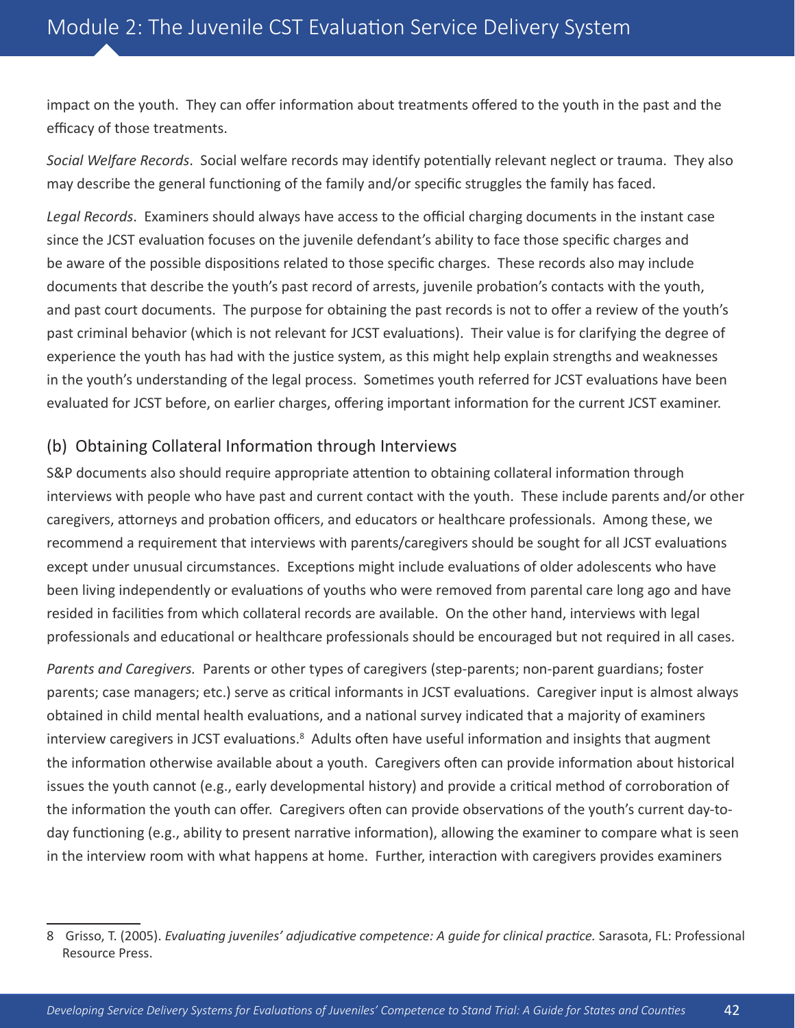impact on the youth. They can offer information about treatments offered to the youth in the past and the efficacy of those treatments.

*Social Welfare Records*. Social welfare records may identify potentially relevant neglect or trauma. They also may describe the general functioning of the family and/or specific struggles the family has faced.

*Legal Records*. Examiners should always have access to the official charging documents in the instant case since the JCST evaluation focuses on the juvenile defendant's ability to face those specific charges and be aware of the possible dispositions related to those specific charges. These records also may include documents that describe the youth's past record of arrests, juvenile probation's contacts with the youth, and past court documents. The purpose for obtaining the past records is not to offer a review of the youth's past criminal behavior (which is not relevant for JCST evaluations). Their value is for clarifying the degree of experience the youth has had with the justice system, as this might help explain strengths and weaknesses in the youth's understanding of the legal process. Sometimes youth referred for JCST evaluations have been evaluated for JCST before, on earlier charges, offering important information for the current JCST examiner.

### (b) Obtaining Collateral Information through Interviews

S&P documents also should require appropriate attention to obtaining collateral information through interviews with people who have past and current contact with the youth. These include parents and/or other caregivers, attorneys and probation officers, and educators or healthcare professionals. Among these, we recommend a requirement that interviews with parents/caregivers should be sought for all JCST evaluations except under unusual circumstances. Exceptions might include evaluations of older adolescents who have been living independently or evaluations of youths who were removed from parental care long ago and have resided in facilities from which collateral records are available. On the other hand, interviews with legal professionals and educational or healthcare professionals should be encouraged but not required in all cases.

*Parents and Caregivers.* Parents or other types of caregivers (step-parents; non-parent guardians; foster parents; case managers; etc.) serve as critical informants in JCST evaluations. Caregiver input is almost always obtained in child mental health evaluations, and a national survey indicated that a majority of examiners interview caregivers in JCST evaluations.[8] Adults often have useful information and insights that augment the information otherwise available about a youth. Caregivers often can provide information about historical issues the youth cannot (e.g., early developmental history) and provide a critical method of corroboration of the information the youth can offer. Caregivers often can provide observations of the youth's current day-to-day functioning (e.g., ability to present narrative information), allowing the examiner to compare what is seen in the interview room with what happens at home. Further, interaction with caregivers provides examiners

8 Grisso, T. (2005). *Evaluating juveniles' adjudicative competence: A guide for clinical practice.* Sarasota, FL: Professional Resource Press.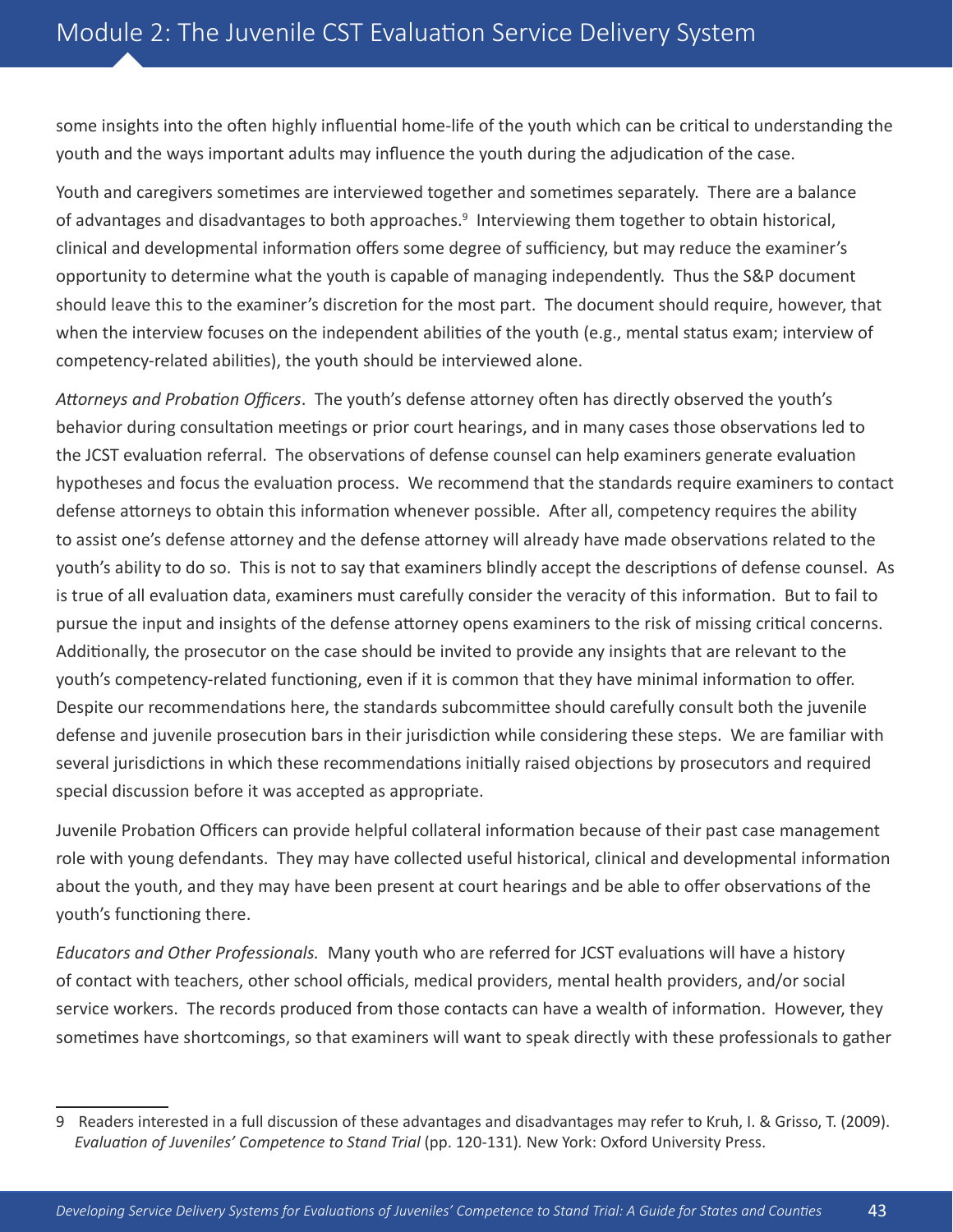some insights into the often highly influential home-life of the youth which can be critical to understanding the youth and the ways important adults may influence the youth during the adjudication of the case.

Youth and caregivers sometimes are interviewed together and sometimes separately. There are a balance of advantages and disadvantages to both approaches.[9] Interviewing them together to obtain historical, clinical and developmental information offers some degree of sufficiency, but may reduce the examiner's opportunity to determine what the youth is capable of managing independently. Thus the S&P document should leave this to the examiner's discretion for the most part. The document should require, however, that when the interview focuses on the independent abilities of the youth (e.g., mental status exam; interview of competency-related abilities), the youth should be interviewed alone.

*Attorneys and Probation Officers*. The youth's defense attorney often has directly observed the youth's behavior during consultation meetings or prior court hearings, and in many cases those observations led to the JCST evaluation referral. The observations of defense counsel can help examiners generate evaluation hypotheses and focus the evaluation process. We recommend that the standards require examiners to contact defense attorneys to obtain this information whenever possible. After all, competency requires the ability to assist one's defense attorney and the defense attorney will already have made observations related to the youth's ability to do so. This is not to say that examiners blindly accept the descriptions of defense counsel. As is true of all evaluation data, examiners must carefully consider the veracity of this information. But to fail to pursue the input and insights of the defense attorney opens examiners to the risk of missing critical concerns. Additionally, the prosecutor on the case should be invited to provide any insights that are relevant to the youth's competency-related functioning, even if it is common that they have minimal information to offer. Despite our recommendations here, the standards subcommittee should carefully consult both the juvenile defense and juvenile prosecution bars in their jurisdiction while considering these steps. We are familiar with several jurisdictions in which these recommendations initially raised objections by prosecutors and required special discussion before it was accepted as appropriate.

Juvenile Probation Officers can provide helpful collateral information because of their past case management role with young defendants. They may have collected useful historical, clinical and developmental information about the youth, and they may have been present at court hearings and be able to offer observations of the youth's functioning there.

*Educators and Other Professionals.* Many youth who are referred for JCST evaluations will have a history of contact with teachers, other school officials, medical providers, mental health providers, and/or social service workers. The records produced from those contacts can have a wealth of information. However, they sometimes have shortcomings, so that examiners will want to speak directly with these professionals to gather

---

9 Readers interested in a full discussion of these advantages and disadvantages may refer to Kruh, I. & Grisso, T. (2009). *Evaluation of Juveniles' Competence to Stand Trial* (pp. 120-131). New York: Oxford University Press.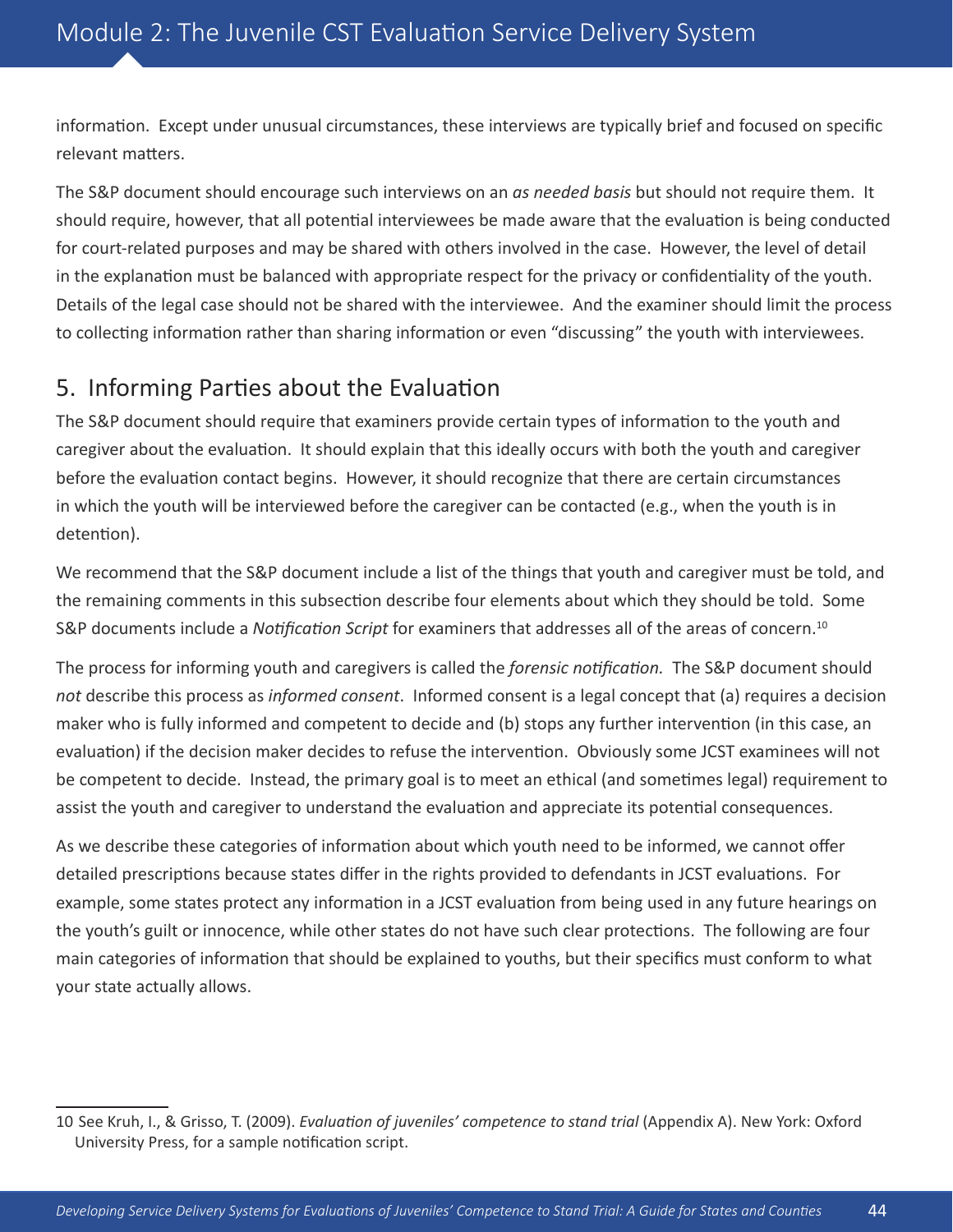information. Except under unusual circumstances, these interviews are typically brief and focused on specific relevant matters.

The S&P document should encourage such interviews on an *as needed basis* but should not require them. It should require, however, that all potential interviewees be made aware that the evaluation is being conducted for court-related purposes and may be shared with others involved in the case. However, the level of detail in the explanation must be balanced with appropriate respect for the privacy or confidentiality of the youth. Details of the legal case should not be shared with the interviewee. And the examiner should limit the process to collecting information rather than sharing information or even "discussing" the youth with interviewees.

## 5. Informing Parties about the Evaluation

The S&P document should require that examiners provide certain types of information to the youth and caregiver about the evaluation. It should explain that this ideally occurs with both the youth and caregiver before the evaluation contact begins. However, it should recognize that there are certain circumstances in which the youth will be interviewed before the caregiver can be contacted (e.g., when the youth is in detention).

We recommend that the S&P document include a list of the things that youth and caregiver must be told, and the remaining comments in this subsection describe four elements about which they should be told. Some S&P documents include a *Notification Script* for examiners that addresses all of the areas of concern.[10]

The process for informing youth and caregivers is called the *forensic notification.* The S&P document should *not* describe this process as *informed consent*. Informed consent is a legal concept that (a) requires a decision maker who is fully informed and competent to decide and (b) stops any further intervention (in this case, an evaluation) if the decision maker decides to refuse the intervention. Obviously some JCST examinees will not be competent to decide. Instead, the primary goal is to meet an ethical (and sometimes legal) requirement to assist the youth and caregiver to understand the evaluation and appreciate its potential consequences.

As we describe these categories of information about which youth need to be informed, we cannot offer detailed prescriptions because states differ in the rights provided to defendants in JCST evaluations. For example, some states protect any information in a JCST evaluation from being used in any future hearings on the youth's guilt or innocence, while other states do not have such clear protections. The following are four main categories of information that should be explained to youths, but their specifics must conform to what your state actually allows.

---

10 See Kruh, I., & Grisso, T. (2009). *Evaluation of juveniles' competence to stand trial* (Appendix A). New York: Oxford University Press, for a sample notification script.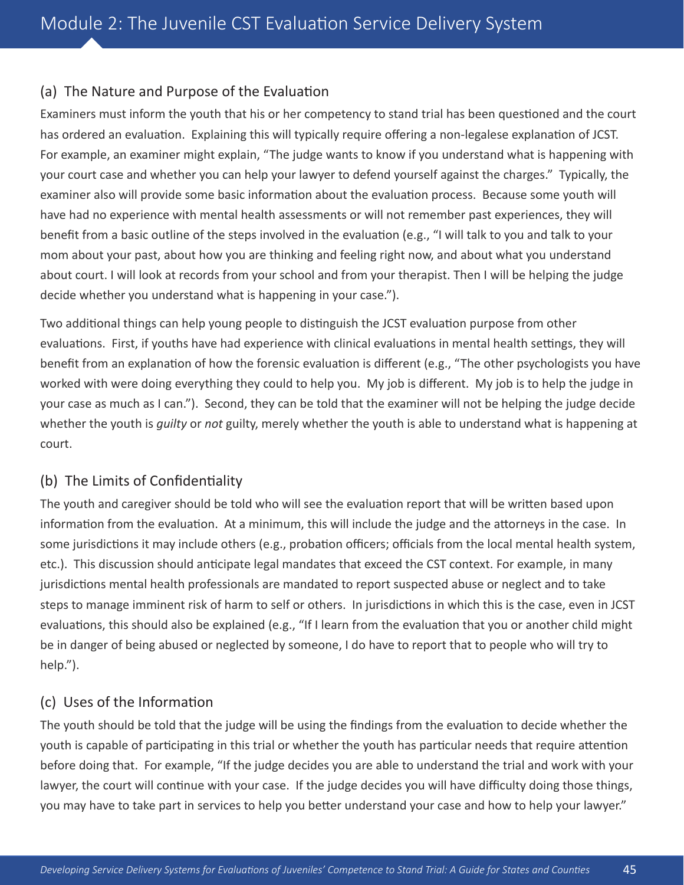### (a) The Nature and Purpose of the Evaluation

Examiners must inform the youth that his or her competency to stand trial has been questioned and the court has ordered an evaluation. Explaining this will typically require offering a non-legalese explanation of JCST. For example, an examiner might explain, "The judge wants to know if you understand what is happening with your court case and whether you can help your lawyer to defend yourself against the charges." Typically, the examiner also will provide some basic information about the evaluation process. Because some youth will have had no experience with mental health assessments or will not remember past experiences, they will benefit from a basic outline of the steps involved in the evaluation (e.g., "I will talk to you and talk to your mom about your past, about how you are thinking and feeling right now, and about what you understand about court. I will look at records from your school and from your therapist. Then I will be helping the judge decide whether you understand what is happening in your case.").

Two additional things can help young people to distinguish the JCST evaluation purpose from other evaluations. First, if youths have had experience with clinical evaluations in mental health settings, they will benefit from an explanation of how the forensic evaluation is different (e.g., "The other psychologists you have worked with were doing everything they could to help you. My job is different. My job is to help the judge in your case as much as I can."). Second, they can be told that the examiner will not be helping the judge decide whether the youth is *guilty* or *not* guilty, merely whether the youth is able to understand what is happening at court.

### (b) The Limits of Confidentiality

The youth and caregiver should be told who will see the evaluation report that will be written based upon information from the evaluation. At a minimum, this will include the judge and the attorneys in the case. In some jurisdictions it may include others (e.g., probation officers; officials from the local mental health system, etc.). This discussion should anticipate legal mandates that exceed the CST context. For example, in many jurisdictions mental health professionals are mandated to report suspected abuse or neglect and to take steps to manage imminent risk of harm to self or others. In jurisdictions in which this is the case, even in JCST evaluations, this should also be explained (e.g., "If I learn from the evaluation that you or another child might be in danger of being abused or neglected by someone, I do have to report that to people who will try to help.").

### (c) Uses of the Information

The youth should be told that the judge will be using the findings from the evaluation to decide whether the youth is capable of participating in this trial or whether the youth has particular needs that require attention before doing that. For example, "If the judge decides you are able to understand the trial and work with your lawyer, the court will continue with your case. If the judge decides you will have difficulty doing those things, you may have to take part in services to help you better understand your case and how to help your lawyer."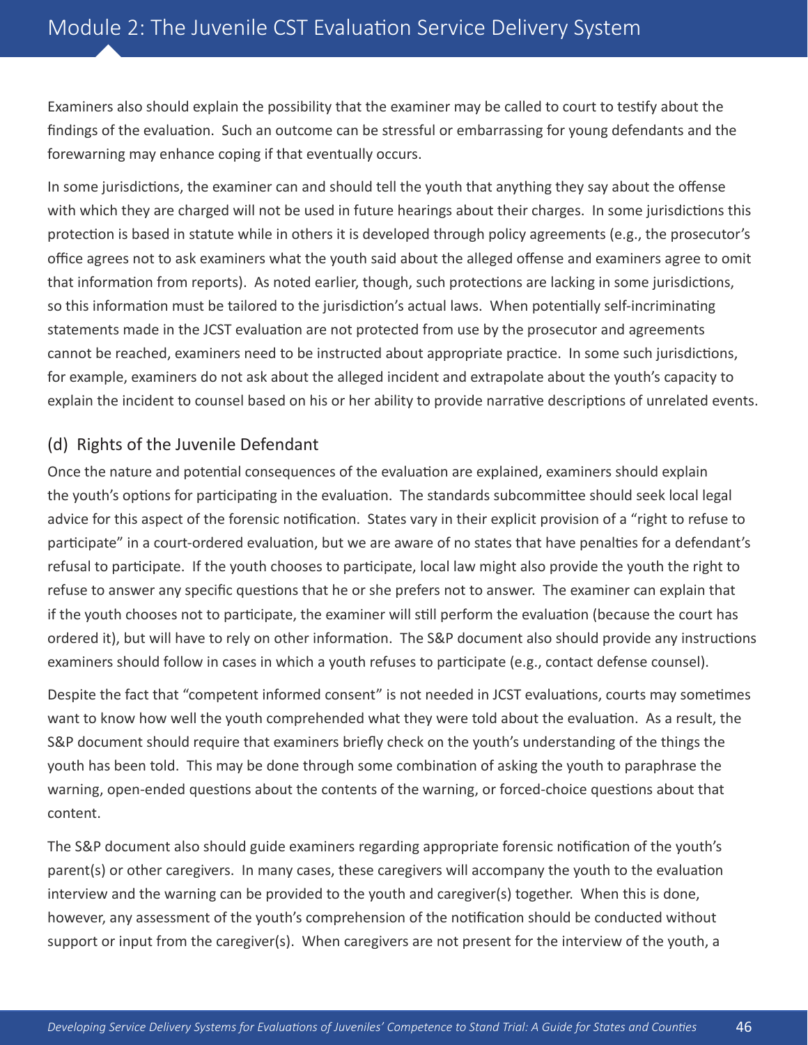Examiners also should explain the possibility that the examiner may be called to court to testify about the findings of the evaluation. Such an outcome can be stressful or embarrassing for young defendants and the forewarning may enhance coping if that eventually occurs.

In some jurisdictions, the examiner can and should tell the youth that anything they say about the offense with which they are charged will not be used in future hearings about their charges. In some jurisdictions this protection is based in statute while in others it is developed through policy agreements (e.g., the prosecutor's office agrees not to ask examiners what the youth said about the alleged offense and examiners agree to omit that information from reports). As noted earlier, though, such protections are lacking in some jurisdictions, so this information must be tailored to the jurisdiction's actual laws. When potentially self-incriminating statements made in the JCST evaluation are not protected from use by the prosecutor and agreements cannot be reached, examiners need to be instructed about appropriate practice. In some such jurisdictions, for example, examiners do not ask about the alleged incident and extrapolate about the youth's capacity to explain the incident to counsel based on his or her ability to provide narrative descriptions of unrelated events.

### (d) Rights of the Juvenile Defendant

Once the nature and potential consequences of the evaluation are explained, examiners should explain the youth's options for participating in the evaluation. The standards subcommittee should seek local legal advice for this aspect of the forensic notification. States vary in their explicit provision of a "right to refuse to participate" in a court-ordered evaluation, but we are aware of no states that have penalties for a defendant's refusal to participate. If the youth chooses to participate, local law might also provide the youth the right to refuse to answer any specific questions that he or she prefers not to answer. The examiner can explain that if the youth chooses not to participate, the examiner will still perform the evaluation (because the court has ordered it), but will have to rely on other information. The S&P document also should provide any instructions examiners should follow in cases in which a youth refuses to participate (e.g., contact defense counsel).

Despite the fact that "competent informed consent" is not needed in JCST evaluations, courts may sometimes want to know how well the youth comprehended what they were told about the evaluation. As a result, the S&P document should require that examiners briefly check on the youth's understanding of the things the youth has been told. This may be done through some combination of asking the youth to paraphrase the warning, open-ended questions about the contents of the warning, or forced-choice questions about that content.

The S&P document also should guide examiners regarding appropriate forensic notification of the youth's parent(s) or other caregivers. In many cases, these caregivers will accompany the youth to the evaluation interview and the warning can be provided to the youth and caregiver(s) together. When this is done, however, any assessment of the youth's comprehension of the notification should be conducted without support or input from the caregiver(s). When caregivers are not present for the interview of the youth, a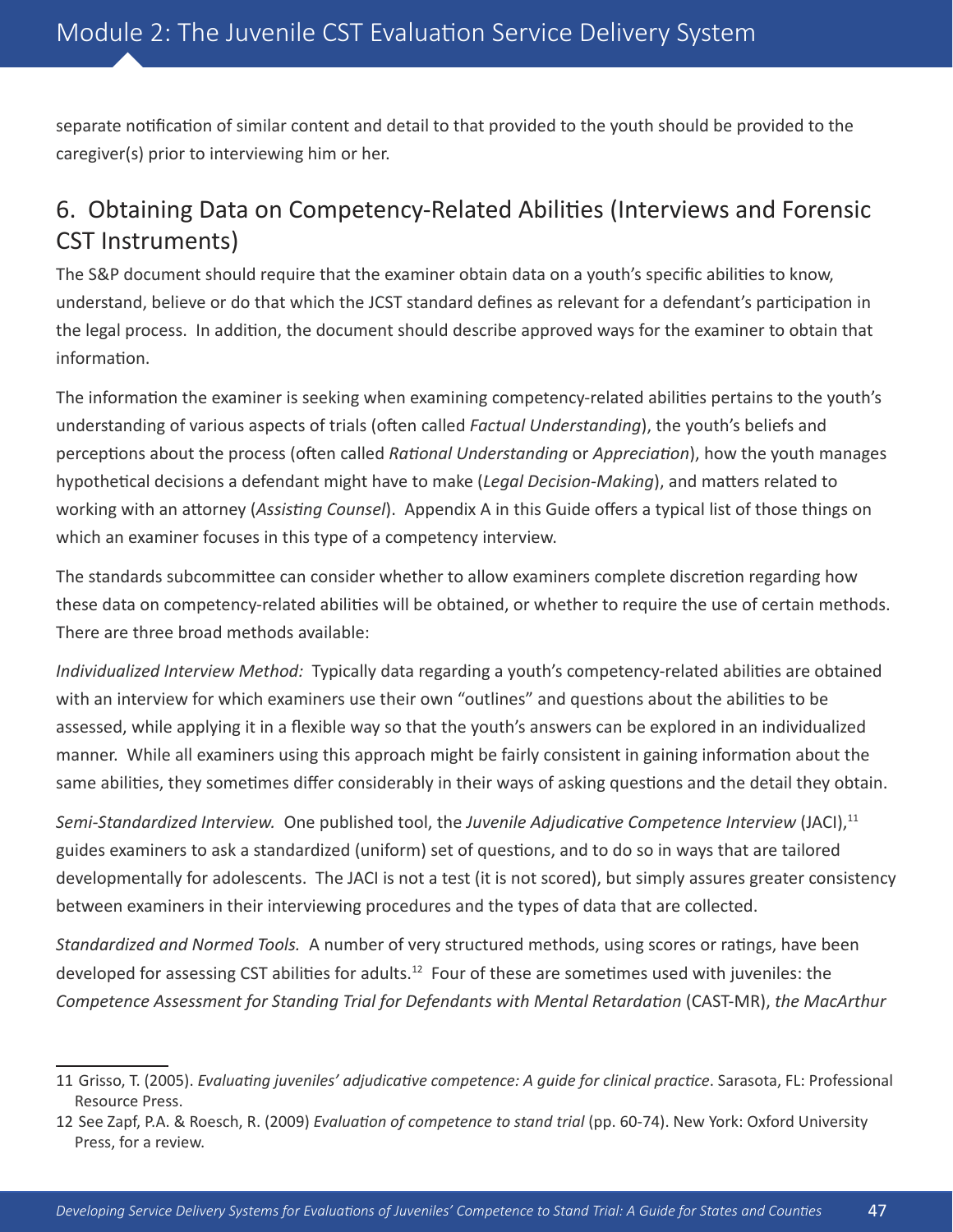separate notification of similar content and detail to that provided to the youth should be provided to the caregiver(s) prior to interviewing him or her.

## 6. Obtaining Data on Competency-Related Abilities (Interviews and Forensic CST Instruments)

The S&P document should require that the examiner obtain data on a youth's specific abilities to know, understand, believe or do that which the JCST standard defines as relevant for a defendant's participation in the legal process. In addition, the document should describe approved ways for the examiner to obtain that information.

The information the examiner is seeking when examining competency-related abilities pertains to the youth's understanding of various aspects of trials (often called *Factual Understanding*), the youth's beliefs and perceptions about the process (often called *Rational Understanding* or *Appreciation*), how the youth manages hypothetical decisions a defendant might have to make (*Legal Decision-Making*), and matters related to working with an attorney (*Assisting Counsel*). Appendix A in this Guide offers a typical list of those things on which an examiner focuses in this type of a competency interview.

The standards subcommittee can consider whether to allow examiners complete discretion regarding how these data on competency-related abilities will be obtained, or whether to require the use of certain methods. There are three broad methods available:

*Individualized Interview Method:* Typically data regarding a youth's competency-related abilities are obtained with an interview for which examiners use their own "outlines" and questions about the abilities to be assessed, while applying it in a flexible way so that the youth's answers can be explored in an individualized manner. While all examiners using this approach might be fairly consistent in gaining information about the same abilities, they sometimes differ considerably in their ways of asking questions and the detail they obtain.

*Semi-Standardized Interview.* One published tool, the *Juvenile Adjudicative Competence Interview* (JACI),[11] guides examiners to ask a standardized (uniform) set of questions, and to do so in ways that are tailored developmentally for adolescents. The JACI is not a test (it is not scored), but simply assures greater consistency between examiners in their interviewing procedures and the types of data that are collected.

*Standardized and Normed Tools.* A number of very structured methods, using scores or ratings, have been developed for assessing CST abilities for adults.[12] Four of these are sometimes used with juveniles: the *Competence Assessment for Standing Trial for Defendants with Mental Retardation* (CAST-MR), *the MacArthur*

---

11 Grisso, T. (2005). *Evaluating juveniles' adjudicative competence: A guide for clinical practice*. Sarasota, FL: Professional Resource Press.

12 See Zapf, P.A. & Roesch, R. (2009) *Evaluation of competence to stand trial* (pp. 60-74). New York: Oxford University Press, for a review.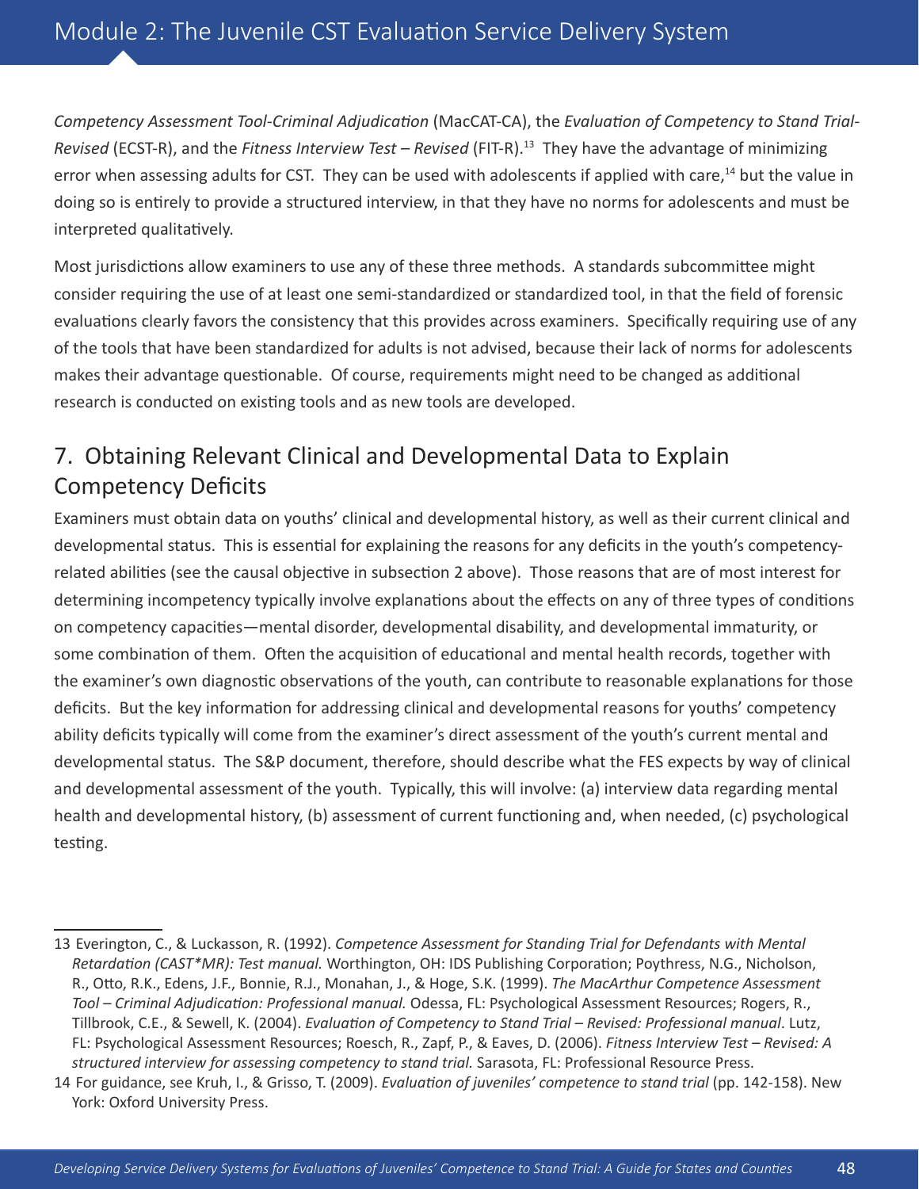*Competency Assessment Tool-Criminal Adjudication* (MacCAT-CA), the *Evaluation of Competency to Stand Trial-Revised* (ECST-R), and the *Fitness Interview Test – Revised* (FIT-R).[13] They have the advantage of minimizing error when assessing adults for CST. They can be used with adolescents if applied with care,[14] but the value in doing so is entirely to provide a structured interview, in that they have no norms for adolescents and must be interpreted qualitatively.

Most jurisdictions allow examiners to use any of these three methods. A standards subcommittee might consider requiring the use of at least one semi-standardized or standardized tool, in that the field of forensic evaluations clearly favors the consistency that this provides across examiners. Specifically requiring use of any of the tools that have been standardized for adults is not advised, because their lack of norms for adolescents makes their advantage questionable. Of course, requirements might need to be changed as additional research is conducted on existing tools and as new tools are developed.

## 7. Obtaining Relevant Clinical and Developmental Data to Explain Competency Deficits

Examiners must obtain data on youths' clinical and developmental history, as well as their current clinical and developmental status. This is essential for explaining the reasons for any deficits in the youth's competency-related abilities (see the causal objective in subsection 2 above). Those reasons that are of most interest for determining incompetency typically involve explanations about the effects on any of three types of conditions on competency capacities—mental disorder, developmental disability, and developmental immaturity, or some combination of them. Often the acquisition of educational and mental health records, together with the examiner's own diagnostic observations of the youth, can contribute to reasonable explanations for those deficits. But the key information for addressing clinical and developmental reasons for youths' competency ability deficits typically will come from the examiner's direct assessment of the youth's current mental and developmental status. The S&P document, therefore, should describe what the FES expects by way of clinical and developmental assessment of the youth. Typically, this will involve: (a) interview data regarding mental health and developmental history, (b) assessment of current functioning and, when needed, (c) psychological testing.

---

13 Everington, C., & Luckasson, R. (1992). *Competence Assessment for Standing Trial for Defendants with Mental Retardation (CAST*MR): Test manual.* Worthington, OH: IDS Publishing Corporation; Poythress, N.G., Nicholson, R., Otto, R.K., Edens, J.F., Bonnie, R.J., Monahan, J., & Hoge, S.K. (1999). *The MacArthur Competence Assessment Tool – Criminal Adjudication: Professional manual.* Odessa, FL: Psychological Assessment Resources; Rogers, R., Tillbrook, C.E., & Sewell, K. (2004). *Evaluation of Competency to Stand Trial – Revised: Professional manual*. Lutz, FL: Psychological Assessment Resources; Roesch, R., Zapf, P., & Eaves, D. (2006). *Fitness Interview Test – Revised: A structured interview for assessing competency to stand trial.* Sarasota, FL: Professional Resource Press.

14 For guidance, see Kruh, I., & Grisso, T. (2009). *Evaluation of juveniles' competence to stand trial* (pp. 142-158). New York: Oxford University Press.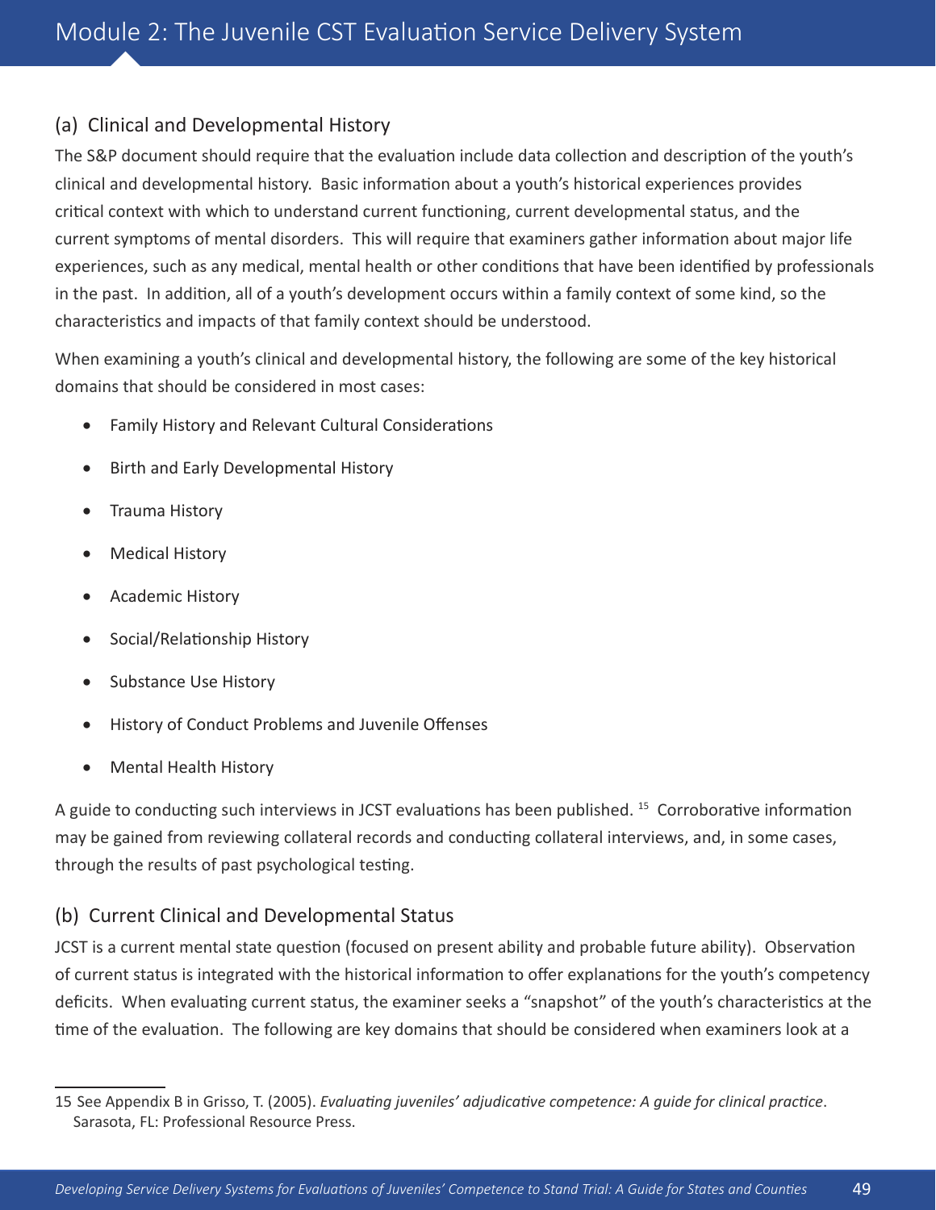### (a) Clinical and Developmental History

The S&P document should require that the evaluation include data collection and description of the youth's clinical and developmental history. Basic information about a youth's historical experiences provides critical context with which to understand current functioning, current developmental status, and the current symptoms of mental disorders. This will require that examiners gather information about major life experiences, such as any medical, mental health or other conditions that have been identified by professionals in the past. In addition, all of a youth's development occurs within a family context of some kind, so the characteristics and impacts of that family context should be understood.

When examining a youth's clinical and developmental history, the following are some of the key historical domains that should be considered in most cases:

- Family History and Relevant Cultural Considerations
- Birth and Early Developmental History
- Trauma History
- Medical History
- Academic History
- Social/Relationship History
- Substance Use History
- History of Conduct Problems and Juvenile Offenses
- Mental Health History

A guide to conducting such interviews in JCST evaluations has been published. [15] Corroborative information may be gained from reviewing collateral records and conducting collateral interviews, and, in some cases, through the results of past psychological testing.

### (b) Current Clinical and Developmental Status

JCST is a current mental state question (focused on present ability and probable future ability). Observation of current status is integrated with the historical information to offer explanations for the youth's competency deficits. When evaluating current status, the examiner seeks a "snapshot" of the youth's characteristics at the time of the evaluation. The following are key domains that should be considered when examiners look at a

15 See Appendix B in Grisso, T. (2005). *Evaluating juveniles' adjudicative competence: A guide for clinical practice*. Sarasota, FL: Professional Resource Press.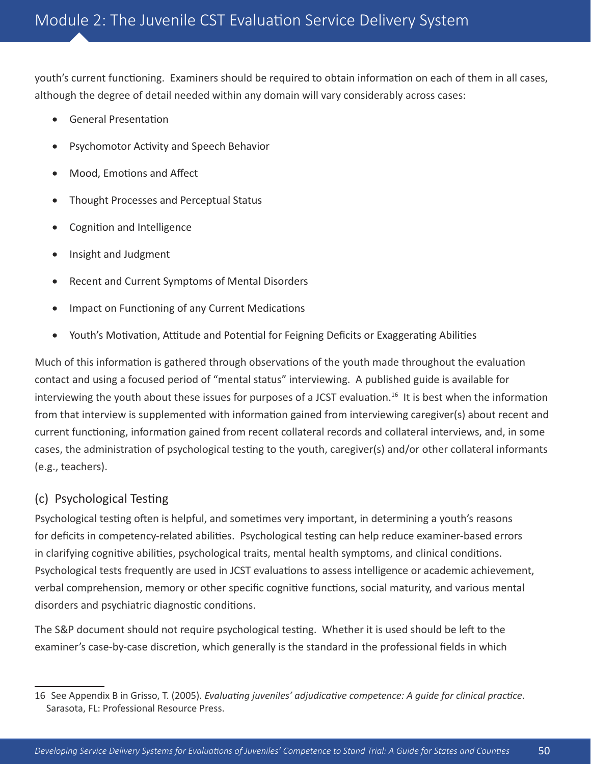youth's current functioning. Examiners should be required to obtain information on each of them in all cases, although the degree of detail needed within any domain will vary considerably across cases:

- General Presentation
- Psychomotor Activity and Speech Behavior
- Mood, Emotions and Affect
- Thought Processes and Perceptual Status
- Cognition and Intelligence
- Insight and Judgment
- Recent and Current Symptoms of Mental Disorders
- Impact on Functioning of any Current Medications
- Youth's Motivation, Attitude and Potential for Feigning Deficits or Exaggerating Abilities

Much of this information is gathered through observations of the youth made throughout the evaluation contact and using a focused period of "mental status" interviewing. A published guide is available for interviewing the youth about these issues for purposes of a JCST evaluation.[16] It is best when the information from that interview is supplemented with information gained from interviewing caregiver(s) about recent and current functioning, information gained from recent collateral records and collateral interviews, and, in some cases, the administration of psychological testing to the youth, caregiver(s) and/or other collateral informants (e.g., teachers).

### (c) Psychological Testing

Psychological testing often is helpful, and sometimes very important, in determining a youth's reasons for deficits in competency-related abilities. Psychological testing can help reduce examiner-based errors in clarifying cognitive abilities, psychological traits, mental health symptoms, and clinical conditions. Psychological tests frequently are used in JCST evaluations to assess intelligence or academic achievement, verbal comprehension, memory or other specific cognitive functions, social maturity, and various mental disorders and psychiatric diagnostic conditions.

The S&P document should not require psychological testing. Whether it is used should be left to the examiner's case-by-case discretion, which generally is the standard in the professional fields in which

16 See Appendix B in Grisso, T. (2005). *Evaluating juveniles' adjudicative competence: A guide for clinical practice*. Sarasota, FL: Professional Resource Press.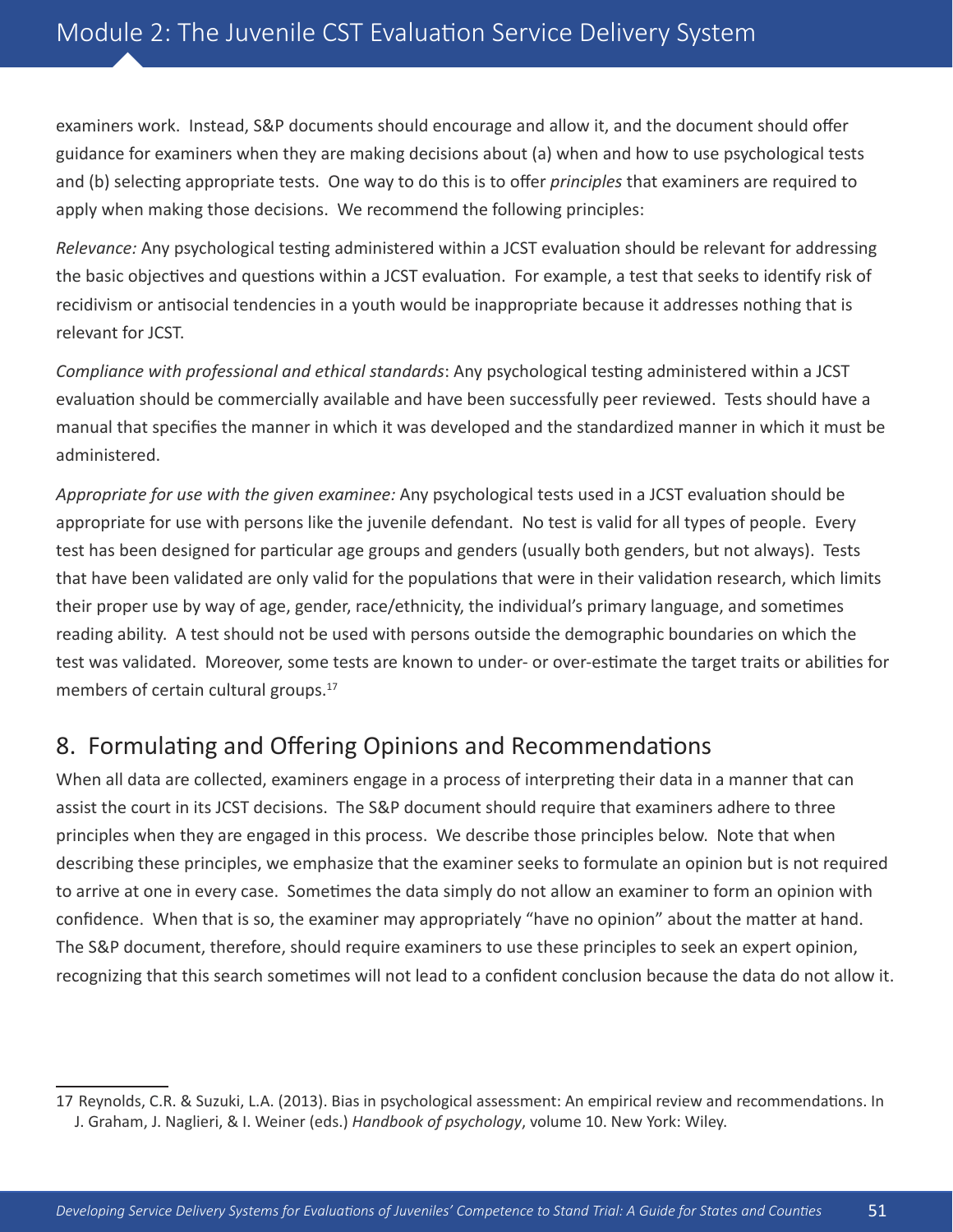examiners work. Instead, S&P documents should encourage and allow it, and the document should offer guidance for examiners when they are making decisions about (a) when and how to use psychological tests and (b) selecting appropriate tests. One way to do this is to offer *principles* that examiners are required to apply when making those decisions. We recommend the following principles:

*Relevance:* Any psychological testing administered within a JCST evaluation should be relevant for addressing the basic objectives and questions within a JCST evaluation. For example, a test that seeks to identify risk of recidivism or antisocial tendencies in a youth would be inappropriate because it addresses nothing that is relevant for JCST.

*Compliance with professional and ethical standards*: Any psychological testing administered within a JCST evaluation should be commercially available and have been successfully peer reviewed. Tests should have a manual that specifies the manner in which it was developed and the standardized manner in which it must be administered.

*Appropriate for use with the given examinee:* Any psychological tests used in a JCST evaluation should be appropriate for use with persons like the juvenile defendant. No test is valid for all types of people. Every test has been designed for particular age groups and genders (usually both genders, but not always). Tests that have been validated are only valid for the populations that were in their validation research, which limits their proper use by way of age, gender, race/ethnicity, the individual's primary language, and sometimes reading ability. A test should not be used with persons outside the demographic boundaries on which the test was validated. Moreover, some tests are known to under- or over-estimate the target traits or abilities for members of certain cultural groups.[17]

## 8. Formulating and Offering Opinions and Recommendations

When all data are collected, examiners engage in a process of interpreting their data in a manner that can assist the court in its JCST decisions. The S&P document should require that examiners adhere to three principles when they are engaged in this process. We describe those principles below. Note that when describing these principles, we emphasize that the examiner seeks to formulate an opinion but is not required to arrive at one in every case. Sometimes the data simply do not allow an examiner to form an opinion with confidence. When that is so, the examiner may appropriately "have no opinion" about the matter at hand. The S&P document, therefore, should require examiners to use these principles to seek an expert opinion, recognizing that this search sometimes will not lead to a confident conclusion because the data do not allow it.

---

17 Reynolds, C.R. & Suzuki, L.A. (2013). Bias in psychological assessment: An empirical review and recommendations. In J. Graham, J. Naglieri, & I. Weiner (eds.) *Handbook of psychology*, volume 10. New York: Wiley.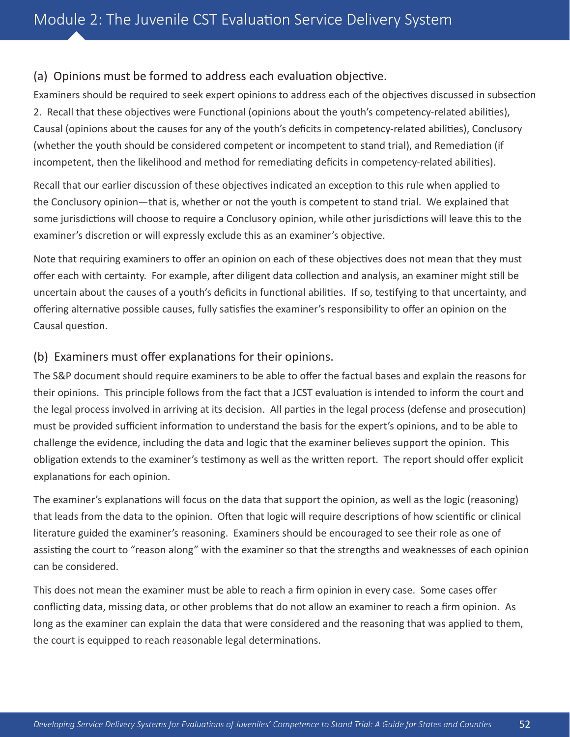### (a) Opinions must be formed to address each evaluation objective.

Examiners should be required to seek expert opinions to address each of the objectives discussed in subsection 2. Recall that these objectives were Functional (opinions about the youth's competency-related abilities), Causal (opinions about the causes for any of the youth's deficits in competency-related abilities), Conclusory (whether the youth should be considered competent or incompetent to stand trial), and Remediation (if incompetent, then the likelihood and method for remediating deficits in competency-related abilities).

Recall that our earlier discussion of these objectives indicated an exception to this rule when applied to the Conclusory opinion—that is, whether or not the youth is competent to stand trial. We explained that some jurisdictions will choose to require a Conclusory opinion, while other jurisdictions will leave this to the examiner's discretion or will expressly exclude this as an examiner's objective.

Note that requiring examiners to offer an opinion on each of these objectives does not mean that they must offer each with certainty. For example, after diligent data collection and analysis, an examiner might still be uncertain about the causes of a youth's deficits in functional abilities. If so, testifying to that uncertainty, and offering alternative possible causes, fully satisfies the examiner's responsibility to offer an opinion on the Causal question.

### (b) Examiners must offer explanations for their opinions.

The S&P document should require examiners to be able to offer the factual bases and explain the reasons for their opinions. This principle follows from the fact that a JCST evaluation is intended to inform the court and the legal process involved in arriving at its decision. All parties in the legal process (defense and prosecution) must be provided sufficient information to understand the basis for the expert's opinions, and to be able to challenge the evidence, including the data and logic that the examiner believes support the opinion. This obligation extends to the examiner's testimony as well as the written report. The report should offer explicit explanations for each opinion.

The examiner's explanations will focus on the data that support the opinion, as well as the logic (reasoning) that leads from the data to the opinion. Often that logic will require descriptions of how scientific or clinical literature guided the examiner's reasoning. Examiners should be encouraged to see their role as one of assisting the court to "reason along" with the examiner so that the strengths and weaknesses of each opinion can be considered.

This does not mean the examiner must be able to reach a firm opinion in every case. Some cases offer conflicting data, missing data, or other problems that do not allow an examiner to reach a firm opinion. As long as the examiner can explain the data that were considered and the reasoning that was applied to them, the court is equipped to reach reasonable legal determinations.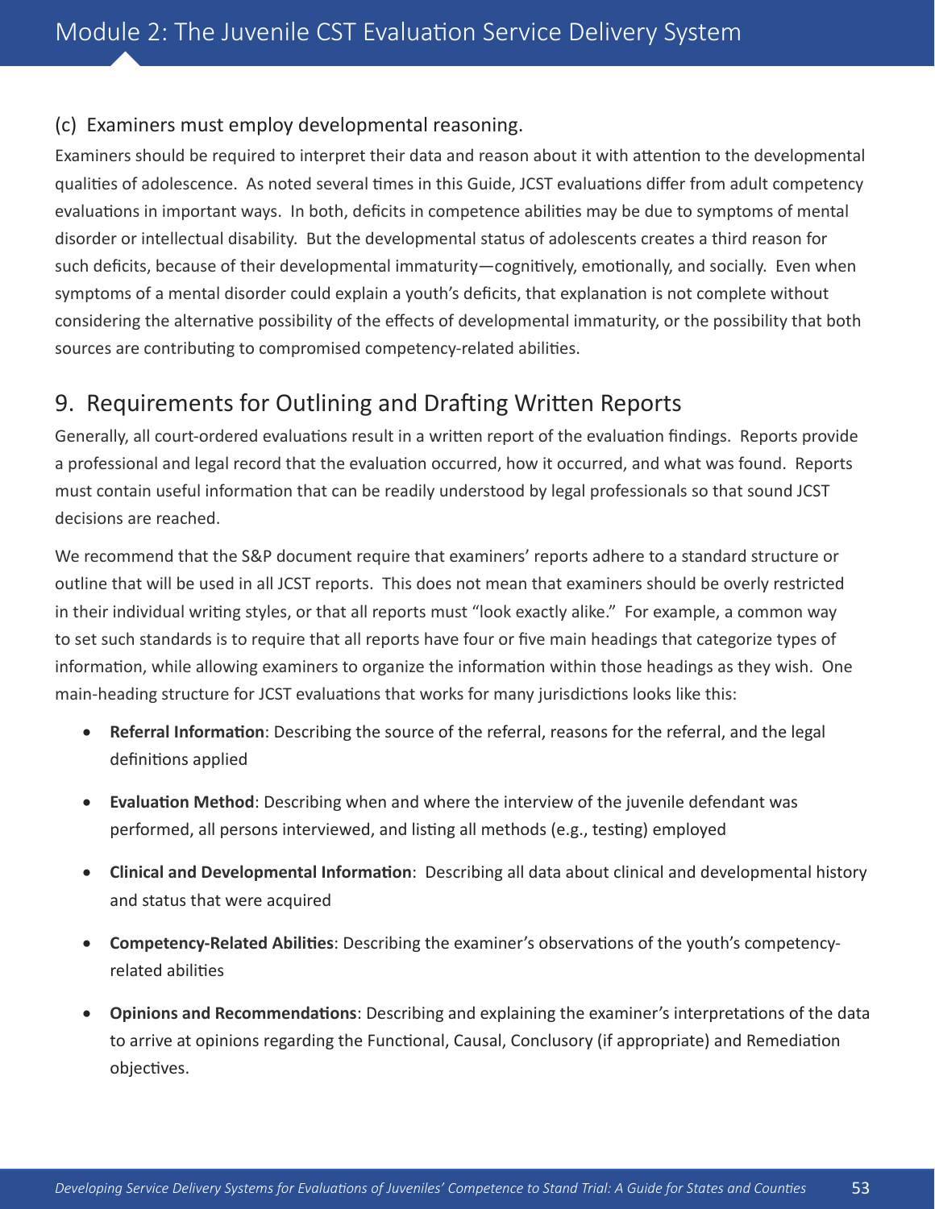(c) Examiners must employ developmental reasoning.

Examiners should be required to interpret their data and reason about it with attention to the developmental qualities of adolescence. As noted several times in this Guide, JCST evaluations differ from adult competency evaluations in important ways. In both, deficits in competence abilities may be due to symptoms of mental disorder or intellectual disability. But the developmental status of adolescents creates a third reason for such deficits, because of their developmental immaturity—cognitively, emotionally, and socially. Even when symptoms of a mental disorder could explain a youth's deficits, that explanation is not complete without considering the alternative possibility of the effects of developmental immaturity, or the possibility that both sources are contributing to compromised competency-related abilities.

## 9. Requirements for Outlining and Drafting Written Reports

Generally, all court-ordered evaluations result in a written report of the evaluation findings. Reports provide a professional and legal record that the evaluation occurred, how it occurred, and what was found. Reports must contain useful information that can be readily understood by legal professionals so that sound JCST decisions are reached.

We recommend that the S&P document require that examiners' reports adhere to a standard structure or outline that will be used in all JCST reports. This does not mean that examiners should be overly restricted in their individual writing styles, or that all reports must "look exactly alike." For example, a common way to set such standards is to require that all reports have four or five main headings that categorize types of information, while allowing examiners to organize the information within those headings as they wish. One main-heading structure for JCST evaluations that works for many jurisdictions looks like this:

- **Referral Information**: Describing the source of the referral, reasons for the referral, and the legal definitions applied
- **Evaluation Method**: Describing when and where the interview of the juvenile defendant was performed, all persons interviewed, and listing all methods (e.g., testing) employed
- **Clinical and Developmental Information**: Describing all data about clinical and developmental history and status that were acquired
- **Competency-Related Abilities**: Describing the examiner's observations of the youth's competency-related abilities
- **Opinions and Recommendations**: Describing and explaining the examiner's interpretations of the data to arrive at opinions regarding the Functional, Causal, Conclusory (if appropriate) and Remediation objectives.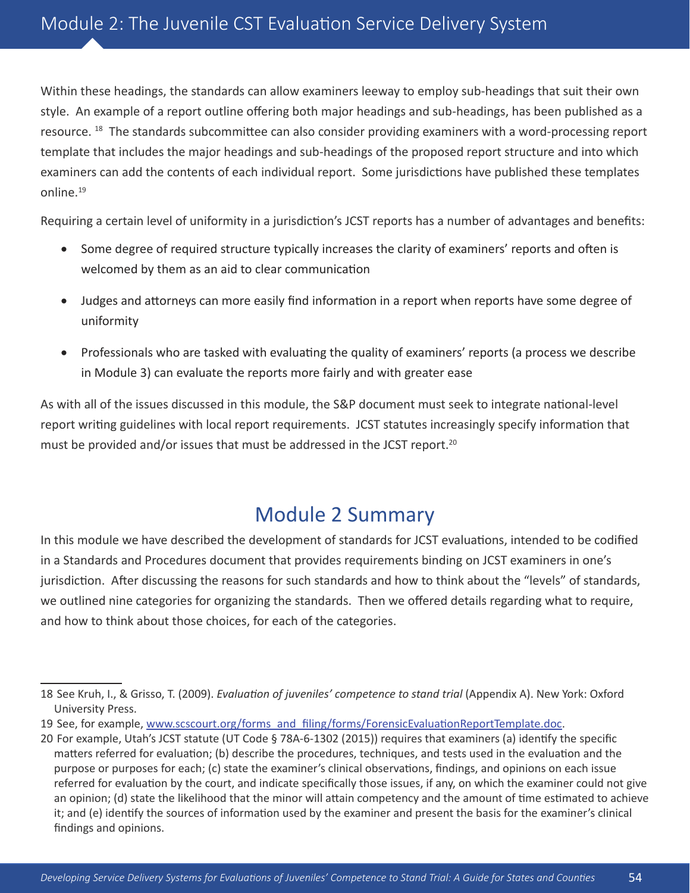Within these headings, the standards can allow examiners leeway to employ sub-headings that suit their own style. An example of a report outline offering both major headings and sub-headings, has been published as a resource. [18] The standards subcommittee can also consider providing examiners with a word-processing report template that includes the major headings and sub-headings of the proposed report structure and into which examiners can add the contents of each individual report. Some jurisdictions have published these templates online.[19]

Requiring a certain level of uniformity in a jurisdiction's JCST reports has a number of advantages and benefits:

- Some degree of required structure typically increases the clarity of examiners' reports and often is welcomed by them as an aid to clear communication
- Judges and attorneys can more easily find information in a report when reports have some degree of uniformity
- Professionals who are tasked with evaluating the quality of examiners' reports (a process we describe in Module 3) can evaluate the reports more fairly and with greater ease

As with all of the issues discussed in this module, the S&P document must seek to integrate national-level report writing guidelines with local report requirements. JCST statutes increasingly specify information that must be provided and/or issues that must be addressed in the JCST report.[20]

## Module 2 Summary

In this module we have described the development of standards for JCST evaluations, intended to be codified in a Standards and Procedures document that provides requirements binding on JCST examiners in one's jurisdiction. After discussing the reasons for such standards and how to think about the "levels" of standards, we outlined nine categories for organizing the standards. Then we offered details regarding what to require, and how to think about those choices, for each of the categories.

---

18 See Kruh, I., & Grisso, T. (2009). *Evaluation of juveniles' competence to stand trial* (Appendix A). New York: Oxford University Press.

19 See, for example, www.scscourt.org/forms_and_filing/forms/ForensicEvaluationReportTemplate.doc.

20 For example, Utah's JCST statute (UT Code § 78A-6-1302 (2015)) requires that examiners (a) identify the specific matters referred for evaluation; (b) describe the procedures, techniques, and tests used in the evaluation and the purpose or purposes for each; (c) state the examiner's clinical observations, findings, and opinions on each issue referred for evaluation by the court, and indicate specifically those issues, if any, on which the examiner could not give an opinion; (d) state the likelihood that the minor will attain competency and the amount of time estimated to achieve it; and (e) identify the sources of information used by the examiner and present the basis for the examiner's clinical findings and opinions.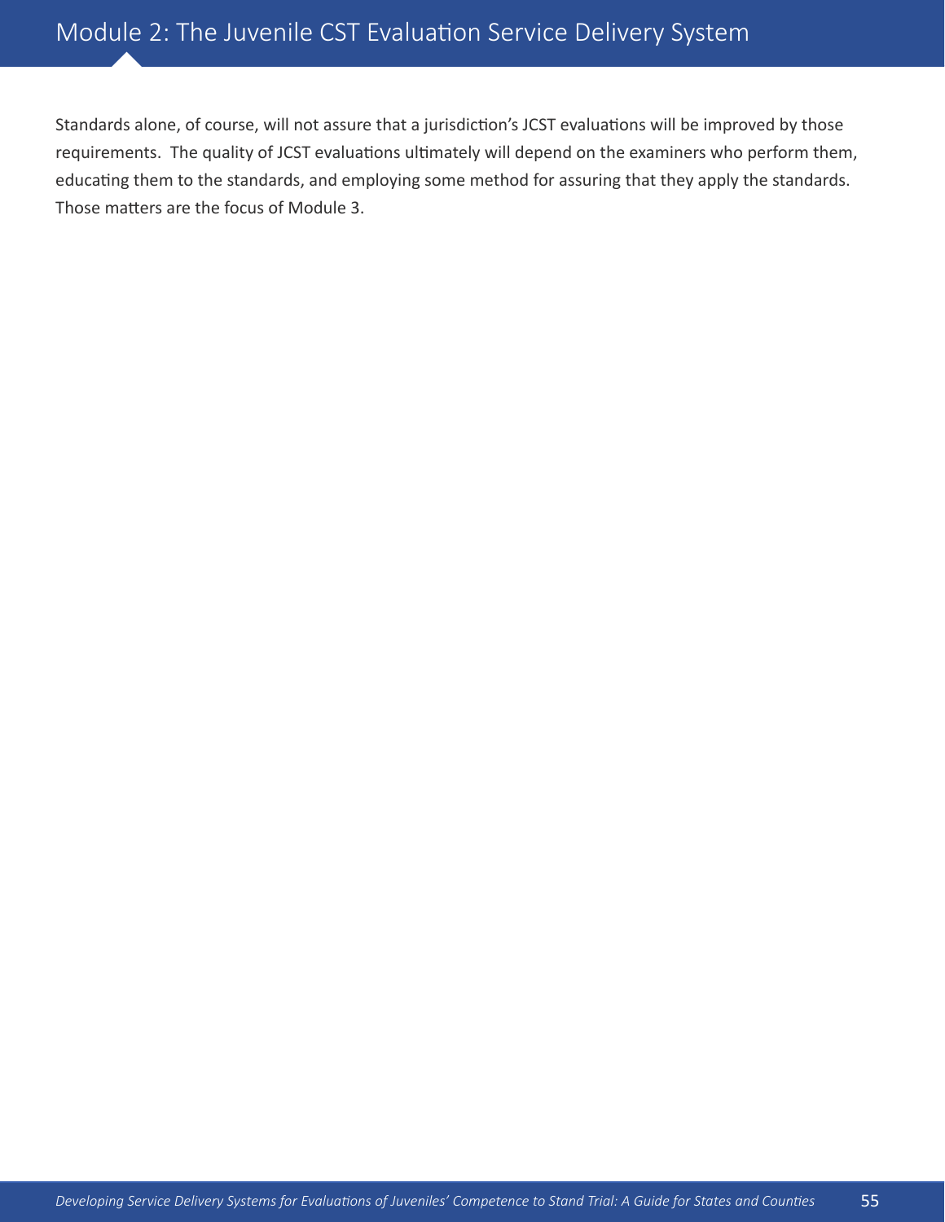Standards alone, of course, will not assure that a jurisdiction's JCST evaluations will be improved by those requirements. The quality of JCST evaluations ultimately will depend on the examiners who perform them, educating them to the standards, and employing some method for assuring that they apply the standards. Those matters are the focus of Module 3.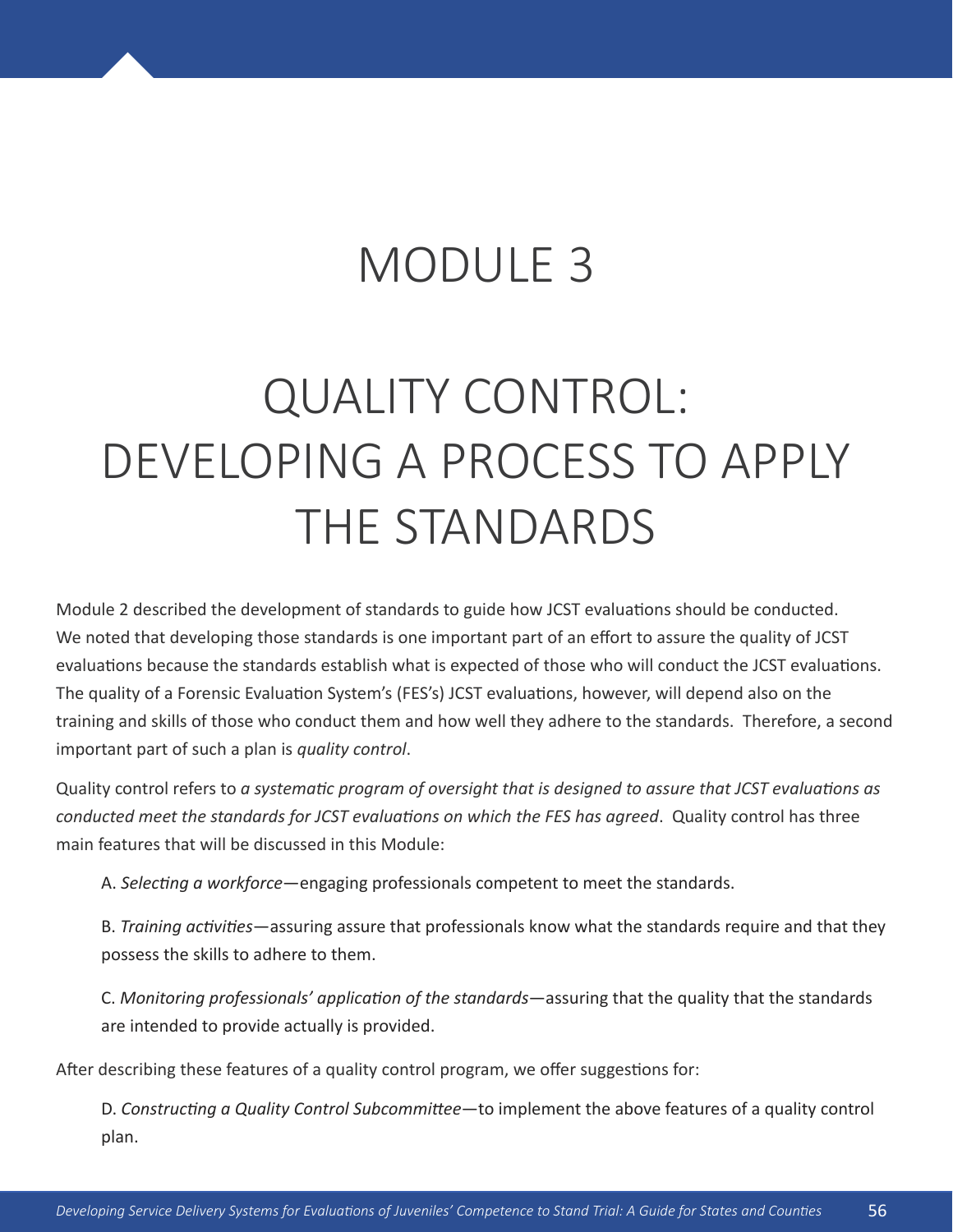# MODULE 3

# QUALITY CONTROL: DEVELOPING A PROCESS TO APPLY THE STANDARDS

Module 2 described the development of standards to guide how JCST evaluations should be conducted. We noted that developing those standards is one important part of an effort to assure the quality of JCST evaluations because the standards establish what is expected of those who will conduct the JCST evaluations. The quality of a Forensic Evaluation System's (FES's) JCST evaluations, however, will depend also on the training and skills of those who conduct them and how well they adhere to the standards. Therefore, a second important part of such a plan is *quality control*.

Quality control refers to *a systematic program of oversight that is designed to assure that JCST evaluations as conducted meet the standards for JCST evaluations on which the FES has agreed*. Quality control has three main features that will be discussed in this Module:

A. *Selecting a workforce*—engaging professionals competent to meet the standards.

B. *Training activities*—assuring assure that professionals know what the standards require and that they possess the skills to adhere to them.

C. *Monitoring professionals' application of the standards*—assuring that the quality that the standards are intended to provide actually is provided.

After describing these features of a quality control program, we offer suggestions for:

D. *Constructing a Quality Control Subcommittee*—to implement the above features of a quality control plan.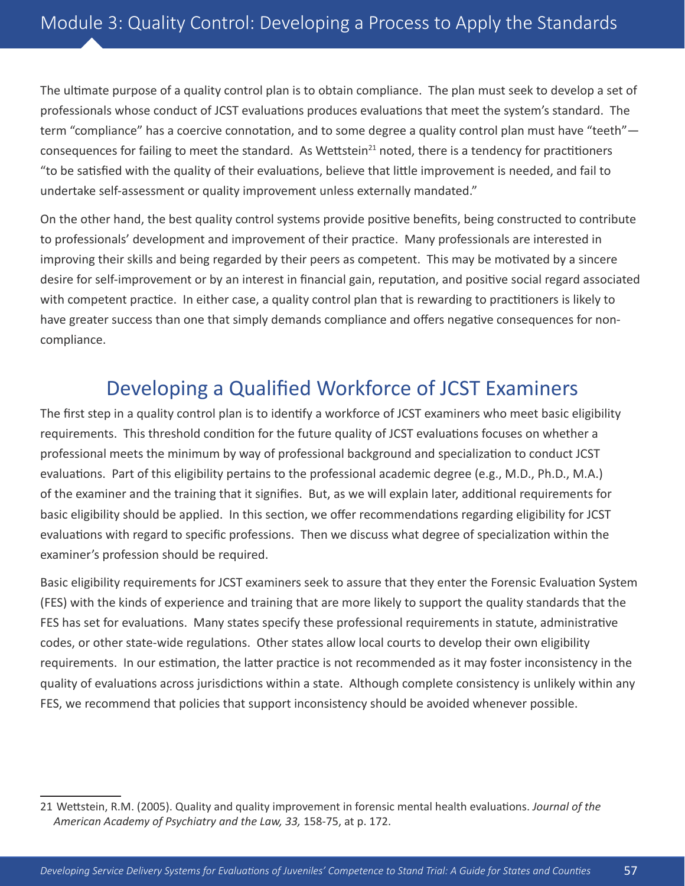The ultimate purpose of a quality control plan is to obtain compliance. The plan must seek to develop a set of professionals whose conduct of JCST evaluations produces evaluations that meet the system's standard. The term "compliance" has a coercive connotation, and to some degree a quality control plan must have "teeth"—consequences for failing to meet the standard. As Wettstein[21] noted, there is a tendency for practitioners "to be satisfied with the quality of their evaluations, believe that little improvement is needed, and fail to undertake self-assessment or quality improvement unless externally mandated."

On the other hand, the best quality control systems provide positive benefits, being constructed to contribute to professionals' development and improvement of their practice. Many professionals are interested in improving their skills and being regarded by their peers as competent. This may be motivated by a sincere desire for self-improvement or by an interest in financial gain, reputation, and positive social regard associated with competent practice. In either case, a quality control plan that is rewarding to practitioners is likely to have greater success than one that simply demands compliance and offers negative consequences for non-compliance.

## Developing a Qualified Workforce of JCST Examiners

The first step in a quality control plan is to identify a workforce of JCST examiners who meet basic eligibility requirements. This threshold condition for the future quality of JCST evaluations focuses on whether a professional meets the minimum by way of professional background and specialization to conduct JCST evaluations. Part of this eligibility pertains to the professional academic degree (e.g., M.D., Ph.D., M.A.) of the examiner and the training that it signifies. But, as we will explain later, additional requirements for basic eligibility should be applied. In this section, we offer recommendations regarding eligibility for JCST evaluations with regard to specific professions. Then we discuss what degree of specialization within the examiner's profession should be required.

Basic eligibility requirements for JCST examiners seek to assure that they enter the Forensic Evaluation System (FES) with the kinds of experience and training that are more likely to support the quality standards that the FES has set for evaluations. Many states specify these professional requirements in statute, administrative codes, or other state-wide regulations. Other states allow local courts to develop their own eligibility requirements. In our estimation, the latter practice is not recommended as it may foster inconsistency in the quality of evaluations across jurisdictions within a state. Although complete consistency is unlikely within any FES, we recommend that policies that support inconsistency should be avoided whenever possible.

---

21 Wettstein, R.M. (2005). Quality and quality improvement in forensic mental health evaluations. *Journal of the American Academy of Psychiatry and the Law, 33,* 158-75, at p. 172.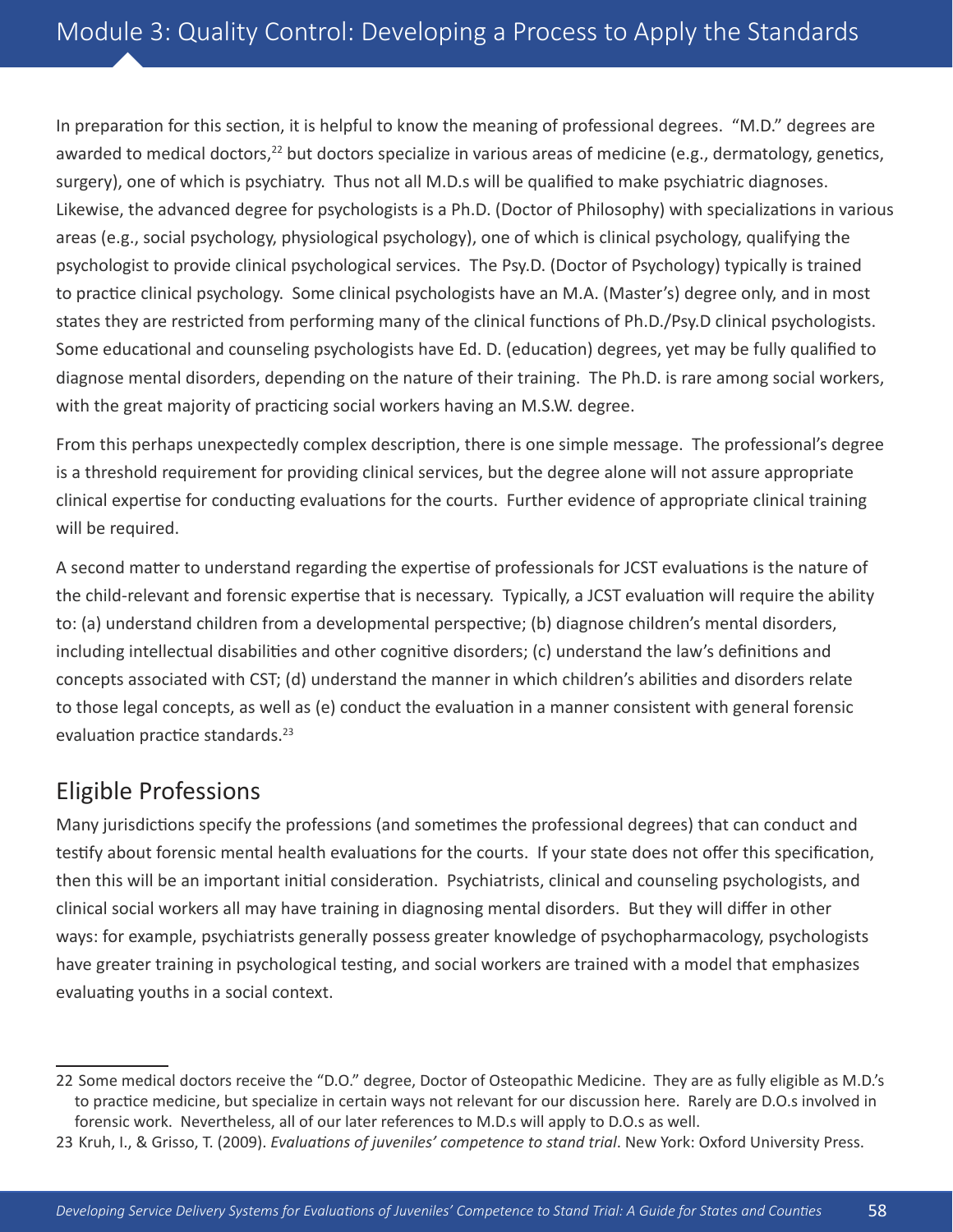In preparation for this section, it is helpful to know the meaning of professional degrees. "M.D." degrees are awarded to medical doctors,[22] but doctors specialize in various areas of medicine (e.g., dermatology, genetics, surgery), one of which is psychiatry. Thus not all M.D.s will be qualified to make psychiatric diagnoses. Likewise, the advanced degree for psychologists is a Ph.D. (Doctor of Philosophy) with specializations in various areas (e.g., social psychology, physiological psychology), one of which is clinical psychology, qualifying the psychologist to provide clinical psychological services. The Psy.D. (Doctor of Psychology) typically is trained to practice clinical psychology. Some clinical psychologists have an M.A. (Master's) degree only, and in most states they are restricted from performing many of the clinical functions of Ph.D./Psy.D clinical psychologists. Some educational and counseling psychologists have Ed. D. (education) degrees, yet may be fully qualified to diagnose mental disorders, depending on the nature of their training. The Ph.D. is rare among social workers, with the great majority of practicing social workers having an M.S.W. degree.

From this perhaps unexpectedly complex description, there is one simple message. The professional's degree is a threshold requirement for providing clinical services, but the degree alone will not assure appropriate clinical expertise for conducting evaluations for the courts. Further evidence of appropriate clinical training will be required.

A second matter to understand regarding the expertise of professionals for JCST evaluations is the nature of the child-relevant and forensic expertise that is necessary. Typically, a JCST evaluation will require the ability to: (a) understand children from a developmental perspective; (b) diagnose children's mental disorders, including intellectual disabilities and other cognitive disorders; (c) understand the law's definitions and concepts associated with CST; (d) understand the manner in which children's abilities and disorders relate to those legal concepts, as well as (e) conduct the evaluation in a manner consistent with general forensic evaluation practice standards.[23]

## Eligible Professions

Many jurisdictions specify the professions (and sometimes the professional degrees) that can conduct and testify about forensic mental health evaluations for the courts. If your state does not offer this specification, then this will be an important initial consideration. Psychiatrists, clinical and counseling psychologists, and clinical social workers all may have training in diagnosing mental disorders. But they will differ in other ways: for example, psychiatrists generally possess greater knowledge of psychopharmacology, psychologists have greater training in psychological testing, and social workers are trained with a model that emphasizes evaluating youths in a social context.

---

22 Some medical doctors receive the "D.O." degree, Doctor of Osteopathic Medicine. They are as fully eligible as M.D.'s to practice medicine, but specialize in certain ways not relevant for our discussion here. Rarely are D.O.s involved in forensic work. Nevertheless, all of our later references to M.D.s will apply to D.O.s as well.

23 Kruh, I., & Grisso, T. (2009). *Evaluations of juveniles' competence to stand trial*. New York: Oxford University Press.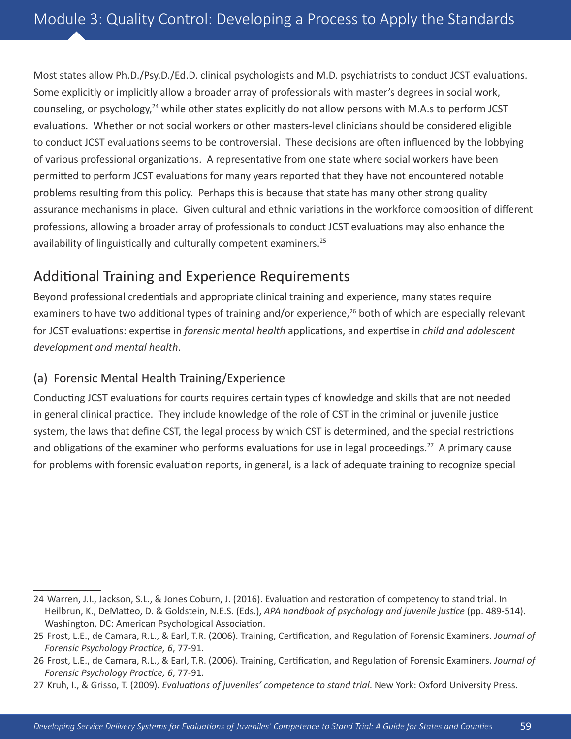Most states allow Ph.D./Psy.D./Ed.D. clinical psychologists and M.D. psychiatrists to conduct JCST evaluations. Some explicitly or implicitly allow a broader array of professionals with master's degrees in social work, counseling, or psychology,[24] while other states explicitly do not allow persons with M.A.s to perform JCST evaluations. Whether or not social workers or other masters-level clinicians should be considered eligible to conduct JCST evaluations seems to be controversial. These decisions are often influenced by the lobbying of various professional organizations. A representative from one state where social workers have been permitted to perform JCST evaluations for many years reported that they have not encountered notable problems resulting from this policy. Perhaps this is because that state has many other strong quality assurance mechanisms in place. Given cultural and ethnic variations in the workforce composition of different professions, allowing a broader array of professionals to conduct JCST evaluations may also enhance the availability of linguistically and culturally competent examiners.[25]

## Additional Training and Experience Requirements

Beyond professional credentials and appropriate clinical training and experience, many states require examiners to have two additional types of training and/or experience,[26] both of which are especially relevant for JCST evaluations: expertise in *forensic mental health* applications, and expertise in *child and adolescent development and mental health*.

### (a) Forensic Mental Health Training/Experience

Conducting JCST evaluations for courts requires certain types of knowledge and skills that are not needed in general clinical practice. They include knowledge of the role of CST in the criminal or juvenile justice system, the laws that define CST, the legal process by which CST is determined, and the special restrictions and obligations of the examiner who performs evaluations for use in legal proceedings.[27] A primary cause for problems with forensic evaluation reports, in general, is a lack of adequate training to recognize special

---

24 Warren, J.I., Jackson, S.L., & Jones Coburn, J. (2016). Evaluation and restoration of competency to stand trial. In Heilbrun, K., DeMatteo, D. & Goldstein, N.E.S. (Eds.), *APA handbook of psychology and juvenile justice* (pp. 489-514). Washington, DC: American Psychological Association.

25 Frost, L.E., de Camara, R.L., & Earl, T.R. (2006). Training, Certification, and Regulation of Forensic Examiners. *Journal of Forensic Psychology Practice, 6*, 77-91.

26 Frost, L.E., de Camara, R.L., & Earl, T.R. (2006). Training, Certification, and Regulation of Forensic Examiners. *Journal of Forensic Psychology Practice, 6*, 77-91.

27 Kruh, I., & Grisso, T. (2009). *Evaluations of juveniles' competence to stand trial*. New York: Oxford University Press.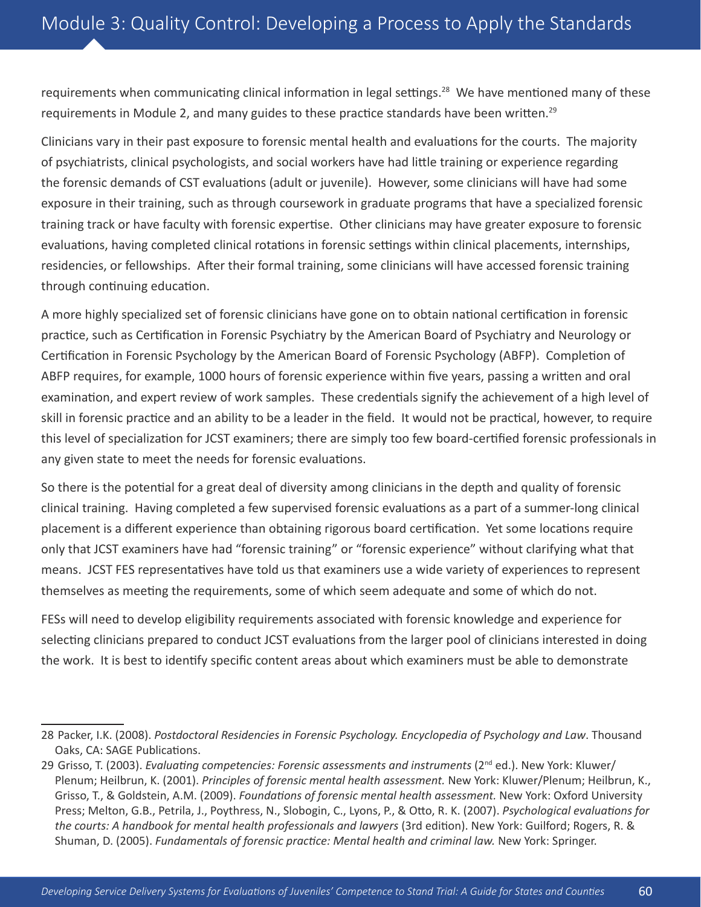requirements when communicating clinical information in legal settings.[28] We have mentioned many of these requirements in Module 2, and many guides to these practice standards have been written.[29]

Clinicians vary in their past exposure to forensic mental health and evaluations for the courts. The majority of psychiatrists, clinical psychologists, and social workers have had little training or experience regarding the forensic demands of CST evaluations (adult or juvenile). However, some clinicians will have had some exposure in their training, such as through coursework in graduate programs that have a specialized forensic training track or have faculty with forensic expertise. Other clinicians may have greater exposure to forensic evaluations, having completed clinical rotations in forensic settings within clinical placements, internships, residencies, or fellowships. After their formal training, some clinicians will have accessed forensic training through continuing education.

A more highly specialized set of forensic clinicians have gone on to obtain national certification in forensic practice, such as Certification in Forensic Psychiatry by the American Board of Psychiatry and Neurology or Certification in Forensic Psychology by the American Board of Forensic Psychology (ABFP). Completion of ABFP requires, for example, 1000 hours of forensic experience within five years, passing a written and oral examination, and expert review of work samples. These credentials signify the achievement of a high level of skill in forensic practice and an ability to be a leader in the field. It would not be practical, however, to require this level of specialization for JCST examiners; there are simply too few board-certified forensic professionals in any given state to meet the needs for forensic evaluations.

So there is the potential for a great deal of diversity among clinicians in the depth and quality of forensic clinical training. Having completed a few supervised forensic evaluations as a part of a summer-long clinical placement is a different experience than obtaining rigorous board certification. Yet some locations require only that JCST examiners have had "forensic training" or "forensic experience" without clarifying what that means. JCST FES representatives have told us that examiners use a wide variety of experiences to represent themselves as meeting the requirements, some of which seem adequate and some of which do not.

FESs will need to develop eligibility requirements associated with forensic knowledge and experience for selecting clinicians prepared to conduct JCST evaluations from the larger pool of clinicians interested in doing the work. It is best to identify specific content areas about which examiners must be able to demonstrate

---

28 Packer, I.K. (2008). *Postdoctoral Residencies in Forensic Psychology. Encyclopedia of Psychology and Law*. Thousand Oaks, CA: SAGE Publications.

29 Grisso, T. (2003). *Evaluating competencies: Forensic assessments and instruments* (2nd ed.). New York: Kluwer/Plenum; Heilbrun, K. (2001). *Principles of forensic mental health assessment.* New York: Kluwer/Plenum; Heilbrun, K., Grisso, T., & Goldstein, A.M. (2009). *Foundations of forensic mental health assessment.* New York: Oxford University Press; Melton, G.B., Petrila, J., Poythress, N., Slobogin, C., Lyons, P., & Otto, R. K. (2007). *Psychological evaluations for the courts: A handbook for mental health professionals and lawyers* (3rd edition). New York: Guilford; Rogers, R. & Shuman, D. (2005). *Fundamentals of forensic practice: Mental health and criminal law.* New York: Springer.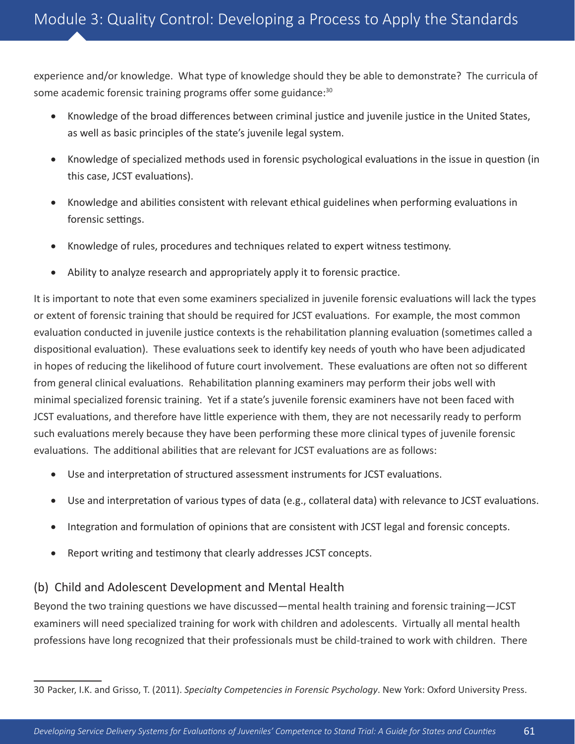experience and/or knowledge. What type of knowledge should they be able to demonstrate? The curricula of some academic forensic training programs offer some guidance:[30]

- Knowledge of the broad differences between criminal justice and juvenile justice in the United States, as well as basic principles of the state's juvenile legal system.
- Knowledge of specialized methods used in forensic psychological evaluations in the issue in question (in this case, JCST evaluations).
- Knowledge and abilities consistent with relevant ethical guidelines when performing evaluations in forensic settings.
- Knowledge of rules, procedures and techniques related to expert witness testimony.
- Ability to analyze research and appropriately apply it to forensic practice.

It is important to note that even some examiners specialized in juvenile forensic evaluations will lack the types or extent of forensic training that should be required for JCST evaluations. For example, the most common evaluation conducted in juvenile justice contexts is the rehabilitation planning evaluation (sometimes called a dispositional evaluation). These evaluations seek to identify key needs of youth who have been adjudicated in hopes of reducing the likelihood of future court involvement. These evaluations are often not so different from general clinical evaluations. Rehabilitation planning examiners may perform their jobs well with minimal specialized forensic training. Yet if a state's juvenile forensic examiners have not been faced with JCST evaluations, and therefore have little experience with them, they are not necessarily ready to perform such evaluations merely because they have been performing these more clinical types of juvenile forensic evaluations. The additional abilities that are relevant for JCST evaluations are as follows:

- Use and interpretation of structured assessment instruments for JCST evaluations.
- Use and interpretation of various types of data (e.g., collateral data) with relevance to JCST evaluations.
- Integration and formulation of opinions that are consistent with JCST legal and forensic concepts.
- Report writing and testimony that clearly addresses JCST concepts.

### (b) Child and Adolescent Development and Mental Health

Beyond the two training questions we have discussed—mental health training and forensic training—JCST examiners will need specialized training for work with children and adolescents. Virtually all mental health professions have long recognized that their professionals must be child-trained to work with children. There

30 Packer, I.K. and Grisso, T. (2011). *Specialty Competencies in Forensic Psychology*. New York: Oxford University Press.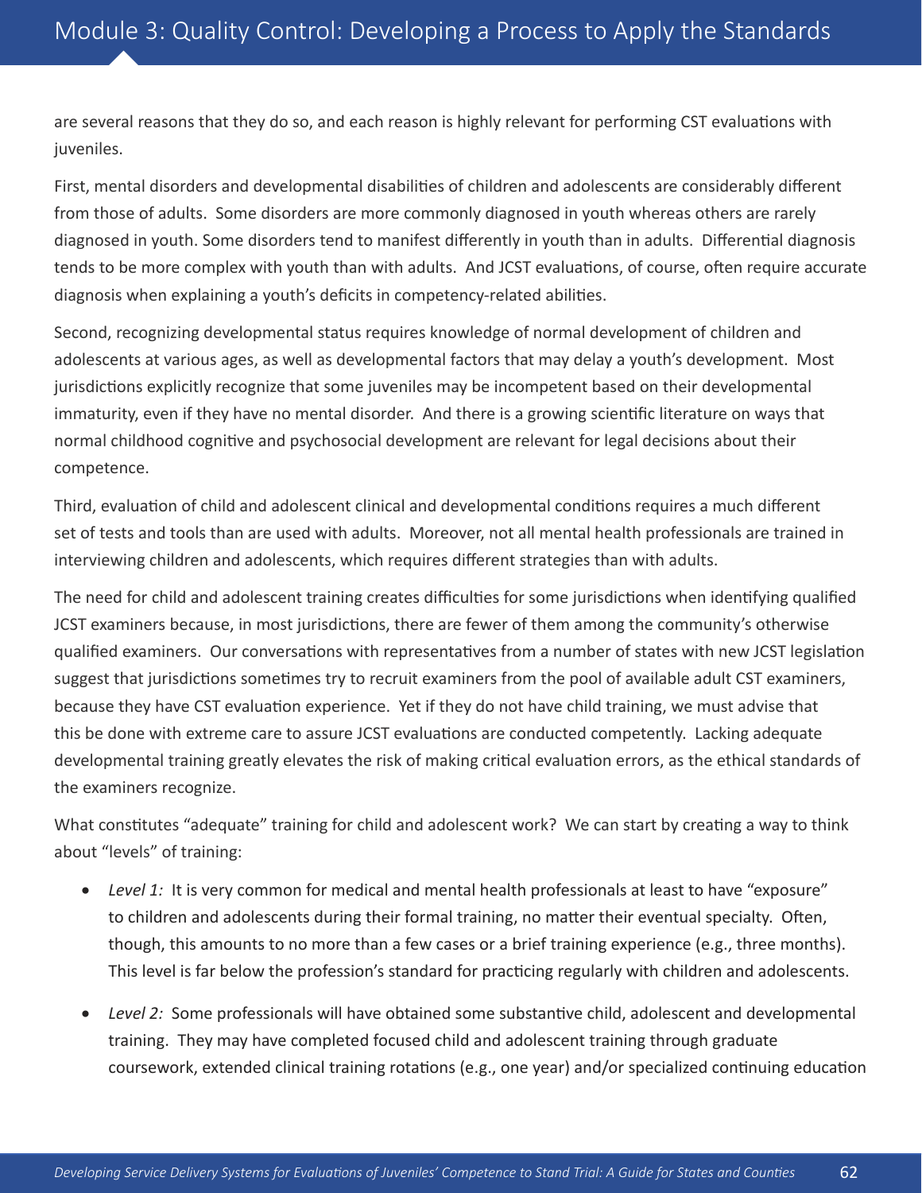are several reasons that they do so, and each reason is highly relevant for performing CST evaluations with juveniles.

First, mental disorders and developmental disabilities of children and adolescents are considerably different from those of adults. Some disorders are more commonly diagnosed in youth whereas others are rarely diagnosed in youth. Some disorders tend to manifest differently in youth than in adults. Differential diagnosis tends to be more complex with youth than with adults. And JCST evaluations, of course, often require accurate diagnosis when explaining a youth's deficits in competency-related abilities.

Second, recognizing developmental status requires knowledge of normal development of children and adolescents at various ages, as well as developmental factors that may delay a youth's development. Most jurisdictions explicitly recognize that some juveniles may be incompetent based on their developmental immaturity, even if they have no mental disorder. And there is a growing scientific literature on ways that normal childhood cognitive and psychosocial development are relevant for legal decisions about their competence.

Third, evaluation of child and adolescent clinical and developmental conditions requires a much different set of tests and tools than are used with adults. Moreover, not all mental health professionals are trained in interviewing children and adolescents, which requires different strategies than with adults.

The need for child and adolescent training creates difficulties for some jurisdictions when identifying qualified JCST examiners because, in most jurisdictions, there are fewer of them among the community's otherwise qualified examiners. Our conversations with representatives from a number of states with new JCST legislation suggest that jurisdictions sometimes try to recruit examiners from the pool of available adult CST examiners, because they have CST evaluation experience. Yet if they do not have child training, we must advise that this be done with extreme care to assure JCST evaluations are conducted competently. Lacking adequate developmental training greatly elevates the risk of making critical evaluation errors, as the ethical standards of the examiners recognize.

What constitutes "adequate" training for child and adolescent work? We can start by creating a way to think about "levels" of training:

- *Level 1:* It is very common for medical and mental health professionals at least to have "exposure" to children and adolescents during their formal training, no matter their eventual specialty. Often, though, this amounts to no more than a few cases or a brief training experience (e.g., three months). This level is far below the profession's standard for practicing regularly with children and adolescents.
- *Level 2:* Some professionals will have obtained some substantive child, adolescent and developmental training. They may have completed focused child and adolescent training through graduate coursework, extended clinical training rotations (e.g., one year) and/or specialized continuing education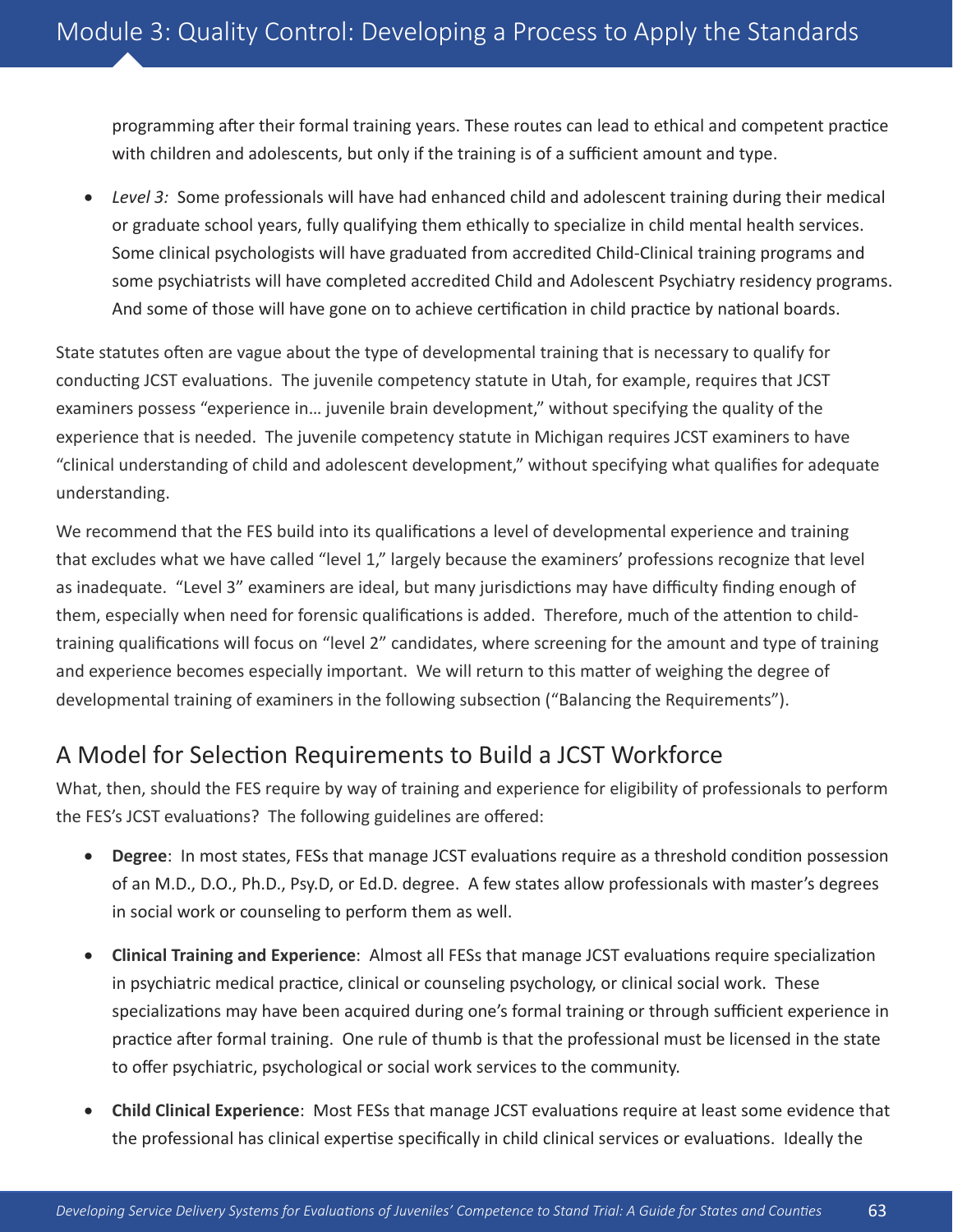programming after their formal training years. These routes can lead to ethical and competent practice with children and adolescents, but only if the training is of a sufficient amount and type.

- *Level 3:* Some professionals will have had enhanced child and adolescent training during their medical or graduate school years, fully qualifying them ethically to specialize in child mental health services. Some clinical psychologists will have graduated from accredited Child-Clinical training programs and some psychiatrists will have completed accredited Child and Adolescent Psychiatry residency programs. And some of those will have gone on to achieve certification in child practice by national boards.

State statutes often are vague about the type of developmental training that is necessary to qualify for conducting JCST evaluations. The juvenile competency statute in Utah, for example, requires that JCST examiners possess "experience in… juvenile brain development," without specifying the quality of the experience that is needed. The juvenile competency statute in Michigan requires JCST examiners to have "clinical understanding of child and adolescent development," without specifying what qualifies for adequate understanding.

We recommend that the FES build into its qualifications a level of developmental experience and training that excludes what we have called "level 1," largely because the examiners' professions recognize that level as inadequate. "Level 3" examiners are ideal, but many jurisdictions may have difficulty finding enough of them, especially when need for forensic qualifications is added. Therefore, much of the attention to child-training qualifications will focus on "level 2" candidates, where screening for the amount and type of training and experience becomes especially important. We will return to this matter of weighing the degree of developmental training of examiners in the following subsection ("Balancing the Requirements").

## A Model for Selection Requirements to Build a JCST Workforce

What, then, should the FES require by way of training and experience for eligibility of professionals to perform the FES's JCST evaluations? The following guidelines are offered:

- **Degree**: In most states, FESs that manage JCST evaluations require as a threshold condition possession of an M.D., D.O., Ph.D., Psy.D, or Ed.D. degree. A few states allow professionals with master's degrees in social work or counseling to perform them as well.

- **Clinical Training and Experience**: Almost all FESs that manage JCST evaluations require specialization in psychiatric medical practice, clinical or counseling psychology, or clinical social work. These specializations may have been acquired during one's formal training or through sufficient experience in practice after formal training. One rule of thumb is that the professional must be licensed in the state to offer psychiatric, psychological or social work services to the community.

- **Child Clinical Experience**: Most FESs that manage JCST evaluations require at least some evidence that the professional has clinical expertise specifically in child clinical services or evaluations. Ideally the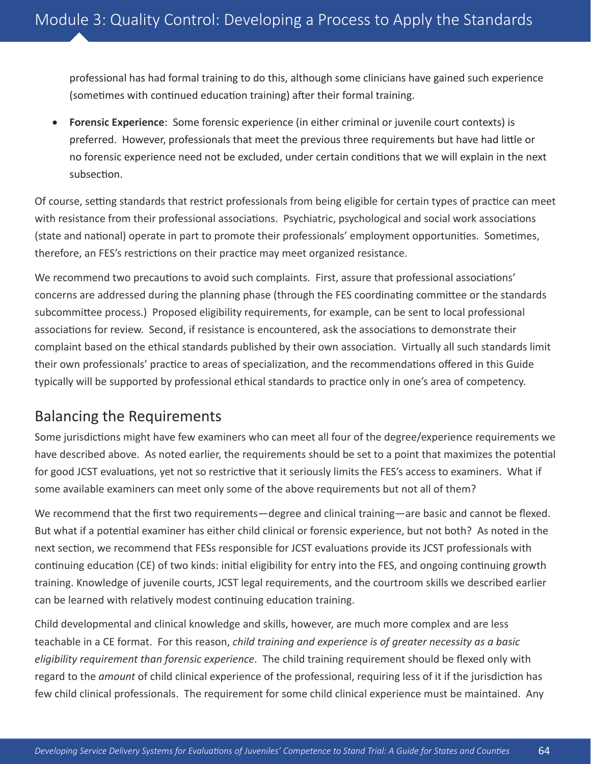professional has had formal training to do this, although some clinicians have gained such experience (sometimes with continued education training) after their formal training.

- **Forensic Experience**: Some forensic experience (in either criminal or juvenile court contexts) is preferred. However, professionals that meet the previous three requirements but have had little or no forensic experience need not be excluded, under certain conditions that we will explain in the next subsection.

Of course, setting standards that restrict professionals from being eligible for certain types of practice can meet with resistance from their professional associations. Psychiatric, psychological and social work associations (state and national) operate in part to promote their professionals' employment opportunities. Sometimes, therefore, an FES's restrictions on their practice may meet organized resistance.

We recommend two precautions to avoid such complaints. First, assure that professional associations' concerns are addressed during the planning phase (through the FES coordinating committee or the standards subcommittee process.) Proposed eligibility requirements, for example, can be sent to local professional associations for review. Second, if resistance is encountered, ask the associations to demonstrate their complaint based on the ethical standards published by their own association. Virtually all such standards limit their own professionals' practice to areas of specialization, and the recommendations offered in this Guide typically will be supported by professional ethical standards to practice only in one's area of competency.

## Balancing the Requirements

Some jurisdictions might have few examiners who can meet all four of the degree/experience requirements we have described above. As noted earlier, the requirements should be set to a point that maximizes the potential for good JCST evaluations, yet not so restrictive that it seriously limits the FES's access to examiners. What if some available examiners can meet only some of the above requirements but not all of them?

We recommend that the first two requirements—degree and clinical training—are basic and cannot be flexed. But what if a potential examiner has either child clinical or forensic experience, but not both? As noted in the next section, we recommend that FESs responsible for JCST evaluations provide its JCST professionals with continuing education (CE) of two kinds: initial eligibility for entry into the FES, and ongoing continuing growth training. Knowledge of juvenile courts, JCST legal requirements, and the courtroom skills we described earlier can be learned with relatively modest continuing education training.

Child developmental and clinical knowledge and skills, however, are much more complex and are less teachable in a CE format. For this reason, *child training and experience is of greater necessity as a basic eligibility requirement than forensic experience*. The child training requirement should be flexed only with regard to the *amount* of child clinical experience of the professional, requiring less of it if the jurisdiction has few child clinical professionals. The requirement for some child clinical experience must be maintained. Any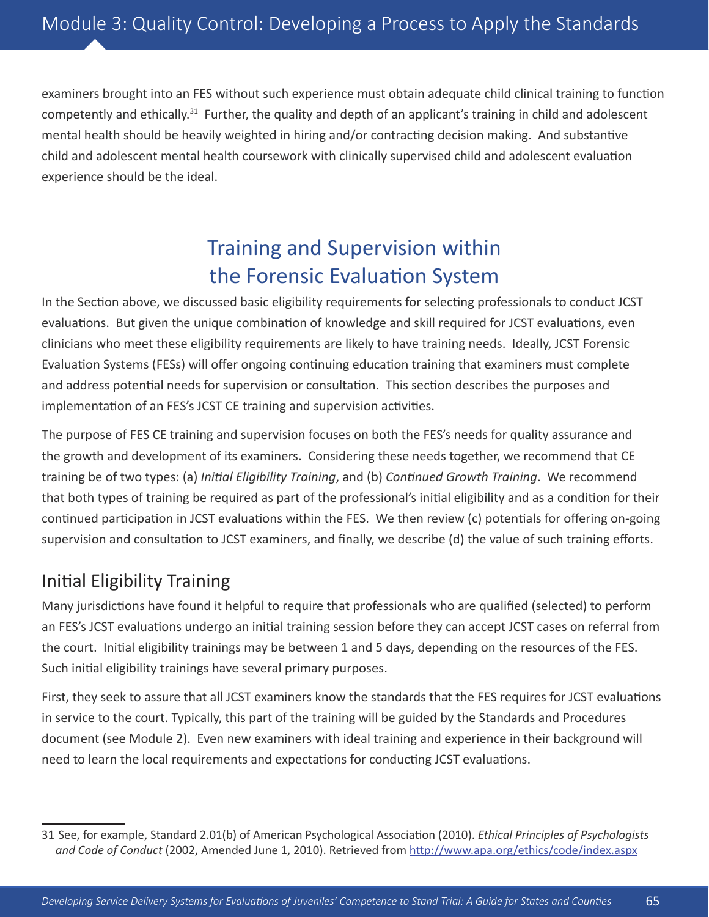examiners brought into an FES without such experience must obtain adequate child clinical training to function competently and ethically.[31] Further, the quality and depth of an applicant's training in child and adolescent mental health should be heavily weighted in hiring and/or contracting decision making. And substantive child and adolescent mental health coursework with clinically supervised child and adolescent evaluation experience should be the ideal.

## Training and Supervision within the Forensic Evaluation System

In the Section above, we discussed basic eligibility requirements for selecting professionals to conduct JCST evaluations. But given the unique combination of knowledge and skill required for JCST evaluations, even clinicians who meet these eligibility requirements are likely to have training needs. Ideally, JCST Forensic Evaluation Systems (FESs) will offer ongoing continuing education training that examiners must complete and address potential needs for supervision or consultation. This section describes the purposes and implementation of an FES's JCST CE training and supervision activities.

The purpose of FES CE training and supervision focuses on both the FES's needs for quality assurance and the growth and development of its examiners. Considering these needs together, we recommend that CE training be of two types: (a) *Initial Eligibility Training*, and (b) *Continued Growth Training*. We recommend that both types of training be required as part of the professional's initial eligibility and as a condition for their continued participation in JCST evaluations within the FES. We then review (c) potentials for offering on-going supervision and consultation to JCST examiners, and finally, we describe (d) the value of such training efforts.

### Initial Eligibility Training

Many jurisdictions have found it helpful to require that professionals who are qualified (selected) to perform an FES's JCST evaluations undergo an initial training session before they can accept JCST cases on referral from the court. Initial eligibility trainings may be between 1 and 5 days, depending on the resources of the FES. Such initial eligibility trainings have several primary purposes.

First, they seek to assure that all JCST examiners know the standards that the FES requires for JCST evaluations in service to the court. Typically, this part of the training will be guided by the Standards and Procedures document (see Module 2). Even new examiners with ideal training and experience in their background will need to learn the local requirements and expectations for conducting JCST evaluations.

---

31 See, for example, Standard 2.01(b) of American Psychological Association (2010). *Ethical Principles of Psychologists and Code of Conduct* (2002, Amended June 1, 2010). Retrieved from http://www.apa.org/ethics/code/index.aspx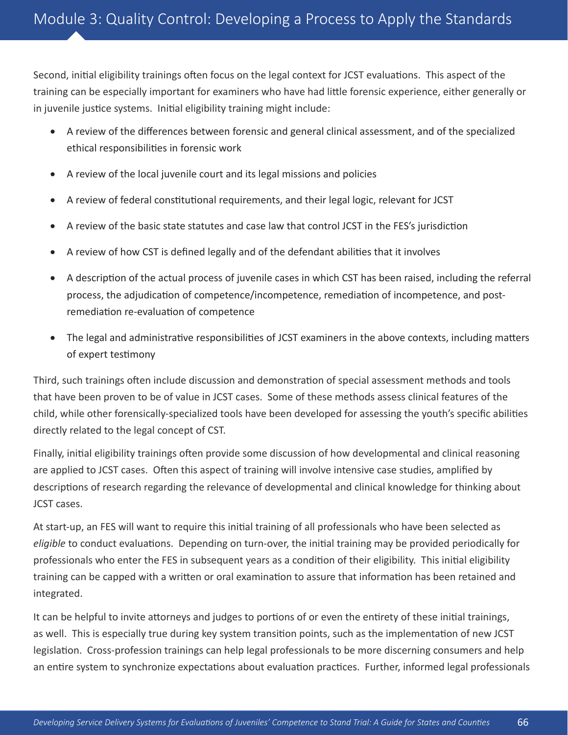Second, initial eligibility trainings often focus on the legal context for JCST evaluations. This aspect of the training can be especially important for examiners who have had little forensic experience, either generally or in juvenile justice systems. Initial eligibility training might include:

- A review of the differences between forensic and general clinical assessment, and of the specialized ethical responsibilities in forensic work
- A review of the local juvenile court and its legal missions and policies
- A review of federal constitutional requirements, and their legal logic, relevant for JCST
- A review of the basic state statutes and case law that control JCST in the FES's jurisdiction
- A review of how CST is defined legally and of the defendant abilities that it involves
- A description of the actual process of juvenile cases in which CST has been raised, including the referral process, the adjudication of competence/incompetence, remediation of incompetence, and post-remediation re-evaluation of competence
- The legal and administrative responsibilities of JCST examiners in the above contexts, including matters of expert testimony

Third, such trainings often include discussion and demonstration of special assessment methods and tools that have been proven to be of value in JCST cases. Some of these methods assess clinical features of the child, while other forensically-specialized tools have been developed for assessing the youth's specific abilities directly related to the legal concept of CST.

Finally, initial eligibility trainings often provide some discussion of how developmental and clinical reasoning are applied to JCST cases. Often this aspect of training will involve intensive case studies, amplified by descriptions of research regarding the relevance of developmental and clinical knowledge for thinking about JCST cases.

At start-up, an FES will want to require this initial training of all professionals who have been selected as *eligible* to conduct evaluations. Depending on turn-over, the initial training may be provided periodically for professionals who enter the FES in subsequent years as a condition of their eligibility. This initial eligibility training can be capped with a written or oral examination to assure that information has been retained and integrated.

It can be helpful to invite attorneys and judges to portions of or even the entirety of these initial trainings, as well. This is especially true during key system transition points, such as the implementation of new JCST legislation. Cross-profession trainings can help legal professionals to be more discerning consumers and help an entire system to synchronize expectations about evaluation practices. Further, informed legal professionals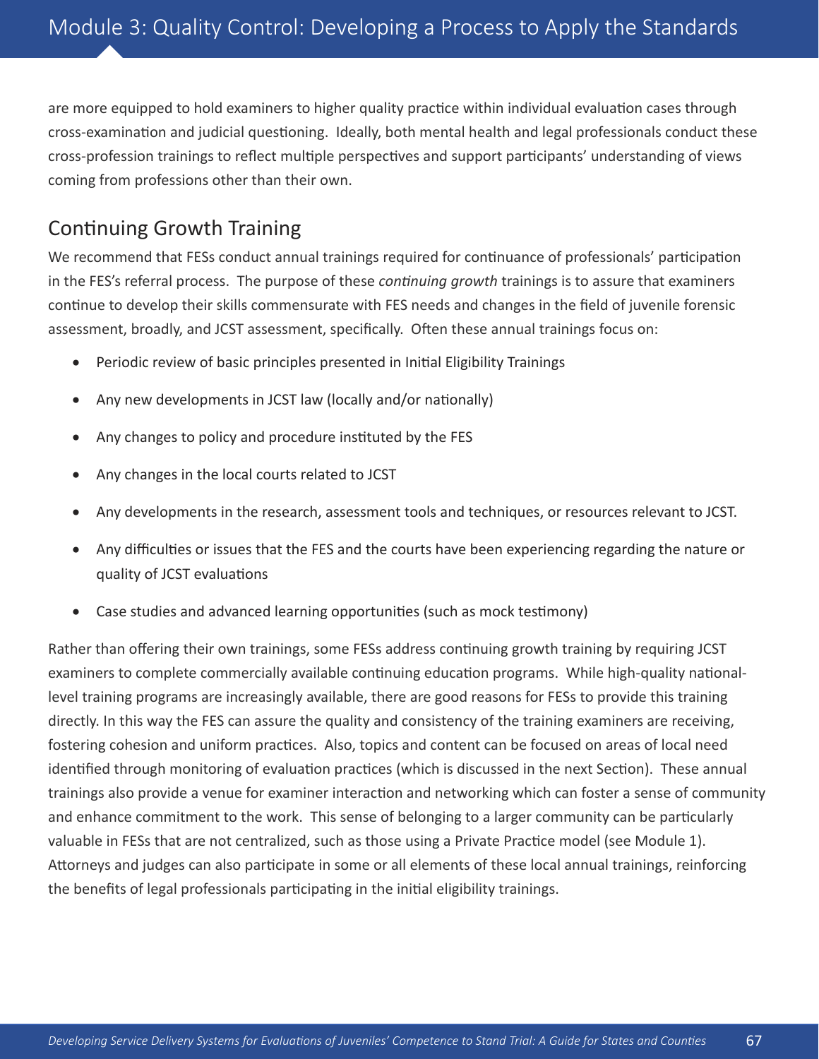are more equipped to hold examiners to higher quality practice within individual evaluation cases through cross-examination and judicial questioning. Ideally, both mental health and legal professionals conduct these cross-profession trainings to reflect multiple perspectives and support participants' understanding of views coming from professions other than their own.

## Continuing Growth Training

We recommend that FESs conduct annual trainings required for continuance of professionals' participation in the FES's referral process. The purpose of these *continuing growth* trainings is to assure that examiners continue to develop their skills commensurate with FES needs and changes in the field of juvenile forensic assessment, broadly, and JCST assessment, specifically. Often these annual trainings focus on:

- Periodic review of basic principles presented in Initial Eligibility Trainings
- Any new developments in JCST law (locally and/or nationally)
- Any changes to policy and procedure instituted by the FES
- Any changes in the local courts related to JCST
- Any developments in the research, assessment tools and techniques, or resources relevant to JCST.
- Any difficulties or issues that the FES and the courts have been experiencing regarding the nature or quality of JCST evaluations
- Case studies and advanced learning opportunities (such as mock testimony)

Rather than offering their own trainings, some FESs address continuing growth training by requiring JCST examiners to complete commercially available continuing education programs. While high-quality national-level training programs are increasingly available, there are good reasons for FESs to provide this training directly. In this way the FES can assure the quality and consistency of the training examiners are receiving, fostering cohesion and uniform practices. Also, topics and content can be focused on areas of local need identified through monitoring of evaluation practices (which is discussed in the next Section). These annual trainings also provide a venue for examiner interaction and networking which can foster a sense of community and enhance commitment to the work. This sense of belonging to a larger community can be particularly valuable in FESs that are not centralized, such as those using a Private Practice model (see Module 1). Attorneys and judges can also participate in some or all elements of these local annual trainings, reinforcing the benefits of legal professionals participating in the initial eligibility trainings.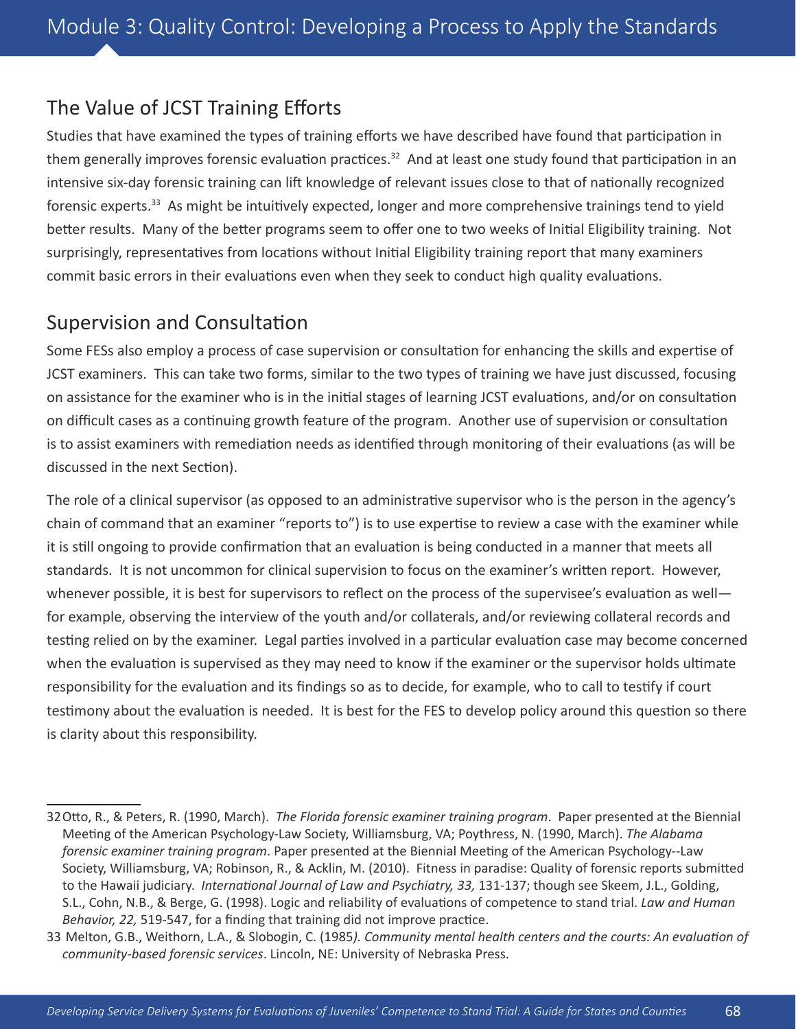## The Value of JCST Training Efforts

Studies that have examined the types of training efforts we have described have found that participation in them generally improves forensic evaluation practices.[32] And at least one study found that participation in an intensive six-day forensic training can lift knowledge of relevant issues close to that of nationally recognized forensic experts.[33] As might be intuitively expected, longer and more comprehensive trainings tend to yield better results. Many of the better programs seem to offer one to two weeks of Initial Eligibility training. Not surprisingly, representatives from locations without Initial Eligibility training report that many examiners commit basic errors in their evaluations even when they seek to conduct high quality evaluations.

## Supervision and Consultation

Some FESs also employ a process of case supervision or consultation for enhancing the skills and expertise of JCST examiners. This can take two forms, similar to the two types of training we have just discussed, focusing on assistance for the examiner who is in the initial stages of learning JCST evaluations, and/or on consultation on difficult cases as a continuing growth feature of the program. Another use of supervision or consultation is to assist examiners with remediation needs as identified through monitoring of their evaluations (as will be discussed in the next Section).

The role of a clinical supervisor (as opposed to an administrative supervisor who is the person in the agency's chain of command that an examiner "reports to") is to use expertise to review a case with the examiner while it is still ongoing to provide confirmation that an evaluation is being conducted in a manner that meets all standards. It is not uncommon for clinical supervision to focus on the examiner's written report. However, whenever possible, it is best for supervisors to reflect on the process of the supervisee's evaluation as well—for example, observing the interview of the youth and/or collaterals, and/or reviewing collateral records and testing relied on by the examiner. Legal parties involved in a particular evaluation case may become concerned when the evaluation is supervised as they may need to know if the examiner or the supervisor holds ultimate responsibility for the evaluation and its findings so as to decide, for example, who to call to testify if court testimony about the evaluation is needed. It is best for the FES to develop policy around this question so there is clarity about this responsibility.

---

32 Otto, R., & Peters, R. (1990, March). *The Florida forensic examiner training program*. Paper presented at the Biennial Meeting of the American Psychology-Law Society, Williamsburg, VA; Poythress, N. (1990, March). *The Alabama forensic examiner training program*. Paper presented at the Biennial Meeting of the American Psychology--Law Society, Williamsburg, VA; Robinson, R., & Acklin, M. (2010). Fitness in paradise: Quality of forensic reports submitted to the Hawaii judiciary. *International Journal of Law and Psychiatry, 33,* 131-137; though see Skeem, J.L., Golding, S.L., Cohn, N.B., & Berge, G. (1998). Logic and reliability of evaluations of competence to stand trial. *Law and Human Behavior, 22,* 519-547, for a finding that training did not improve practice.

33 Melton, G.B., Weithorn, L.A., & Slobogin, C. (1985). *Community mental health centers and the courts: An evaluation of community-based forensic services*. Lincoln, NE: University of Nebraska Press.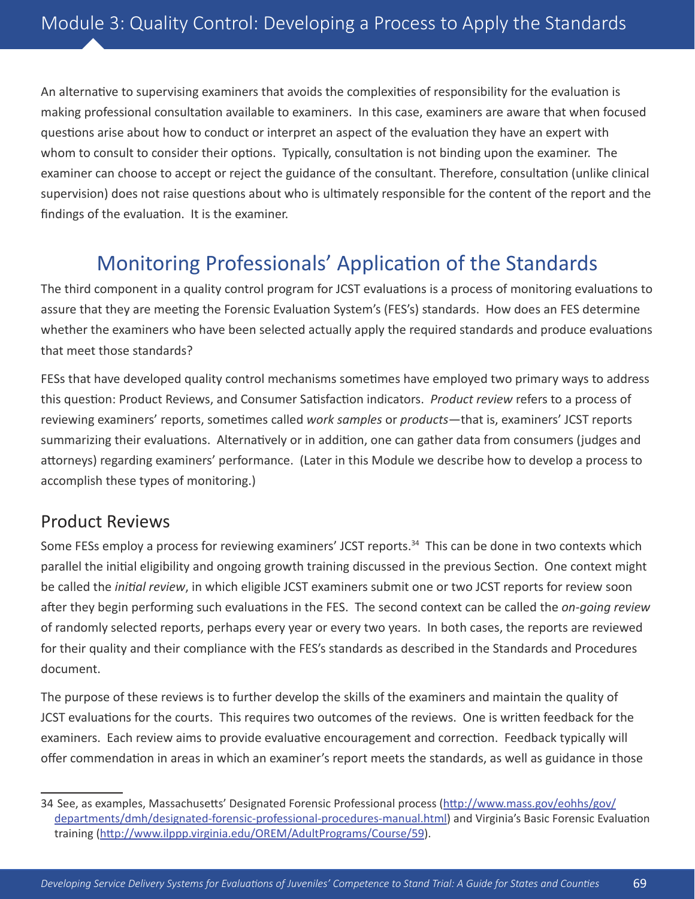An alternative to supervising examiners that avoids the complexities of responsibility for the evaluation is making professional consultation available to examiners. In this case, examiners are aware that when focused questions arise about how to conduct or interpret an aspect of the evaluation they have an expert with whom to consult to consider their options. Typically, consultation is not binding upon the examiner. The examiner can choose to accept or reject the guidance of the consultant. Therefore, consultation (unlike clinical supervision) does not raise questions about who is ultimately responsible for the content of the report and the findings of the evaluation. It is the examiner.

## Monitoring Professionals' Application of the Standards

The third component in a quality control program for JCST evaluations is a process of monitoring evaluations to assure that they are meeting the Forensic Evaluation System's (FES's) standards. How does an FES determine whether the examiners who have been selected actually apply the required standards and produce evaluations that meet those standards?

FESs that have developed quality control mechanisms sometimes have employed two primary ways to address this question: Product Reviews, and Consumer Satisfaction indicators. *Product review* refers to a process of reviewing examiners' reports, sometimes called *work samples* or *products*—that is, examiners' JCST reports summarizing their evaluations. Alternatively or in addition, one can gather data from consumers (judges and attorneys) regarding examiners' performance. (Later in this Module we describe how to develop a process to accomplish these types of monitoring.)

### Product Reviews

Some FESs employ a process for reviewing examiners' JCST reports.[34] This can be done in two contexts which parallel the initial eligibility and ongoing growth training discussed in the previous Section. One context might be called the *initial review*, in which eligible JCST examiners submit one or two JCST reports for review soon after they begin performing such evaluations in the FES. The second context can be called the *on-going review* of randomly selected reports, perhaps every year or every two years. In both cases, the reports are reviewed for their quality and their compliance with the FES's standards as described in the Standards and Procedures document.

The purpose of these reviews is to further develop the skills of the examiners and maintain the quality of JCST evaluations for the courts. This requires two outcomes of the reviews. One is written feedback for the examiners. Each review aims to provide evaluative encouragement and correction. Feedback typically will offer commendation in areas in which an examiner's report meets the standards, as well as guidance in those

---

34 See, as examples, Massachusetts' Designated Forensic Professional process (http://www.mass.gov/eohhs/gov/departments/dmh/designated-forensic-professional-procedures-manual.html) and Virginia's Basic Forensic Evaluation training (http://www.ilppp.virginia.edu/OREM/AdultPrograms/Course/59).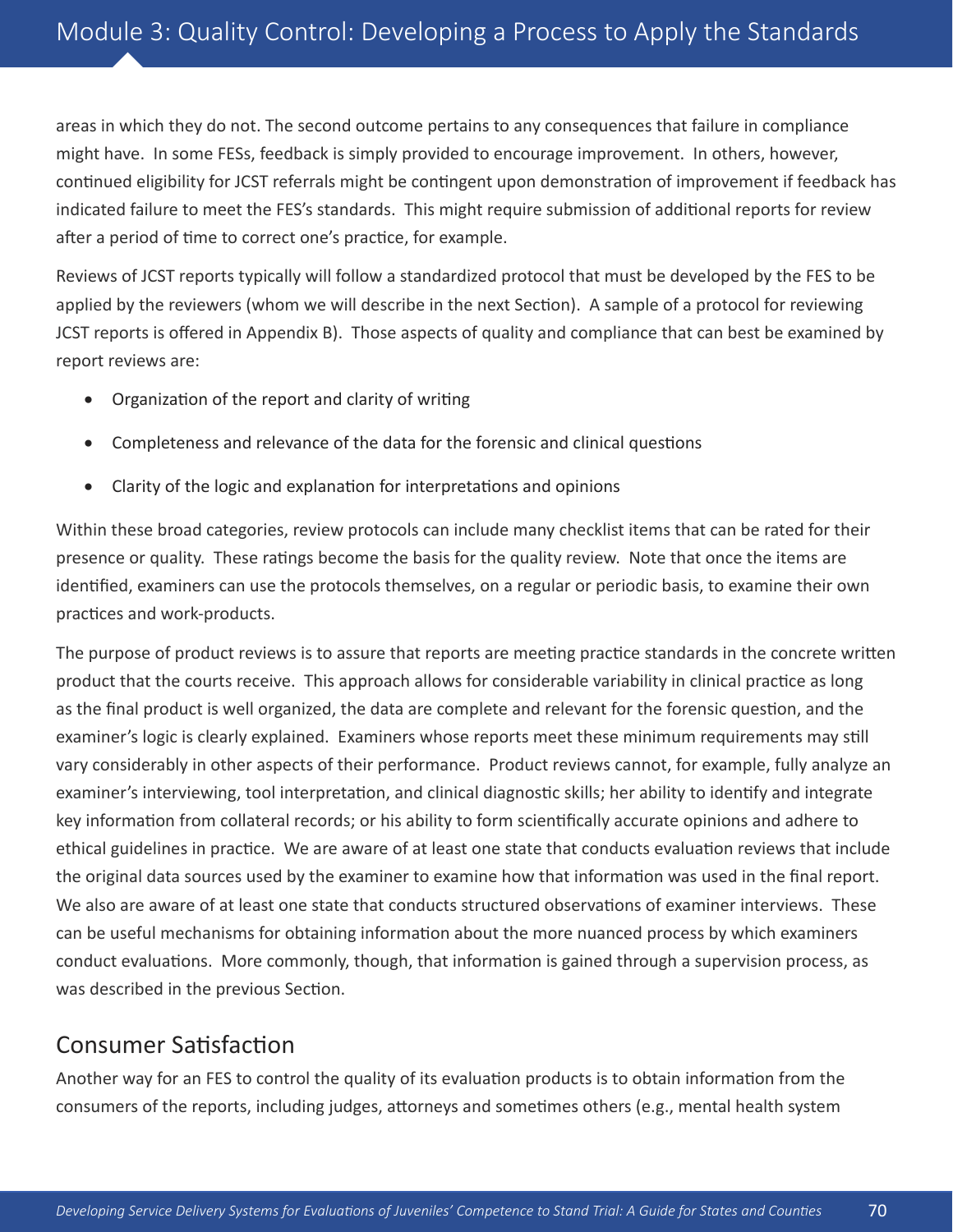areas in which they do not. The second outcome pertains to any consequences that failure in compliance might have. In some FESs, feedback is simply provided to encourage improvement. In others, however, continued eligibility for JCST referrals might be contingent upon demonstration of improvement if feedback has indicated failure to meet the FES's standards. This might require submission of additional reports for review after a period of time to correct one's practice, for example.

Reviews of JCST reports typically will follow a standardized protocol that must be developed by the FES to be applied by the reviewers (whom we will describe in the next Section). A sample of a protocol for reviewing JCST reports is offered in Appendix B). Those aspects of quality and compliance that can best be examined by report reviews are:

- Organization of the report and clarity of writing
- Completeness and relevance of the data for the forensic and clinical questions
- Clarity of the logic and explanation for interpretations and opinions

Within these broad categories, review protocols can include many checklist items that can be rated for their presence or quality. These ratings become the basis for the quality review. Note that once the items are identified, examiners can use the protocols themselves, on a regular or periodic basis, to examine their own practices and work-products.

The purpose of product reviews is to assure that reports are meeting practice standards in the concrete written product that the courts receive. This approach allows for considerable variability in clinical practice as long as the final product is well organized, the data are complete and relevant for the forensic question, and the examiner's logic is clearly explained. Examiners whose reports meet these minimum requirements may still vary considerably in other aspects of their performance. Product reviews cannot, for example, fully analyze an examiner's interviewing, tool interpretation, and clinical diagnostic skills; her ability to identify and integrate key information from collateral records; or his ability to form scientifically accurate opinions and adhere to ethical guidelines in practice. We are aware of at least one state that conducts evaluation reviews that include the original data sources used by the examiner to examine how that information was used in the final report. We also are aware of at least one state that conducts structured observations of examiner interviews. These can be useful mechanisms for obtaining information about the more nuanced process by which examiners conduct evaluations. More commonly, though, that information is gained through a supervision process, as was described in the previous Section.

## Consumer Satisfaction

Another way for an FES to control the quality of its evaluation products is to obtain information from the consumers of the reports, including judges, attorneys and sometimes others (e.g., mental health system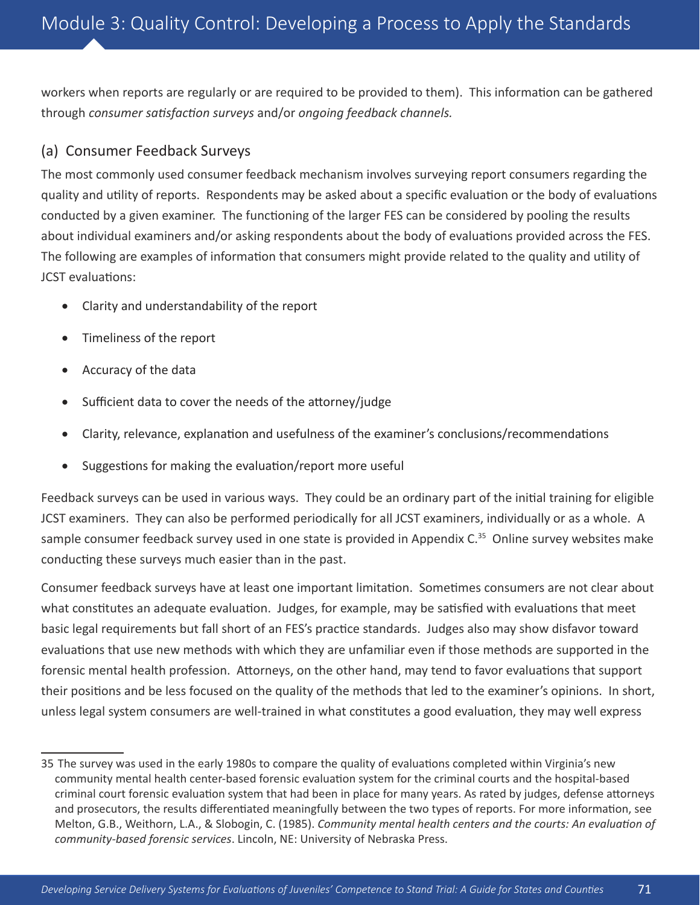workers when reports are regularly or are required to be provided to them). This information can be gathered through *consumer satisfaction surveys* and/or *ongoing feedback channels.*

### (a) Consumer Feedback Surveys

The most commonly used consumer feedback mechanism involves surveying report consumers regarding the quality and utility of reports. Respondents may be asked about a specific evaluation or the body of evaluations conducted by a given examiner. The functioning of the larger FES can be considered by pooling the results about individual examiners and/or asking respondents about the body of evaluations provided across the FES. The following are examples of information that consumers might provide related to the quality and utility of JCST evaluations:

- Clarity and understandability of the report
- Timeliness of the report
- Accuracy of the data
- Sufficient data to cover the needs of the attorney/judge
- Clarity, relevance, explanation and usefulness of the examiner's conclusions/recommendations
- Suggestions for making the evaluation/report more useful

Feedback surveys can be used in various ways. They could be an ordinary part of the initial training for eligible JCST examiners. They can also be performed periodically for all JCST examiners, individually or as a whole. A sample consumer feedback survey used in one state is provided in Appendix C.[35] Online survey websites make conducting these surveys much easier than in the past.

Consumer feedback surveys have at least one important limitation. Sometimes consumers are not clear about what constitutes an adequate evaluation. Judges, for example, may be satisfied with evaluations that meet basic legal requirements but fall short of an FES's practice standards. Judges also may show disfavor toward evaluations that use new methods with which they are unfamiliar even if those methods are supported in the forensic mental health profession. Attorneys, on the other hand, may tend to favor evaluations that support their positions and be less focused on the quality of the methods that led to the examiner's opinions. In short, unless legal system consumers are well-trained in what constitutes a good evaluation, they may well express

35 The survey was used in the early 1980s to compare the quality of evaluations completed within Virginia's new community mental health center-based forensic evaluation system for the criminal courts and the hospital-based criminal court forensic evaluation system that had been in place for many years. As rated by judges, defense attorneys and prosecutors, the results differentiated meaningfully between the two types of reports. For more information, see Melton, G.B., Weithorn, L.A., & Slobogin, C. (1985). *Community mental health centers and the courts: An evaluation of community-based forensic services*. Lincoln, NE: University of Nebraska Press.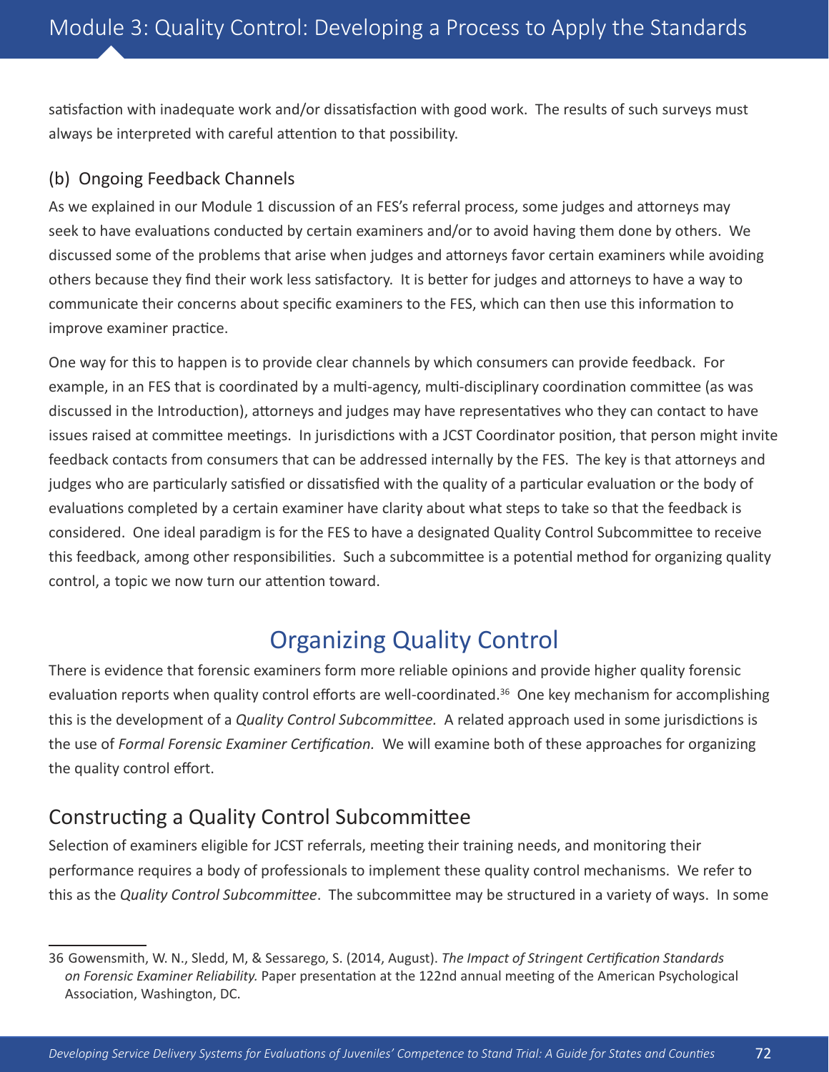satisfaction with inadequate work and/or dissatisfaction with good work. The results of such surveys must always be interpreted with careful attention to that possibility.

### (b) Ongoing Feedback Channels

As we explained in our Module 1 discussion of an FES's referral process, some judges and attorneys may seek to have evaluations conducted by certain examiners and/or to avoid having them done by others. We discussed some of the problems that arise when judges and attorneys favor certain examiners while avoiding others because they find their work less satisfactory. It is better for judges and attorneys to have a way to communicate their concerns about specific examiners to the FES, which can then use this information to improve examiner practice.

One way for this to happen is to provide clear channels by which consumers can provide feedback. For example, in an FES that is coordinated by a multi-agency, multi-disciplinary coordination committee (as was discussed in the Introduction), attorneys and judges may have representatives who they can contact to have issues raised at committee meetings. In jurisdictions with a JCST Coordinator position, that person might invite feedback contacts from consumers that can be addressed internally by the FES. The key is that attorneys and judges who are particularly satisfied or dissatisfied with the quality of a particular evaluation or the body of evaluations completed by a certain examiner have clarity about what steps to take so that the feedback is considered. One ideal paradigm is for the FES to have a designated Quality Control Subcommittee to receive this feedback, among other responsibilities. Such a subcommittee is a potential method for organizing quality control, a topic we now turn our attention toward.

## Organizing Quality Control

There is evidence that forensic examiners form more reliable opinions and provide higher quality forensic evaluation reports when quality control efforts are well-coordinated.[36] One key mechanism for accomplishing this is the development of a *Quality Control Subcommittee.* A related approach used in some jurisdictions is the use of *Formal Forensic Examiner Certification.* We will examine both of these approaches for organizing the quality control effort.

### Constructing a Quality Control Subcommittee

Selection of examiners eligible for JCST referrals, meeting their training needs, and monitoring their performance requires a body of professionals to implement these quality control mechanisms. We refer to this as the *Quality Control Subcommittee*. The subcommittee may be structured in a variety of ways. In some

---

36 Gowensmith, W. N., Sledd, M, & Sessarego, S. (2014, August). *The Impact of Stringent Certification Standards on Forensic Examiner Reliability.* Paper presentation at the 122nd annual meeting of the American Psychological Association, Washington, DC.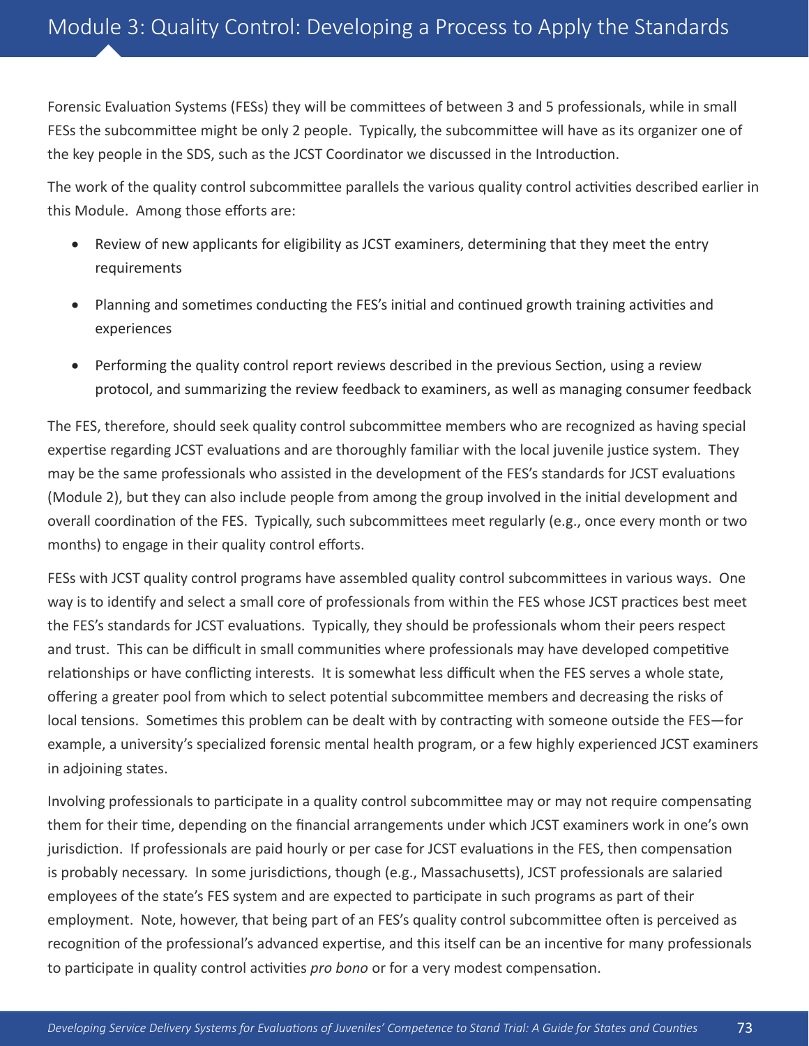Forensic Evaluation Systems (FESs) they will be committees of between 3 and 5 professionals, while in small FESs the subcommittee might be only 2 people. Typically, the subcommittee will have as its organizer one of the key people in the SDS, such as the JCST Coordinator we discussed in the Introduction.

The work of the quality control subcommittee parallels the various quality control activities described earlier in this Module. Among those efforts are:

- Review of new applicants for eligibility as JCST examiners, determining that they meet the entry requirements
- Planning and sometimes conducting the FES's initial and continued growth training activities and experiences
- Performing the quality control report reviews described in the previous Section, using a review protocol, and summarizing the review feedback to examiners, as well as managing consumer feedback

The FES, therefore, should seek quality control subcommittee members who are recognized as having special expertise regarding JCST evaluations and are thoroughly familiar with the local juvenile justice system. They may be the same professionals who assisted in the development of the FES's standards for JCST evaluations (Module 2), but they can also include people from among the group involved in the initial development and overall coordination of the FES. Typically, such subcommittees meet regularly (e.g., once every month or two months) to engage in their quality control efforts.

FESs with JCST quality control programs have assembled quality control subcommittees in various ways. One way is to identify and select a small core of professionals from within the FES whose JCST practices best meet the FES's standards for JCST evaluations. Typically, they should be professionals whom their peers respect and trust. This can be difficult in small communities where professionals may have developed competitive relationships or have conflicting interests. It is somewhat less difficult when the FES serves a whole state, offering a greater pool from which to select potential subcommittee members and decreasing the risks of local tensions. Sometimes this problem can be dealt with by contracting with someone outside the FES—for example, a university's specialized forensic mental health program, or a few highly experienced JCST examiners in adjoining states.

Involving professionals to participate in a quality control subcommittee may or may not require compensating them for their time, depending on the financial arrangements under which JCST examiners work in one's own jurisdiction. If professionals are paid hourly or per case for JCST evaluations in the FES, then compensation is probably necessary. In some jurisdictions, though (e.g., Massachusetts), JCST professionals are salaried employees of the state's FES system and are expected to participate in such programs as part of their employment. Note, however, that being part of an FES's quality control subcommittee often is perceived as recognition of the professional's advanced expertise, and this itself can be an incentive for many professionals to participate in quality control activities *pro bono* or for a very modest compensation.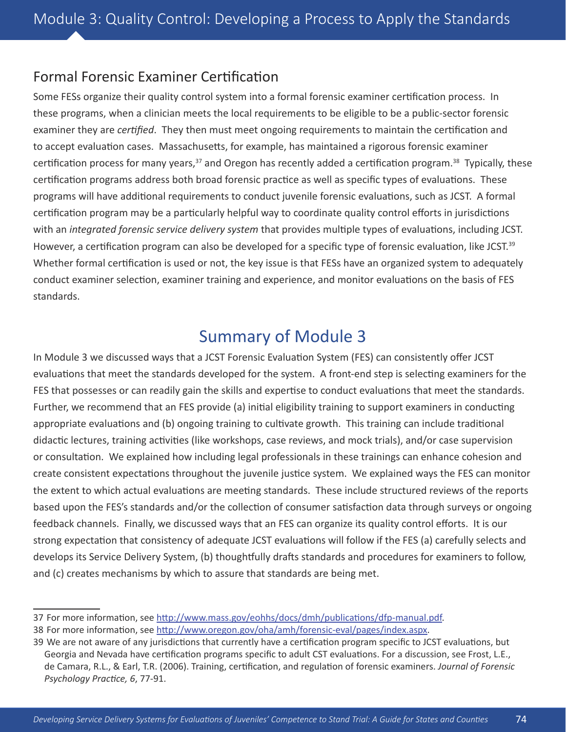## Formal Forensic Examiner Certification

Some FESs organize their quality control system into a formal forensic examiner certification process. In these programs, when a clinician meets the local requirements to be eligible to be a public-sector forensic examiner they are *certified*. They then must meet ongoing requirements to maintain the certification and to accept evaluation cases. Massachusetts, for example, has maintained a rigorous forensic examiner certification process for many years,[37] and Oregon has recently added a certification program.[38] Typically, these certification programs address both broad forensic practice as well as specific types of evaluations. These programs will have additional requirements to conduct juvenile forensic evaluations, such as JCST. A formal certification program may be a particularly helpful way to coordinate quality control efforts in jurisdictions with an *integrated forensic service delivery system* that provides multiple types of evaluations, including JCST. However, a certification program can also be developed for a specific type of forensic evaluation, like JCST.[39] Whether formal certification is used or not, the key issue is that FESs have an organized system to adequately conduct examiner selection, examiner training and experience, and monitor evaluations on the basis of FES standards.

# Summary of Module 3

In Module 3 we discussed ways that a JCST Forensic Evaluation System (FES) can consistently offer JCST evaluations that meet the standards developed for the system. A front-end step is selecting examiners for the FES that possesses or can readily gain the skills and expertise to conduct evaluations that meet the standards. Further, we recommend that an FES provide (a) initial eligibility training to support examiners in conducting appropriate evaluations and (b) ongoing training to cultivate growth. This training can include traditional didactic lectures, training activities (like workshops, case reviews, and mock trials), and/or case supervision or consultation. We explained how including legal professionals in these trainings can enhance cohesion and create consistent expectations throughout the juvenile justice system. We explained ways the FES can monitor the extent to which actual evaluations are meeting standards. These include structured reviews of the reports based upon the FES's standards and/or the collection of consumer satisfaction data through surveys or ongoing feedback channels. Finally, we discussed ways that an FES can organize its quality control efforts. It is our strong expectation that consistency of adequate JCST evaluations will follow if the FES (a) carefully selects and develops its Service Delivery System, (b) thoughtfully drafts standards and procedures for examiners to follow, and (c) creates mechanisms by which to assure that standards are being met.

---

37 For more information, see http://www.mass.gov/eohhs/docs/dmh/publications/dfp-manual.pdf.

38 For more information, see http://www.oregon.gov/oha/amh/forensic-eval/pages/index.aspx.

39 We are not aware of any jurisdictions that currently have a certification program specific to JCST evaluations, but Georgia and Nevada have certification programs specific to adult CST evaluations. For a discussion, see Frost, L.E., de Camara, R.L., & Earl, T.R. (2006). Training, certification, and regulation of forensic examiners. *Journal of Forensic Psychology Practice, 6*, 77-91.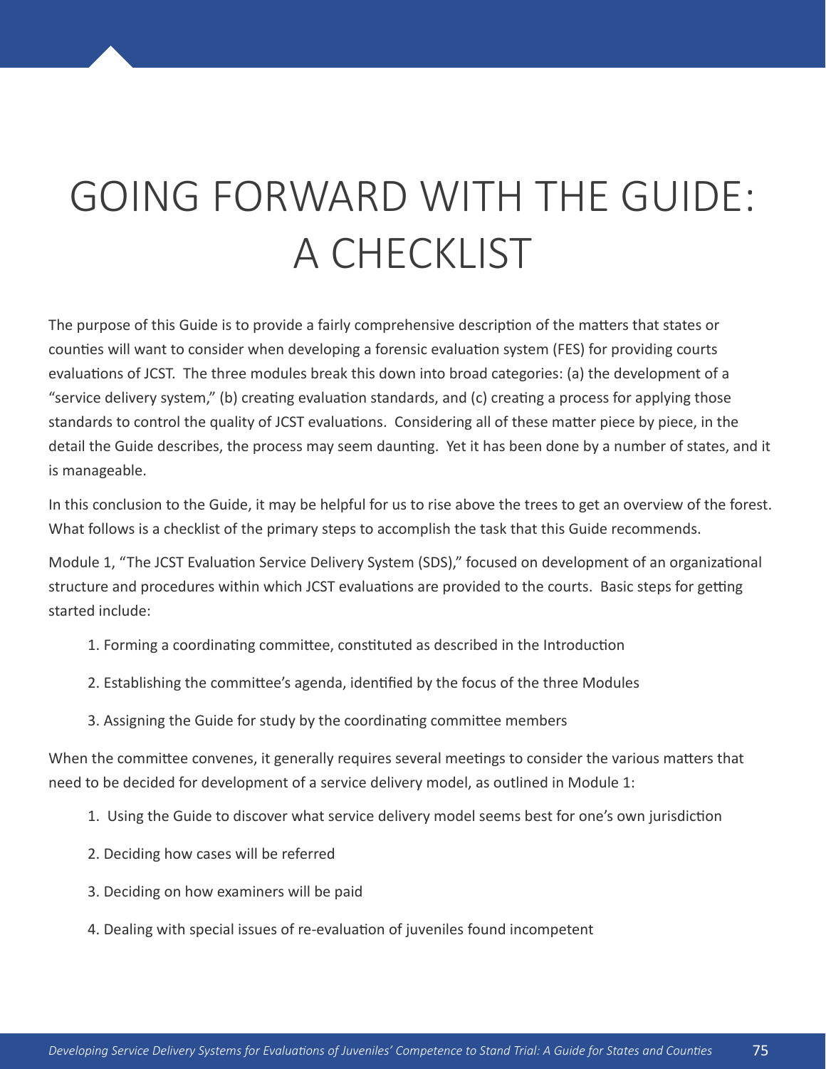# GOING FORWARD WITH THE GUIDE: A CHECKLIST

The purpose of this Guide is to provide a fairly comprehensive description of the matters that states or counties will want to consider when developing a forensic evaluation system (FES) for providing courts evaluations of JCST. The three modules break this down into broad categories: (a) the development of a "service delivery system," (b) creating evaluation standards, and (c) creating a process for applying those standards to control the quality of JCST evaluations. Considering all of these matter piece by piece, in the detail the Guide describes, the process may seem daunting. Yet it has been done by a number of states, and it is manageable.

In this conclusion to the Guide, it may be helpful for us to rise above the trees to get an overview of the forest. What follows is a checklist of the primary steps to accomplish the task that this Guide recommends.

Module 1, "The JCST Evaluation Service Delivery System (SDS)," focused on development of an organizational structure and procedures within which JCST evaluations are provided to the courts. Basic steps for getting started include:

1. Forming a coordinating committee, constituted as described in the Introduction
2. Establishing the committee's agenda, identified by the focus of the three Modules
3. Assigning the Guide for study by the coordinating committee members

When the committee convenes, it generally requires several meetings to consider the various matters that need to be decided for development of a service delivery model, as outlined in Module 1:

1. Using the Guide to discover what service delivery model seems best for one's own jurisdiction
2. Deciding how cases will be referred
3. Deciding on how examiners will be paid
4. Dealing with special issues of re-evaluation of juveniles found incompetent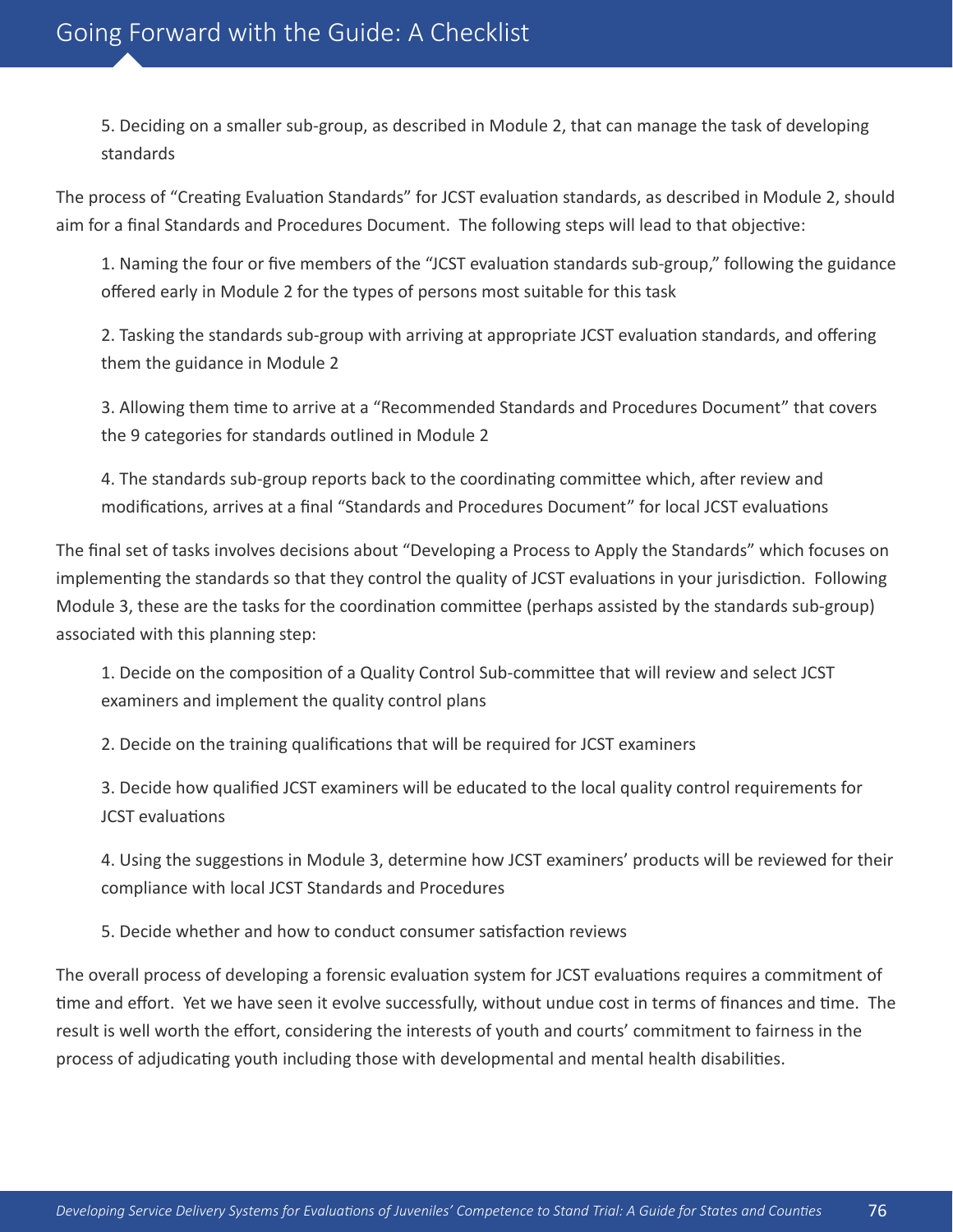5. Deciding on a smaller sub-group, as described in Module 2, that can manage the task of developing standards

The process of "Creating Evaluation Standards" for JCST evaluation standards, as described in Module 2, should aim for a final Standards and Procedures Document. The following steps will lead to that objective:

1. Naming the four or five members of the "JCST evaluation standards sub-group," following the guidance offered early in Module 2 for the types of persons most suitable for this task

2. Tasking the standards sub-group with arriving at appropriate JCST evaluation standards, and offering them the guidance in Module 2

3. Allowing them time to arrive at a "Recommended Standards and Procedures Document" that covers the 9 categories for standards outlined in Module 2

4. The standards sub-group reports back to the coordinating committee which, after review and modifications, arrives at a final "Standards and Procedures Document" for local JCST evaluations

The final set of tasks involves decisions about "Developing a Process to Apply the Standards" which focuses on implementing the standards so that they control the quality of JCST evaluations in your jurisdiction. Following Module 3, these are the tasks for the coordination committee (perhaps assisted by the standards sub-group) associated with this planning step:

1. Decide on the composition of a Quality Control Sub-committee that will review and select JCST examiners and implement the quality control plans

2. Decide on the training qualifications that will be required for JCST examiners

3. Decide how qualified JCST examiners will be educated to the local quality control requirements for JCST evaluations

4. Using the suggestions in Module 3, determine how JCST examiners' products will be reviewed for their compliance with local JCST Standards and Procedures

5. Decide whether and how to conduct consumer satisfaction reviews

The overall process of developing a forensic evaluation system for JCST evaluations requires a commitment of time and effort. Yet we have seen it evolve successfully, without undue cost in terms of finances and time. The result is well worth the effort, considering the interests of youth and courts' commitment to fairness in the process of adjudicating youth including those with developmental and mental health disabilities.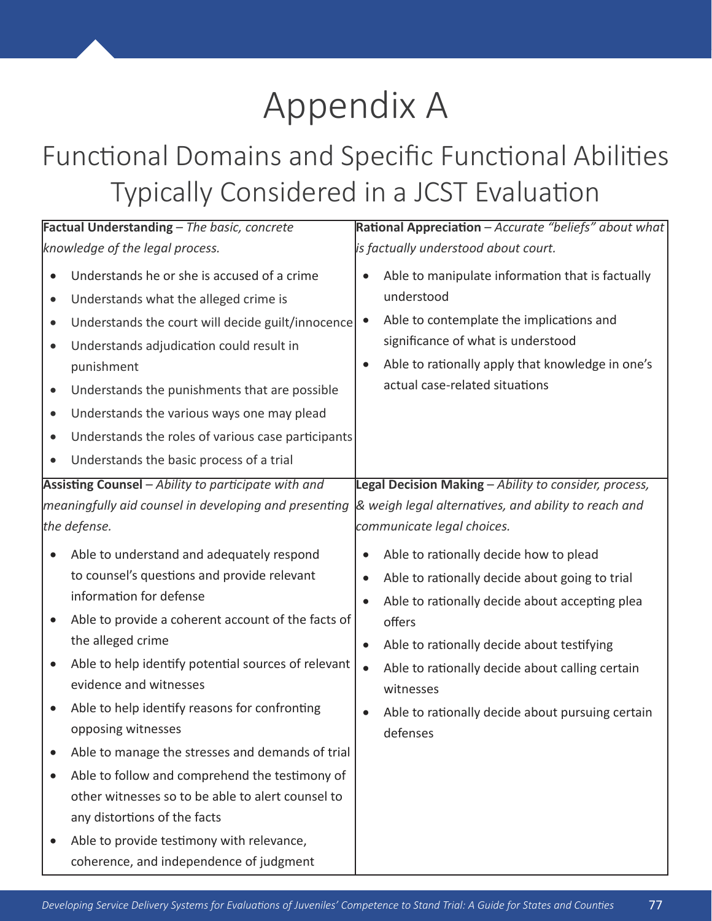# Appendix A

## Functional Domains and Specific Functional Abilities Typically Considered in a JCST Evaluation

| | |
|---|---|
| **Factual Understanding** – *The basic, concrete knowledge of the legal process.*<br>• Understands he or she is accused of a crime<br>• Understands what the alleged crime is<br>• Understands the court will decide guilt/innocence<br>• Understands adjudication could result in punishment<br>• Understands the punishments that are possible<br>• Understands the various ways one may plead<br>• Understands the roles of various case participants<br>• Understands the basic process of a trial | **Rational Appreciation** – *Accurate "beliefs" about what is factually understood about court.*<br>• Able to manipulate information that is factually understood<br>• Able to contemplate the implications and significance of what is understood<br>• Able to rationally apply that knowledge in one's actual case-related situations |
| **Assisting Counsel** – *Ability to participate with and meaningfully aid counsel in developing and presenting the defense.*<br>• Able to understand and adequately respond to counsel's questions and provide relevant information for defense<br>• Able to provide a coherent account of the facts of the alleged crime<br>• Able to help identify potential sources of relevant evidence and witnesses<br>• Able to help identify reasons for confronting opposing witnesses<br>• Able to manage the stresses and demands of trial<br>• Able to follow and comprehend the testimony of other witnesses so to be able to alert counsel to any distortions of the facts<br>• Able to provide testimony with relevance, coherence, and independence of judgment | **Legal Decision Making** – *Ability to consider, process, & weigh legal alternatives, and ability to reach and communicate legal choices.*<br>• Able to rationally decide how to plead<br>• Able to rationally decide about going to trial<br>• Able to rationally decide about accepting plea offers<br>• Able to rationally decide about testifying<br>• Able to rationally decide about calling certain witnesses<br>• Able to rationally decide about pursuing certain defenses |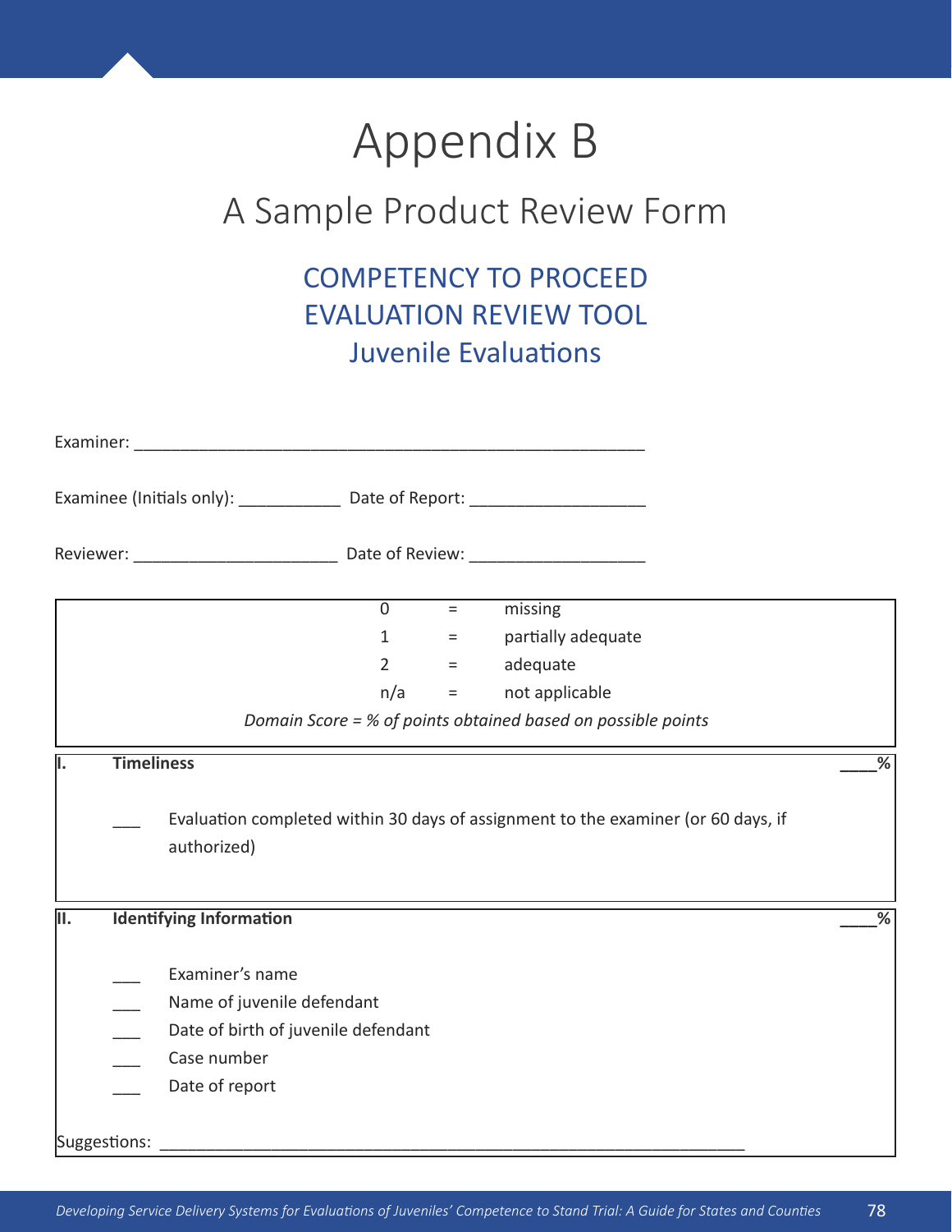# Appendix B

## A Sample Product Review Form

### COMPETENCY TO PROCEED EVALUATION REVIEW TOOL
### Juvenile Evaluations

Examiner: ________________________________________________________

Examinee (Initials only): ___________ Date of Report: ___________________

Reviewer: ______________________ Date of Review: ___________________

| | | |
|---|---|---|
| 0 | = | missing |
| 1 | = | partially adequate |
| 2 | = | adequate |
| n/a | = | not applicable |

*Domain Score = % of points obtained based on possible points*

**I. Timeliness** ____%

___ Evaluation completed within 30 days of assignment to the examiner (or 60 days, if authorized)

**II. Identifying Information** ____%

___ Examiner's name
___ Name of juvenile defendant
___ Date of birth of juvenile defendant
___ Case number
___ Date of report

Suggestions: ________________________________________________________________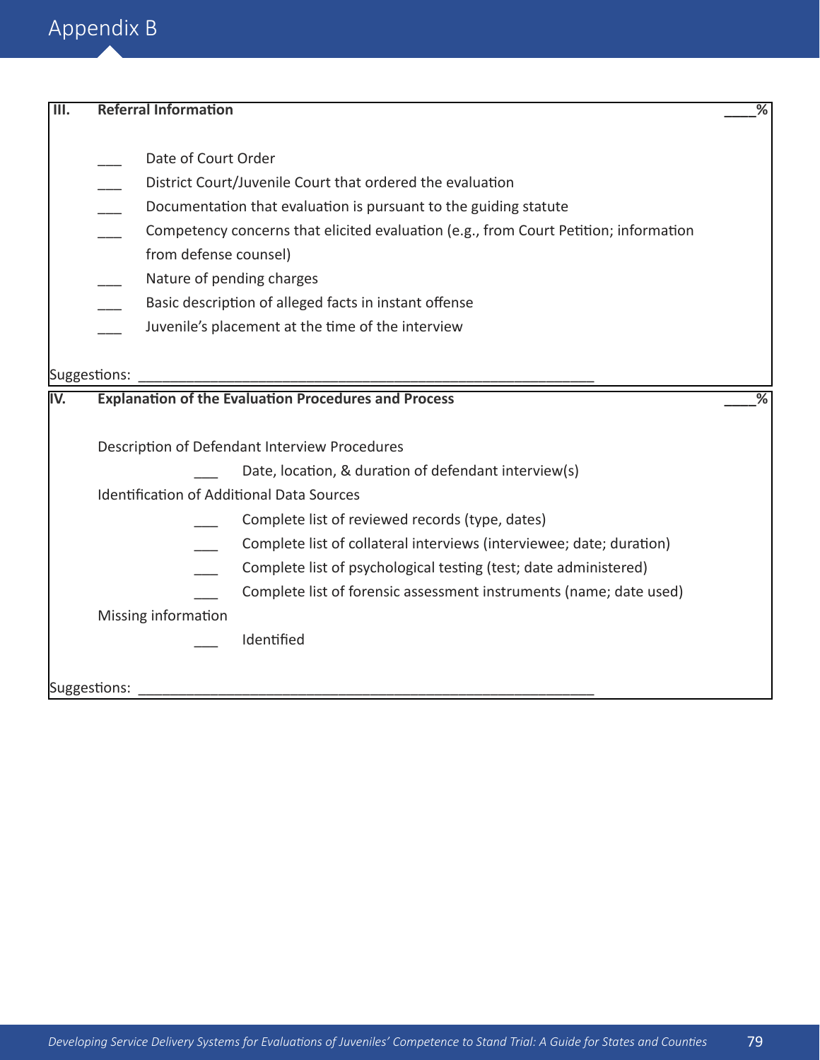Appendix B

**III. Referral Information** ____%

___ Date of Court Order

___ District Court/Juvenile Court that ordered the evaluation

___ Documentation that evaluation is pursuant to the guiding statute

___ Competency concerns that elicited evaluation (e.g., from Court Petition; information from defense counsel)

___ Nature of pending charges

___ Basic description of alleged facts in instant offense

___ Juvenile's placement at the time of the interview

Suggestions: ____________________________________________________________

**IV. Explanation of the Evaluation Procedures and Process** ____%

Description of Defendant Interview Procedures

___ Date, location, & duration of defendant interview(s)

Identification of Additional Data Sources

___ Complete list of reviewed records (type, dates)

___ Complete list of collateral interviews (interviewee; date; duration)

___ Complete list of psychological testing (test; date administered)

___ Complete list of forensic assessment instruments (name; date used)

Missing information

___ Identified

Suggestions: ____________________________________________________________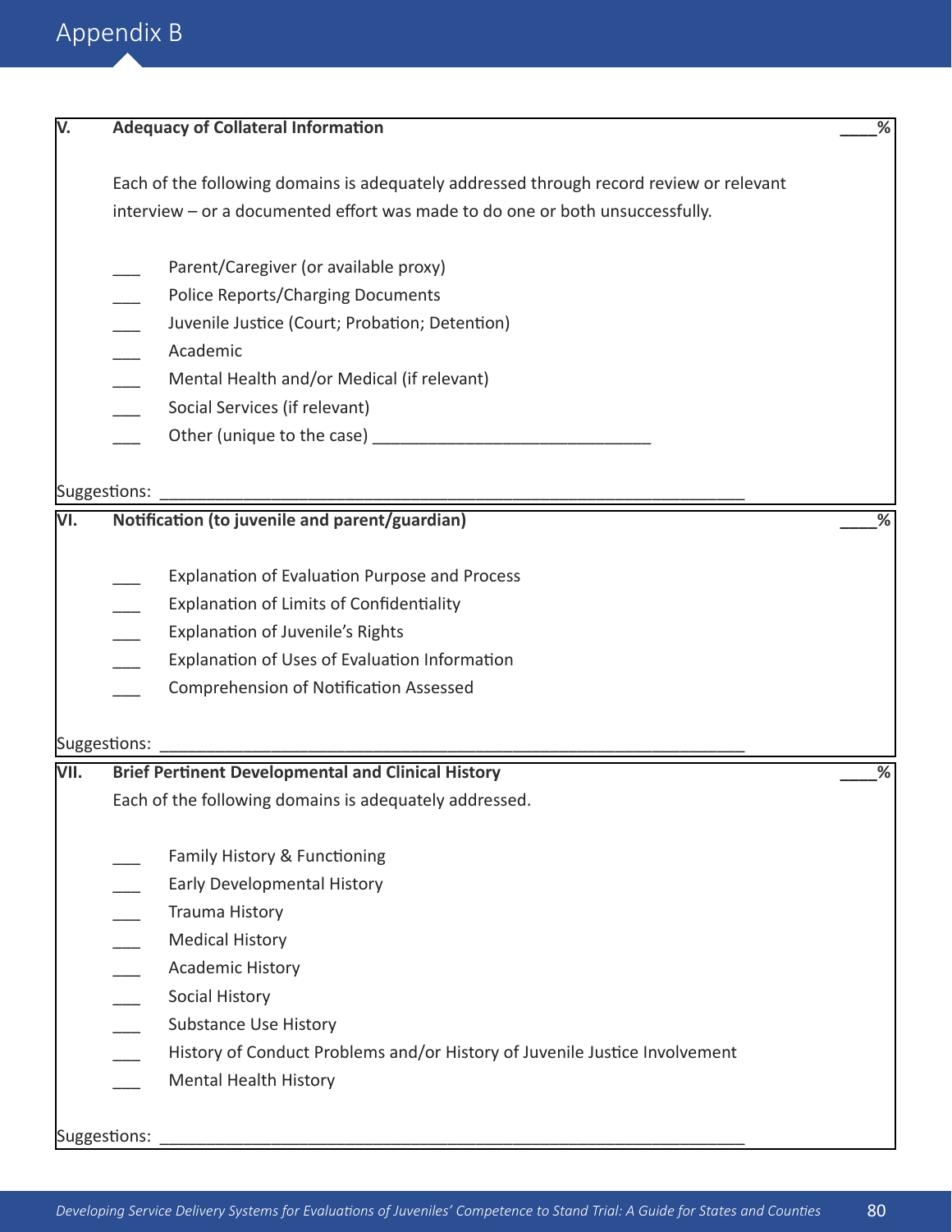Appendix B

## V. Adequacy of Collateral Information ____%

Each of the following domains is adequately addressed through record review or relevant interview – or a documented effort was made to do one or both unsuccessfully.

- ___ Parent/Caregiver (or available proxy)
- ___ Police Reports/Charging Documents
- ___ Juvenile Justice (Court; Probation; Detention)
- ___ Academic
- ___ Mental Health and/or Medical (if relevant)
- ___ Social Services (if relevant)
- ___ Other (unique to the case) ______________________________

Suggestions: ______________________________________________________________

## VI. Notification (to juvenile and parent/guardian) ____%

- ___ Explanation of Evaluation Purpose and Process
- ___ Explanation of Limits of Confidentiality
- ___ Explanation of Juvenile's Rights
- ___ Explanation of Uses of Evaluation Information
- ___ Comprehension of Notification Assessed

Suggestions: ______________________________________________________________

## VII. Brief Pertinent Developmental and Clinical History ____%

Each of the following domains is adequately addressed.

- ___ Family History & Functioning
- ___ Early Developmental History
- ___ Trauma History
- ___ Medical History
- ___ Academic History
- ___ Social History
- ___ Substance Use History
- ___ History of Conduct Problems and/or History of Juvenile Justice Involvement
- ___ Mental Health History

Suggestions: ______________________________________________________________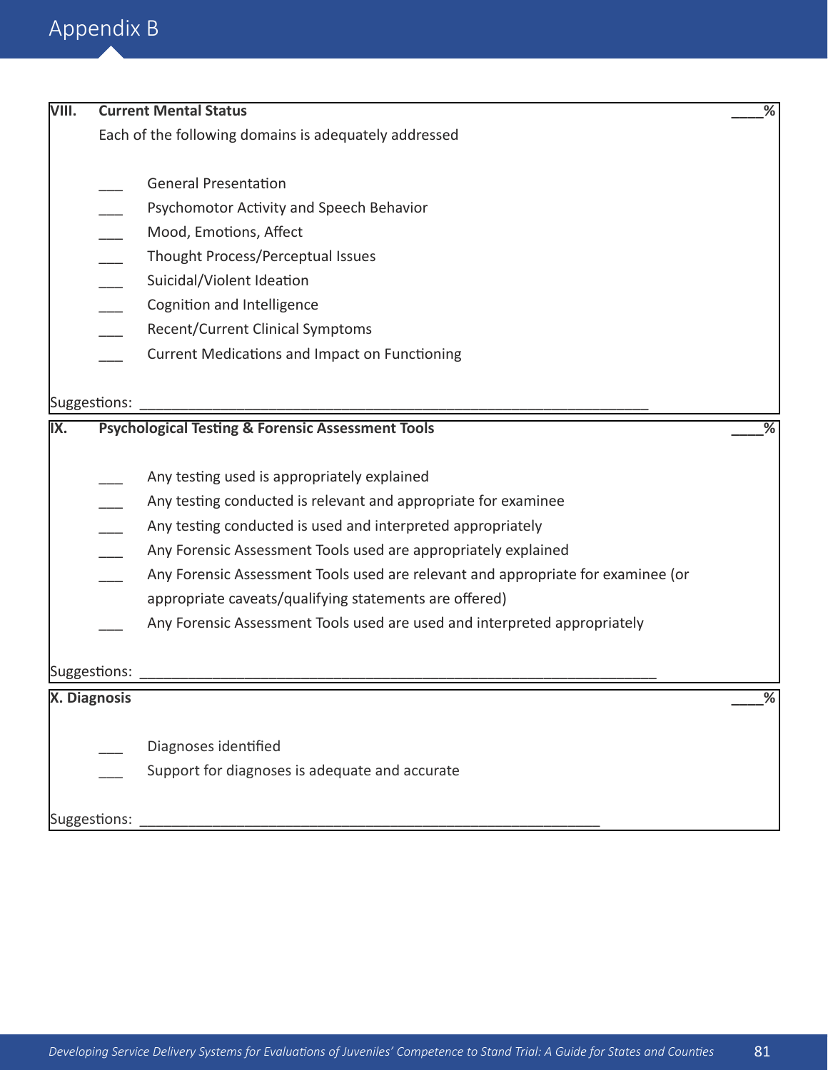# Appendix B

**VIII. Current Mental Status** ____%

Each of the following domains is adequately addressed

___ General Presentation
___ Psychomotor Activity and Speech Behavior
___ Mood, Emotions, Affect
___ Thought Process/Perceptual Issues
___ Suicidal/Violent Ideation
___ Cognition and Intelligence
___ Recent/Current Clinical Symptoms
___ Current Medications and Impact on Functioning

Suggestions: ___________________________________________________________________

**IX. Psychological Testing & Forensic Assessment Tools** ____%

___ Any testing used is appropriately explained
___ Any testing conducted is relevant and appropriate for examinee
___ Any testing conducted is used and interpreted appropriately
___ Any Forensic Assessment Tools used are appropriately explained
___ Any Forensic Assessment Tools used are relevant and appropriate for examinee (or appropriate caveats/qualifying statements are offered)
___ Any Forensic Assessment Tools used are used and interpreted appropriately

Suggestions: ___________________________________________________________________

**X. Diagnosis** ____%

___ Diagnoses identified
___ Support for diagnoses is adequate and accurate

Suggestions: ___________________________________________________________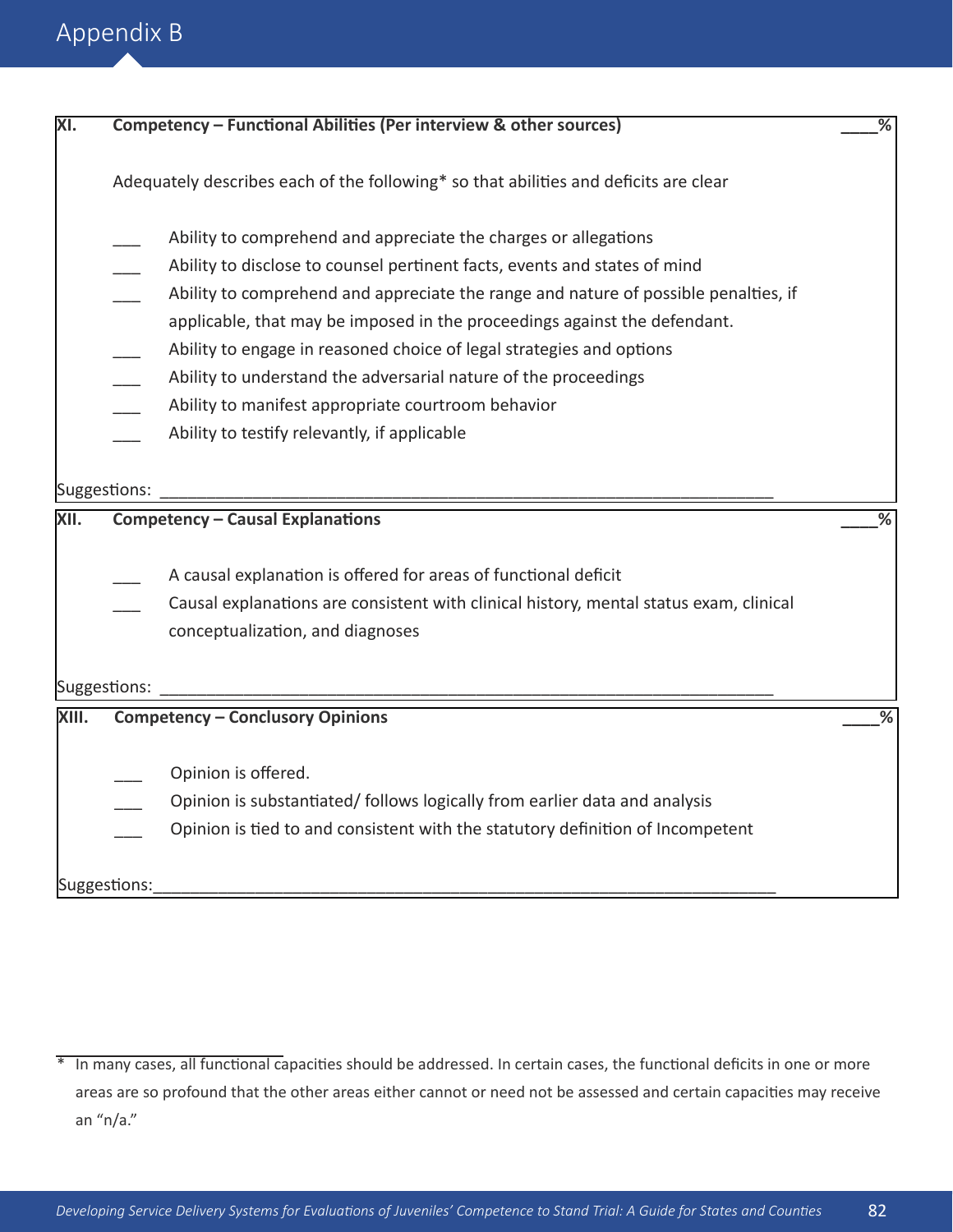Appendix B

**XI. Competency – Functional Abilities (Per interview & other sources)** ____%

Adequately describes each of the following* so that abilities and deficits are clear

- ___ Ability to comprehend and appreciate the charges or allegations
- ___ Ability to disclose to counsel pertinent facts, events and states of mind
- ___ Ability to comprehend and appreciate the range and nature of possible penalties, if applicable, that may be imposed in the proceedings against the defendant.
- ___ Ability to engage in reasoned choice of legal strategies and options
- ___ Ability to understand the adversarial nature of the proceedings
- ___ Ability to manifest appropriate courtroom behavior
- ___ Ability to testify relevantly, if applicable

Suggestions: ____________________________________________________________________

**XII. Competency – Causal Explanations** ____%

- ___ A causal explanation is offered for areas of functional deficit
- ___ Causal explanations are consistent with clinical history, mental status exam, clinical conceptualization, and diagnoses

Suggestions: ____________________________________________________________________

**XIII. Competency – Conclusory Opinions** ____%

- ___ Opinion is offered.
- ___ Opinion is substantiated/ follows logically from earlier data and analysis
- ___ Opinion is tied to and consistent with the statutory definition of Incompetent

Suggestions:____________________________________________________________________

\* In many cases, all functional capacities should be addressed. In certain cases, the functional deficits in one or more areas are so profound that the other areas either cannot or need not be assessed and certain capacities may receive an "n/a."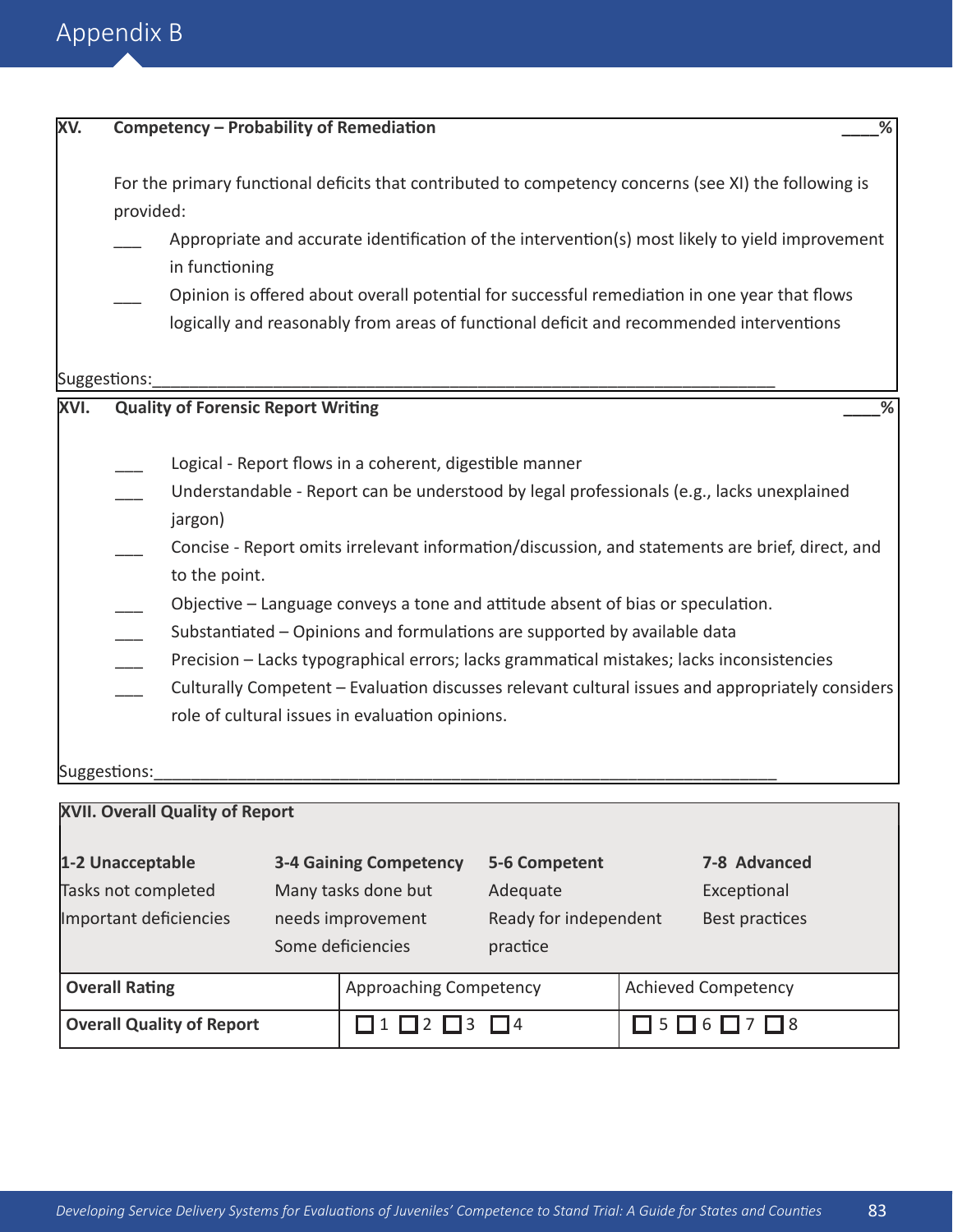**XV. Competency – Probability of Remediation** ____%

For the primary functional deficits that contributed to competency concerns (see XI) the following is provided:

___ Appropriate and accurate identification of the intervention(s) most likely to yield improvement in functioning

___ Opinion is offered about overall potential for successful remediation in one year that flows logically and reasonably from areas of functional deficit and recommended interventions

Suggestions:___________________________________________________________________

**XVI. Quality of Forensic Report Writing** ____%

___ Logical - Report flows in a coherent, digestible manner

___ Understandable - Report can be understood by legal professionals (e.g., lacks unexplained jargon)

___ Concise - Report omits irrelevant information/discussion, and statements are brief, direct, and to the point.

___ Objective – Language conveys a tone and attitude absent of bias or speculation.

___ Substantiated – Opinions and formulations are supported by available data

___ Precision – Lacks typographical errors; lacks grammatical mistakes; lacks inconsistencies

___ Culturally Competent – Evaluation discusses relevant cultural issues and appropriately considers role of cultural issues in evaluation opinions.

Suggestions:___________________________________________________________________

**XVII. Overall Quality of Report**

| **1-2 Unacceptable** | **3-4 Gaining Competency** | **5-6 Competent** | **7-8 Advanced** |
|---|---|---|---|
| Tasks not completed<br>Important deficiencies | Many tasks done but needs improvement<br>Some deficiencies | Adequate<br>Ready for independent practice | Exceptional<br>Best practices |

| **Overall Rating** | Approaching Competency | Achieved Competency |
|---|---|---|
| **Overall Quality of Report** | ☐ 1 ☐ 2 ☐ 3 ☐ 4 | ☐ 5 ☐ 6 ☐ 7 ☐ 8 |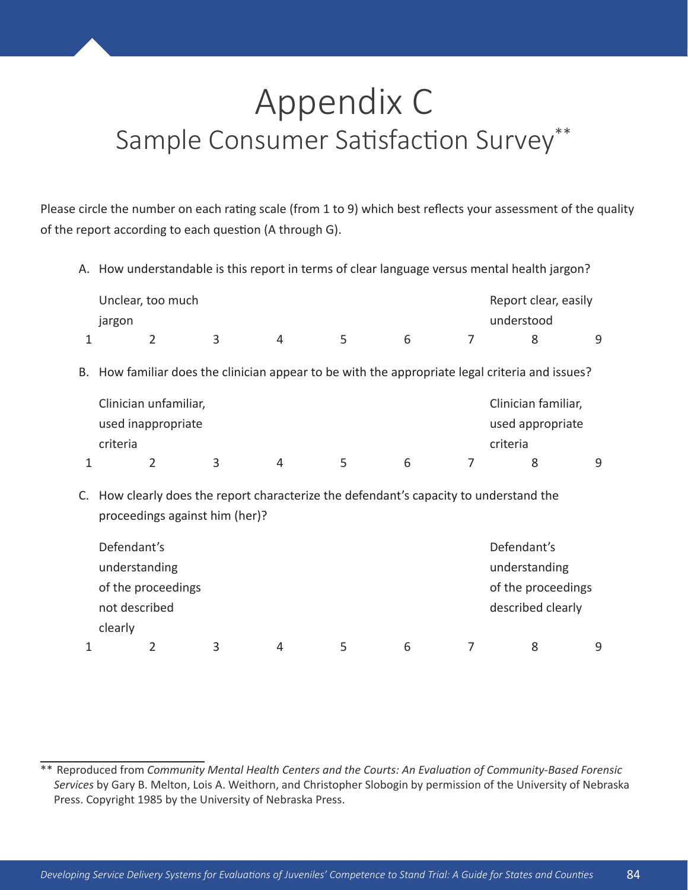# Appendix C

## Sample Consumer Satisfaction Survey**

Please circle the number on each rating scale (from 1 to 9) which best reflects your assessment of the quality of the report according to each question (A through G).

A. How understandable is this report in terms of clear language versus mental health jargon?

| Unclear, too much jargon | | | | | | | Report clear, easily understood | |
|---|---|---|---|---|---|---|---|---|
| 1 | 2 | 3 | 4 | 5 | 6 | 7 | 8 | 9 |

B. How familiar does the clinician appear to be with the appropriate legal criteria and issues?

| Clinician unfamiliar, used inappropriate criteria | | | | | | | Clinician familiar, used appropriate criteria | |
|---|---|---|---|---|---|---|---|---|
| 1 | 2 | 3 | 4 | 5 | 6 | 7 | 8 | 9 |

C. How clearly does the report characterize the defendant's capacity to understand the proceedings against him (her)?

| Defendant's understanding of the proceedings not described clearly | | | | | | | Defendant's understanding of the proceedings described clearly | |
|---|---|---|---|---|---|---|---|---|
| 1 | 2 | 3 | 4 | 5 | 6 | 7 | 8 | 9 |

** Reproduced from *Community Mental Health Centers and the Courts: An Evaluation of Community-Based Forensic Services* by Gary B. Melton, Lois A. Weithorn, and Christopher Slobogin by permission of the University of Nebraska Press. Copyright 1985 by the University of Nebraska Press.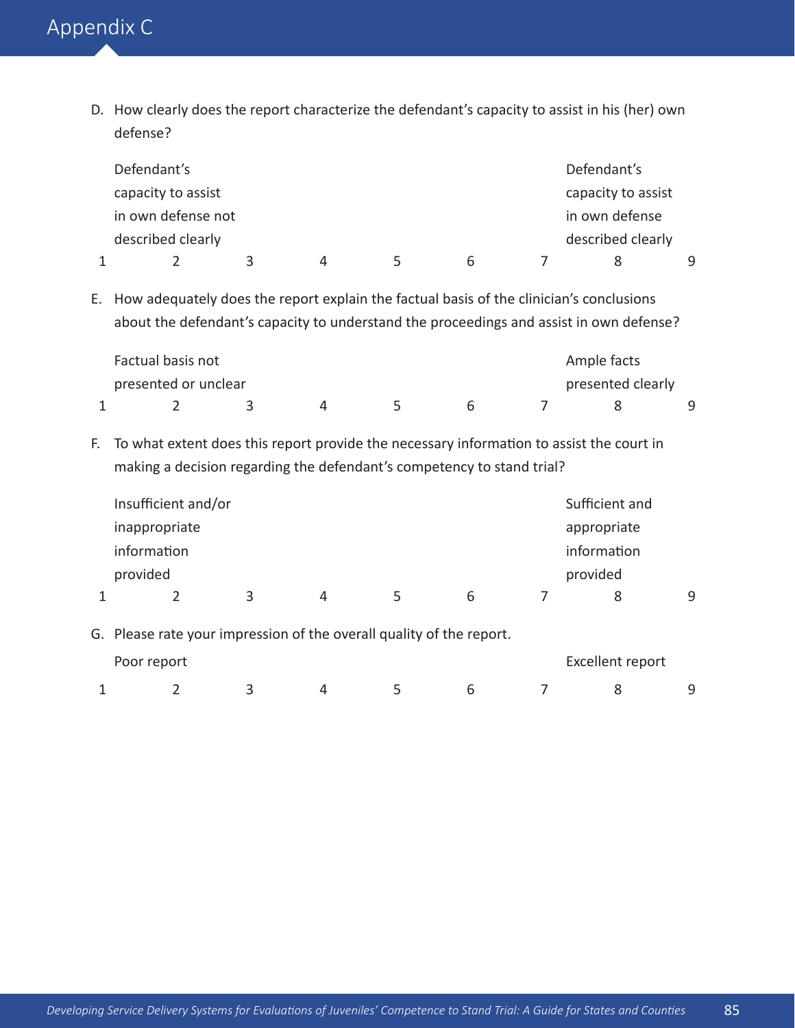D. How clearly does the report characterize the defendant's capacity to assist in his (her) own defense?

| Defendant's capacity to assist in own defense not described clearly | | | | | | | Defendant's capacity to assist in own defense described clearly | |
|---|---|---|---|---|---|---|---|---|
| 1 | 2 | 3 | 4 | 5 | 6 | 7 | 8 | 9 |

E. How adequately does the report explain the factual basis of the clinician's conclusions about the defendant's capacity to understand the proceedings and assist in own defense?

| Factual basis not presented or unclear | | | | | | | Ample facts presented clearly | |
|---|---|---|---|---|---|---|---|---|
| 1 | 2 | 3 | 4 | 5 | 6 | 7 | 8 | 9 |

F. To what extent does this report provide the necessary information to assist the court in making a decision regarding the defendant's competency to stand trial?

| Insufficient and/or inappropriate information provided | | | | | | | Sufficient and appropriate information provided | |
|---|---|---|---|---|---|---|---|---|
| 1 | 2 | 3 | 4 | 5 | 6 | 7 | 8 | 9 |

G. Please rate your impression of the overall quality of the report.

| Poor report | | | | | | | Excellent report | |
|---|---|---|---|---|---|---|---|---|
| 1 | 2 | 3 | 4 | 5 | 6 | 7 | 8 | 9 |